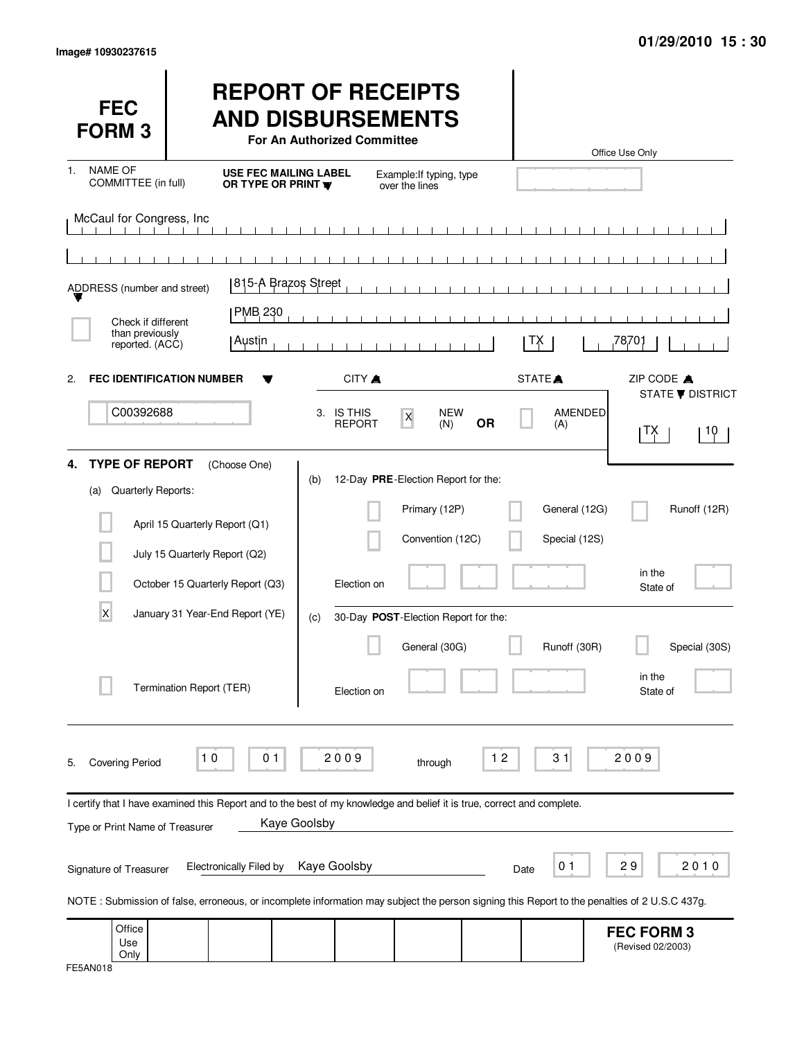Image# 10930237615

01/29/2010 15 : 30

# FEC FORM 3

## REPORT OF RECEIPTS AND DISBURSEMENTS

**For An Authorized Committee**

Office Use Only

1. NAME OF COMMITTEE (in full) — **USE FEC MAILING LABEL OR TYPE OR PRINT** — Example: If typing, type over the lines

McCaul for Congress, Inc

ADDRESS (number and street): 815-A Brazos Street

PMB 230

☐ Check if different than previously reported. (ACC)

Austin | TX | 78701

CITY | STATE | ZIP CODE

2. **FEC IDENTIFICATION NUMBER**: C00392688

3. IS THIS REPORT: [X] NEW (N) **OR** ☐ AMENDED (A)

STATE / DISTRICT: TX | 10

4. **TYPE OF REPORT** (Choose One)

(a) Quarterly Reports:

- ☐ April 15 Quarterly Report (Q1)
- ☐ July 15 Quarterly Report (Q2)
- ☐ October 15 Quarterly Report (Q3)
- [X] January 31 Year-End Report (YE)
- ☐ Termination Report (TER)

(b) 12-Day **PRE**-Election Report for the:

- ☐ Primary (12P)
- ☐ General (12G)
- ☐ Runoff (12R)
- ☐ Convention (12C)
- ☐ Special (12S)

Election on ______ in the State of ______

(c) 30-Day **POST**-Election Report for the:

- ☐ General (30G)
- ☐ Runoff (30R)
- ☐ Special (30S)

Election on ______ in the State of ______

5. Covering Period 10 01 2009 through 12 31 2009

I certify that I have examined this Report and to the best of my knowledge and belief it is true, correct and complete.

Type or Print Name of Treasurer: Kaye Goolsby

Signature of Treasurer: Electronically Filed by Kaye Goolsby — Date 01 29 2010

NOTE : Submission of false, erroneous, or incomplete information may subject the person signing this Report to the penalties of 2 U.S.C 437g.

Office Use Only

**FEC FORM 3** (Revised 02/2003)

FE5AN018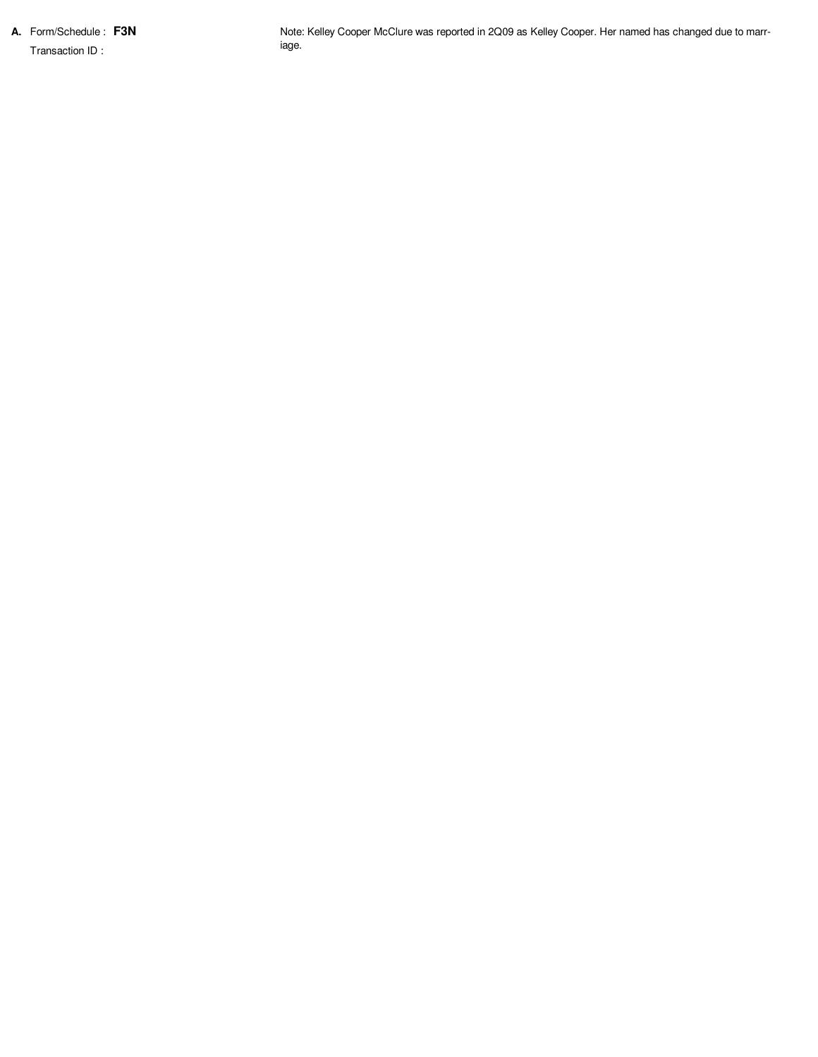**A.** Form/Schedule : **F3N**

Transaction ID :

Note: Kelley Cooper McClure was reported in 2Q09 as Kelley Cooper. Her named has changed due to marriage.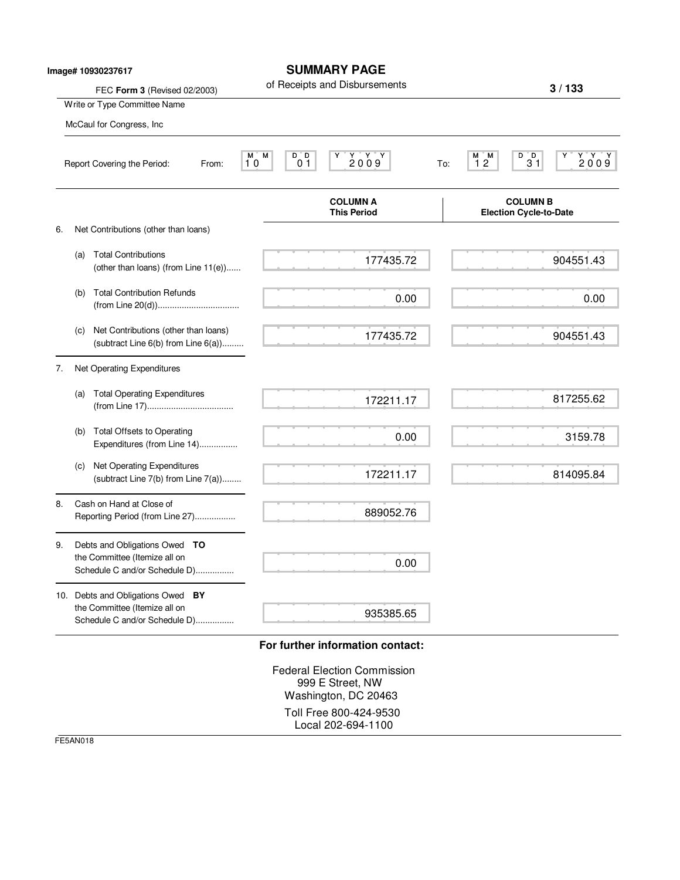Image# 10930237617

# SUMMARY PAGE

of Receipts and Disbursements

FEC **Form 3** (Revised 02/2003)

Write or Type Committee Name

McCaul for Congress, Inc

Report Covering the Period: From: 10 01 2009 To: 12 31 2009

| | COLUMN A This Period | COLUMN B Election Cycle-to-Date |
|---|---|---|
| 6. Net Contributions (other than loans) | | |
| (a) Total Contributions (other than loans) (from Line 11(e)) | 177435.72 | 904551.43 |
| (b) Total Contribution Refunds (from Line 20(d)) | 0.00 | 0.00 |
| (c) Net Contributions (other than loans) (subtract Line 6(b) from Line 6(a)) | 177435.72 | 904551.43 |
| 7. Net Operating Expenditures | | |
| (a) Total Operating Expenditures (from Line 17) | 172211.17 | 817255.62 |
| (b) Total Offsets to Operating Expenditures (from Line 14) | 0.00 | 3159.78 |
| (c) Net Operating Expenditures (subtract Line 7(b) from Line 7(a)) | 172211.17 | 814095.84 |
| 8. Cash on Hand at Close of Reporting Period (from Line 27) | 889052.76 | |
| 9. Debts and Obligations Owed **TO** the Committee (Itemize all on Schedule C and/or Schedule D) | 0.00 | |
| 10. Debts and Obligations Owed **BY** the Committee (Itemize all on Schedule C and/or Schedule D) | 935385.65 | |

**For further information contact:**

Federal Election Commission
999 E Street, NW
Washington, DC 20463

Toll Free 800-424-9530
Local 202-694-1100

FE5AN018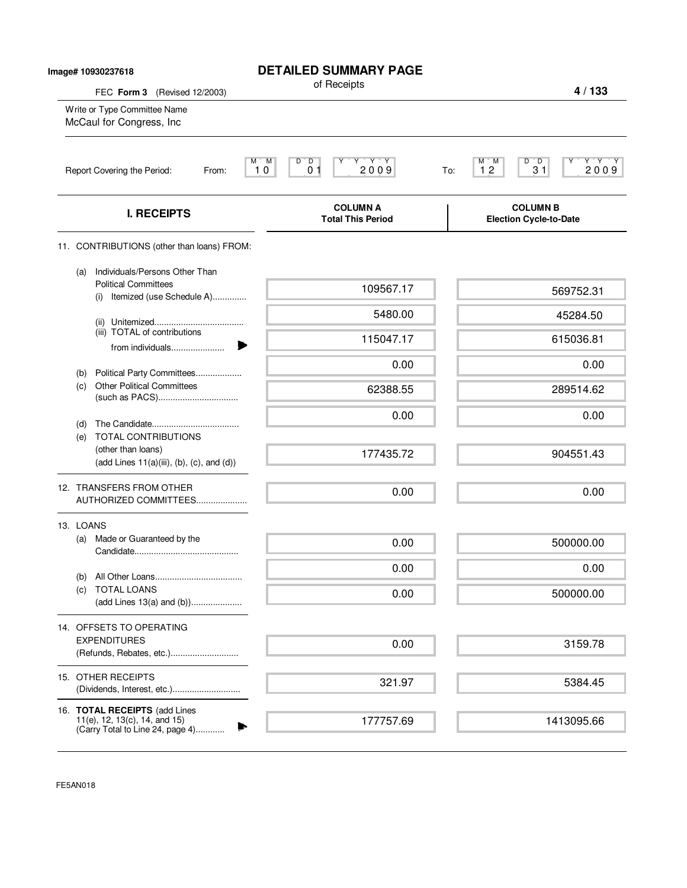Image# 10930237618

# DETAILED SUMMARY PAGE

of Receipts

FEC **Form 3** (Revised 12/2003)

Write or Type Committee Name

McCaul for Congress, Inc

Report Covering the Period: From: 10 01 2009 To: 12 31 2009

| **I. RECEIPTS** | **COLUMN A Total This Period** | **COLUMN B Election Cycle-to-Date** |
|---|---|---|
| 11. CONTRIBUTIONS (other than loans) FROM: | | |
| (a) Individuals/Persons Other Than Political Committees (i) Itemized (use Schedule A) | 109567.17 | 569752.31 |
| (ii) Unitemized | 5480.00 | 45284.50 |
| (iii) TOTAL of contributions from individuals | 115047.17 | 615036.81 |
| (b) Political Party Committees | 0.00 | 0.00 |
| (c) Other Political Committees (such as PACS) | 62388.55 | 289514.62 |
| (d) The Candidate | 0.00 | 0.00 |
| (e) TOTAL CONTRIBUTIONS (other than loans) (add Lines 11(a)(iii), (b), (c), and (d)) | 177435.72 | 904551.43 |
| 12. TRANSFERS FROM OTHER AUTHORIZED COMMITTEES | 0.00 | 0.00 |
| 13. LOANS | | |
| (a) Made or Guaranteed by the Candidate | 0.00 | 500000.00 |
| (b) All Other Loans | 0.00 | 0.00 |
| (c) TOTAL LOANS (add Lines 13(a) and (b)) | 0.00 | 500000.00 |
| 14. OFFSETS TO OPERATING EXPENDITURES (Refunds, Rebates, etc.) | 0.00 | 3159.78 |
| 15. OTHER RECEIPTS (Dividends, Interest, etc.) | 321.97 | 5384.45 |
| 16. **TOTAL RECEIPTS** (add Lines 11(e), 12, 13(c), 14, and 15) (Carry Total to Line 24, page 4) | 177757.69 | 1413095.66 |

FE5AN018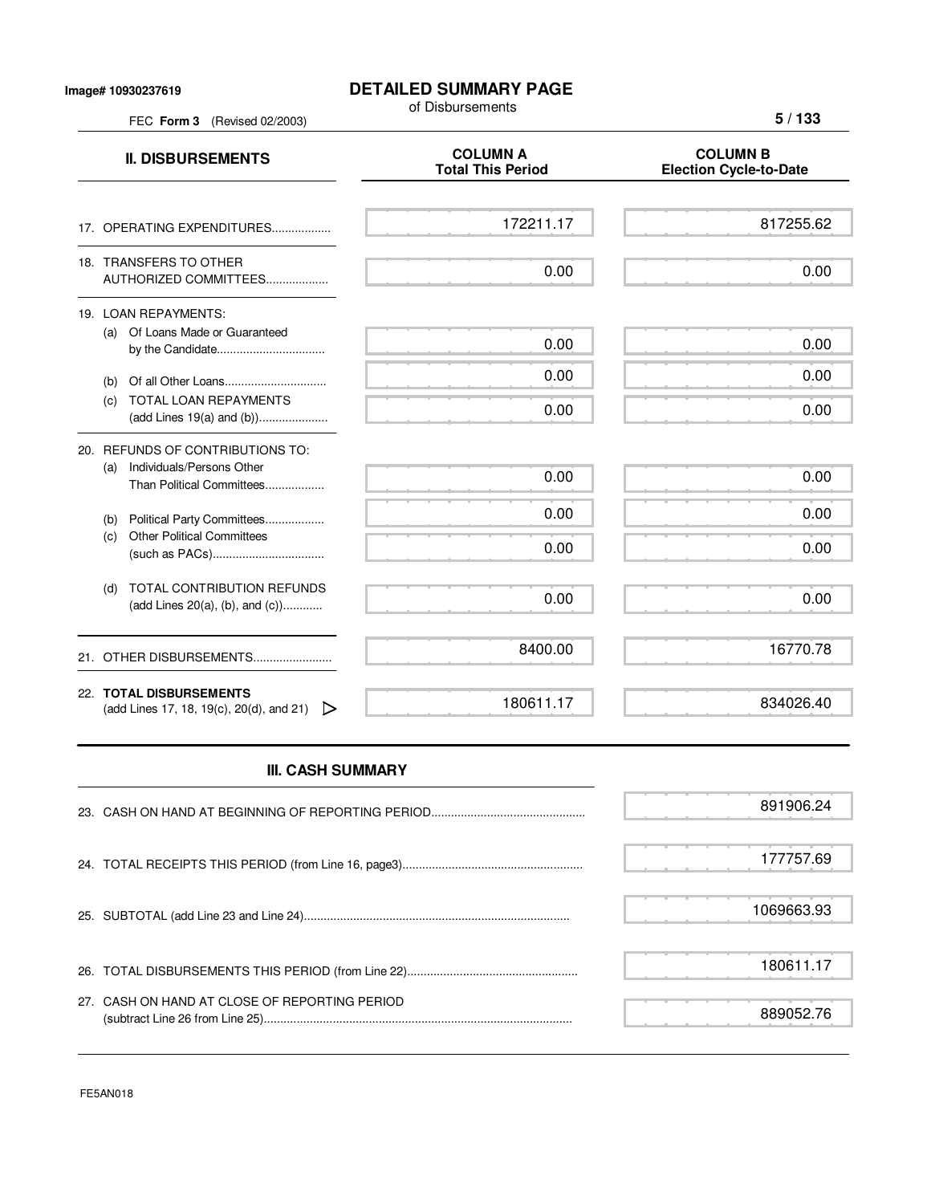Image# 10930237619

# DETAILED SUMMARY PAGE

of Disbursements

FEC **Form 3** (Revised 02/2003)

| **II. DISBURSEMENTS** | **COLUMN A Total This Period** | **COLUMN B Election Cycle-to-Date** |
|---|---|---|
| 17. OPERATING EXPENDITURES.................. | 172211.17 | 817255.62 |
| 18. TRANSFERS TO OTHER AUTHORIZED COMMITTEES................... | 0.00 | 0.00 |
| 19. LOAN REPAYMENTS: | | |
| (a) Of Loans Made or Guaranteed by the Candidate................................ | 0.00 | 0.00 |
| (b) Of all Other Loans.............................. | 0.00 | 0.00 |
| (c) TOTAL LOAN REPAYMENTS (add Lines 19(a) and (b))..................... | 0.00 | 0.00 |
| 20. REFUNDS OF CONTRIBUTIONS TO: | | |
| (a) Individuals/Persons Other Than Political Committees.................. | 0.00 | 0.00 |
| (b) Political Party Committees.................. | 0.00 | 0.00 |
| (c) Other Political Committees (such as PACs).................................. | 0.00 | 0.00 |
| (d) TOTAL CONTRIBUTION REFUNDS (add Lines 20(a), (b), and (c))............ | 0.00 | 0.00 |
| 21. OTHER DISBURSEMENTS........................ | 8400.00 | 16770.78 |
| 22. **TOTAL DISBURSEMENTS** (add Lines 17, 18, 19(c), 20(d), and 21) | 180611.17 | 834026.40 |

## III. CASH SUMMARY

| | |
|---|---|
| 23. CASH ON HAND AT BEGINNING OF REPORTING PERIOD.............................................. | 891906.24 |
| 24. TOTAL RECEIPTS THIS PERIOD (from Line 16, page3)...................................................... | 177757.69 |
| 25. SUBTOTAL (add Line 23 and Line 24)................................................................................ | 1069663.93 |
| 26. TOTAL DISBURSEMENTS THIS PERIOD (from Line 22).................................................... | 180611.17 |
| 27. CASH ON HAND AT CLOSE OF REPORTING PERIOD (subtract Line 26 from Line 25)............................................................................................ | 889052.76 |

FE5AN018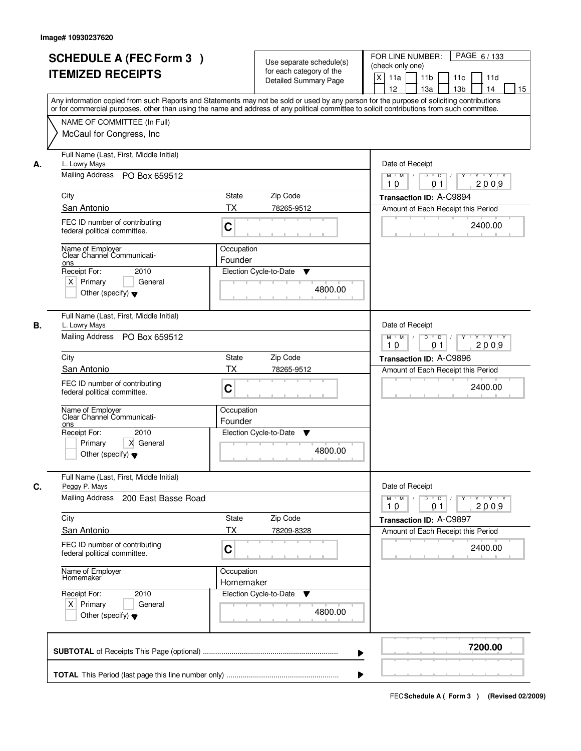Image# 10930237620

# SCHEDULE A (FEC Form 3 ) ITEMIZED RECEIPTS

Use separate schedule(s) for each category of the Detailed Summary Page

FOR LINE NUMBER: (check only one)

[X] 11a [ ] 11b [ ] 11c [ ] 11d [ ] 12 [ ] 13a [ ] 13b [ ] 14 [ ] 15

PAGE 6 / 133

Any information copied from such Reports and Statements may not be sold or used by any person for the purpose of soliciting contributions or for commercial purposes, other than using the name and address of any political committee to solicit contributions from such committee.

NAME OF COMMITTEE (In Full)

McCaul for Congress, Inc

---

**A.** Full Name (Last, First, Middle Initial): L. Lowry Mays

Mailing Address: PO Box 659512

City: San Antonio | State: TX | Zip Code: 78265-9512

FEC ID number of contributing federal political committee: C

Name of Employer: Clear Channel Communications

Occupation: Founder

Receipt For: 2010 — [X] Primary [ ] General [ ] Other (specify)

Election Cycle-to-Date: 4800.00

Date of Receipt: 10 / 01 / 2009

Transaction ID: A-C9894

Amount of Each Receipt this Period: 2400.00

---

**B.** Full Name (Last, First, Middle Initial): L. Lowry Mays

Mailing Address: PO Box 659512

City: San Antonio | State: TX | Zip Code: 78265-9512

FEC ID number of contributing federal political committee: C

Name of Employer: Clear Channel Communications

Occupation: Founder

Receipt For: 2010 — [ ] Primary [X] General [ ] Other (specify)

Election Cycle-to-Date: 4800.00

Date of Receipt: 10 / 01 / 2009

Transaction ID: A-C9896

Amount of Each Receipt this Period: 2400.00

---

**C.** Full Name (Last, First, Middle Initial): Peggy P. Mays

Mailing Address: 200 East Basse Road

City: San Antonio | State: TX | Zip Code: 78209-8328

FEC ID number of contributing federal political committee: C

Name of Employer: Homemaker

Occupation: Homemaker

Receipt For: 2010 — [X] Primary [ ] General [ ] Other (specify)

Election Cycle-to-Date: 4800.00

Date of Receipt: 10 / 01 / 2009

Transaction ID: A-C9897

Amount of Each Receipt this Period: 2400.00

---

**SUBTOTAL** of Receipts This Page (optional): 7200.00

**TOTAL** This Period (last page this line number only):

FEC Schedule A ( Form 3 ) (Revised 02/2009)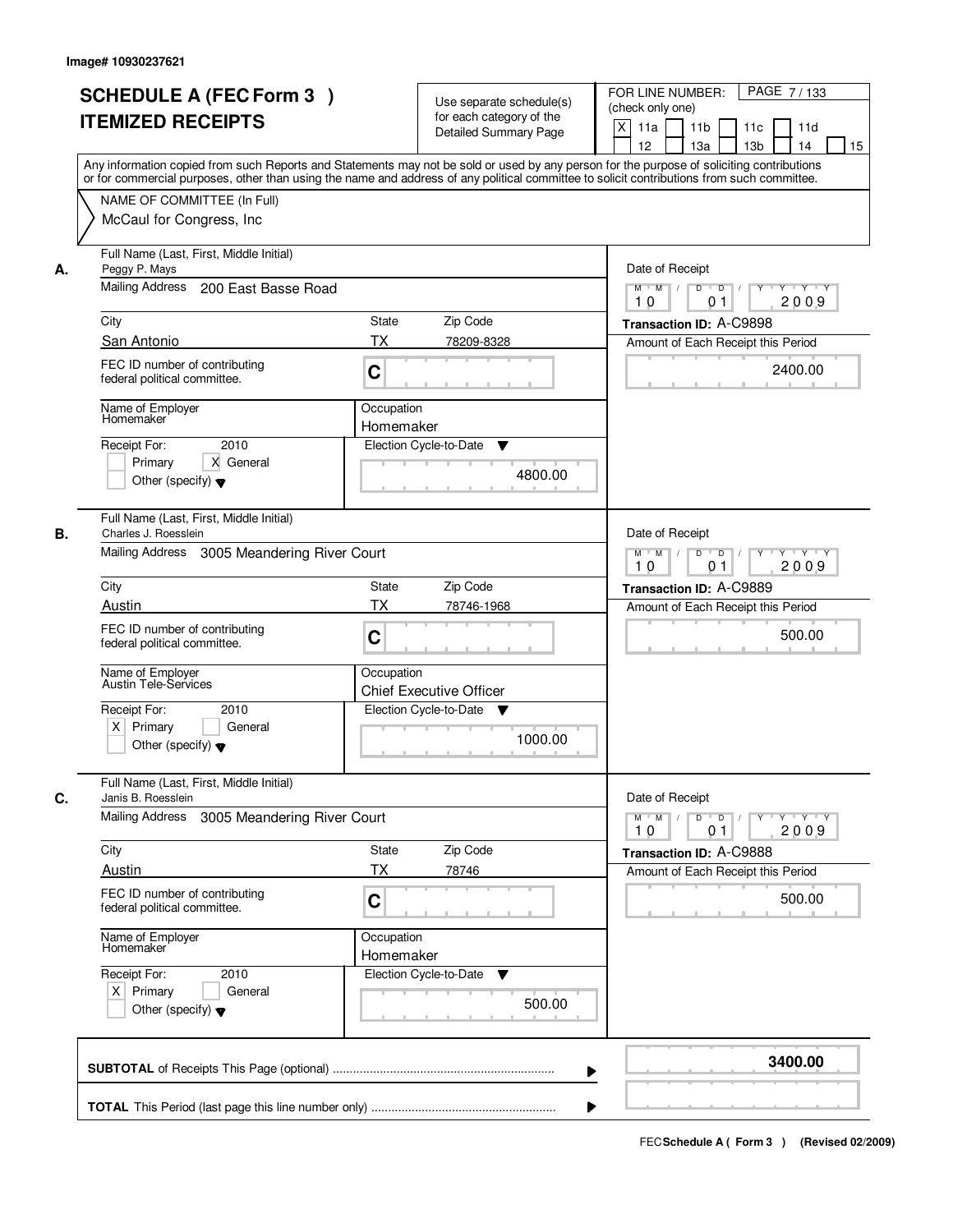Image# 10930237621

# SCHEDULE A (FEC Form 3 )
# ITEMIZED RECEIPTS

Use separate schedule(s) for each category of the Detailed Summary Page

FOR LINE NUMBER: (check only one)

[X] 11a [ ] 11b [ ] 11c [ ] 11d [ ] 12 [ ] 13a [ ] 13b [ ] 14 [ ] 15

PAGE 7 / 133

Any information copied from such Reports and Statements may not be sold or used by any person for the purpose of soliciting contributions or for commercial purposes, other than using the name and address of any political committee to solicit contributions from such committee.

NAME OF COMMITTEE (In Full)
McCaul for Congress, Inc

---

**A.** Full Name (Last, First, Middle Initial): Peggy P. Mays

Mailing Address: 200 East Basse Road

City: San Antonio | State: TX | Zip Code: 78209-8328

FEC ID number of contributing federal political committee: C

Name of Employer: Homemaker

Occupation: Homemaker

Receipt For: 2010 [ ] Primary [X] General [ ] Other (specify)

Election Cycle-to-Date: 4800.00

Date of Receipt: 10 / 01 / 2009

Transaction ID: A-C9898

Amount of Each Receipt this Period: 2400.00

---

**B.** Full Name (Last, First, Middle Initial): Charles J. Roesslein

Mailing Address: 3005 Meandering River Court

City: Austin | State: TX | Zip Code: 78746-1968

FEC ID number of contributing federal political committee: C

Name of Employer: Austin Tele-Services

Occupation: Chief Executive Officer

Receipt For: 2010 [X] Primary [ ] General [ ] Other (specify)

Election Cycle-to-Date: 1000.00

Date of Receipt: 10 / 01 / 2009

Transaction ID: A-C9889

Amount of Each Receipt this Period: 500.00

---

**C.** Full Name (Last, First, Middle Initial): Janis B. Roesslein

Mailing Address: 3005 Meandering River Court

City: Austin | State: TX | Zip Code: 78746

FEC ID number of contributing federal political committee: C

Name of Employer: Homemaker

Occupation: Homemaker

Receipt For: 2010 [X] Primary [ ] General [ ] Other (specify)

Election Cycle-to-Date: 500.00

Date of Receipt: 10 / 01 / 2009

Transaction ID: A-C9888

Amount of Each Receipt this Period: 500.00

---

**SUBTOTAL** of Receipts This Page (optional) ........ **3400.00**

**TOTAL** This Period (last page this line number only) ........

FEC **Schedule A ( Form 3 )** (Revised 02/2009)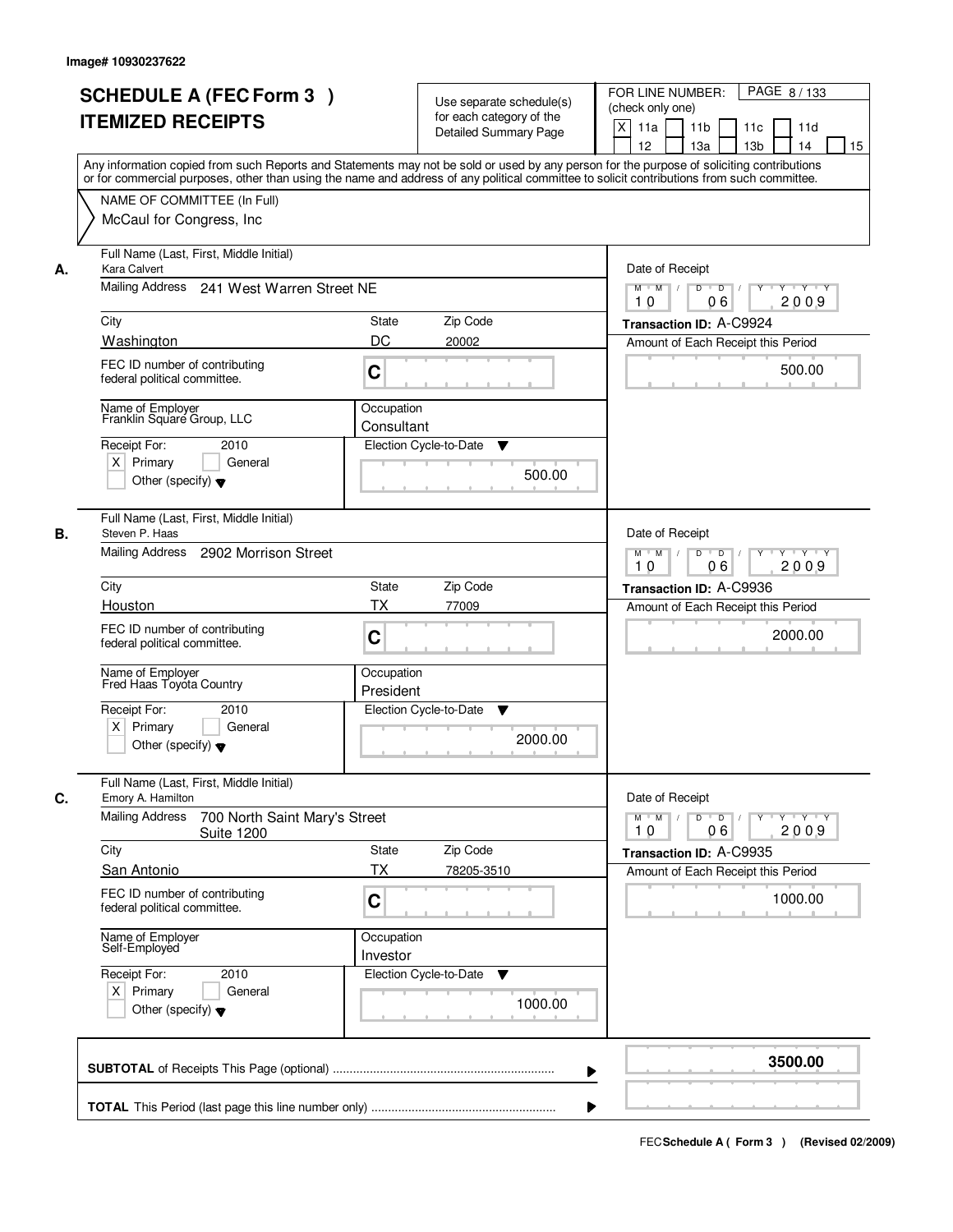Image# 10930237622

# SCHEDULE A (FEC Form 3 ) ITEMIZED RECEIPTS

Use separate schedule(s) for each category of the Detailed Summary Page

FOR LINE NUMBER: (check only one)

[X] 11a [ ] 11b [ ] 11c [ ] 11d [ ] 12 [ ] 13a [ ] 13b [ ] 14 [ ] 15

Any information copied from such Reports and Statements may not be sold or used by any person for the purpose of soliciting contributions or for commercial purposes, other than using the name and address of any political committee to solicit contributions from such committee.

NAME OF COMMITTEE (In Full)
McCaul for Congress, Inc

---

**A.**

| | |
|---|---|
| Full Name (Last, First, Middle Initial) | Kara Calvert |
| Mailing Address | 241 West Warren Street NE |
| City | Washington |
| State | DC |
| Zip Code | 20002 |
| FEC ID number of contributing federal political committee. | C |
| Name of Employer | Franklin Square Group, LLC |
| Occupation | Consultant |
| Receipt For: 2010 | [X] Primary [ ] General [ ] Other (specify) |
| Election Cycle-to-Date | 500.00 |
| Date of Receipt | 10 06 2009 |
| Transaction ID | A-C9924 |
| Amount of Each Receipt this Period | 500.00 |

**B.**

| | |
|---|---|
| Full Name (Last, First, Middle Initial) | Steven P. Haas |
| Mailing Address | 2902 Morrison Street |
| City | Houston |
| State | TX |
| Zip Code | 77009 |
| FEC ID number of contributing federal political committee. | C |
| Name of Employer | Fred Haas Toyota Country |
| Occupation | President |
| Receipt For: 2010 | [X] Primary [ ] General [ ] Other (specify) |
| Election Cycle-to-Date | 2000.00 |
| Date of Receipt | 10 06 2009 |
| Transaction ID | A-C9936 |
| Amount of Each Receipt this Period | 2000.00 |

**C.**

| | |
|---|---|
| Full Name (Last, First, Middle Initial) | Emory A. Hamilton |
| Mailing Address | 700 North Saint Mary's Street Suite 1200 |
| City | San Antonio |
| State | TX |
| Zip Code | 78205-3510 |
| FEC ID number of contributing federal political committee. | C |
| Name of Employer | Self-Employed |
| Occupation | Investor |
| Receipt For: 2010 | [X] Primary [ ] General [ ] Other (specify) |
| Election Cycle-to-Date | 1000.00 |
| Date of Receipt | 10 06 2009 |
| Transaction ID | A-C9935 |
| Amount of Each Receipt this Period | 1000.00 |

---

**SUBTOTAL** of Receipts This Page (optional) ........ **3500.00**

**TOTAL** This Period (last page this line number only) ........

FEC **Schedule A ( Form 3 )** (Revised 02/2009)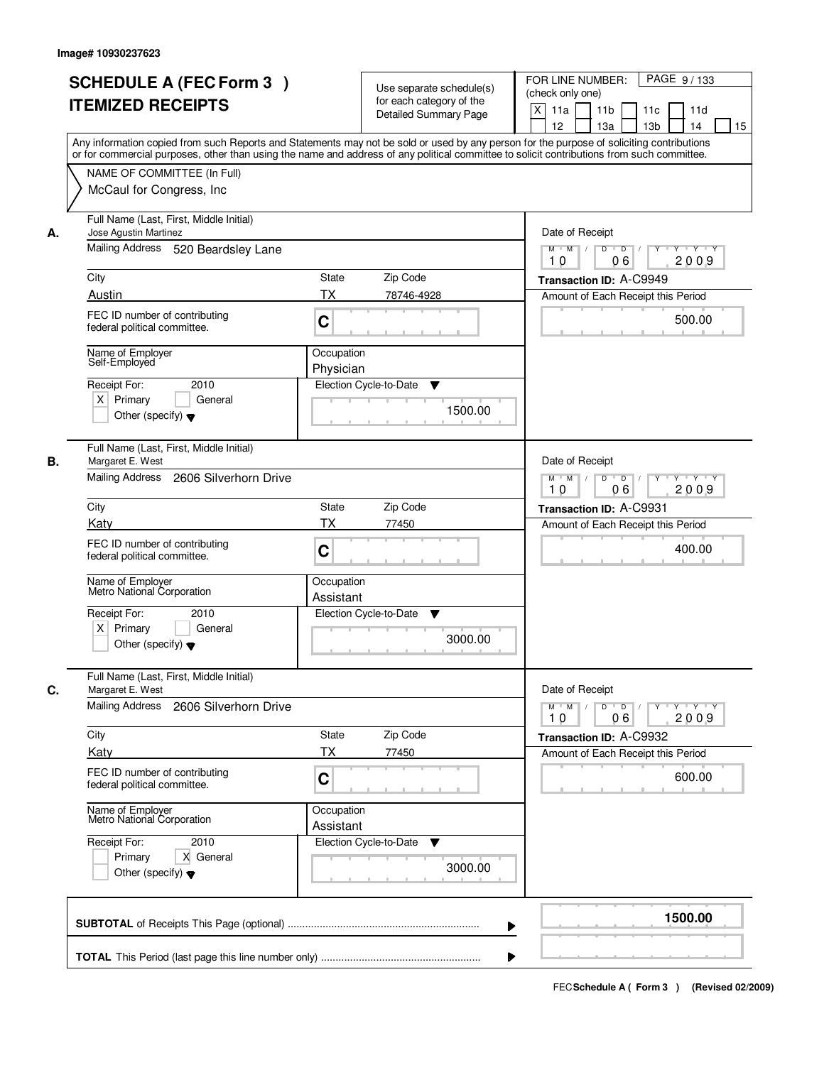Image# 10930237623

# SCHEDULE A (FEC Form 3 ) ITEMIZED RECEIPTS

Use separate schedule(s) for each category of the Detailed Summary Page

FOR LINE NUMBER: (check only one)

[X] 11a [ ] 11b [ ] 11c [ ] 11d [ ] 12 [ ] 13a [ ] 13b [ ] 14 [ ] 15

Any information copied from such Reports and Statements may not be sold or used by any person for the purpose of soliciting contributions or for commercial purposes, other than using the name and address of any political committee to solicit contributions from such committee.

NAME OF COMMITTEE (In Full)
McCaul for Congress, Inc

---

**A.** Full Name (Last, First, Middle Initial): Jose Agustin Martinez

Mailing Address: 520 Beardsley Lane

City: Austin | State: TX | Zip Code: 78746-4928

FEC ID number of contributing federal political committee: C

Name of Employer: Self-Employed

Occupation: Physician

Receipt For: 2010 — [X] Primary [ ] General [ ] Other (specify)

Election Cycle-to-Date: 1500.00

Date of Receipt: 10 06 2009

Transaction ID: A-C9949

Amount of Each Receipt this Period: 500.00

---

**B.** Full Name (Last, First, Middle Initial): Margaret E. West

Mailing Address: 2606 Silverhorn Drive

City: Katy | State: TX | Zip Code: 77450

FEC ID number of contributing federal political committee: C

Name of Employer: Metro National Corporation

Occupation: Assistant

Receipt For: 2010 — [X] Primary [ ] General [ ] Other (specify)

Election Cycle-to-Date: 3000.00

Date of Receipt: 10 06 2009

Transaction ID: A-C9931

Amount of Each Receipt this Period: 400.00

---

**C.** Full Name (Last, First, Middle Initial): Margaret E. West

Mailing Address: 2606 Silverhorn Drive

City: Katy | State: TX | Zip Code: 77450

FEC ID number of contributing federal political committee: C

Name of Employer: Metro National Corporation

Occupation: Assistant

Receipt For: 2010 — [ ] Primary [X] General [ ] Other (specify)

Election Cycle-to-Date: 3000.00

Date of Receipt: 10 06 2009

Transaction ID: A-C9932

Amount of Each Receipt this Period: 600.00

---

**SUBTOTAL** of Receipts This Page (optional): 1500.00

**TOTAL** This Period (last page this line number only):

FEC Schedule A ( Form 3 ) (Revised 02/2009)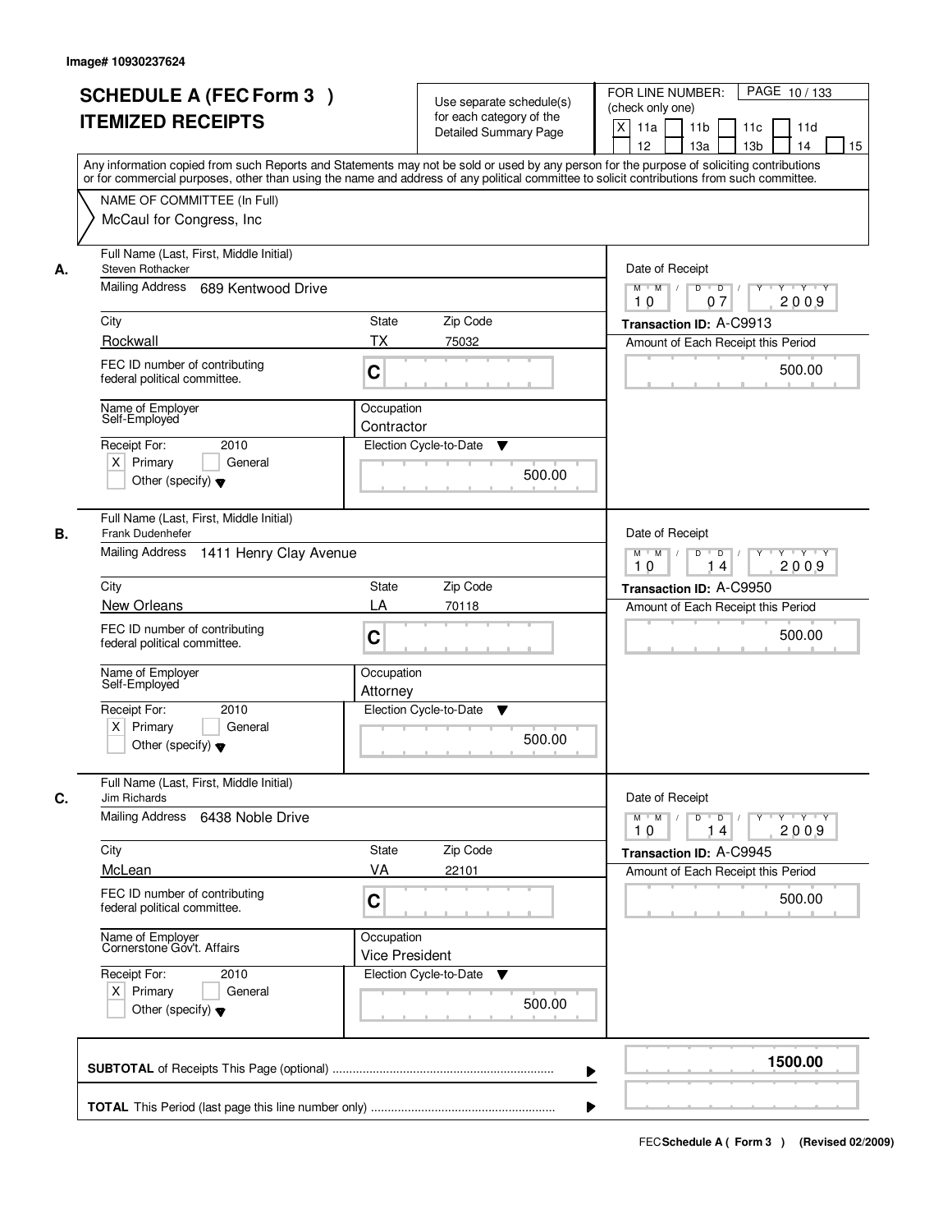Image# 10930237624

# SCHEDULE A (FEC Form 3 )
# ITEMIZED RECEIPTS

Use separate schedule(s) for each category of the Detailed Summary Page

FOR LINE NUMBER: (check only one)

[X] 11a [ ] 11b [ ] 11c [ ] 11d [ ] 12 [ ] 13a [ ] 13b [ ] 14 [ ] 15

PAGE 10 / 133

Any information copied from such Reports and Statements may not be sold or used by any person for the purpose of soliciting contributions or for commercial purposes, other than using the name and address of any political committee to solicit contributions from such committee.

NAME OF COMMITTEE (In Full)
McCaul for Congress, Inc

---

**A.** Full Name (Last, First, Middle Initial): Steven Rothacker

Mailing Address: 689 Kentwood Drive

City: Rockwall | State: TX | Zip Code: 75032

FEC ID number of contributing federal political committee: C

Name of Employer: Self-Employed

Occupation: Contractor

Receipt For: 2010 — [X] Primary [ ] General [ ] Other (specify)

Election Cycle-to-Date: 500.00

Date of Receipt: 10 / 07 / 2009

Transaction ID: A-C9913

Amount of Each Receipt this Period: 500.00

---

**B.** Full Name (Last, First, Middle Initial): Frank Dudenhefer

Mailing Address: 1411 Henry Clay Avenue

City: New Orleans | State: LA | Zip Code: 70118

FEC ID number of contributing federal political committee: C

Name of Employer: Self-Employed

Occupation: Attorney

Receipt For: 2010 — [X] Primary [ ] General [ ] Other (specify)

Election Cycle-to-Date: 500.00

Date of Receipt: 10 / 14 / 2009

Transaction ID: A-C9950

Amount of Each Receipt this Period: 500.00

---

**C.** Full Name (Last, First, Middle Initial): Jim Richards

Mailing Address: 6438 Noble Drive

City: McLean | State: VA | Zip Code: 22101

FEC ID number of contributing federal political committee: C

Name of Employer: Cornerstone Gov't. Affairs

Occupation: Vice President

Receipt For: 2010 — [X] Primary [ ] General [ ] Other (specify)

Election Cycle-to-Date: 500.00

Date of Receipt: 10 / 14 / 2009

Transaction ID: A-C9945

Amount of Each Receipt this Period: 500.00

---

**SUBTOTAL** of Receipts This Page (optional): **1500.00**

**TOTAL** This Period (last page this line number only):

FEC Schedule A ( Form 3 ) (Revised 02/2009)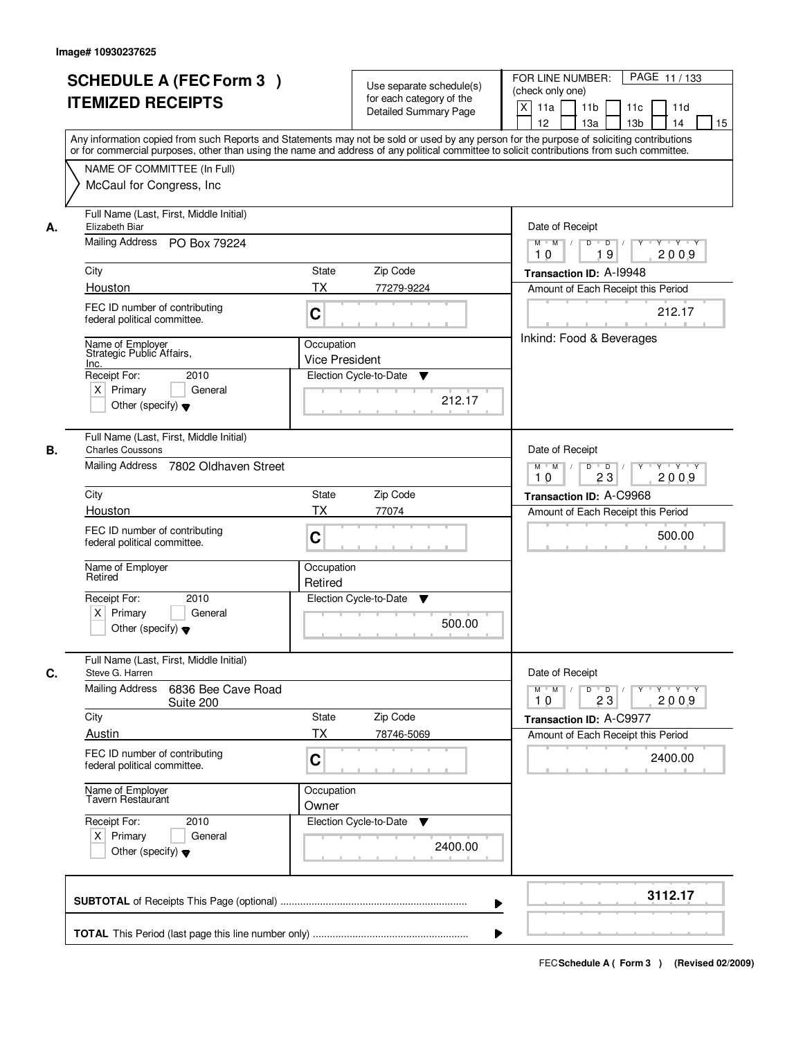Image# 10930237625

# SCHEDULE A (FEC Form 3 )
## ITEMIZED RECEIPTS

Use separate schedule(s) for each category of the Detailed Summary Page

FOR LINE NUMBER: (check only one)
[X] 11a [ ] 11b [ ] 11c [ ] 11d [ ] 12 [ ] 13a [ ] 13b [ ] 14 [ ] 15

Any information copied from such Reports and Statements may not be sold or used by any person for the purpose of soliciting contributions or for commercial purposes, other than using the name and address of any political committee to solicit contributions from such committee.

NAME OF COMMITTEE (In Full)
McCaul for Congress, Inc

---

**A.**

Full Name (Last, First, Middle Initial): Elizabeth Biar

Mailing Address: PO Box 79224

City: Houston | State: TX | Zip Code: 77279-9224

FEC ID number of contributing federal political committee: C

Name of Employer: Strategic Public Affairs, Inc.

Occupation: Vice President

Receipt For: 2010 [X] Primary [ ] General [ ] Other (specify)

Election Cycle-to-Date: 212.17

Date of Receipt: 10 19 2009

Transaction ID: A-I9948

Amount of Each Receipt this Period: 212.17

Inkind: Food & Beverages

---

**B.**

Full Name (Last, First, Middle Initial): Charles Coussons

Mailing Address: 7802 Oldhaven Street

City: Houston | State: TX | Zip Code: 77074

FEC ID number of contributing federal political committee: C

Name of Employer: Retired

Occupation: Retired

Receipt For: 2010 [X] Primary [ ] General [ ] Other (specify)

Election Cycle-to-Date: 500.00

Date of Receipt: 10 23 2009

Transaction ID: A-C9968

Amount of Each Receipt this Period: 500.00

---

**C.**

Full Name (Last, First, Middle Initial): Steve G. Harren

Mailing Address: 6836 Bee Cave Road Suite 200

City: Austin | State: TX | Zip Code: 78746-5069

FEC ID number of contributing federal political committee: C

Name of Employer: Tavern Restaurant

Occupation: Owner

Receipt For: 2010 [X] Primary [ ] General [ ] Other (specify)

Election Cycle-to-Date: 2400.00

Date of Receipt: 10 23 2009

Transaction ID: A-C9977

Amount of Each Receipt this Period: 2400.00

---

**SUBTOTAL** of Receipts This Page (optional): 3112.17

**TOTAL** This Period (last page this line number only):

FEC Schedule A ( Form 3 ) (Revised 02/2009)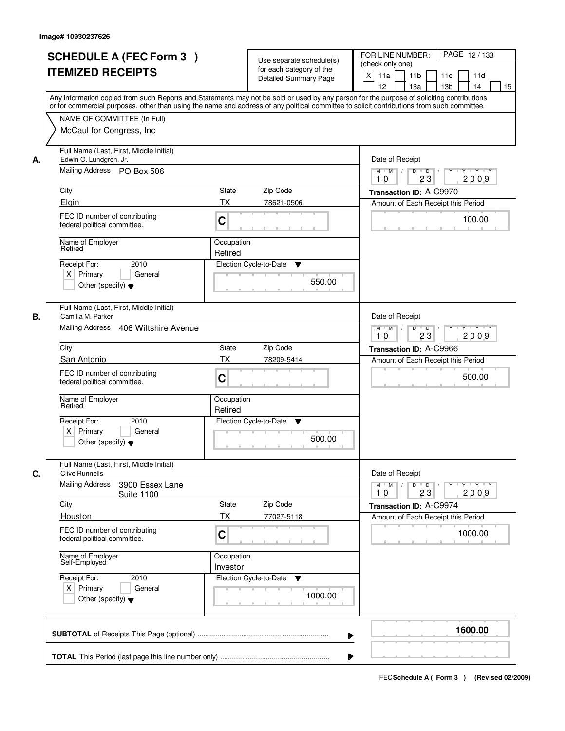Image# 10930237626

# SCHEDULE A (FEC Form 3 ) ITEMIZED RECEIPTS

Use separate schedule(s) for each category of the Detailed Summary Page

FOR LINE NUMBER: (check only one)

PAGE 12 / 133

[X] 11a [ ] 11b [ ] 11c [ ] 11d [ ] 12 [ ] 13a [ ] 13b [ ] 14 [ ] 15

Any information copied from such Reports and Statements may not be sold or used by any person for the purpose of soliciting contributions or for commercial purposes, other than using the name and address of any political committee to solicit contributions from such committee.

NAME OF COMMITTEE (In Full)
McCaul for Congress, Inc

**A.**

Full Name (Last, First, Middle Initial): Edwin O. Lundgren, Jr.
Mailing Address: PO Box 506
City: Elgin | State: TX | Zip Code: 78621-0506
FEC ID number of contributing federal political committee: C
Name of Employer: Retired
Occupation: Retired
Receipt For: 2010 [X] Primary [ ] General [ ] Other (specify)
Election Cycle-to-Date: 550.00
Date of Receipt: 10 / 23 / 2009
Transaction ID: A-C9970
Amount of Each Receipt this Period: 100.00

**B.**

Full Name (Last, First, Middle Initial): Camilla M. Parker
Mailing Address: 406 Wiltshire Avenue
City: San Antonio | State: TX | Zip Code: 78209-5414
FEC ID number of contributing federal political committee: C
Name of Employer: Retired
Occupation: Retired
Receipt For: 2010 [X] Primary [ ] General [ ] Other (specify)
Election Cycle-to-Date: 500.00
Date of Receipt: 10 / 23 / 2009
Transaction ID: A-C9966
Amount of Each Receipt this Period: 500.00

**C.**

Full Name (Last, First, Middle Initial): Clive Runnells
Mailing Address: 3900 Essex Lane Suite 1100
City: Houston | State: TX | Zip Code: 77027-5118
FEC ID number of contributing federal political committee: C
Name of Employer: Self-Employed
Occupation: Investor
Receipt For: 2010 [X] Primary [ ] General [ ] Other (specify)
Election Cycle-to-Date: 1000.00
Date of Receipt: 10 / 23 / 2009
Transaction ID: A-C9974
Amount of Each Receipt this Period: 1000.00

**SUBTOTAL** of Receipts This Page (optional): **1600.00**

**TOTAL** This Period (last page this line number only):

FEC Schedule A ( Form 3 ) (Revised 02/2009)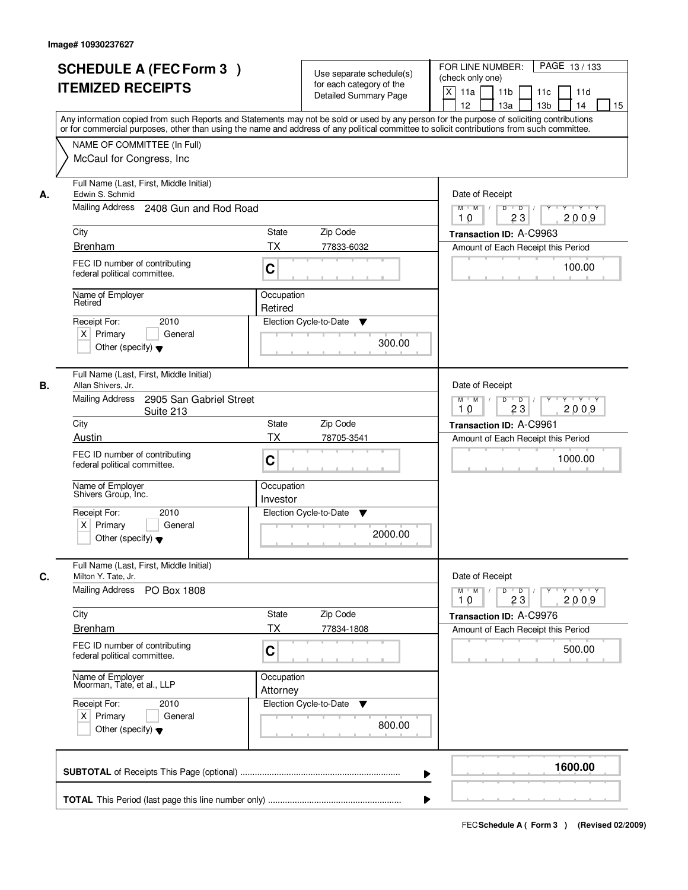Image# 10930237627

# SCHEDULE A (FEC Form 3 )
# ITEMIZED RECEIPTS

Use separate schedule(s) for each category of the Detailed Summary Page

FOR LINE NUMBER: (check only one)

[X] 11a [ ] 11b [ ] 11c [ ] 11d [ ] 12 [ ] 13a [ ] 13b [ ] 14 [ ] 15

Any information copied from such Reports and Statements may not be sold or used by any person for the purpose of soliciting contributions or for commercial purposes, other than using the name and address of any political committee to solicit contributions from such committee.

NAME OF COMMITTEE (In Full)
McCaul for Congress, Inc

---

**A.**

Full Name (Last, First, Middle Initial): Edwin S. Schmid
Mailing Address: 2408 Gun and Rod Road
City: Brenham | State: TX | Zip Code: 77833-6032
FEC ID number of contributing federal political committee: C
Name of Employer: Retired
Occupation: Retired
Receipt For: 2010 [X] Primary [ ] General [ ] Other (specify)
Election Cycle-to-Date: 300.00

Date of Receipt: 10/23/2009
Transaction ID: A-C9963
Amount of Each Receipt this Period: 100.00

---

**B.**

Full Name (Last, First, Middle Initial): Allan Shivers, Jr.
Mailing Address: 2905 San Gabriel Street Suite 213
City: Austin | State: TX | Zip Code: 78705-3541
FEC ID number of contributing federal political committee: C
Name of Employer: Shivers Group, Inc.
Occupation: Investor
Receipt For: 2010 [X] Primary [ ] General [ ] Other (specify)
Election Cycle-to-Date: 2000.00

Date of Receipt: 10/23/2009
Transaction ID: A-C9961
Amount of Each Receipt this Period: 1000.00

---

**C.**

Full Name (Last, First, Middle Initial): Milton Y. Tate, Jr.
Mailing Address: PO Box 1808
City: Brenham | State: TX | Zip Code: 77834-1808
FEC ID number of contributing federal political committee: C
Name of Employer: Moorman, Tate, et al., LLP
Occupation: Attorney
Receipt For: 2010 [X] Primary [ ] General [ ] Other (specify)
Election Cycle-to-Date: 800.00

Date of Receipt: 10/23/2009
Transaction ID: A-C9976
Amount of Each Receipt this Period: 500.00

---

**SUBTOTAL** of Receipts This Page (optional): **1600.00**

**TOTAL** This Period (last page this line number only):

FEC Schedule A ( Form 3 ) (Revised 02/2009)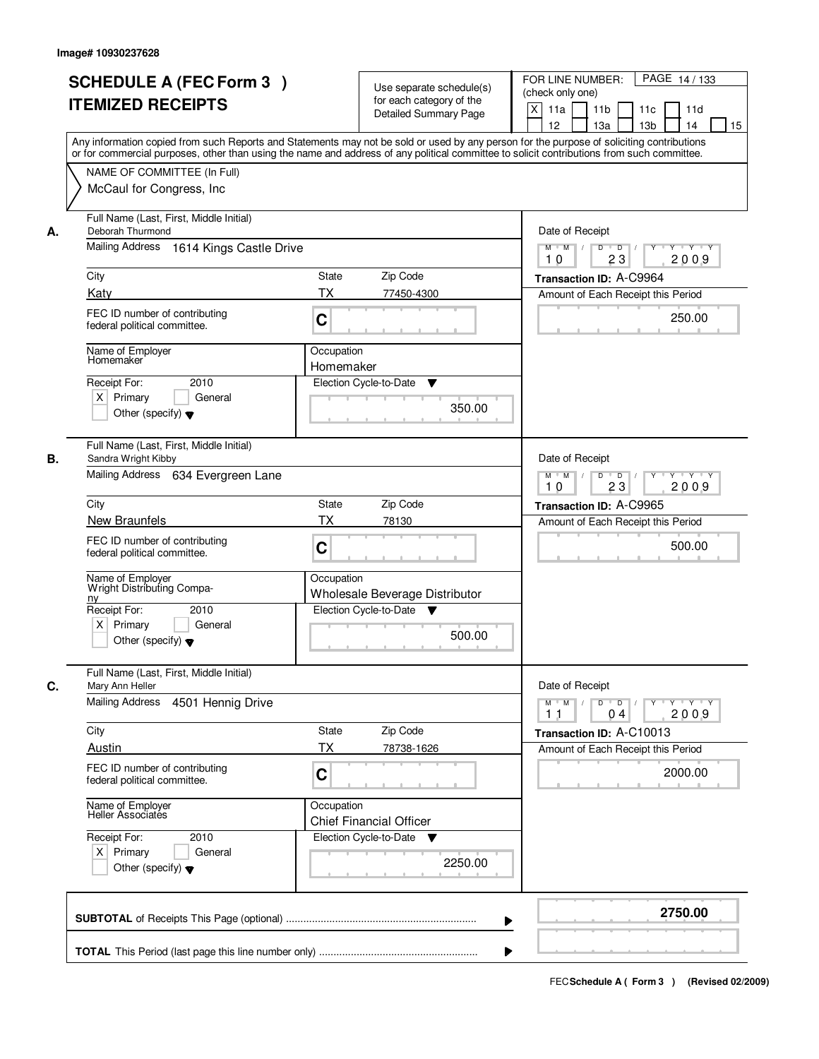Image# 10930237628

# SCHEDULE A (FEC Form 3 )
# ITEMIZED RECEIPTS

Use separate schedule(s) for each category of the Detailed Summary Page

FOR LINE NUMBER: (check only one)

[X] 11a [ ] 11b [ ] 11c [ ] 11d [ ] 12 [ ] 13a [ ] 13b [ ] 14 [ ] 15

PAGE 14 / 133

Any information copied from such Reports and Statements may not be sold or used by any person for the purpose of soliciting contributions or for commercial purposes, other than using the name and address of any political committee to solicit contributions from such committee.

NAME OF COMMITTEE (In Full)
McCaul for Congress, Inc

---

**A.**

| Field | Value |
|---|---|
| Full Name (Last, First, Middle Initial) | Deborah Thurmond |
| Mailing Address | 1614 Kings Castle Drive |
| City | Katy |
| State | TX |
| Zip Code | 77450-4300 |
| FEC ID number of contributing federal political committee. | C |
| Name of Employer | Homemaker |
| Occupation | Homemaker |
| Receipt For: | 2010 [X] Primary [ ] General [ ] Other (specify) |
| Election Cycle-to-Date | 350.00 |
| Date of Receipt | 10 / 23 / 2009 |
| Transaction ID | A-C9964 |
| Amount of Each Receipt this Period | 250.00 |

**B.**

| Field | Value |
|---|---|
| Full Name (Last, First, Middle Initial) | Sandra Wright Kibby |
| Mailing Address | 634 Evergreen Lane |
| City | New Braunfels |
| State | TX |
| Zip Code | 78130 |
| FEC ID number of contributing federal political committee. | C |
| Name of Employer | Wright Distributing Company |
| Occupation | Wholesale Beverage Distributor |
| Receipt For: | 2010 [X] Primary [ ] General [ ] Other (specify) |
| Election Cycle-to-Date | 500.00 |
| Date of Receipt | 10 / 23 / 2009 |
| Transaction ID | A-C9965 |
| Amount of Each Receipt this Period | 500.00 |

**C.**

| Field | Value |
|---|---|
| Full Name (Last, First, Middle Initial) | Mary Ann Heller |
| Mailing Address | 4501 Hennig Drive |
| City | Austin |
| State | TX |
| Zip Code | 78738-1626 |
| FEC ID number of contributing federal political committee. | C |
| Name of Employer | Heller Associates |
| Occupation | Chief Financial Officer |
| Receipt For: | 2010 [X] Primary [ ] General [ ] Other (specify) |
| Election Cycle-to-Date | 2250.00 |
| Date of Receipt | 11 / 04 / 2009 |
| Transaction ID | A-C10013 |
| Amount of Each Receipt this Period | 2000.00 |

---

**SUBTOTAL** of Receipts This Page (optional) ........ **2750.00**

**TOTAL** This Period (last page this line number only) ........

FEC **Schedule A ( Form 3 )** (Revised 02/2009)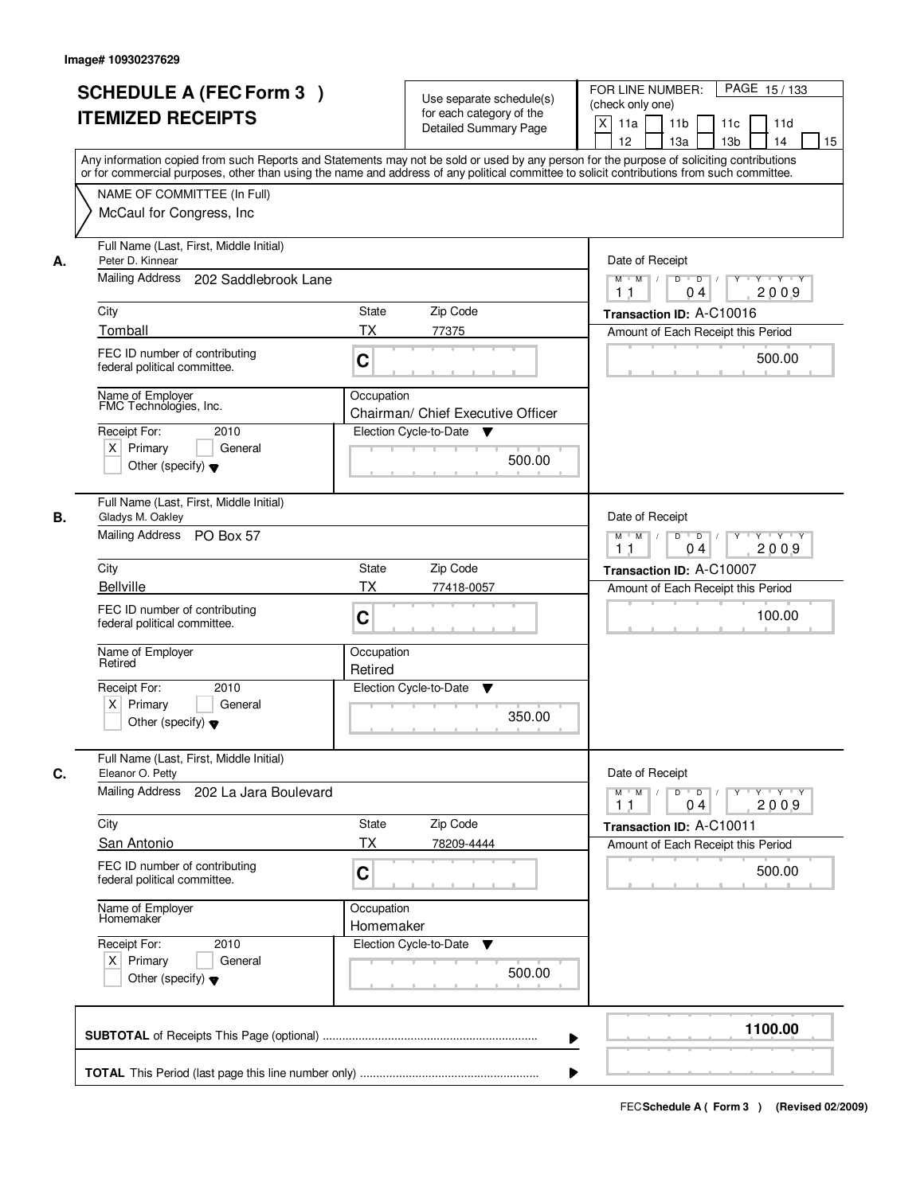Image# 10930237629

# SCHEDULE A (FEC Form 3 )
# ITEMIZED RECEIPTS

Use separate schedule(s) for each category of the Detailed Summary Page

FOR LINE NUMBER: (check only one)
[X] 11a [ ] 11b [ ] 11c [ ] 11d [ ] 12 [ ] 13a [ ] 13b [ ] 14 [ ] 15

Any information copied from such Reports and Statements may not be sold or used by any person for the purpose of soliciting contributions or for commercial purposes, other than using the name and address of any political committee to solicit contributions from such committee.

NAME OF COMMITTEE (In Full)
McCaul for Congress, Inc

---

**A.** Full Name (Last, First, Middle Initial)
Peter D. Kinnear

Mailing Address: 202 Saddlebrook Lane

City: Tomball | State: TX | Zip Code: 77375

FEC ID number of contributing federal political committee. C

Name of Employer: FMC Technologies, Inc.
Occupation: Chairman/ Chief Executive Officer

Receipt For: 2010
[X] Primary [ ] General
[ ] Other (specify)

Election Cycle-to-Date: 500.00

Date of Receipt: 11 04 2009
Transaction ID: A-C10016
Amount of Each Receipt this Period: 500.00

---

**B.** Full Name (Last, First, Middle Initial)
Gladys M. Oakley

Mailing Address: PO Box 57

City: Bellville | State: TX | Zip Code: 77418-0057

FEC ID number of contributing federal political committee. C

Name of Employer: Retired
Occupation: Retired

Receipt For: 2010
[X] Primary [ ] General
[ ] Other (specify)

Election Cycle-to-Date: 350.00

Date of Receipt: 11 04 2009
Transaction ID: A-C10007
Amount of Each Receipt this Period: 100.00

---

**C.** Full Name (Last, First, Middle Initial)
Eleanor O. Petty

Mailing Address: 202 La Jara Boulevard

City: San Antonio | State: TX | Zip Code: 78209-4444

FEC ID number of contributing federal political committee. C

Name of Employer: Homemaker
Occupation: Homemaker

Receipt For: 2010
[X] Primary [ ] General
[ ] Other (specify)

Election Cycle-to-Date: 500.00

Date of Receipt: 11 04 2009
Transaction ID: A-C10011
Amount of Each Receipt this Period: 500.00

---

**SUBTOTAL** of Receipts This Page (optional): 1100.00

**TOTAL** This Period (last page this line number only):

FEC **Schedule A ( Form 3 )** (Revised 02/2009)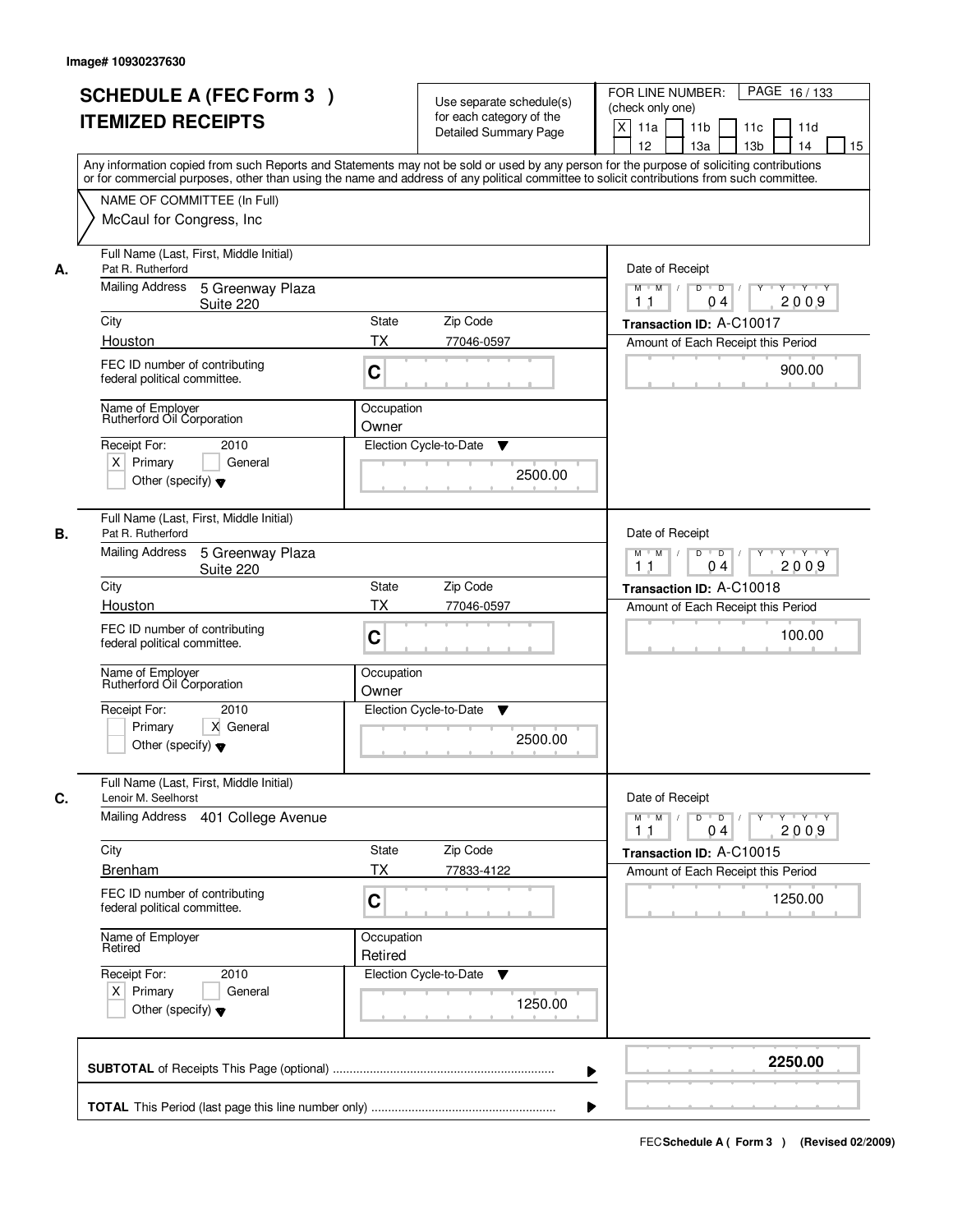Image# 10930237630

# SCHEDULE A (FEC Form 3 ) ITEMIZED RECEIPTS

Use separate schedule(s) for each category of the Detailed Summary Page

FOR LINE NUMBER: (check only one)
[X] 11a [ ] 11b [ ] 11c [ ] 11d [ ] 12 [ ] 13a [ ] 13b [ ] 14 [ ] 15

PAGE 16 / 133

Any information copied from such Reports and Statements may not be sold or used by any person for the purpose of soliciting contributions or for commercial purposes, other than using the name and address of any political committee to solicit contributions from such committee.

NAME OF COMMITTEE (In Full)
McCaul for Congress, Inc

---

**A.** Full Name (Last, First, Middle Initial)
Pat R. Rutherford

Mailing Address: 5 Greenway Plaza, Suite 220

City: Houston | State: TX | Zip Code: 77046-0597

FEC ID number of contributing federal political committee: C

Name of Employer: Rutherford Oil Corporation
Occupation: Owner

Receipt For: 2010
[X] Primary [ ] General
[ ] Other (specify)

Date of Receipt: 11 / 04 / 2009
Transaction ID: A-C10017
Amount of Each Receipt this Period: 900.00
Election Cycle-to-Date: 2500.00

---

**B.** Full Name (Last, First, Middle Initial)
Pat R. Rutherford

Mailing Address: 5 Greenway Plaza, Suite 220

City: Houston | State: TX | Zip Code: 77046-0597

FEC ID number of contributing federal political committee: C

Name of Employer: Rutherford Oil Corporation
Occupation: Owner

Receipt For: 2010
[ ] Primary [X] General
[ ] Other (specify)

Date of Receipt: 11 / 04 / 2009
Transaction ID: A-C10018
Amount of Each Receipt this Period: 100.00
Election Cycle-to-Date: 2500.00

---

**C.** Full Name (Last, First, Middle Initial)
Lenoir M. Seelhorst

Mailing Address: 401 College Avenue

City: Brenham | State: TX | Zip Code: 77833-4122

FEC ID number of contributing federal political committee: C

Name of Employer: Retired
Occupation: Retired

Receipt For: 2010
[X] Primary [ ] General
[ ] Other (specify)

Date of Receipt: 11 / 04 / 2009
Transaction ID: A-C10015
Amount of Each Receipt this Period: 1250.00
Election Cycle-to-Date: 1250.00

---

**SUBTOTAL** of Receipts This Page (optional): **2250.00**

**TOTAL** This Period (last page this line number only):

FEC Schedule A ( Form 3 ) (Revised 02/2009)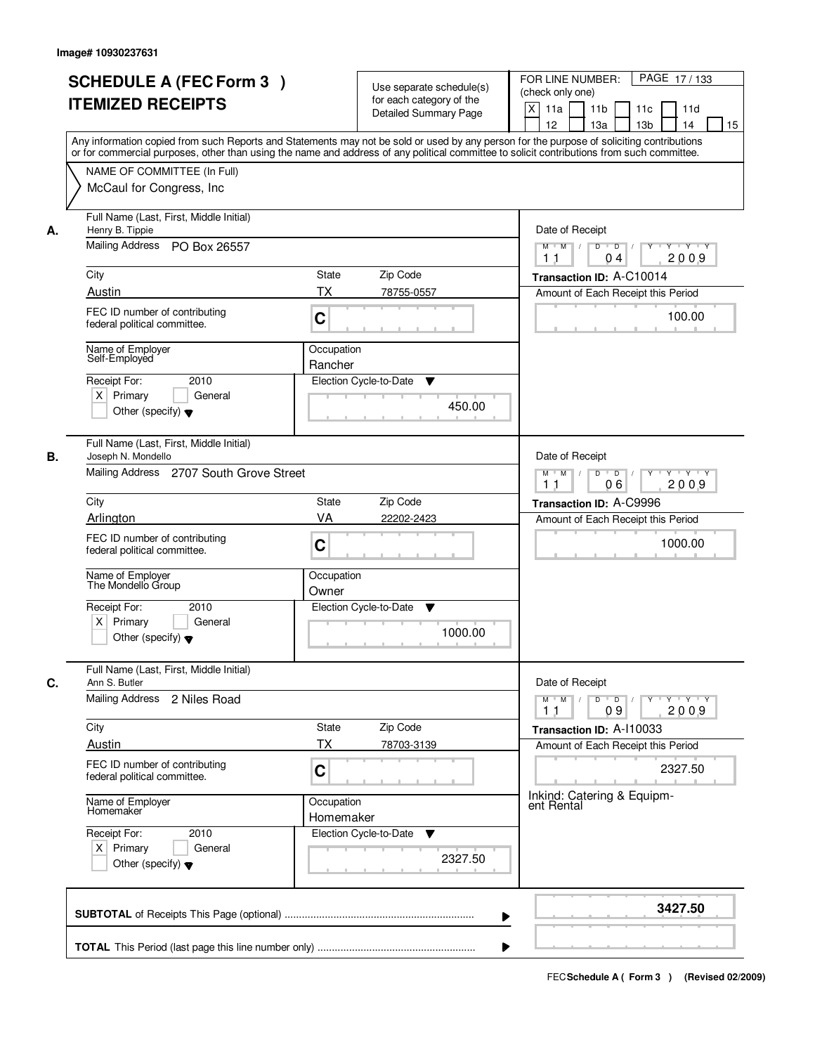Image# 10930237631

# SCHEDULE A (FEC Form 3 ) ITEMIZED RECEIPTS

Use separate schedule(s) for each category of the Detailed Summary Page

FOR LINE NUMBER: (check only one)

[X] 11a [ ] 11b [ ] 11c [ ] 11d [ ] 12 [ ] 13a [ ] 13b [ ] 14 [ ] 15

PAGE 17 / 133

Any information copied from such Reports and Statements may not be sold or used by any person for the purpose of soliciting contributions or for commercial purposes, other than using the name and address of any political committee to solicit contributions from such committee.

NAME OF COMMITTEE (In Full)
McCaul for Congress, Inc

---

**A.**

Full Name (Last, First, Middle Initial): Henry B. Tippie
Mailing Address: PO Box 26557
City: Austin | State: TX | Zip Code: 78755-0557
FEC ID number of contributing federal political committee: C
Name of Employer: Self-Employed
Occupation: Rancher
Receipt For: 2010 — [X] Primary [ ] General [ ] Other (specify)
Election Cycle-to-Date: 450.00

Date of Receipt: 11 / 04 / 2009
Transaction ID: A-C10014
Amount of Each Receipt this Period: 100.00

---

**B.**

Full Name (Last, First, Middle Initial): Joseph N. Mondello
Mailing Address: 2707 South Grove Street
City: Arlington | State: VA | Zip Code: 22202-2423
FEC ID number of contributing federal political committee: C
Name of Employer: The Mondello Group
Occupation: Owner
Receipt For: 2010 — [X] Primary [ ] General [ ] Other (specify)
Election Cycle-to-Date: 1000.00

Date of Receipt: 11 / 06 / 2009
Transaction ID: A-C9996
Amount of Each Receipt this Period: 1000.00

---

**C.**

Full Name (Last, First, Middle Initial): Ann S. Butler
Mailing Address: 2 Niles Road
City: Austin | State: TX | Zip Code: 78703-3139
FEC ID number of contributing federal political committee: C
Name of Employer: Homemaker
Occupation: Homemaker
Receipt For: 2010 — [X] Primary [ ] General [ ] Other (specify)
Election Cycle-to-Date: 2327.50

Date of Receipt: 11 / 09 / 2009
Transaction ID: A-I10033
Amount of Each Receipt this Period: 2327.50

Inkind: Catering & Equipment Rental

---

**SUBTOTAL** of Receipts This Page (optional): 3427.50

**TOTAL** This Period (last page this line number only):

FEC Schedule A ( Form 3 ) (Revised 02/2009)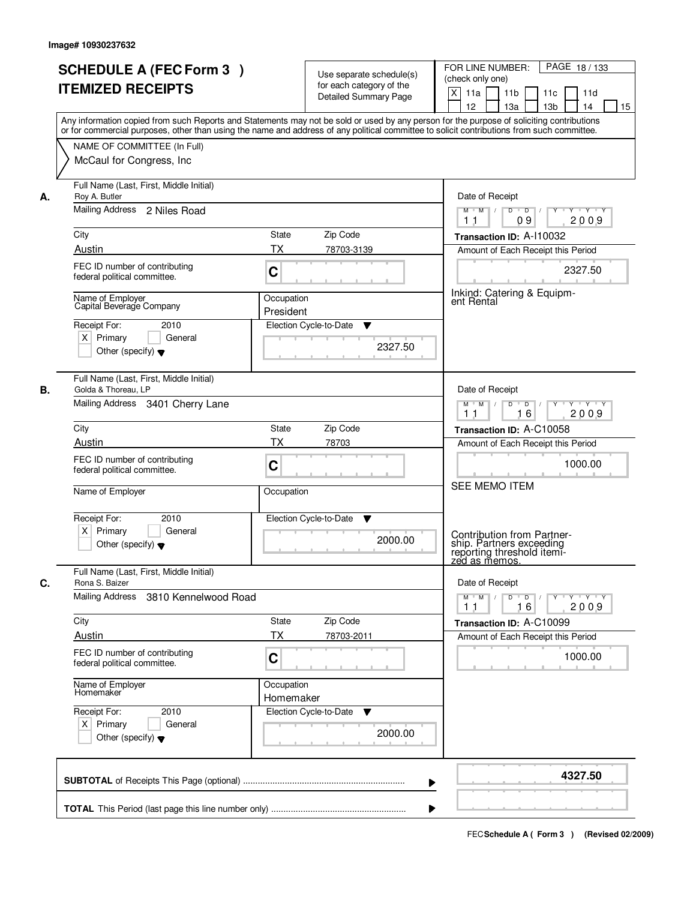Image# 10930237632

# SCHEDULE A (FEC Form 3 )
## ITEMIZED RECEIPTS

Use separate schedule(s) for each category of the Detailed Summary Page

FOR LINE NUMBER: (check only one)
[X] 11a [ ] 11b [ ] 11c [ ] 11d [ ] 12 [ ] 13a [ ] 13b [ ] 14 [ ] 15

PAGE 18 / 133

Any information copied from such Reports and Statements may not be sold or used by any person for the purpose of soliciting contributions or for commercial purposes, other than using the name and address of any political committee to solicit contributions from such committee.

NAME OF COMMITTEE (In Full)
McCaul for Congress, Inc

---

**A.** Full Name (Last, First, Middle Initial): Roy A. Butler

Mailing Address: 2 Niles Road

City: Austin | State: TX | Zip Code: 78703-3139

FEC ID number of contributing federal political committee: C

Name of Employer: Capital Beverage Company

Occupation: President

Receipt For: 2010 — [X] Primary [ ] General [ ] Other (specify)

Election Cycle-to-Date: 2327.50

Date of Receipt: 11 / 09 / 2009

Transaction ID: A-I10032

Amount of Each Receipt this Period: 2327.50

Inkind: Catering & Equipment Rental

---

**B.** Full Name (Last, First, Middle Initial): Golda & Thoreau, LP

Mailing Address: 3401 Cherry Lane

City: Austin | State: TX | Zip Code: 78703

FEC ID number of contributing federal political committee: C

Name of Employer:

Occupation:

Receipt For: 2010 — [X] Primary [ ] General [ ] Other (specify)

Election Cycle-to-Date: 2000.00

Date of Receipt: 11 / 16 / 2009

Transaction ID: A-C10058

Amount of Each Receipt this Period: 1000.00

SEE MEMO ITEM

Contribution from Partnership. Partners exceeding reporting threshold itemized as memos.

---

**C.** Full Name (Last, First, Middle Initial): Rona S. Baizer

Mailing Address: 3810 Kennelwood Road

City: Austin | State: TX | Zip Code: 78703-2011

FEC ID number of contributing federal political committee: C

Name of Employer: Homemaker

Occupation: Homemaker

Receipt For: 2010 — [X] Primary [ ] General [ ] Other (specify)

Election Cycle-to-Date: 2000.00

Date of Receipt: 11 / 16 / 2009

Transaction ID: A-C10099

Amount of Each Receipt this Period: 1000.00

---

**SUBTOTAL** of Receipts This Page (optional): **4327.50**

**TOTAL** This Period (last page this line number only):

FEC Schedule A ( Form 3 ) (Revised 02/2009)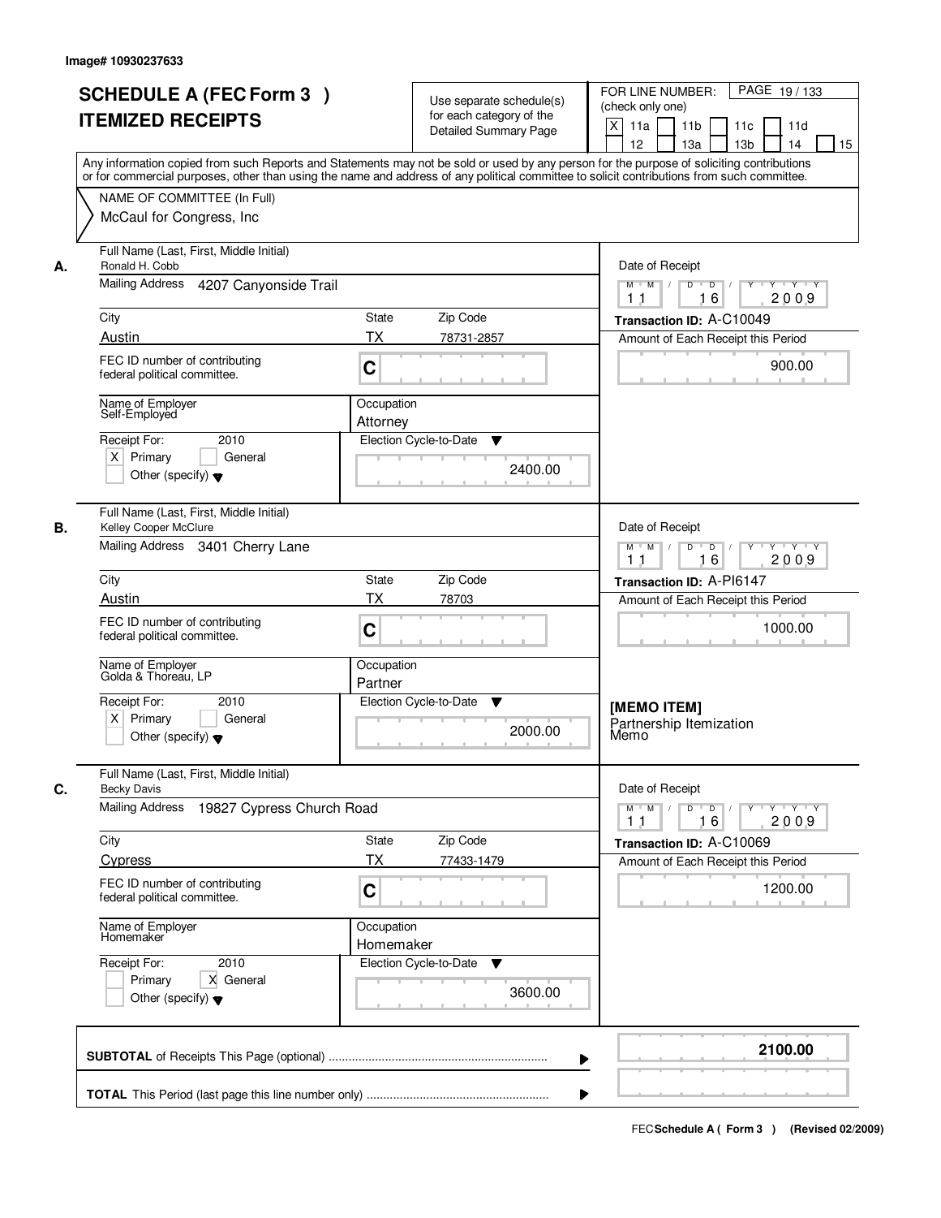Image# 10930237633

# SCHEDULE A (FEC Form 3 ) ITEMIZED RECEIPTS

Use separate schedule(s) for each category of the Detailed Summary Page

FOR LINE NUMBER: (check only one)
[X] 11a [ ] 11b [ ] 11c [ ] 11d [ ] 12 [ ] 13a [ ] 13b [ ] 14 [ ] 15

PAGE 19 / 133

Any information copied from such Reports and Statements may not be sold or used by any person for the purpose of soliciting contributions or for commercial purposes, other than using the name and address of any political committee to solicit contributions from such committee.

NAME OF COMMITTEE (In Full)
McCaul for Congress, Inc

---

**A.** Full Name (Last, First, Middle Initial): Ronald H. Cobb

Mailing Address: 4207 Canyonside Trail

City: Austin | State: TX | Zip Code: 78731-2857

FEC ID number of contributing federal political committee: C

Name of Employer: Self-Employed

Occupation: Attorney

Receipt For: 2010 — [X] Primary [ ] General [ ] Other (specify)

Election Cycle-to-Date: 2400.00

Date of Receipt: 11 / 16 / 2009

Transaction ID: A-C10049

Amount of Each Receipt this Period: 900.00

---

**B.** Full Name (Last, First, Middle Initial): Kelley Cooper McClure

Mailing Address: 3401 Cherry Lane

City: Austin | State: TX | Zip Code: 78703

FEC ID number of contributing federal political committee: C

Name of Employer: Golda & Thoreau, LP

Occupation: Partner

Receipt For: 2010 — [X] Primary [ ] General [ ] Other (specify)

Election Cycle-to-Date: 2000.00

Date of Receipt: 11 / 16 / 2009

Transaction ID: A-PI6147

Amount of Each Receipt this Period: 1000.00

[MEMO ITEM]
Partnership Itemization Memo

---

**C.** Full Name (Last, First, Middle Initial): Becky Davis

Mailing Address: 19827 Cypress Church Road

City: Cypress | State: TX | Zip Code: 77433-1479

FEC ID number of contributing federal political committee: C

Name of Employer: Homemaker

Occupation: Homemaker

Receipt For: 2010 — [ ] Primary [X] General [ ] Other (specify)

Election Cycle-to-Date: 3600.00

Date of Receipt: 11 / 16 / 2009

Transaction ID: A-C10069

Amount of Each Receipt this Period: 1200.00

---

**SUBTOTAL** of Receipts This Page (optional): **2100.00**

**TOTAL** This Period (last page this line number only):

FEC Schedule A ( Form 3 ) (Revised 02/2009)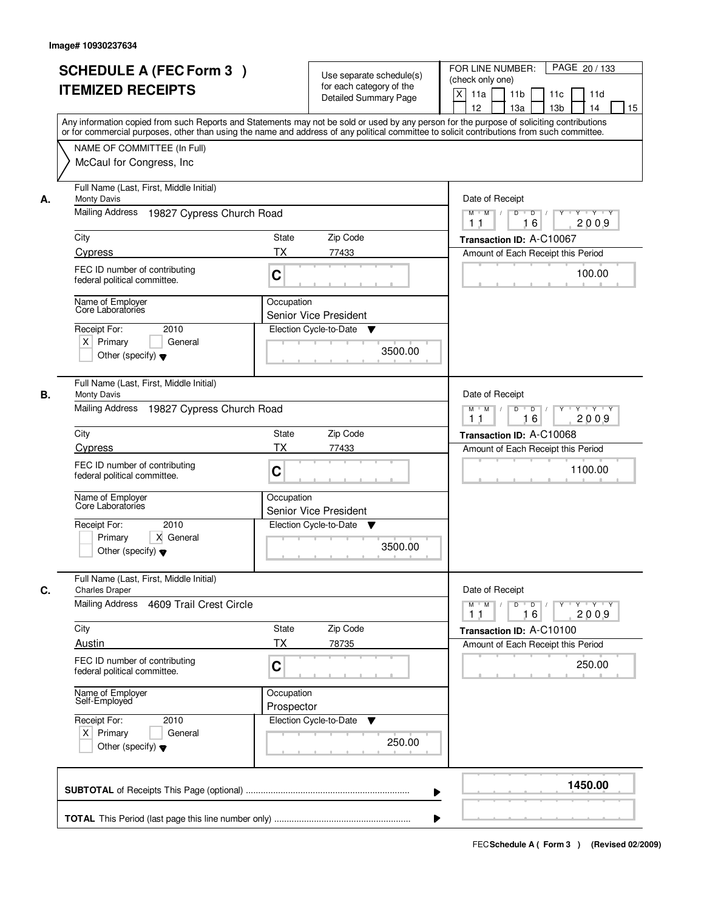Image# 10930237634

# SCHEDULE A (FEC Form 3 ) ITEMIZED RECEIPTS

Use separate schedule(s) for each category of the Detailed Summary Page

FOR LINE NUMBER: (check only one)

[X] 11a [ ] 11b [ ] 11c [ ] 11d [ ] 12 [ ] 13a [ ] 13b [ ] 14 [ ] 15

PAGE 20 / 133

Any information copied from such Reports and Statements may not be sold or used by any person for the purpose of soliciting contributions or for commercial purposes, other than using the name and address of any political committee to solicit contributions from such committee.

NAME OF COMMITTEE (In Full)
McCaul for Congress, Inc

---

**A.** Full Name (Last, First, Middle Initial): Monty Davis

Mailing Address: 19827 Cypress Church Road

City: Cypress | State: TX | Zip Code: 77433

FEC ID number of contributing federal political committee: C

Name of Employer: Core Laboratories

Occupation: Senior Vice President

Receipt For: 2010 — [X] Primary [ ] General [ ] Other (specify)

Election Cycle-to-Date: 3500.00

Date of Receipt: 11 / 16 / 2009

Transaction ID: A-C10067

Amount of Each Receipt this Period: 100.00

---

**B.** Full Name (Last, First, Middle Initial): Monty Davis

Mailing Address: 19827 Cypress Church Road

City: Cypress | State: TX | Zip Code: 77433

FEC ID number of contributing federal political committee: C

Name of Employer: Core Laboratories

Occupation: Senior Vice President

Receipt For: 2010 — [ ] Primary [X] General [ ] Other (specify)

Election Cycle-to-Date: 3500.00

Date of Receipt: 11 / 16 / 2009

Transaction ID: A-C10068

Amount of Each Receipt this Period: 1100.00

---

**C.** Full Name (Last, First, Middle Initial): Charles Draper

Mailing Address: 4609 Trail Crest Circle

City: Austin | State: TX | Zip Code: 78735

FEC ID number of contributing federal political committee: C

Name of Employer: Self-Employed

Occupation: Prospector

Receipt For: 2010 — [X] Primary [ ] General [ ] Other (specify)

Election Cycle-to-Date: 250.00

Date of Receipt: 11 / 16 / 2009

Transaction ID: A-C10100

Amount of Each Receipt this Period: 250.00

---

**SUBTOTAL** of Receipts This Page (optional): **1450.00**

**TOTAL** This Period (last page this line number only):

FEC Schedule A ( Form 3 ) (Revised 02/2009)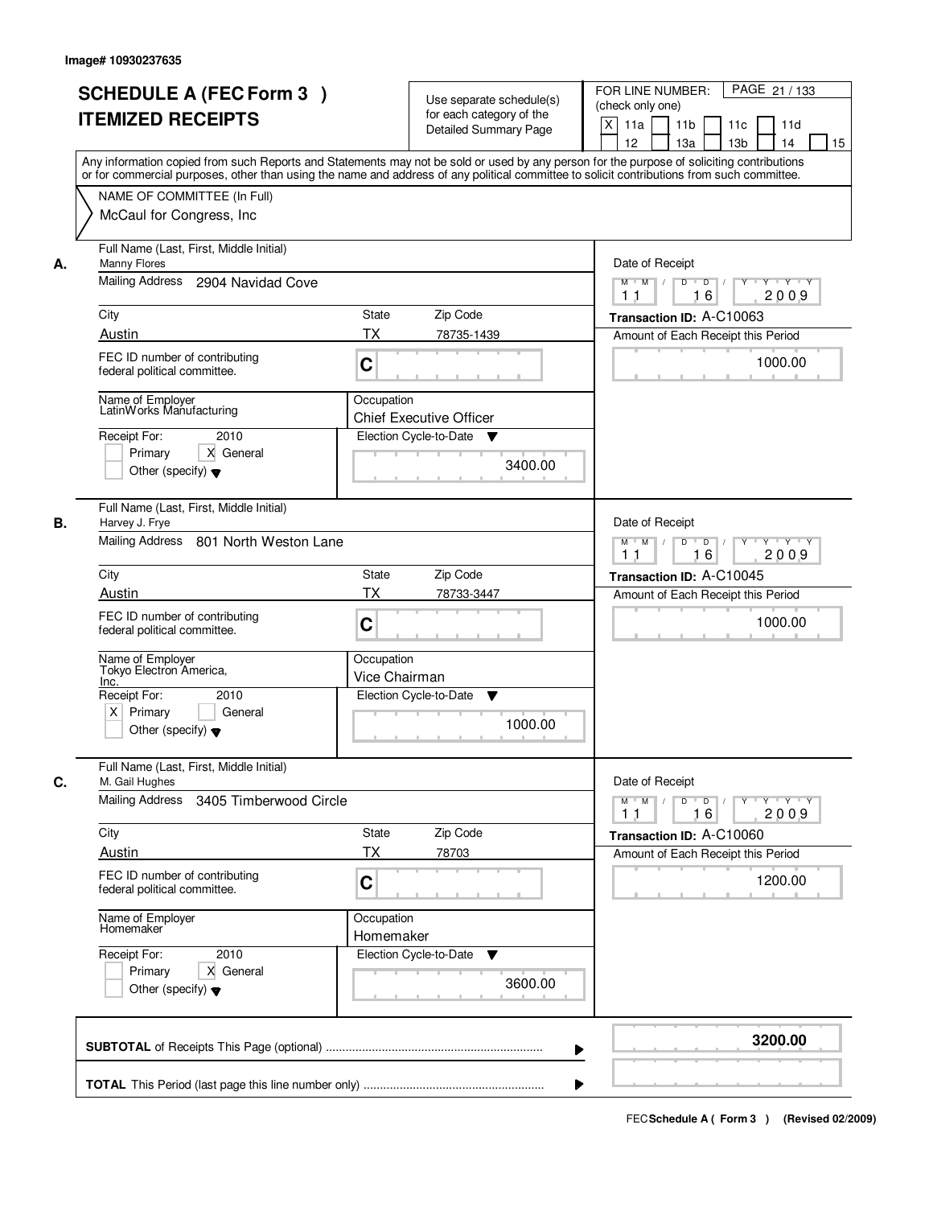Image# 10930237635

# SCHEDULE A (FEC Form 3 )
# ITEMIZED RECEIPTS

Use separate schedule(s) for each category of the Detailed Summary Page

FOR LINE NUMBER: (check only one)

[X] 11a [ ] 11b [ ] 11c [ ] 11d [ ] 12 [ ] 13a [ ] 13b [ ] 14 [ ] 15

Any information copied from such Reports and Statements may not be sold or used by any person for the purpose of soliciting contributions or for commercial purposes, other than using the name and address of any political committee to solicit contributions from such committee.

NAME OF COMMITTEE (In Full)
McCaul for Congress, Inc

---

**A.** Full Name (Last, First, Middle Initial): Manny Flores

Mailing Address: 2904 Navidad Cove

City: Austin | State: TX | Zip Code: 78735-1439

FEC ID number of contributing federal political committee: C

Name of Employer: LatinWorks Manufacturing

Occupation: Chief Executive Officer

Receipt For: 2010 — [ ] Primary [X] General [ ] Other (specify)

Election Cycle-to-Date: 3400.00

Date of Receipt: 11 / 16 / 2009

Transaction ID: A-C10063

Amount of Each Receipt this Period: 1000.00

---

**B.** Full Name (Last, First, Middle Initial): Harvey J. Frye

Mailing Address: 801 North Weston Lane

City: Austin | State: TX | Zip Code: 78733-3447

FEC ID number of contributing federal political committee: C

Name of Employer: Tokyo Electron America, Inc.

Occupation: Vice Chairman

Receipt For: 2010 — [X] Primary [ ] General [ ] Other (specify)

Election Cycle-to-Date: 1000.00

Date of Receipt: 11 / 16 / 2009

Transaction ID: A-C10045

Amount of Each Receipt this Period: 1000.00

---

**C.** Full Name (Last, First, Middle Initial): M. Gail Hughes

Mailing Address: 3405 Timberwood Circle

City: Austin | State: TX | Zip Code: 78703

FEC ID number of contributing federal political committee: C

Name of Employer: Homemaker

Occupation: Homemaker

Receipt For: 2010 — [ ] Primary [X] General [ ] Other (specify)

Election Cycle-to-Date: 3600.00

Date of Receipt: 11 / 16 / 2009

Transaction ID: A-C10060

Amount of Each Receipt this Period: 1200.00

---

**SUBTOTAL** of Receipts This Page (optional): **3200.00**

**TOTAL** This Period (last page this line number only):

FEC Schedule A ( Form 3 ) (Revised 02/2009)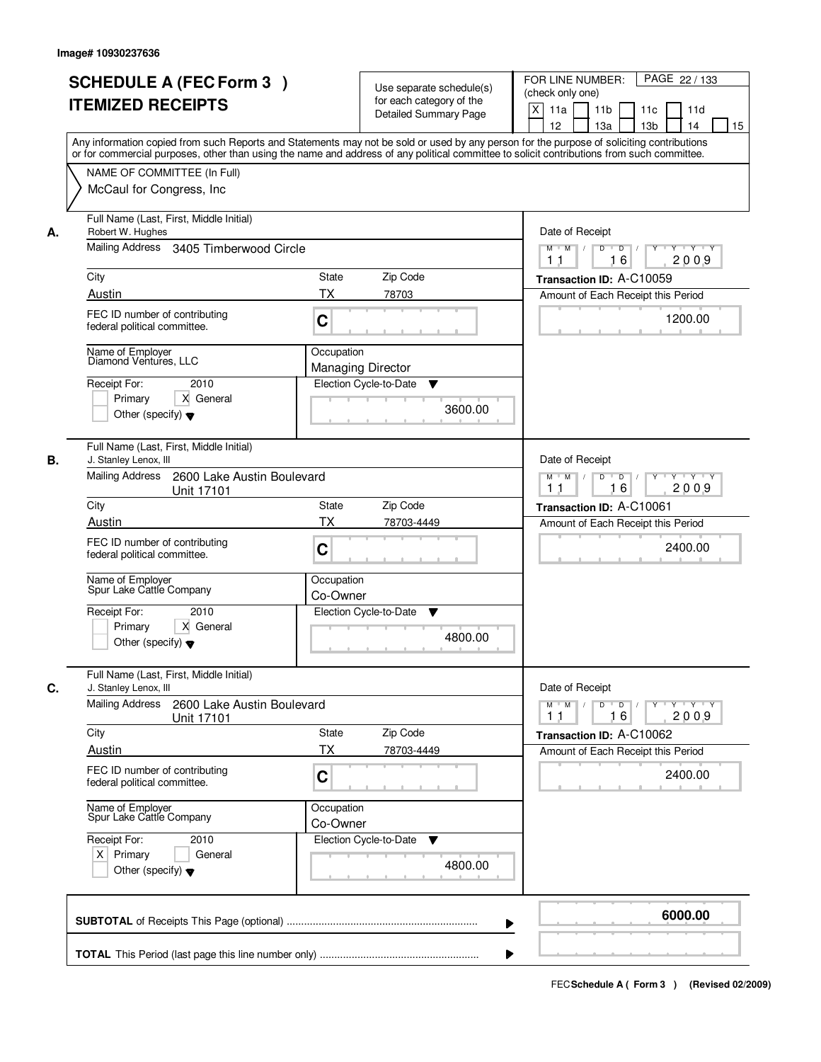Image# 10930237636

# SCHEDULE A (FEC Form 3 )
# ITEMIZED RECEIPTS

Use separate schedule(s) for each category of the Detailed Summary Page

FOR LINE NUMBER: (check only one)
[X] 11a [ ] 11b [ ] 11c [ ] 11d [ ] 12 [ ] 13a [ ] 13b [ ] 14 [ ] 15

PAGE 22 / 133

Any information copied from such Reports and Statements may not be sold or used by any person for the purpose of soliciting contributions or for commercial purposes, other than using the name and address of any political committee to solicit contributions from such committee.

NAME OF COMMITTEE (In Full)
McCaul for Congress, Inc

## A.

Full Name (Last, First, Middle Initial): Robert W. Hughes
Mailing Address: 3405 Timberwood Circle
City: Austin
State: TX
Zip Code: 78703
FEC ID number of contributing federal political committee: C
Name of Employer: Diamond Ventures, LLC
Occupation: Managing Director
Receipt For: 2010
[ ] Primary [X] General
[ ] Other (specify)
Election Cycle-to-Date: 3600.00

Date of Receipt: 11 16 2009
Transaction ID: A-C10059
Amount of Each Receipt this Period: 1200.00

## B.

Full Name (Last, First, Middle Initial): J. Stanley Lenox, III
Mailing Address: 2600 Lake Austin Boulevard Unit 17101
City: Austin
State: TX
Zip Code: 78703-4449
FEC ID number of contributing federal political committee: C
Name of Employer: Spur Lake Cattle Company
Occupation: Co-Owner
Receipt For: 2010
[ ] Primary [X] General
[ ] Other (specify)
Election Cycle-to-Date: 4800.00

Date of Receipt: 11 16 2009
Transaction ID: A-C10061
Amount of Each Receipt this Period: 2400.00

## C.

Full Name (Last, First, Middle Initial): J. Stanley Lenox, III
Mailing Address: 2600 Lake Austin Boulevard Unit 17101
City: Austin
State: TX
Zip Code: 78703-4449
FEC ID number of contributing federal political committee: C
Name of Employer: Spur Lake Cattle Company
Occupation: Co-Owner
Receipt For: 2010
[X] Primary [ ] General
[ ] Other (specify)
Election Cycle-to-Date: 4800.00

Date of Receipt: 11 16 2009
Transaction ID: A-C10062
Amount of Each Receipt this Period: 2400.00

**SUBTOTAL** of Receipts This Page (optional): **6000.00**

**TOTAL** This Period (last page this line number only):

FEC **Schedule A ( Form 3 )** (Revised 02/2009)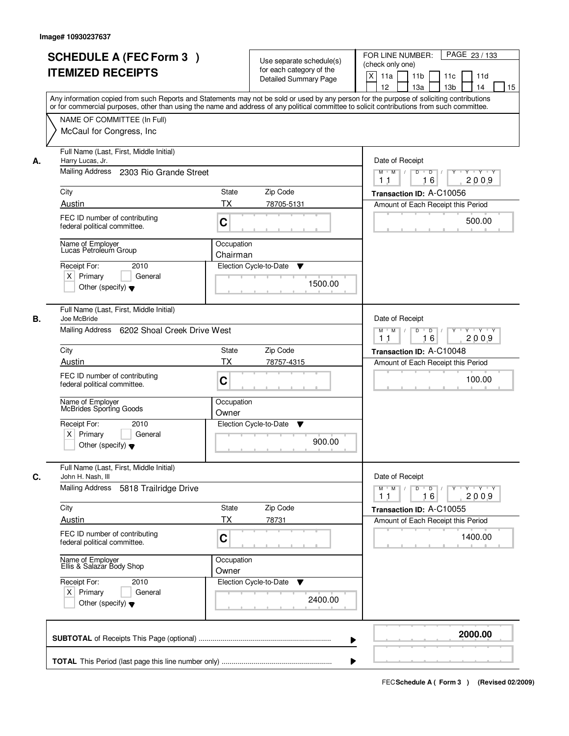Image# 10930237637

# SCHEDULE A (FEC Form 3 ) ITEMIZED RECEIPTS

Use separate schedule(s) for each category of the Detailed Summary Page

FOR LINE NUMBER: (check only one)

[X] 11a [ ] 11b [ ] 11c [ ] 11d [ ] 12 [ ] 13a [ ] 13b [ ] 14 [ ] 15

Any information copied from such Reports and Statements may not be sold or used by any person for the purpose of soliciting contributions or for commercial purposes, other than using the name and address of any political committee to solicit contributions from such committee.

NAME OF COMMITTEE (In Full)
McCaul for Congress, Inc

---

**A.** Full Name (Last, First, Middle Initial): Harry Lucas, Jr.

Mailing Address: 2303 Rio Grande Street

City: Austin | State: TX | Zip Code: 78705-5131

FEC ID number of contributing federal political committee: C

Name of Employer: Lucas Petroleum Group

Occupation: Chairman

Receipt For: 2010 — [X] Primary [ ] General [ ] Other (specify)

Election Cycle-to-Date: 1500.00

Date of Receipt: 11/16/2009

Transaction ID: A-C10056

Amount of Each Receipt this Period: 500.00

---

**B.** Full Name (Last, First, Middle Initial): Joe McBride

Mailing Address: 6202 Shoal Creek Drive West

City: Austin | State: TX | Zip Code: 78757-4315

FEC ID number of contributing federal political committee: C

Name of Employer: McBrides Sporting Goods

Occupation: Owner

Receipt For: 2010 — [X] Primary [ ] General [ ] Other (specify)

Election Cycle-to-Date: 900.00

Date of Receipt: 11/16/2009

Transaction ID: A-C10048

Amount of Each Receipt this Period: 100.00

---

**C.** Full Name (Last, First, Middle Initial): John H. Nash, III

Mailing Address: 5818 Trailridge Drive

City: Austin | State: TX | Zip Code: 78731

FEC ID number of contributing federal political committee: C

Name of Employer: Ellis & Salazar Body Shop

Occupation: Owner

Receipt For: 2010 — [X] Primary [ ] General [ ] Other (specify)

Election Cycle-to-Date: 2400.00

Date of Receipt: 11/16/2009

Transaction ID: A-C10055

Amount of Each Receipt this Period: 1400.00

---

**SUBTOTAL** of Receipts This Page (optional): **2000.00**

**TOTAL** This Period (last page this line number only):

FEC **Schedule A ( Form 3 )** (Revised 02/2009)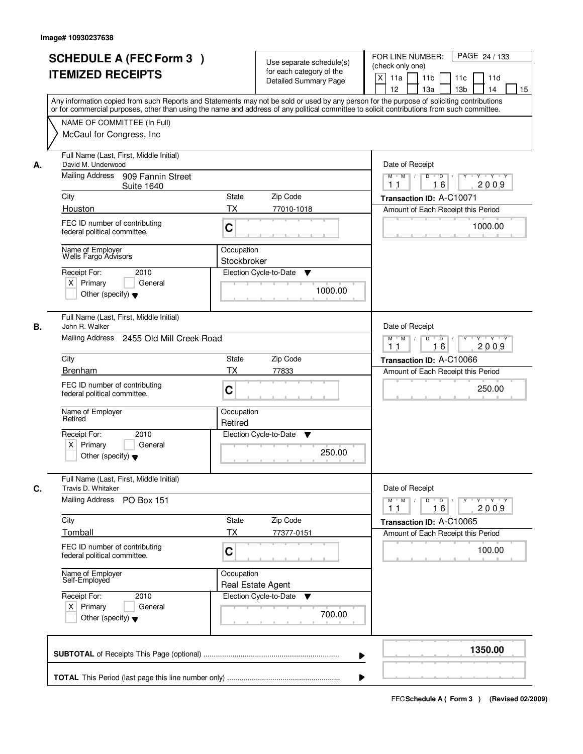Image# 10930237638

# SCHEDULE A (FEC Form 3 )
# ITEMIZED RECEIPTS

Use separate schedule(s) for each category of the Detailed Summary Page

FOR LINE NUMBER: (check only one)

[X] 11a [ ] 11b [ ] 11c [ ] 11d [ ] 12 [ ] 13a [ ] 13b [ ] 14 [ ] 15

PAGE 24 / 133

Any information copied from such Reports and Statements may not be sold or used by any person for the purpose of soliciting contributions or for commercial purposes, other than using the name and address of any political committee to solicit contributions from such committee.

NAME OF COMMITTEE (In Full)

McCaul for Congress, Inc

---

**A.** Full Name (Last, First, Middle Initial): David M. Underwood

Mailing Address: 909 Fannin Street, Suite 1640

City: Houston | State: TX | Zip Code: 77010-1018

FEC ID number of contributing federal political committee: C

Name of Employer: Wells Fargo Advisors

Occupation: Stockbroker

Receipt For: 2010 — [X] Primary [ ] General [ ] Other (specify)

Election Cycle-to-Date: 1000.00

Date of Receipt: 11/16/2009

Transaction ID: A-C10071

Amount of Each Receipt this Period: 1000.00

---

**B.** Full Name (Last, First, Middle Initial): John R. Walker

Mailing Address: 2455 Old Mill Creek Road

City: Brenham | State: TX | Zip Code: 77833

FEC ID number of contributing federal political committee: C

Name of Employer: Retired

Occupation: Retired

Receipt For: 2010 — [X] Primary [ ] General [ ] Other (specify)

Election Cycle-to-Date: 250.00

Date of Receipt: 11/16/2009

Transaction ID: A-C10066

Amount of Each Receipt this Period: 250.00

---

**C.** Full Name (Last, First, Middle Initial): Travis D. Whitaker

Mailing Address: PO Box 151

City: Tomball | State: TX | Zip Code: 77377-0151

FEC ID number of contributing federal political committee: C

Name of Employer: Self-Employed

Occupation: Real Estate Agent

Receipt For: 2010 — [X] Primary [ ] General [ ] Other (specify)

Election Cycle-to-Date: 700.00

Date of Receipt: 11/16/2009

Transaction ID: A-C10065

Amount of Each Receipt this Period: 100.00

---

**SUBTOTAL** of Receipts This Page (optional): **1350.00**

**TOTAL** This Period (last page this line number only):

FEC **Schedule A ( Form 3 )** (Revised 02/2009)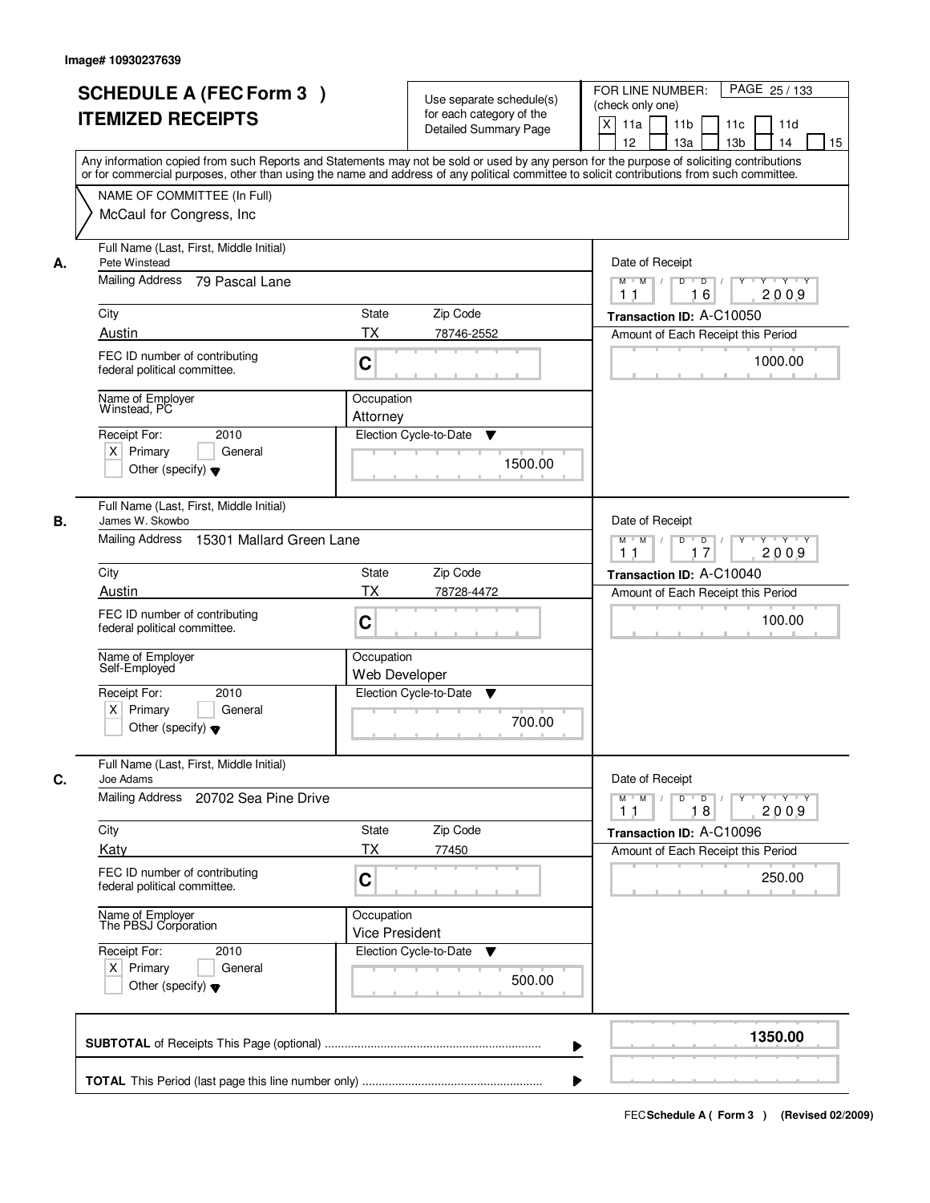Image# 10930237639

# SCHEDULE A (FEC Form 3 ) ITEMIZED RECEIPTS

Use separate schedule(s) for each category of the Detailed Summary Page

FOR LINE NUMBER: (check only one)

[X] 11a [ ] 11b [ ] 11c [ ] 11d [ ] 12 [ ] 13a [ ] 13b [ ] 14 [ ] 15

PAGE 25 / 133

Any information copied from such Reports and Statements may not be sold or used by any person for the purpose of soliciting contributions or for commercial purposes, other than using the name and address of any political committee to solicit contributions from such committee.

NAME OF COMMITTEE (In Full)

McCaul for Congress, Inc

---

**A.**

Full Name (Last, First, Middle Initial): Pete Winstead

Mailing Address: 79 Pascal Lane

City: Austin | State: TX | Zip Code: 78746-2552

FEC ID number of contributing federal political committee: C

Name of Employer: Winstead, PC

Occupation: Attorney

Receipt For: 2010 — [X] Primary [ ] General [ ] Other (specify)

Election Cycle-to-Date: 1500.00

Date of Receipt: 11 / 16 / 2009

Transaction ID: A-C10050

Amount of Each Receipt this Period: 1000.00

---

**B.**

Full Name (Last, First, Middle Initial): James W. Skowbo

Mailing Address: 15301 Mallard Green Lane

City: Austin | State: TX | Zip Code: 78728-4472

FEC ID number of contributing federal political committee: C

Name of Employer: Self-Employed

Occupation: Web Developer

Receipt For: 2010 — [X] Primary [ ] General [ ] Other (specify)

Election Cycle-to-Date: 700.00

Date of Receipt: 11 / 17 / 2009

Transaction ID: A-C10040

Amount of Each Receipt this Period: 100.00

---

**C.**

Full Name (Last, First, Middle Initial): Joe Adams

Mailing Address: 20702 Sea Pine Drive

City: Katy | State: TX | Zip Code: 77450

FEC ID number of contributing federal political committee: C

Name of Employer: The PBSJ Corporation

Occupation: Vice President

Receipt For: 2010 — [X] Primary [ ] General [ ] Other (specify)

Election Cycle-to-Date: 500.00

Date of Receipt: 11 / 18 / 2009

Transaction ID: A-C10096

Amount of Each Receipt this Period: 250.00

---

**SUBTOTAL** of Receipts This Page (optional): **1350.00**

**TOTAL** This Period (last page this line number only):

FEC **Schedule A ( Form 3 )** (Revised 02/2009)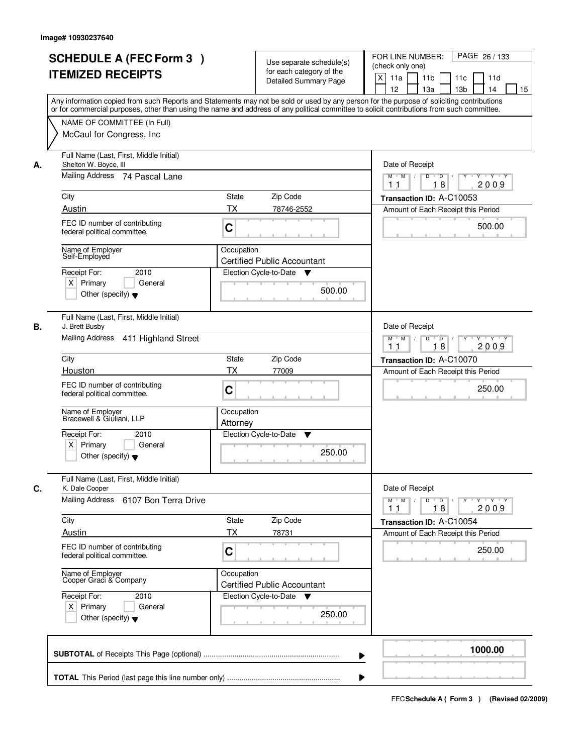Image# 10930237640

# SCHEDULE A (FEC Form 3 ) ITEMIZED RECEIPTS

Use separate schedule(s) for each category of the Detailed Summary Page

FOR LINE NUMBER: (check only one)

PAGE 26 / 133

[X] 11a [ ] 11b [ ] 11c [ ] 11d [ ] 12 [ ] 13a [ ] 13b [ ] 14 [ ] 15

Any information copied from such Reports and Statements may not be sold or used by any person for the purpose of soliciting contributions or for commercial purposes, other than using the name and address of any political committee to solicit contributions from such committee.

NAME OF COMMITTEE (In Full)
McCaul for Congress, Inc

## A.

Full Name (Last, First, Middle Initial): Shelton W. Boyce, III

Mailing Address: 74 Pascal Lane

City: Austin | State: TX | Zip Code: 78746-2552

FEC ID number of contributing federal political committee: C

Name of Employer: Self-Employed

Occupation: Certified Public Accountant

Receipt For: 2010 — [X] Primary [ ] General [ ] Other (specify)

Election Cycle-to-Date: 500.00

Date of Receipt: 11 18 2009

Transaction ID: A-C10053

Amount of Each Receipt this Period: 500.00

## B.

Full Name (Last, First, Middle Initial): J. Brett Busby

Mailing Address: 411 Highland Street

City: Houston | State: TX | Zip Code: 77009

FEC ID number of contributing federal political committee: C

Name of Employer: Bracewell & Giuliani, LLP

Occupation: Attorney

Receipt For: 2010 — [X] Primary [ ] General [ ] Other (specify)

Election Cycle-to-Date: 250.00

Date of Receipt: 11 18 2009

Transaction ID: A-C10070

Amount of Each Receipt this Period: 250.00

## C.

Full Name (Last, First, Middle Initial): K. Dale Cooper

Mailing Address: 6107 Bon Terra Drive

City: Austin | State: TX | Zip Code: 78731

FEC ID number of contributing federal political committee: C

Name of Employer: Cooper Graci & Company

Occupation: Certified Public Accountant

Receipt For: 2010 — [X] Primary [ ] General [ ] Other (specify)

Election Cycle-to-Date: 250.00

Date of Receipt: 11 18 2009

Transaction ID: A-C10054

Amount of Each Receipt this Period: 250.00

**SUBTOTAL** of Receipts This Page (optional): **1000.00**

**TOTAL** This Period (last page this line number only):

FEC **Schedule A ( Form 3 )** (Revised 02/2009)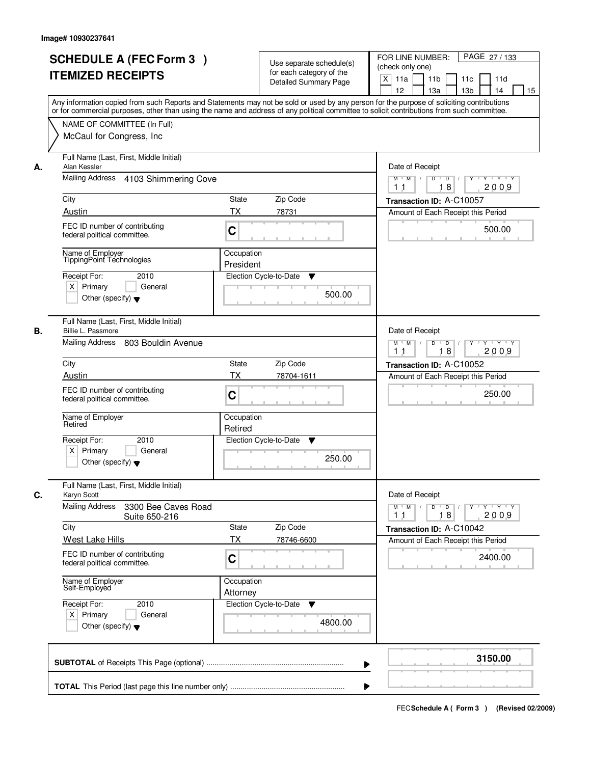Image# 10930237641

# SCHEDULE A (FEC Form 3 )
## ITEMIZED RECEIPTS

Use separate schedule(s) for each category of the Detailed Summary Page

FOR LINE NUMBER: (check only one)
[X] 11a [ ] 11b [ ] 11c [ ] 11d [ ] 12 [ ] 13a [ ] 13b [ ] 14 [ ] 15

Any information copied from such Reports and Statements may not be sold or used by any person for the purpose of soliciting contributions or for commercial purposes, other than using the name and address of any political committee to solicit contributions from such committee.

NAME OF COMMITTEE (In Full)
McCaul for Congress, Inc

---

**A.** Full Name (Last, First, Middle Initial): Alan Kessler

Mailing Address: 4103 Shimmering Cove

City: Austin | State: TX | Zip Code: 78731

FEC ID number of contributing federal political committee: C

Name of Employer: TippingPoint Technologies

Occupation: President

Receipt For: 2010 — [X] Primary [ ] General [ ] Other (specify)

Election Cycle-to-Date: 500.00

Date of Receipt: 11 / 18 / 2009

Transaction ID: A-C10057

Amount of Each Receipt this Period: 500.00

---

**B.** Full Name (Last, First, Middle Initial): Billie L. Passmore

Mailing Address: 803 Bouldin Avenue

City: Austin | State: TX | Zip Code: 78704-1611

FEC ID number of contributing federal political committee: C

Name of Employer: Retired

Occupation: Retired

Receipt For: 2010 — [X] Primary [ ] General [ ] Other (specify)

Election Cycle-to-Date: 250.00

Date of Receipt: 11 / 18 / 2009

Transaction ID: A-C10052

Amount of Each Receipt this Period: 250.00

---

**C.** Full Name (Last, First, Middle Initial): Karyn Scott

Mailing Address: 3300 Bee Caves Road Suite 650-216

City: West Lake Hills | State: TX | Zip Code: 78746-6600

FEC ID number of contributing federal political committee: C

Name of Employer: Self-Employed

Occupation: Attorney

Receipt For: 2010 — [X] Primary [ ] General [ ] Other (specify)

Election Cycle-to-Date: 4800.00

Date of Receipt: 11 / 18 / 2009

Transaction ID: A-C10042

Amount of Each Receipt this Period: 2400.00

---

**SUBTOTAL** of Receipts This Page (optional): **3150.00**

**TOTAL** This Period (last page this line number only):

FEC Schedule A ( Form 3 ) (Revised 02/2009)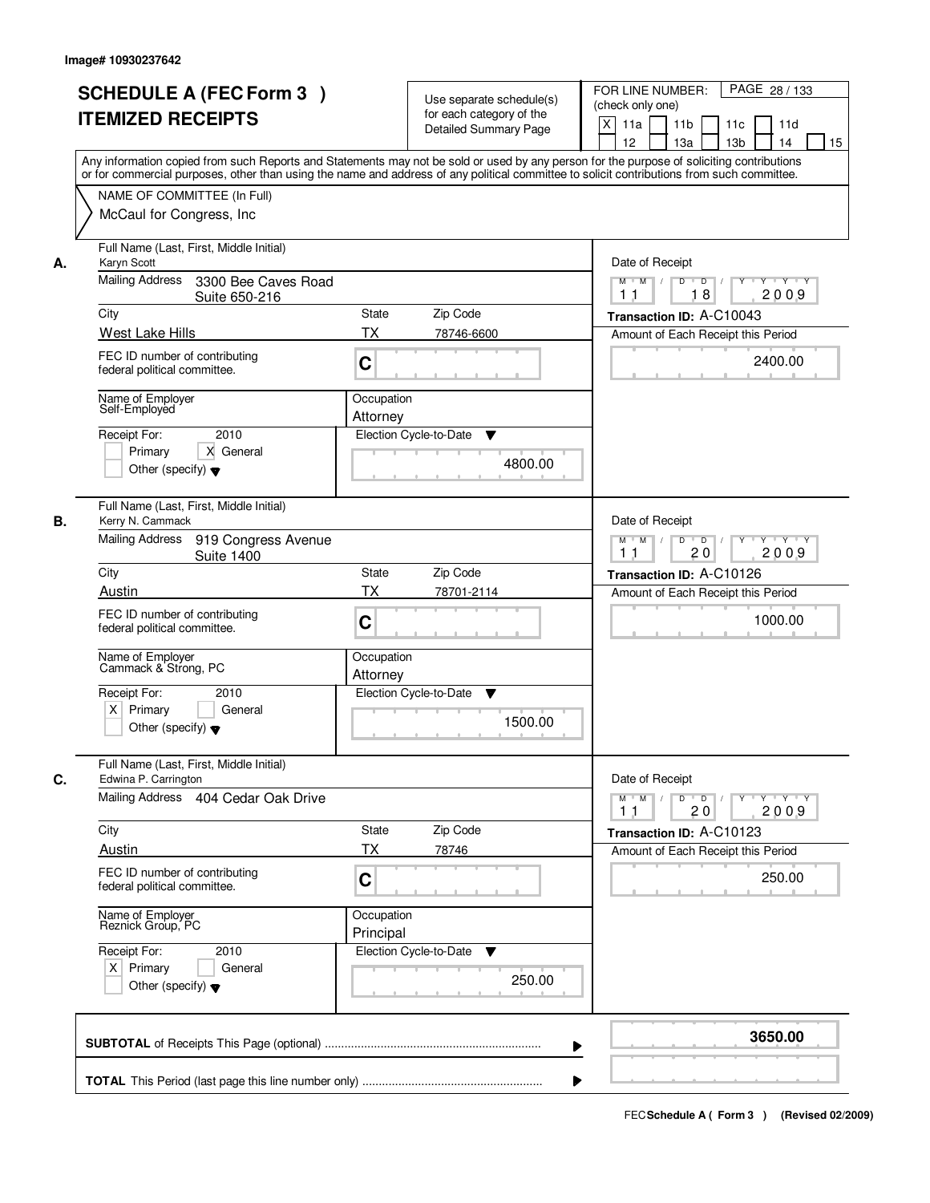Image# 10930237642

# SCHEDULE A (FEC Form 3 ) ITEMIZED RECEIPTS

Use separate schedule(s) for each category of the Detailed Summary Page

FOR LINE NUMBER: (check only one)

[X] 11a [ ] 11b [ ] 11c [ ] 11d [ ] 12 [ ] 13a [ ] 13b [ ] 14 [ ] 15

PAGE 28 / 133

Any information copied from such Reports and Statements may not be sold or used by any person for the purpose of soliciting contributions or for commercial purposes, other than using the name and address of any political committee to solicit contributions from such committee.

NAME OF COMMITTEE (In Full)

McCaul for Congress, Inc

---

**A.** Full Name (Last, First, Middle Initial): Karyn Scott

Mailing Address: 3300 Bee Caves Road Suite 650-216

City: West Lake Hills | State: TX | Zip Code: 78746-6600

FEC ID number of contributing federal political committee: C

Name of Employer: Self-Employed

Occupation: Attorney

Receipt For: 2010 — [ ] Primary [X] General [ ] Other (specify)

Election Cycle-to-Date: 4800.00

Date of Receipt: 11 18 2009

Transaction ID: A-C10043

Amount of Each Receipt this Period: 2400.00

---

**B.** Full Name (Last, First, Middle Initial): Kerry N. Cammack

Mailing Address: 919 Congress Avenue Suite 1400

City: Austin | State: TX | Zip Code: 78701-2114

FEC ID number of contributing federal political committee: C

Name of Employer: Cammack & Strong, PC

Occupation: Attorney

Receipt For: 2010 — [X] Primary [ ] General [ ] Other (specify)

Election Cycle-to-Date: 1500.00

Date of Receipt: 11 20 2009

Transaction ID: A-C10126

Amount of Each Receipt this Period: 1000.00

---

**C.** Full Name (Last, First, Middle Initial): Edwina P. Carrington

Mailing Address: 404 Cedar Oak Drive

City: Austin | State: TX | Zip Code: 78746

FEC ID number of contributing federal political committee: C

Name of Employer: Reznick Group, PC

Occupation: Principal

Receipt For: 2010 — [X] Primary [ ] General [ ] Other (specify)

Election Cycle-to-Date: 250.00

Date of Receipt: 11 20 2009

Transaction ID: A-C10123

Amount of Each Receipt this Period: 250.00

---

**SUBTOTAL** of Receipts This Page (optional): **3650.00**

**TOTAL** This Period (last page this line number only):

FEC Schedule A ( Form 3 ) (Revised 02/2009)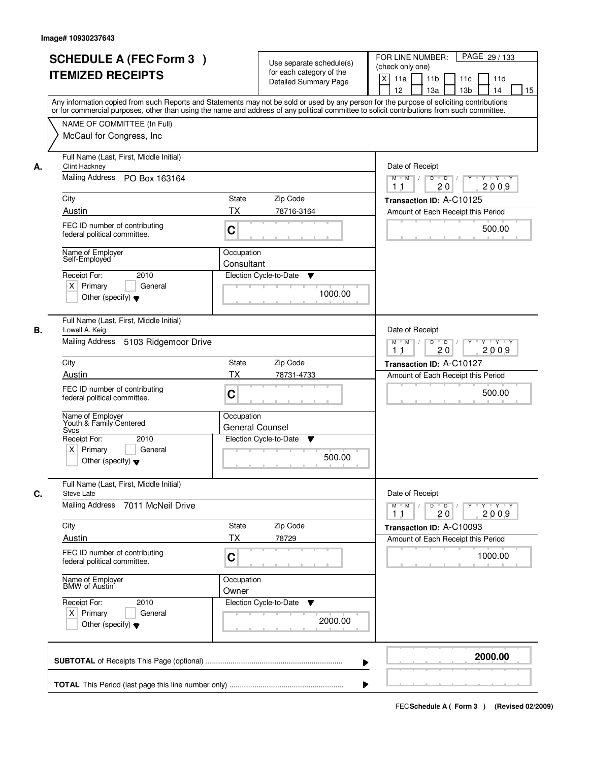Image# 10930237643

# SCHEDULE A (FEC Form 3 )
# ITEMIZED RECEIPTS

Use separate schedule(s) for each category of the Detailed Summary Page

FOR LINE NUMBER: (check only one)

[X] 11a [ ] 11b [ ] 11c [ ] 11d [ ] 12 [ ] 13a [ ] 13b [ ] 14 [ ] 15

Any information copied from such Reports and Statements may not be sold or used by any person for the purpose of soliciting contributions or for commercial purposes, other than using the name and address of any political committee to solicit contributions from such committee.

NAME OF COMMITTEE (In Full)
McCaul for Congress, Inc

**A.** Full Name (Last, First, Middle Initial): Clint Hackney
Mailing Address: PO Box 163164
City: Austin | State: TX | Zip Code: 78716-3164
FEC ID number of contributing federal political committee: C
Name of Employer: Self-Employed
Occupation: Consultant
Receipt For: 2010 [X] Primary [ ] General [ ] Other (specify)
Election Cycle-to-Date: 1000.00
Date of Receipt: 11 / 20 / 2009
Transaction ID: A-C10125
Amount of Each Receipt this Period: 500.00

**B.** Full Name (Last, First, Middle Initial): Lowell A. Keig
Mailing Address: 5103 Ridgemoor Drive
City: Austin | State: TX | Zip Code: 78731-4733
FEC ID number of contributing federal political committee: C
Name of Employer: Youth & Family Centered Svcs
Occupation: General Counsel
Receipt For: 2010 [X] Primary [ ] General [ ] Other (specify)
Election Cycle-to-Date: 500.00
Date of Receipt: 11 / 20 / 2009
Transaction ID: A-C10127
Amount of Each Receipt this Period: 500.00

**C.** Full Name (Last, First, Middle Initial): Steve Late
Mailing Address: 7011 McNeil Drive
City: Austin | State: TX | Zip Code: 78729
FEC ID number of contributing federal political committee: C
Name of Employer: BMW of Austin
Occupation: Owner
Receipt For: 2010 [X] Primary [ ] General [ ] Other (specify)
Election Cycle-to-Date: 2000.00
Date of Receipt: 11 / 20 / 2009
Transaction ID: A-C10093
Amount of Each Receipt this Period: 1000.00

**SUBTOTAL** of Receipts This Page (optional): **2000.00**

**TOTAL** This Period (last page this line number only):

FEC Schedule A ( Form 3 ) (Revised 02/2009)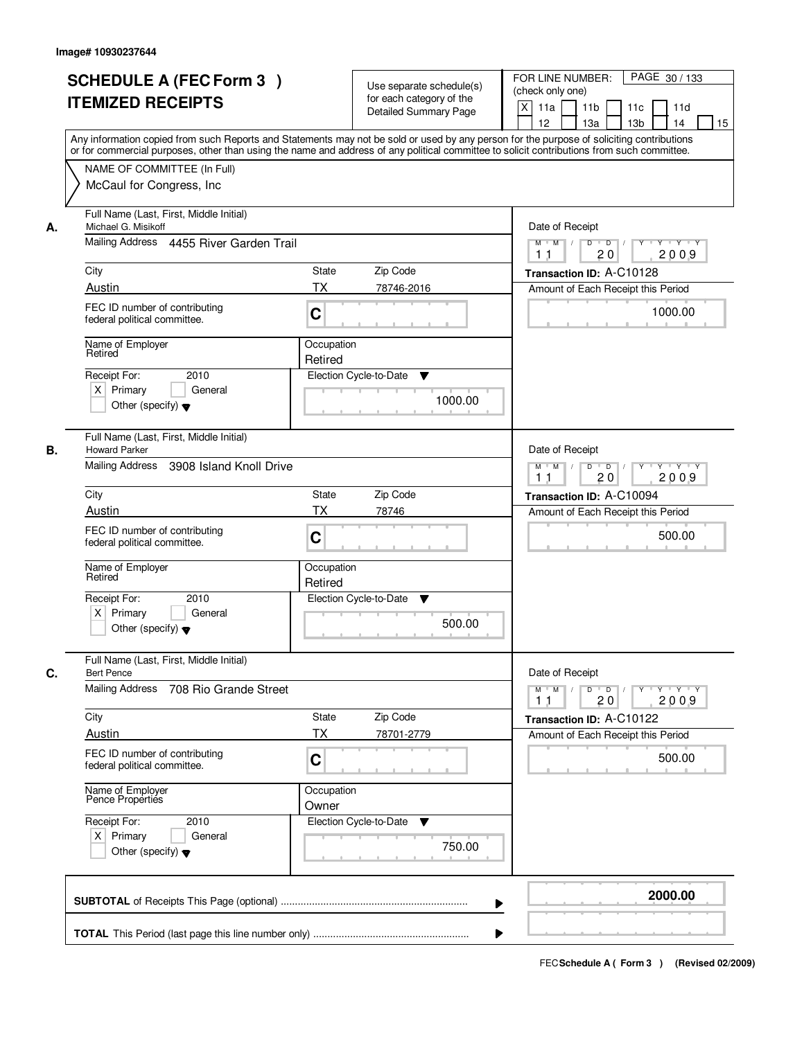Image# 10930237644

# SCHEDULE A (FEC Form 3 )
# ITEMIZED RECEIPTS

Use separate schedule(s) for each category of the Detailed Summary Page

FOR LINE NUMBER: (check only one)

[X] 11a [ ] 11b [ ] 11c [ ] 11d [ ] 12 [ ] 13a [ ] 13b [ ] 14 [ ] 15

Any information copied from such Reports and Statements may not be sold or used by any person for the purpose of soliciting contributions or for commercial purposes, other than using the name and address of any political committee to solicit contributions from such committee.

NAME OF COMMITTEE (In Full)

McCaul for Congress, Inc

---

**A.** Full Name (Last, First, Middle Initial): Michael G. Misikoff

Mailing Address: 4455 River Garden Trail

City: Austin | State: TX | Zip Code: 78746-2016

FEC ID number of contributing federal political committee: C

Name of Employer: Retired

Occupation: Retired

Receipt For: 2010 — [X] Primary [ ] General [ ] Other (specify)

Election Cycle-to-Date: 1000.00

Date of Receipt: 11 20 2009

Transaction ID: A-C10128

Amount of Each Receipt this Period: 1000.00

---

**B.** Full Name (Last, First, Middle Initial): Howard Parker

Mailing Address: 3908 Island Knoll Drive

City: Austin | State: TX | Zip Code: 78746

FEC ID number of contributing federal political committee: C

Name of Employer: Retired

Occupation: Retired

Receipt For: 2010 — [X] Primary [ ] General [ ] Other (specify)

Election Cycle-to-Date: 500.00

Date of Receipt: 11 20 2009

Transaction ID: A-C10094

Amount of Each Receipt this Period: 500.00

---

**C.** Full Name (Last, First, Middle Initial): Bert Pence

Mailing Address: 708 Rio Grande Street

City: Austin | State: TX | Zip Code: 78701-2779

FEC ID number of contributing federal political committee: C

Name of Employer: Pence Properties

Occupation: Owner

Receipt For: 2010 — [X] Primary [ ] General [ ] Other (specify)

Election Cycle-to-Date: 750.00

Date of Receipt: 11 20 2009

Transaction ID: A-C10122

Amount of Each Receipt this Period: 500.00

---

**SUBTOTAL** of Receipts This Page (optional): 2000.00

**TOTAL** This Period (last page this line number only):

FEC Schedule A ( Form 3 ) (Revised 02/2009)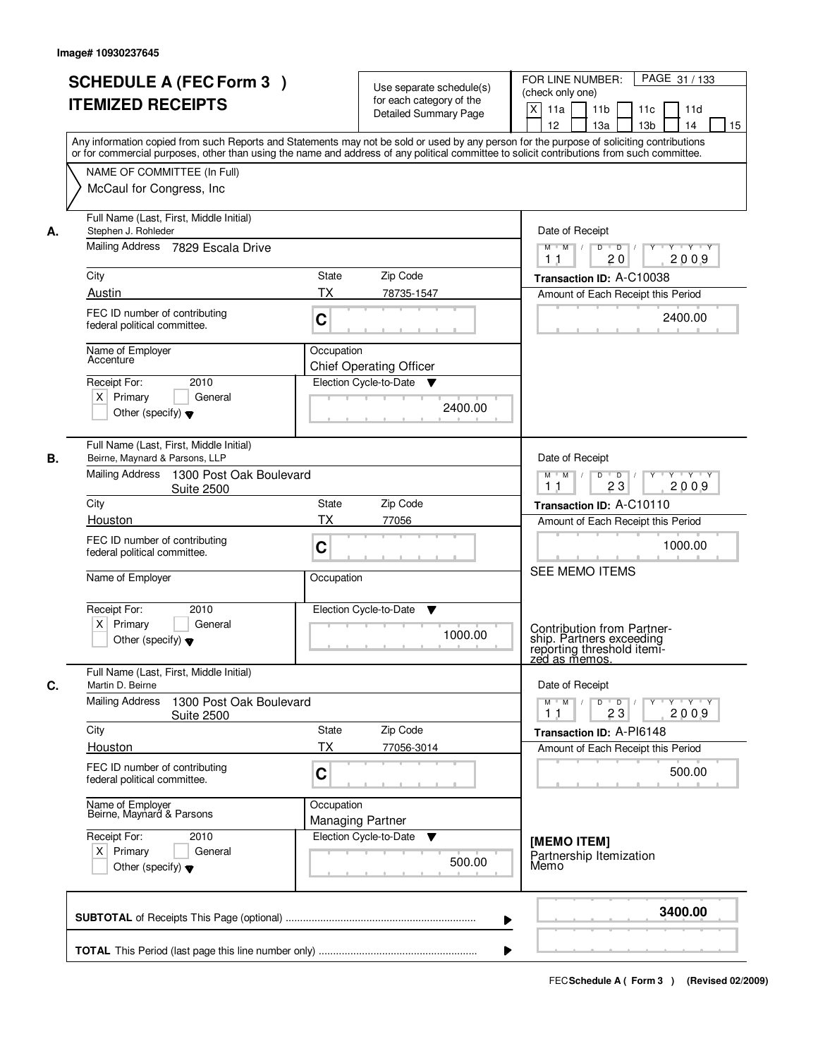Image# 10930237645

# SCHEDULE A (FEC Form 3 )
# ITEMIZED RECEIPTS

Use separate schedule(s) for each category of the Detailed Summary Page

FOR LINE NUMBER: (check only one)

[X] 11a [ ] 11b [ ] 11c [ ] 11d [ ] 12 [ ] 13a [ ] 13b [ ] 14 [ ] 15

PAGE 31 / 133

Any information copied from such Reports and Statements may not be sold or used by any person for the purpose of soliciting contributions or for commercial purposes, other than using the name and address of any political committee to solicit contributions from such committee.

NAME OF COMMITTEE (In Full)
McCaul for Congress, Inc

---

**A.** Full Name (Last, First, Middle Initial)
Stephen J. Rohleder

Mailing Address: 7829 Escala Drive

City: Austin | State: TX | Zip Code: 78735-1547

FEC ID number of contributing federal political committee: C

Name of Employer: Accenture

Occupation: Chief Operating Officer

Receipt For: 2010
[X] Primary [ ] General
[ ] Other (specify)

Election Cycle-to-Date: 2400.00

Date of Receipt: 11 / 20 / 2009

Transaction ID: A-C10038

Amount of Each Receipt this Period: 2400.00

---

**B.** Full Name (Last, First, Middle Initial)
Beirne, Maynard & Parsons, LLP

Mailing Address: 1300 Post Oak Boulevard
Suite 2500

City: Houston | State: TX | Zip Code: 77056

FEC ID number of contributing federal political committee: C

Name of Employer:

Occupation:

Receipt For: 2010
[X] Primary [ ] General
[ ] Other (specify)

Election Cycle-to-Date: 1000.00

Date of Receipt: 11 / 23 / 2009

Transaction ID: A-C10110

Amount of Each Receipt this Period: 1000.00

SEE MEMO ITEMS

Contribution from Partnership. Partners exceeding reporting threshold itemized as memos.

---

**C.** Full Name (Last, First, Middle Initial)
Martin D. Beirne

Mailing Address: 1300 Post Oak Boulevard
Suite 2500

City: Houston | State: TX | Zip Code: 77056-3014

FEC ID number of contributing federal political committee: C

Name of Employer: Beirne, Maynard & Parsons

Occupation: Managing Partner

Receipt For: 2010
[X] Primary [ ] General
[ ] Other (specify)

Election Cycle-to-Date: 500.00

Date of Receipt: 11 / 23 / 2009

Transaction ID: A-PI6148

Amount of Each Receipt this Period: 500.00

[MEMO ITEM]
Partnership Itemization Memo

---

**SUBTOTAL** of Receipts This Page (optional): **3400.00**

**TOTAL** This Period (last page this line number only):

FEC Schedule A ( Form 3 ) (Revised 02/2009)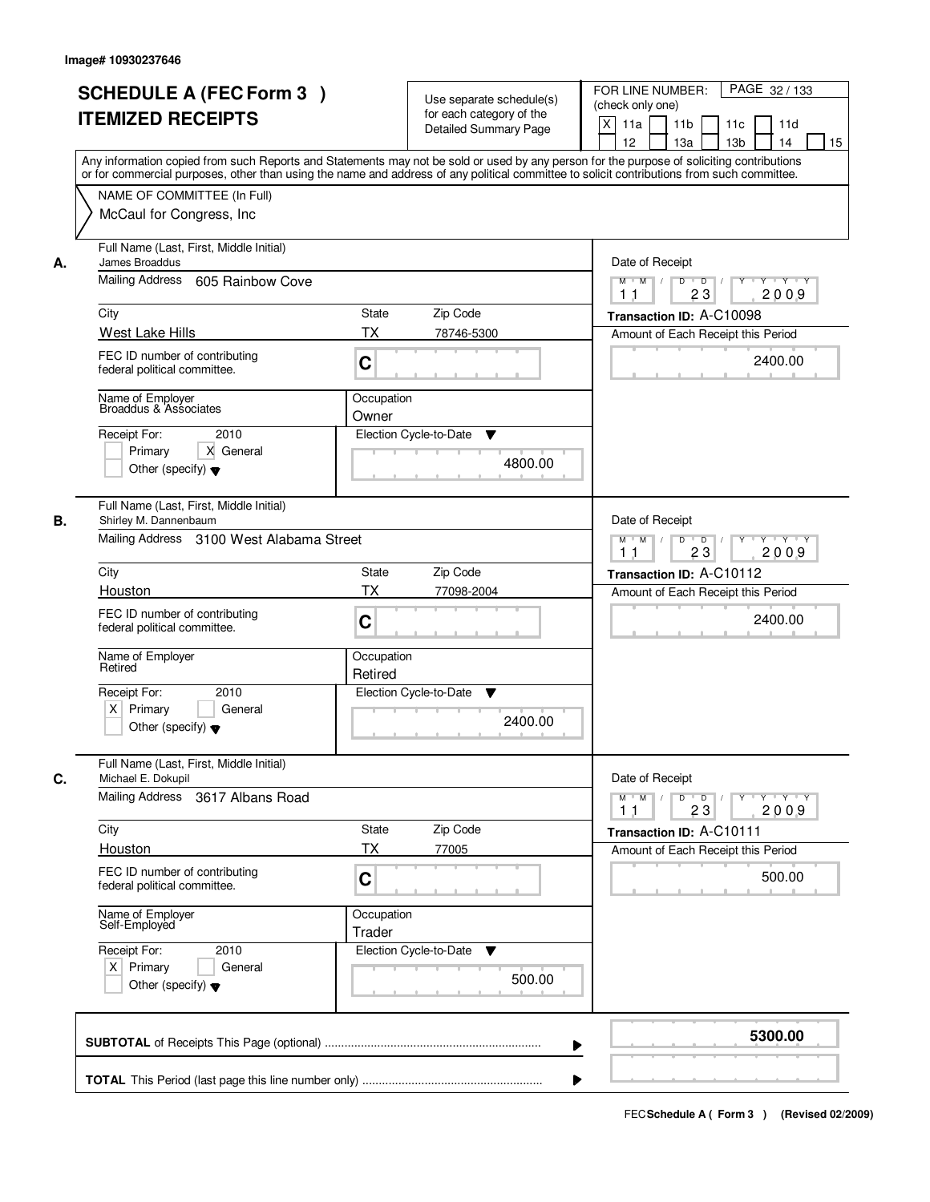Image# 10930237646

# SCHEDULE A (FEC Form 3 )
# ITEMIZED RECEIPTS

Use separate schedule(s) for each category of the Detailed Summary Page

FOR LINE NUMBER: (check only one)

- [X] 11a
- [ ] 11b
- [ ] 11c
- [ ] 11d
- [ ] 12
- [ ] 13a
- [ ] 13b
- [ ] 14
- [ ] 15

PAGE 32 / 133

Any information copied from such Reports and Statements may not be sold or used by any person for the purpose of soliciting contributions or for commercial purposes, other than using the name and address of any political committee to solicit contributions from such committee.

NAME OF COMMITTEE (In Full)
McCaul for Congress, Inc

---

**A.** Full Name (Last, First, Middle Initial): James Broaddus

Mailing Address: 605 Rainbow Cove

City: West Lake Hills | State: TX | Zip Code: 78746-5300

FEC ID number of contributing federal political committee: C

Name of Employer: Broaddus & Associates

Occupation: Owner

Receipt For: 2010
- [ ] Primary
- [X] General
- [ ] Other (specify)

Election Cycle-to-Date: 4800.00

Date of Receipt: 11 / 23 / 2009

Transaction ID: A-C10098

Amount of Each Receipt this Period: 2400.00

---

**B.** Full Name (Last, First, Middle Initial): Shirley M. Dannenbaum

Mailing Address: 3100 West Alabama Street

City: Houston | State: TX | Zip Code: 77098-2004

FEC ID number of contributing federal political committee: C

Name of Employer: Retired

Occupation: Retired

Receipt For: 2010
- [X] Primary
- [ ] General
- [ ] Other (specify)

Election Cycle-to-Date: 2400.00

Date of Receipt: 11 / 23 / 2009

Transaction ID: A-C10112

Amount of Each Receipt this Period: 2400.00

---

**C.** Full Name (Last, First, Middle Initial): Michael E. Dokupil

Mailing Address: 3617 Albans Road

City: Houston | State: TX | Zip Code: 77005

FEC ID number of contributing federal political committee: C

Name of Employer: Self-Employed

Occupation: Trader

Receipt For: 2010
- [X] Primary
- [ ] General
- [ ] Other (specify)

Election Cycle-to-Date: 500.00

Date of Receipt: 11 / 23 / 2009

Transaction ID: A-C10111

Amount of Each Receipt this Period: 500.00

---

**SUBTOTAL** of Receipts This Page (optional): **5300.00**

**TOTAL** This Period (last page this line number only):

FEC Schedule A ( Form 3 ) (Revised 02/2009)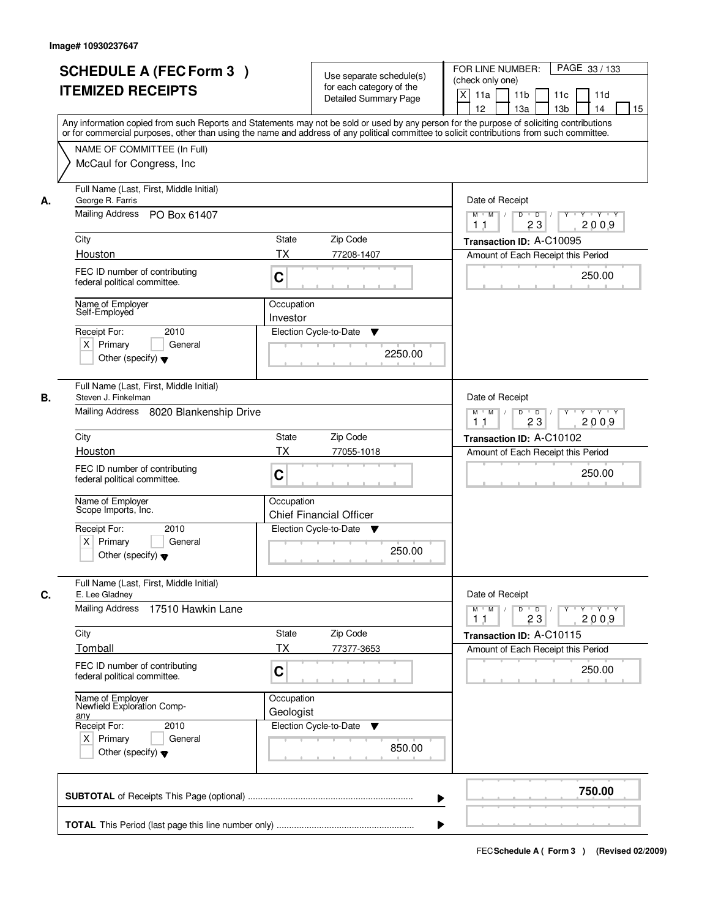Image# 10930237647

# SCHEDULE A (FEC Form 3 ) ITEMIZED RECEIPTS

Use separate schedule(s) for each category of the Detailed Summary Page

FOR LINE NUMBER: (check only one)

[X] 11a [ ] 11b [ ] 11c [ ] 11d [ ] 12 [ ] 13a [ ] 13b [ ] 14 [ ] 15

Any information copied from such Reports and Statements may not be sold or used by any person for the purpose of soliciting contributions or for commercial purposes, other than using the name and address of any political committee to solicit contributions from such committee.

NAME OF COMMITTEE (In Full)
McCaul for Congress, Inc

---

**A.**

Full Name (Last, First, Middle Initial): George R. Farris

Mailing Address: PO Box 61407

City: Houston | State: TX | Zip Code: 77208-1407

FEC ID number of contributing federal political committee: C

Name of Employer: Self-Employed

Occupation: Investor

Receipt For: 2010 [X] Primary [ ] General [ ] Other (specify)

Election Cycle-to-Date: 2250.00

Date of Receipt: 11 / 23 / 2009

Transaction ID: A-C10095

Amount of Each Receipt this Period: 250.00

---

**B.**

Full Name (Last, First, Middle Initial): Steven J. Finkelman

Mailing Address: 8020 Blankenship Drive

City: Houston | State: TX | Zip Code: 77055-1018

FEC ID number of contributing federal political committee: C

Name of Employer: Scope Imports, Inc.

Occupation: Chief Financial Officer

Receipt For: 2010 [X] Primary [ ] General [ ] Other (specify)

Election Cycle-to-Date: 250.00

Date of Receipt: 11 / 23 / 2009

Transaction ID: A-C10102

Amount of Each Receipt this Period: 250.00

---

**C.**

Full Name (Last, First, Middle Initial): E. Lee Gladney

Mailing Address: 17510 Hawkin Lane

City: Tomball | State: TX | Zip Code: 77377-3653

FEC ID number of contributing federal political committee: C

Name of Employer: Newfield Exploration Company

Occupation: Geologist

Receipt For: 2010 [X] Primary [ ] General [ ] Other (specify)

Election Cycle-to-Date: 850.00

Date of Receipt: 11 / 23 / 2009

Transaction ID: A-C10115

Amount of Each Receipt this Period: 250.00

---

**SUBTOTAL** of Receipts This Page (optional): **750.00**

**TOTAL** This Period (last page this line number only):

FEC Schedule A ( Form 3 ) (Revised 02/2009)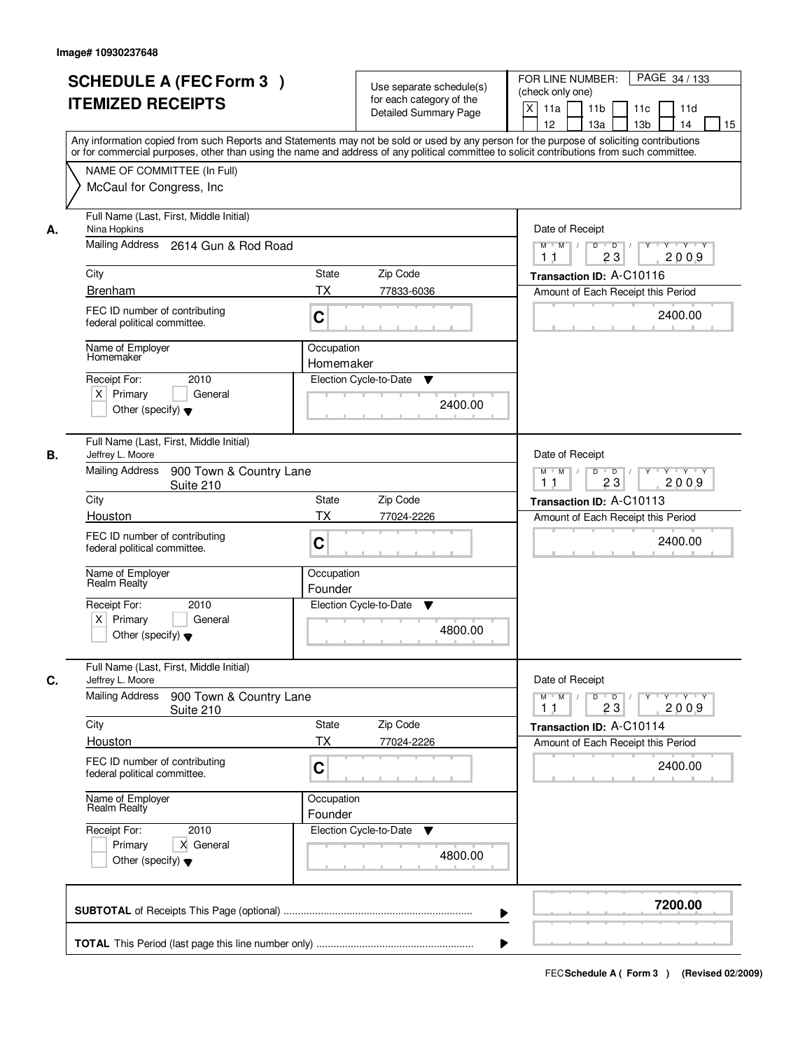Image# 10930237648

# SCHEDULE A (FEC Form 3 ) ITEMIZED RECEIPTS

Use separate schedule(s) for each category of the Detailed Summary Page

FOR LINE NUMBER: (check only one)

X 11a | 11b | 11c | 11d | 12 | 13a | 13b | 14 | 15

PAGE 34 / 133

Any information copied from such Reports and Statements may not be sold or used by any person for the purpose of soliciting contributions or for commercial purposes, other than using the name and address of any political committee to solicit contributions from such committee.

NAME OF COMMITTEE (In Full)
McCaul for Congress, Inc

**A.** Full Name (Last, First, Middle Initial): Nina Hopkins

Mailing Address: 2614 Gun & Rod Road

City: Brenham | State: TX | Zip Code: 77833-6036

FEC ID number of contributing federal political committee: C

Name of Employer: Homemaker

Occupation: Homemaker

Receipt For: 2010 — [X] Primary [ ] General [ ] Other (specify)

Election Cycle-to-Date: 2400.00

Date of Receipt: 11/23/2009

Transaction ID: A-C10116

Amount of Each Receipt this Period: 2400.00

**B.** Full Name (Last, First, Middle Initial): Jeffrey L. Moore

Mailing Address: 900 Town & Country Lane, Suite 210

City: Houston | State: TX | Zip Code: 77024-2226

FEC ID number of contributing federal political committee: C

Name of Employer: Realm Realty

Occupation: Founder

Receipt For: 2010 — [X] Primary [ ] General [ ] Other (specify)

Election Cycle-to-Date: 4800.00

Date of Receipt: 11/23/2009

Transaction ID: A-C10113

Amount of Each Receipt this Period: 2400.00

**C.** Full Name (Last, First, Middle Initial): Jeffrey L. Moore

Mailing Address: 900 Town & Country Lane, Suite 210

City: Houston | State: TX | Zip Code: 77024-2226

FEC ID number of contributing federal political committee: C

Name of Employer: Realm Realty

Occupation: Founder

Receipt For: 2010 — [ ] Primary [X] General [ ] Other (specify)

Election Cycle-to-Date: 4800.00

Date of Receipt: 11/23/2009

Transaction ID: A-C10114

Amount of Each Receipt this Period: 2400.00

**SUBTOTAL** of Receipts This Page (optional): **7200.00**

**TOTAL** This Period (last page this line number only):

FEC Schedule A ( Form 3 ) (Revised 02/2009)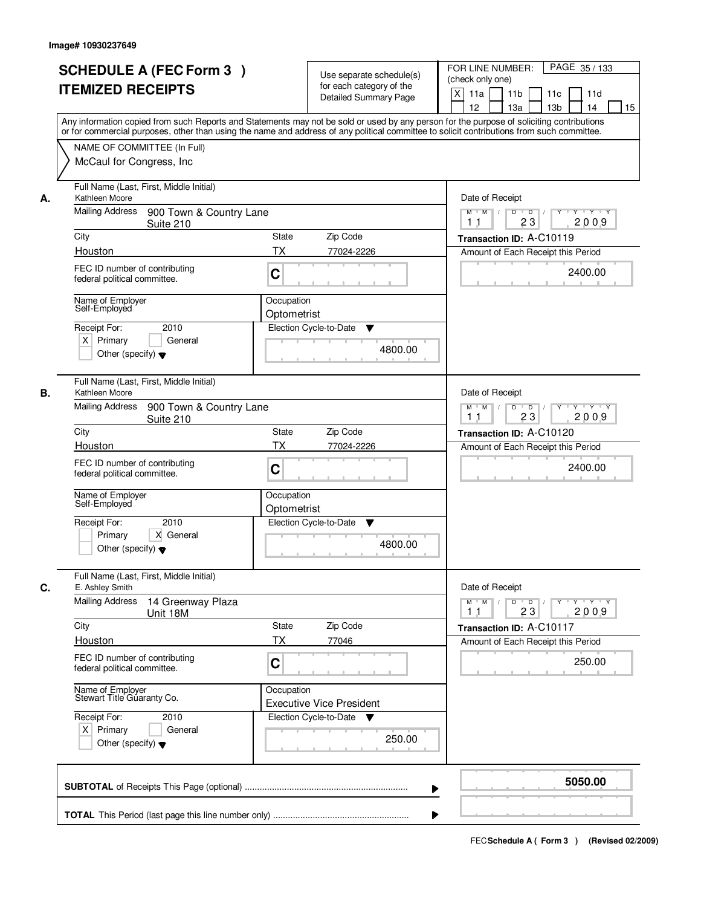Image# 10930237649

# SCHEDULE A (FEC Form 3 )
# ITEMIZED RECEIPTS

Use separate schedule(s) for each category of the Detailed Summary Page

FOR LINE NUMBER: (check only one)

[X] 11a [ ] 11b [ ] 11c [ ] 11d [ ] 12 [ ] 13a [ ] 13b [ ] 14 [ ] 15

PAGE 35 / 133

Any information copied from such Reports and Statements may not be sold or used by any person for the purpose of soliciting contributions or for commercial purposes, other than using the name and address of any political committee to solicit contributions from such committee.

NAME OF COMMITTEE (In Full)
McCaul for Congress, Inc

---

**A.** Full Name (Last, First, Middle Initial): Kathleen Moore

Mailing Address: 900 Town & Country Lane, Suite 210

City: Houston | State: TX | Zip Code: 77024-2226

FEC ID number of contributing federal political committee: C

Name of Employer: Self-Employed

Occupation: Optometrist

Receipt For: 2010 — [X] Primary [ ] General [ ] Other (specify)

Election Cycle-to-Date: 4800.00

Date of Receipt: 11 / 23 / 2009

Transaction ID: A-C10119

Amount of Each Receipt this Period: 2400.00

---

**B.** Full Name (Last, First, Middle Initial): Kathleen Moore

Mailing Address: 900 Town & Country Lane, Suite 210

City: Houston | State: TX | Zip Code: 77024-2226

FEC ID number of contributing federal political committee: C

Name of Employer: Self-Employed

Occupation: Optometrist

Receipt For: 2010 — [ ] Primary [X] General [ ] Other (specify)

Election Cycle-to-Date: 4800.00

Date of Receipt: 11 / 23 / 2009

Transaction ID: A-C10120

Amount of Each Receipt this Period: 2400.00

---

**C.** Full Name (Last, First, Middle Initial): E. Ashley Smith

Mailing Address: 14 Greenway Plaza, Unit 18M

City: Houston | State: TX | Zip Code: 77046

FEC ID number of contributing federal political committee: C

Name of Employer: Stewart Title Guaranty Co.

Occupation: Executive Vice President

Receipt For: 2010 — [X] Primary [ ] General [ ] Other (specify)

Election Cycle-to-Date: 250.00

Date of Receipt: 11 / 23 / 2009

Transaction ID: A-C10117

Amount of Each Receipt this Period: 250.00

---

**SUBTOTAL** of Receipts This Page (optional): **5050.00**

**TOTAL** This Period (last page this line number only):

FEC **Schedule A ( Form 3 )** (Revised 02/2009)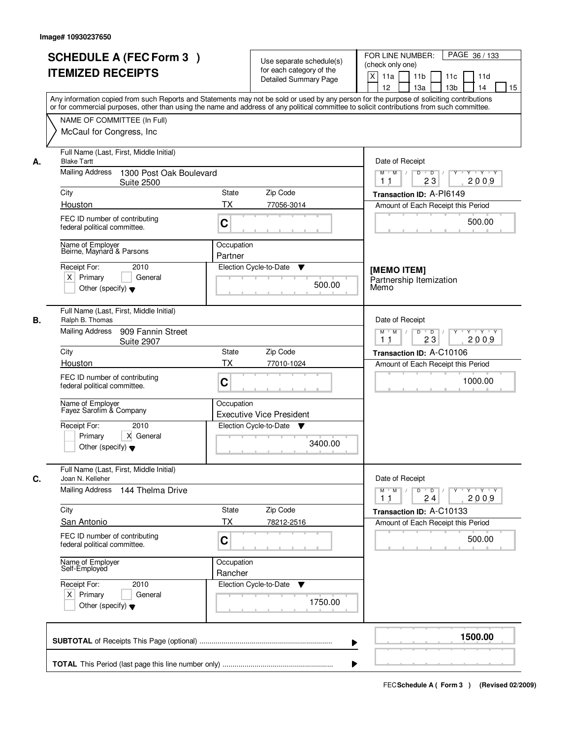Image# 10930237650

# SCHEDULE A (FEC Form 3 ) ITEMIZED RECEIPTS

Use separate schedule(s) for each category of the Detailed Summary Page

FOR LINE NUMBER: (check only one)

[X] 11a [ ] 11b [ ] 11c [ ] 11d [ ] 12 [ ] 13a [ ] 13b [ ] 14 [ ] 15

Any information copied from such Reports and Statements may not be sold or used by any person for the purpose of soliciting contributions or for commercial purposes, other than using the name and address of any political committee to solicit contributions from such committee.

NAME OF COMMITTEE (In Full)

McCaul for Congress, Inc

---

**A.**

Full Name (Last, First, Middle Initial): Blake Tartt

Mailing Address: 1300 Post Oak Boulevard, Suite 2500

City: Houston | State: TX | Zip Code: 77056-3014

FEC ID number of contributing federal political committee: C

Name of Employer: Beirne, Maynard & Parsons

Occupation: Partner

Receipt For: 2010 — [X] Primary [ ] General [ ] Other (specify)

Election Cycle-to-Date: 500.00

Date of Receipt: 11 / 23 / 2009

Transaction ID: A-PI6149

Amount of Each Receipt this Period: 500.00

[MEMO ITEM]
Partnership Itemization Memo

---

**B.**

Full Name (Last, First, Middle Initial): Ralph B. Thomas

Mailing Address: 909 Fannin Street, Suite 2907

City: Houston | State: TX | Zip Code: 77010-1024

FEC ID number of contributing federal political committee: C

Name of Employer: Fayez Sarofim & Company

Occupation: Executive Vice President

Receipt For: 2010 — [ ] Primary [X] General [ ] Other (specify)

Election Cycle-to-Date: 3400.00

Date of Receipt: 11 / 23 / 2009

Transaction ID: A-C10106

Amount of Each Receipt this Period: 1000.00

---

**C.**

Full Name (Last, First, Middle Initial): Joan N. Kelleher

Mailing Address: 144 Thelma Drive

City: San Antonio | State: TX | Zip Code: 78212-2516

FEC ID number of contributing federal political committee: C

Name of Employer: Self-Employed

Occupation: Rancher

Receipt For: 2010 — [X] Primary [ ] General [ ] Other (specify)

Election Cycle-to-Date: 1750.00

Date of Receipt: 11 / 24 / 2009

Transaction ID: A-C10133

Amount of Each Receipt this Period: 500.00

---

**SUBTOTAL** of Receipts This Page (optional): 1500.00

**TOTAL** This Period (last page this line number only):

FEC Schedule A ( Form 3 ) (Revised 02/2009)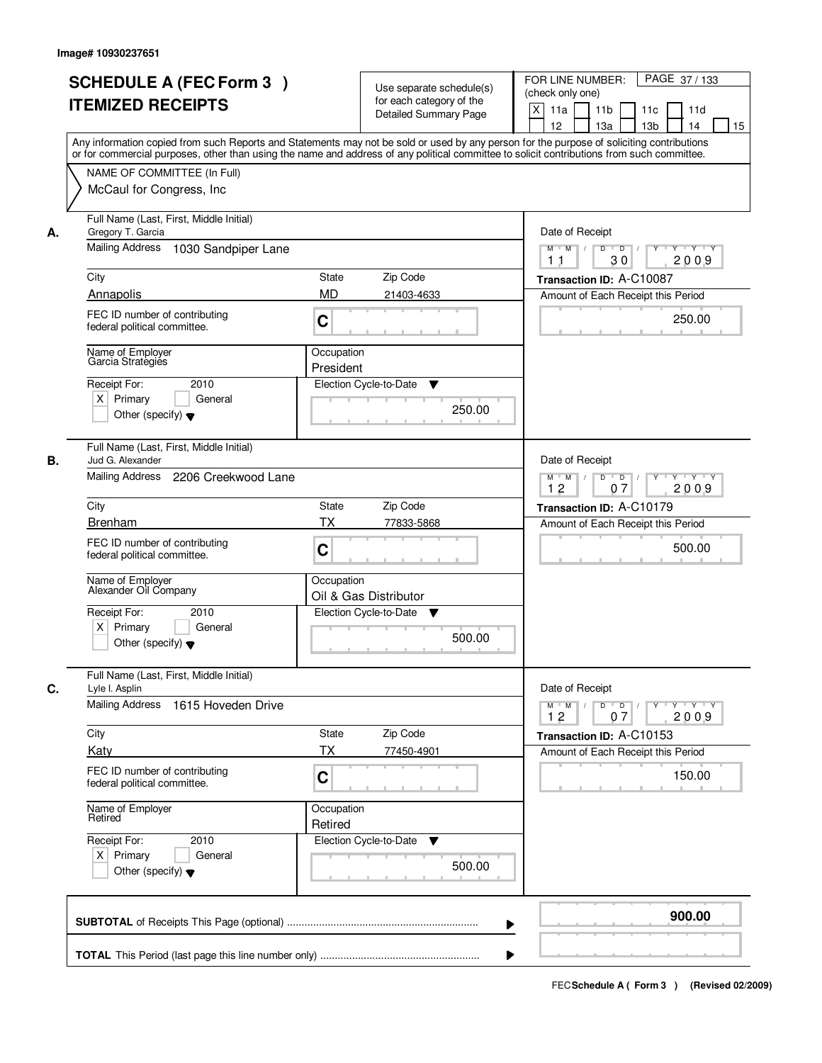Image# 10930237651

# SCHEDULE A (FEC Form 3 ) ITEMIZED RECEIPTS

Use separate schedule(s) for each category of the Detailed Summary Page

FOR LINE NUMBER: (check only one)

[X] 11a [ ] 11b [ ] 11c [ ] 11d [ ] 12 [ ] 13a [ ] 13b [ ] 14 [ ] 15

Any information copied from such Reports and Statements may not be sold or used by any person for the purpose of soliciting contributions or for commercial purposes, other than using the name and address of any political committee to solicit contributions from such committee.

NAME OF COMMITTEE (In Full)
McCaul for Congress, Inc

---

**A.** Full Name (Last, First, Middle Initial): Gregory T. Garcia

Mailing Address: 1030 Sandpiper Lane

City: Annapolis | State: MD | Zip Code: 21403-4633

FEC ID number of contributing federal political committee: C

Name of Employer: Garcia Strategies

Occupation: President

Receipt For: 2010 — [X] Primary [ ] General [ ] Other (specify)

Election Cycle-to-Date: 250.00

Date of Receipt: 11 / 30 / 2009

Transaction ID: A-C10087

Amount of Each Receipt this Period: 250.00

---

**B.** Full Name (Last, First, Middle Initial): Jud G. Alexander

Mailing Address: 2206 Creekwood Lane

City: Brenham | State: TX | Zip Code: 77833-5868

FEC ID number of contributing federal political committee: C

Name of Employer: Alexander Oil Company

Occupation: Oil & Gas Distributor

Receipt For: 2010 — [X] Primary [ ] General [ ] Other (specify)

Election Cycle-to-Date: 500.00

Date of Receipt: 12 / 07 / 2009

Transaction ID: A-C10179

Amount of Each Receipt this Period: 500.00

---

**C.** Full Name (Last, First, Middle Initial): Lyle I. Asplin

Mailing Address: 1615 Hoveden Drive

City: Katy | State: TX | Zip Code: 77450-4901

FEC ID number of contributing federal political committee: C

Name of Employer: Retired

Occupation: Retired

Receipt For: 2010 — [X] Primary [ ] General [ ] Other (specify)

Election Cycle-to-Date: 500.00

Date of Receipt: 12 / 07 / 2009

Transaction ID: A-C10153

Amount of Each Receipt this Period: 150.00

---

**SUBTOTAL** of Receipts This Page (optional): **900.00**

**TOTAL** This Period (last page this line number only):

FEC Schedule A ( Form 3 ) (Revised 02/2009)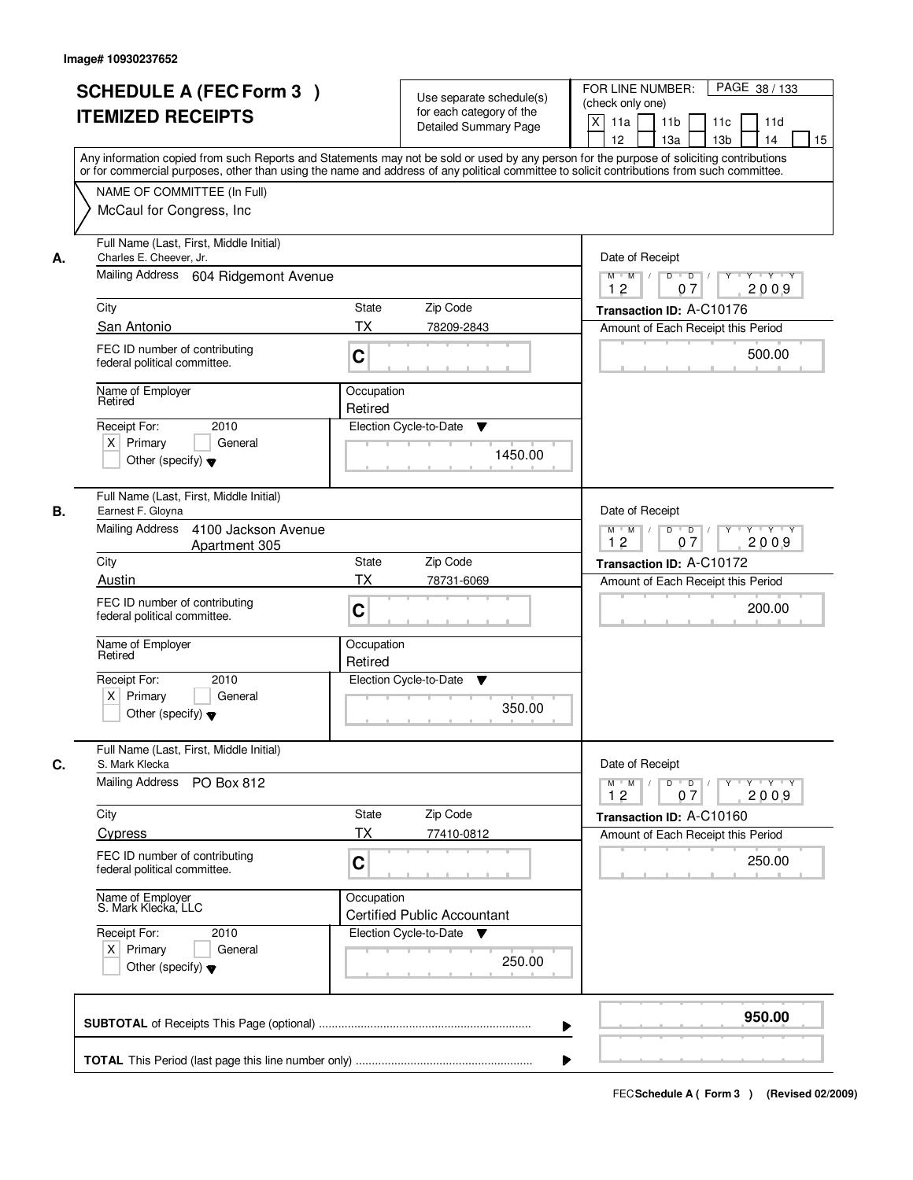Image# 10930237652

# SCHEDULE A (FEC Form 3 ) ITEMIZED RECEIPTS

Use separate schedule(s) for each category of the Detailed Summary Page

FOR LINE NUMBER: (check only one)

[X] 11a [ ] 11b [ ] 11c [ ] 11d [ ] 12 [ ] 13a [ ] 13b [ ] 14 [ ] 15

PAGE 38 / 133

Any information copied from such Reports and Statements may not be sold or used by any person for the purpose of soliciting contributions or for commercial purposes, other than using the name and address of any political committee to solicit contributions from such committee.

NAME OF COMMITTEE (In Full)

McCaul for Congress, Inc

---

**A.** Full Name (Last, First, Middle Initial): Charles E. Cheever, Jr.

Mailing Address: 604 Ridgemont Avenue

City: San Antonio | State: TX | Zip Code: 78209-2843

FEC ID number of contributing federal political committee: C

Name of Employer: Retired

Occupation: Retired

Receipt For: 2010 — [X] Primary [ ] General [ ] Other (specify)

Election Cycle-to-Date: 1450.00

Date of Receipt: 12 / 07 / 2009

Transaction ID: A-C10176

Amount of Each Receipt this Period: 500.00

---

**B.** Full Name (Last, First, Middle Initial): Earnest F. Gloyna

Mailing Address: 4100 Jackson Avenue, Apartment 305

City: Austin | State: TX | Zip Code: 78731-6069

FEC ID number of contributing federal political committee: C

Name of Employer: Retired

Occupation: Retired

Receipt For: 2010 — [X] Primary [ ] General [ ] Other (specify)

Election Cycle-to-Date: 350.00

Date of Receipt: 12 / 07 / 2009

Transaction ID: A-C10172

Amount of Each Receipt this Period: 200.00

---

**C.** Full Name (Last, First, Middle Initial): S. Mark Klecka

Mailing Address: PO Box 812

City: Cypress | State: TX | Zip Code: 77410-0812

FEC ID number of contributing federal political committee: C

Name of Employer: S. Mark Klecka, LLC

Occupation: Certified Public Accountant

Receipt For: 2010 — [X] Primary [ ] General [ ] Other (specify)

Election Cycle-to-Date: 250.00

Date of Receipt: 12 / 07 / 2009

Transaction ID: A-C10160

Amount of Each Receipt this Period: 250.00

---

**SUBTOTAL** of Receipts This Page (optional): **950.00**

**TOTAL** This Period (last page this line number only):

FEC Schedule A ( Form 3 ) (Revised 02/2009)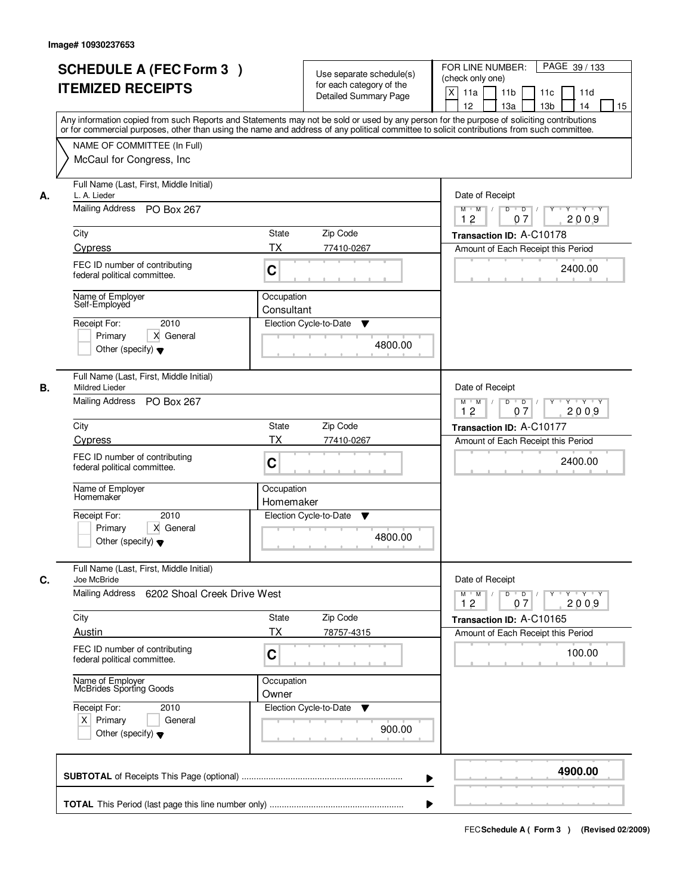Image# 10930237653

# SCHEDULE A (FEC Form 3 ) ITEMIZED RECEIPTS

Use separate schedule(s) for each category of the Detailed Summary Page

FOR LINE NUMBER: (check only one)

[X] 11a [ ] 11b [ ] 11c [ ] 11d [ ] 12 [ ] 13a [ ] 13b [ ] 14 [ ] 15

PAGE 39 / 133

Any information copied from such Reports and Statements may not be sold or used by any person for the purpose of soliciting contributions or for commercial purposes, other than using the name and address of any political committee to solicit contributions from such committee.

NAME OF COMMITTEE (In Full)
McCaul for Congress, Inc

---

**A.** Full Name (Last, First, Middle Initial): L. A. Lieder

Mailing Address: PO Box 267

City: Cypress | State: TX | Zip Code: 77410-0267

FEC ID number of contributing federal political committee: C

Name of Employer: Self-Employed

Occupation: Consultant

Receipt For: 2010 — [ ] Primary [X] General [ ] Other (specify)

Election Cycle-to-Date: 4800.00

Date of Receipt: 12 07 2009

Transaction ID: A-C10178

Amount of Each Receipt this Period: 2400.00

---

**B.** Full Name (Last, First, Middle Initial): Mildred Lieder

Mailing Address: PO Box 267

City: Cypress | State: TX | Zip Code: 77410-0267

FEC ID number of contributing federal political committee: C

Name of Employer: Homemaker

Occupation: Homemaker

Receipt For: 2010 — [ ] Primary [X] General [ ] Other (specify)

Election Cycle-to-Date: 4800.00

Date of Receipt: 12 07 2009

Transaction ID: A-C10177

Amount of Each Receipt this Period: 2400.00

---

**C.** Full Name (Last, First, Middle Initial): Joe McBride

Mailing Address: 6202 Shoal Creek Drive West

City: Austin | State: TX | Zip Code: 78757-4315

FEC ID number of contributing federal political committee: C

Name of Employer: McBrides Sporting Goods

Occupation: Owner

Receipt For: 2010 — [X] Primary [ ] General [ ] Other (specify)

Election Cycle-to-Date: 900.00

Date of Receipt: 12 07 2009

Transaction ID: A-C10165

Amount of Each Receipt this Period: 100.00

---

**SUBTOTAL** of Receipts This Page (optional): **4900.00**

**TOTAL** This Period (last page this line number only):

FEC Schedule A ( Form 3 ) (Revised 02/2009)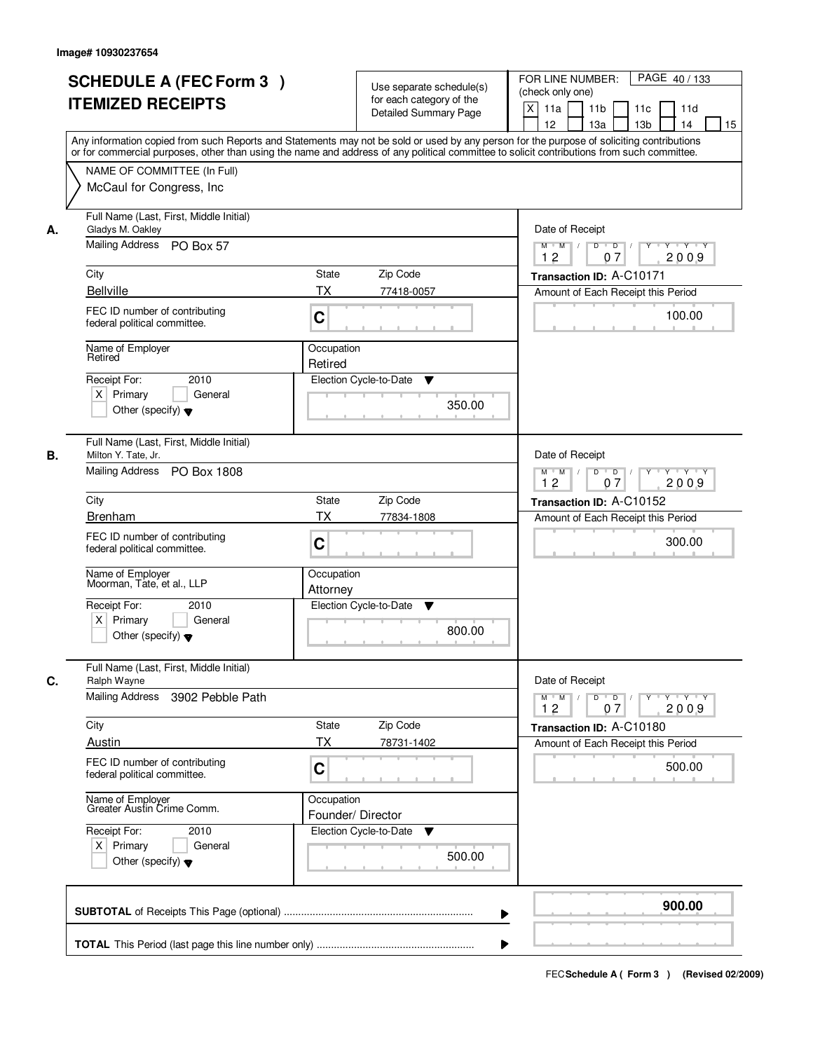Image# 10930237654

# SCHEDULE A (FEC Form 3 )
# ITEMIZED RECEIPTS

Use separate schedule(s) for each category of the Detailed Summary Page

FOR LINE NUMBER: (check only one)
[X] 11a [ ] 11b [ ] 11c [ ] 11d [ ] 12 [ ] 13a [ ] 13b [ ] 14 [ ] 15

PAGE 40 / 133

Any information copied from such Reports and Statements may not be sold or used by any person for the purpose of soliciting contributions or for commercial purposes, other than using the name and address of any political committee to solicit contributions from such committee.

NAME OF COMMITTEE (In Full)
McCaul for Congress, Inc

---

**A.**

| Field | Value |
|---|---|
| Full Name (Last, First, Middle Initial) | Gladys M. Oakley |
| Mailing Address | PO Box 57 |
| City | Bellville |
| State | TX |
| Zip Code | 77418-0057 |
| FEC ID number of contributing federal political committee. | C |
| Name of Employer | Retired |
| Occupation | Retired |
| Receipt For: | 2010 [X] Primary [ ] General [ ] Other (specify) |
| Election Cycle-to-Date | 350.00 |
| Date of Receipt | 12 07 2009 |
| Transaction ID | A-C10171 |
| Amount of Each Receipt this Period | 100.00 |

**B.**

| Field | Value |
|---|---|
| Full Name (Last, First, Middle Initial) | Milton Y. Tate, Jr. |
| Mailing Address | PO Box 1808 |
| City | Brenham |
| State | TX |
| Zip Code | 77834-1808 |
| FEC ID number of contributing federal political committee. | C |
| Name of Employer | Moorman, Tate, et al., LLP |
| Occupation | Attorney |
| Receipt For: | 2010 [X] Primary [ ] General [ ] Other (specify) |
| Election Cycle-to-Date | 800.00 |
| Date of Receipt | 12 07 2009 |
| Transaction ID | A-C10152 |
| Amount of Each Receipt this Period | 300.00 |

**C.**

| Field | Value |
|---|---|
| Full Name (Last, First, Middle Initial) | Ralph Wayne |
| Mailing Address | 3902 Pebble Path |
| City | Austin |
| State | TX |
| Zip Code | 78731-1402 |
| FEC ID number of contributing federal political committee. | C |
| Name of Employer | Greater Austin Crime Comm. |
| Occupation | Founder/ Director |
| Receipt For: | 2010 [X] Primary [ ] General [ ] Other (specify) |
| Election Cycle-to-Date | 500.00 |
| Date of Receipt | 12 07 2009 |
| Transaction ID | A-C10180 |
| Amount of Each Receipt this Period | 500.00 |

---

**SUBTOTAL** of Receipts This Page (optional) ........ **900.00**

**TOTAL** This Period (last page this line number only) ........

FEC **Schedule A ( Form 3 )** (Revised 02/2009)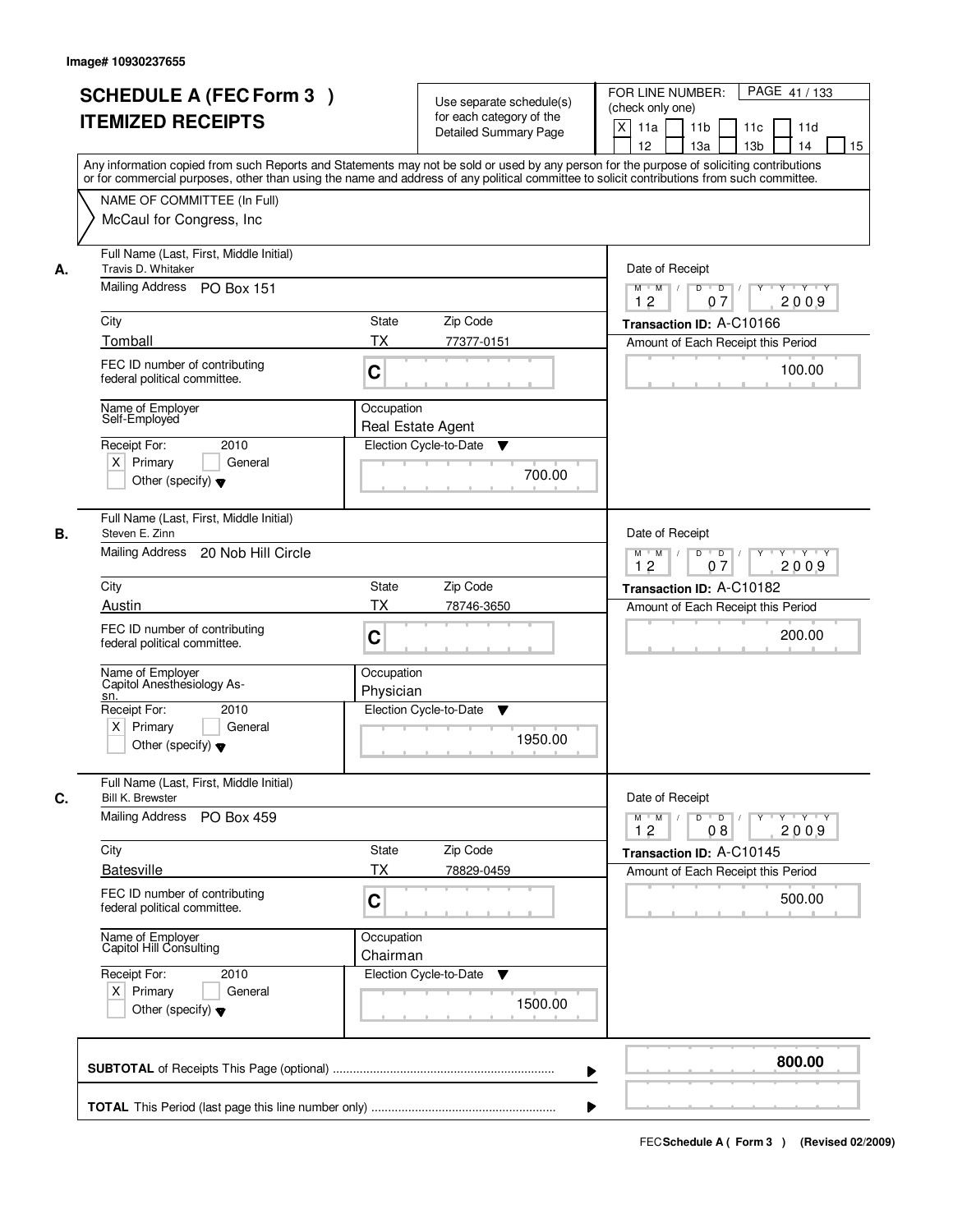Image# 10930237655

# SCHEDULE A (FEC Form 3 ) ITEMIZED RECEIPTS

Use separate schedule(s) for each category of the Detailed Summary Page

FOR LINE NUMBER: (check only one)
[X] 11a [ ] 11b [ ] 11c [ ] 11d [ ] 12 [ ] 13a [ ] 13b [ ] 14 [ ] 15

PAGE 41 / 133

Any information copied from such Reports and Statements may not be sold or used by any person for the purpose of soliciting contributions or for commercial purposes, other than using the name and address of any political committee to solicit contributions from such committee.

NAME OF COMMITTEE (In Full)
McCaul for Congress, Inc

## A.

| Field | Value |
|---|---|
| Full Name (Last, First, Middle Initial) | Travis D. Whitaker |
| Mailing Address | PO Box 151 |
| City | Tomball |
| State | TX |
| Zip Code | 77377-0151 |
| FEC ID number of contributing federal political committee. | C |
| Name of Employer | Self-Employed |
| Occupation | Real Estate Agent |
| Receipt For: 2010 | [X] Primary [ ] General [ ] Other (specify) |
| Election Cycle-to-Date | 700.00 |
| Date of Receipt | 12 / 07 / 2009 |
| Transaction ID | A-C10166 |
| Amount of Each Receipt this Period | 100.00 |

## B.

| Field | Value |
|---|---|
| Full Name (Last, First, Middle Initial) | Steven E. Zinn |
| Mailing Address | 20 Nob Hill Circle |
| City | Austin |
| State | TX |
| Zip Code | 78746-3650 |
| FEC ID number of contributing federal political committee. | C |
| Name of Employer | Capitol Anesthesiology Assn. |
| Occupation | Physician |
| Receipt For: 2010 | [X] Primary [ ] General [ ] Other (specify) |
| Election Cycle-to-Date | 1950.00 |
| Date of Receipt | 12 / 07 / 2009 |
| Transaction ID | A-C10182 |
| Amount of Each Receipt this Period | 200.00 |

## C.

| Field | Value |
|---|---|
| Full Name (Last, First, Middle Initial) | Bill K. Brewster |
| Mailing Address | PO Box 459 |
| City | Batesville |
| State | TX |
| Zip Code | 78829-0459 |
| FEC ID number of contributing federal political committee. | C |
| Name of Employer | Capitol Hill Consulting |
| Occupation | Chairman |
| Receipt For: 2010 | [X] Primary [ ] General [ ] Other (specify) |
| Election Cycle-to-Date | 1500.00 |
| Date of Receipt | 12 / 08 / 2009 |
| Transaction ID | A-C10145 |
| Amount of Each Receipt this Period | 500.00 |

**SUBTOTAL** of Receipts This Page (optional) ........ **800.00**

**TOTAL** This Period (last page this line number only) ........

FEC **Schedule A ( Form 3 )** (Revised 02/2009)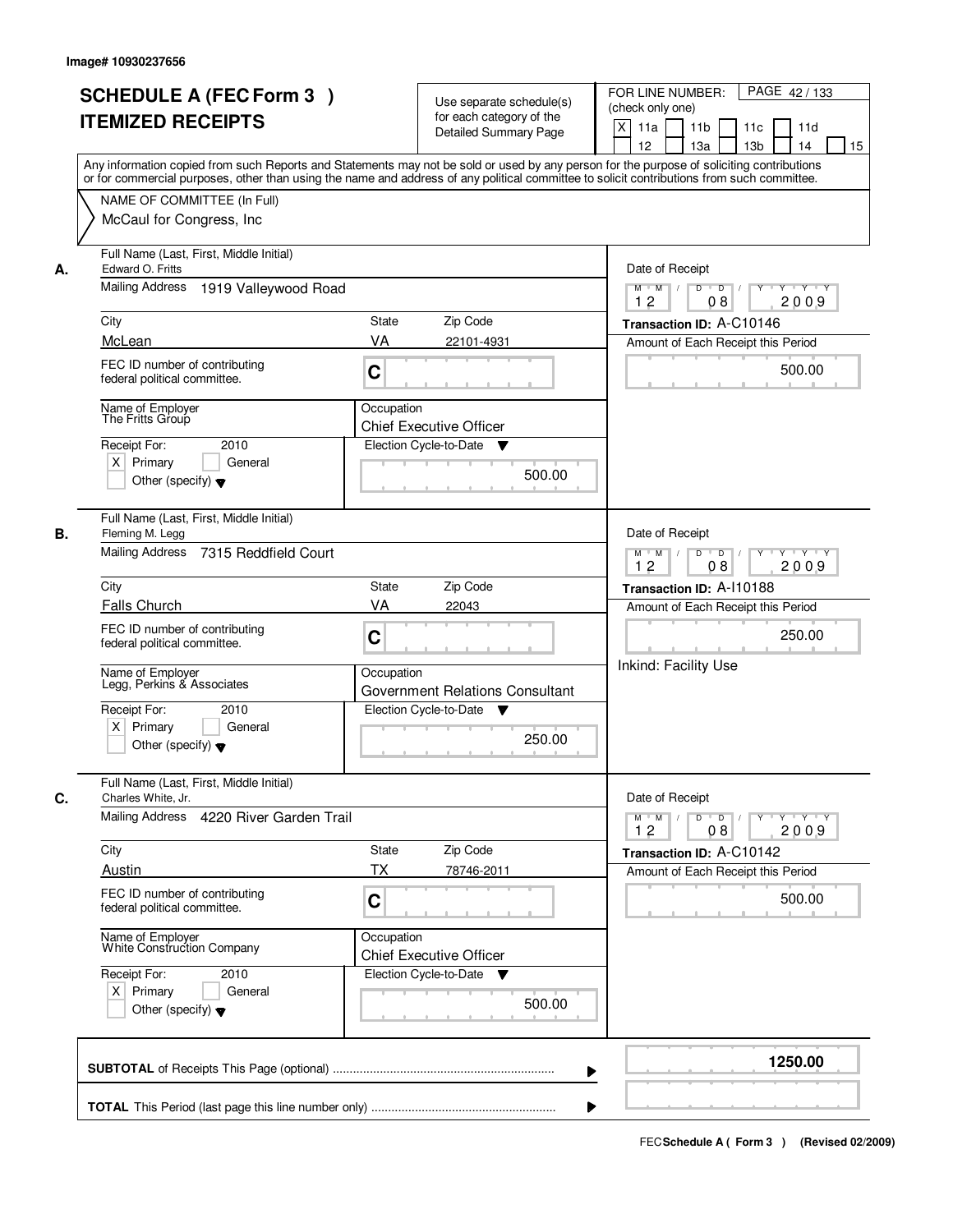Image# 10930237656

# SCHEDULE A (FEC Form 3 ) ITEMIZED RECEIPTS

Use separate schedule(s) for each category of the Detailed Summary Page

FOR LINE NUMBER: (check only one)
[X] 11a [ ] 11b [ ] 11c [ ] 11d [ ] 12 [ ] 13a [ ] 13b [ ] 14 [ ] 15

PAGE 42 / 133

Any information copied from such Reports and Statements may not be sold or used by any person for the purpose of soliciting contributions or for commercial purposes, other than using the name and address of any political committee to solicit contributions from such committee.

NAME OF COMMITTEE (In Full)
McCaul for Congress, Inc

---

**A.** Full Name (Last, First, Middle Initial): Edward O. Fritts

Mailing Address: 1919 Valleywood Road

City: McLean | State: VA | Zip Code: 22101-4931

FEC ID number of contributing federal political committee: C

Name of Employer: The Fritts Group

Occupation: Chief Executive Officer

Receipt For: 2010 [X] Primary [ ] General [ ] Other (specify)

Election Cycle-to-Date: 500.00

Date of Receipt: 12 08 2009

Transaction ID: A-C10146

Amount of Each Receipt this Period: 500.00

---

**B.** Full Name (Last, First, Middle Initial): Fleming M. Legg

Mailing Address: 7315 Reddfield Court

City: Falls Church | State: VA | Zip Code: 22043

FEC ID number of contributing federal political committee: C

Name of Employer: Legg, Perkins & Associates

Occupation: Government Relations Consultant

Receipt For: 2010 [X] Primary [ ] General [ ] Other (specify)

Election Cycle-to-Date: 250.00

Date of Receipt: 12 08 2009

Transaction ID: A-I10188

Amount of Each Receipt this Period: 250.00

Inkind: Facility Use

---

**C.** Full Name (Last, First, Middle Initial): Charles White, Jr.

Mailing Address: 4220 River Garden Trail

City: Austin | State: TX | Zip Code: 78746-2011

FEC ID number of contributing federal political committee: C

Name of Employer: White Construction Company

Occupation: Chief Executive Officer

Receipt For: 2010 [X] Primary [ ] General [ ] Other (specify)

Election Cycle-to-Date: 500.00

Date of Receipt: 12 08 2009

Transaction ID: A-C10142

Amount of Each Receipt this Period: 500.00

---

**SUBTOTAL** of Receipts This Page (optional): **1250.00**

**TOTAL** This Period (last page this line number only):

FEC Schedule A ( Form 3 ) (Revised 02/2009)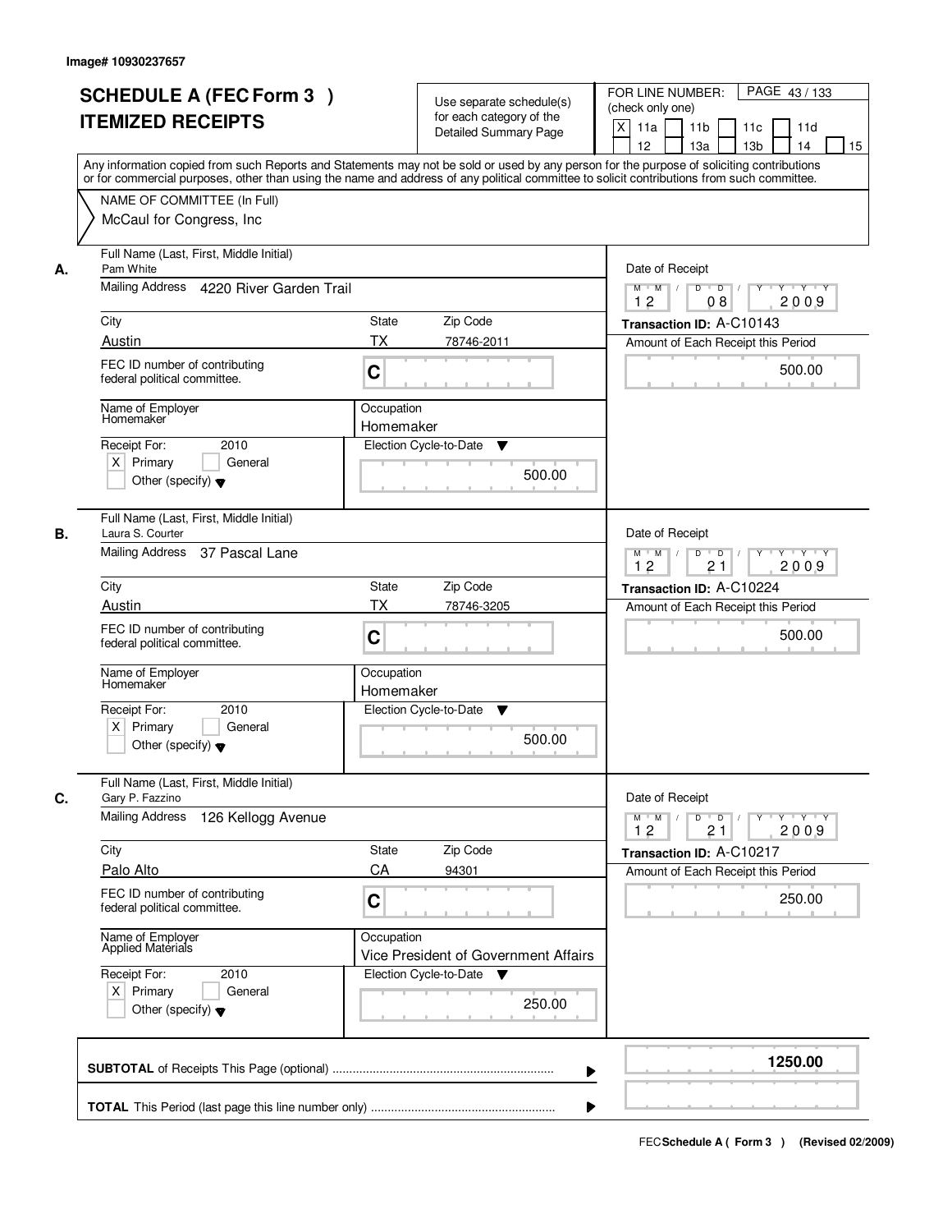Image# 10930237657

# SCHEDULE A (FEC Form 3 ) ITEMIZED RECEIPTS

Use separate schedule(s) for each category of the Detailed Summary Page

FOR LINE NUMBER: (check only one)

[X] 11a [ ] 11b [ ] 11c [ ] 11d [ ] 12 [ ] 13a [ ] 13b [ ] 14 [ ] 15

Any information copied from such Reports and Statements may not be sold or used by any person for the purpose of soliciting contributions or for commercial purposes, other than using the name and address of any political committee to solicit contributions from such committee.

NAME OF COMMITTEE (In Full)

McCaul for Congress, Inc

---

**A.** Full Name (Last, First, Middle Initial): Pam White

Mailing Address: 4220 River Garden Trail

City: Austin | State: TX | Zip Code: 78746-2011

FEC ID number of contributing federal political committee: C

Name of Employer: Homemaker

Occupation: Homemaker

Receipt For: 2010 — [X] Primary [ ] General [ ] Other (specify)

Election Cycle-to-Date: 500.00

Date of Receipt: 12 / 08 / 2009

Transaction ID: A-C10143

Amount of Each Receipt this Period: 500.00

---

**B.** Full Name (Last, First, Middle Initial): Laura S. Courter

Mailing Address: 37 Pascal Lane

City: Austin | State: TX | Zip Code: 78746-3205

FEC ID number of contributing federal political committee: C

Name of Employer: Homemaker

Occupation: Homemaker

Receipt For: 2010 — [X] Primary [ ] General [ ] Other (specify)

Election Cycle-to-Date: 500.00

Date of Receipt: 12 / 21 / 2009

Transaction ID: A-C10224

Amount of Each Receipt this Period: 500.00

---

**C.** Full Name (Last, First, Middle Initial): Gary P. Fazzino

Mailing Address: 126 Kellogg Avenue

City: Palo Alto | State: CA | Zip Code: 94301

FEC ID number of contributing federal political committee: C

Name of Employer: Applied Materials

Occupation: Vice President of Government Affairs

Receipt For: 2010 — [X] Primary [ ] General [ ] Other (specify)

Election Cycle-to-Date: 250.00

Date of Receipt: 12 / 21 / 2009

Transaction ID: A-C10217

Amount of Each Receipt this Period: 250.00

---

**SUBTOTAL** of Receipts This Page (optional): **1250.00**

**TOTAL** This Period (last page this line number only):

FEC **Schedule A ( Form 3 )** (Revised 02/2009)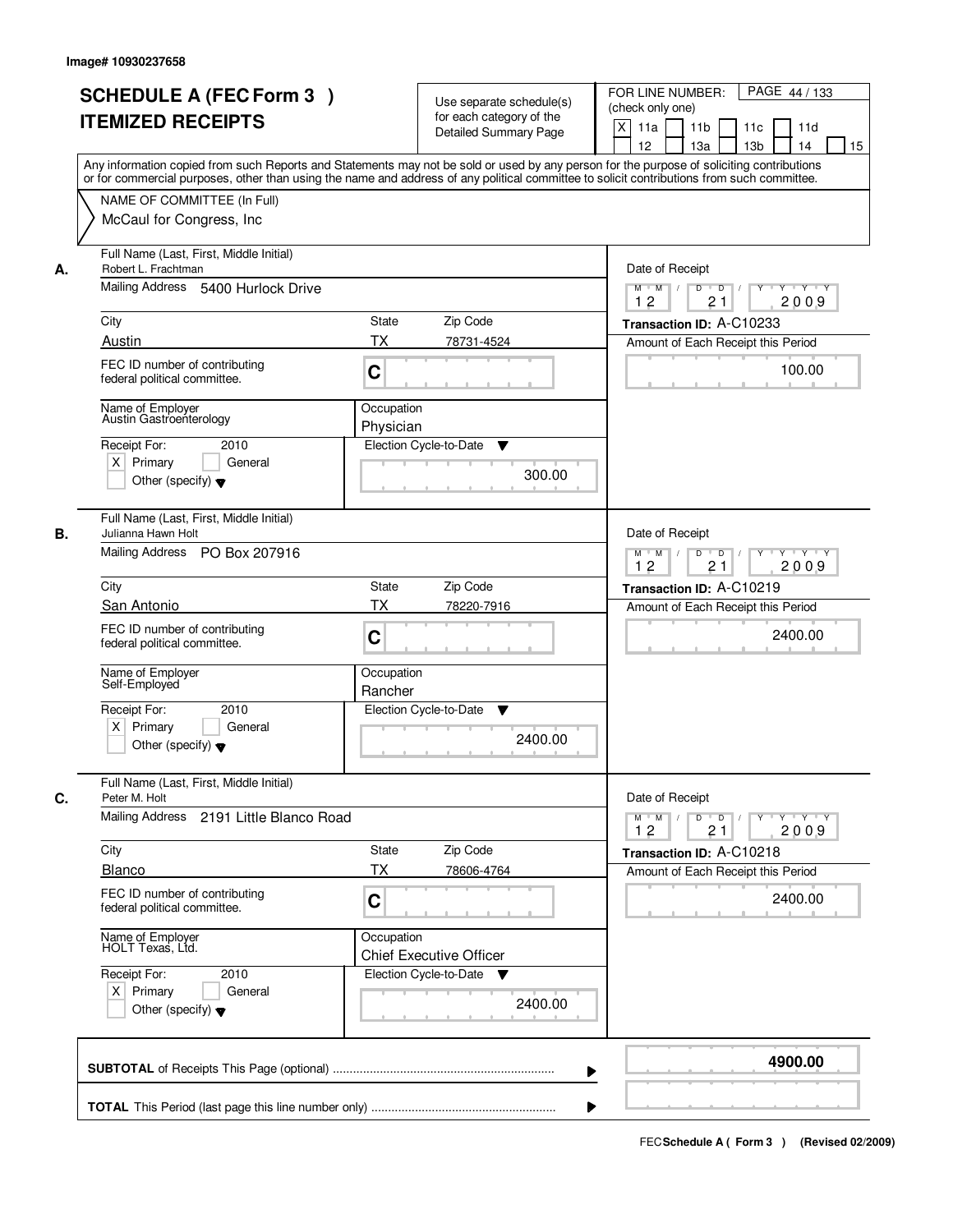Image# 10930237658

# SCHEDULE A (FEC Form 3 ) ITEMIZED RECEIPTS

Use separate schedule(s) for each category of the Detailed Summary Page

FOR LINE NUMBER: (check only one)

[X] 11a [ ] 11b [ ] 11c [ ] 11d [ ] 12 [ ] 13a [ ] 13b [ ] 14 [ ] 15

PAGE 44 / 133

Any information copied from such Reports and Statements may not be sold or used by any person for the purpose of soliciting contributions or for commercial purposes, other than using the name and address of any political committee to solicit contributions from such committee.

NAME OF COMMITTEE (In Full)
McCaul for Congress, Inc

---

**A.** Full Name (Last, First, Middle Initial): Robert L. Frachtman

Mailing Address: 5400 Hurlock Drive

City: Austin | State: TX | Zip Code: 78731-4524

FEC ID number of contributing federal political committee: C

Name of Employer: Austin Gastroenterology

Occupation: Physician

Receipt For: 2010 — [X] Primary [ ] General [ ] Other (specify)

Election Cycle-to-Date: 300.00

Date of Receipt: 12/21/2009

Transaction ID: A-C10233

Amount of Each Receipt this Period: 100.00

---

**B.** Full Name (Last, First, Middle Initial): Julianna Hawn Holt

Mailing Address: PO Box 207916

City: San Antonio | State: TX | Zip Code: 78220-7916

FEC ID number of contributing federal political committee: C

Name of Employer: Self-Employed

Occupation: Rancher

Receipt For: 2010 — [X] Primary [ ] General [ ] Other (specify)

Election Cycle-to-Date: 2400.00

Date of Receipt: 12/21/2009

Transaction ID: A-C10219

Amount of Each Receipt this Period: 2400.00

---

**C.** Full Name (Last, First, Middle Initial): Peter M. Holt

Mailing Address: 2191 Little Blanco Road

City: Blanco | State: TX | Zip Code: 78606-4764

FEC ID number of contributing federal political committee: C

Name of Employer: HOLT Texas, Ltd.

Occupation: Chief Executive Officer

Receipt For: 2010 — [X] Primary [ ] General [ ] Other (specify)

Election Cycle-to-Date: 2400.00

Date of Receipt: 12/21/2009

Transaction ID: A-C10218

Amount of Each Receipt this Period: 2400.00

---

**SUBTOTAL** of Receipts This Page (optional): **4900.00**

**TOTAL** This Period (last page this line number only):

FEC Schedule A ( Form 3 ) (Revised 02/2009)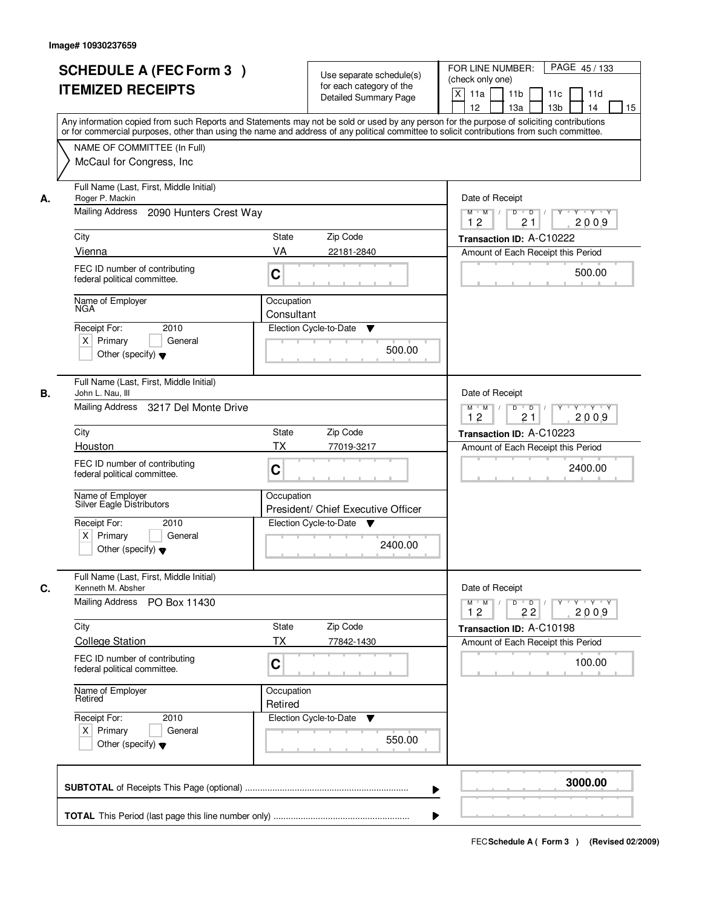Image# 10930237659

# SCHEDULE A (FEC Form 3 ) ITEMIZED RECEIPTS

Use separate schedule(s) for each category of the Detailed Summary Page

FOR LINE NUMBER: (check only one)

PAGE 45 / 133

[X] 11a [ ] 11b [ ] 11c [ ] 11d [ ] 12 [ ] 13a [ ] 13b [ ] 14 [ ] 15

Any information copied from such Reports and Statements may not be sold or used by any person for the purpose of soliciting contributions or for commercial purposes, other than using the name and address of any political committee to solicit contributions from such committee.

NAME OF COMMITTEE (In Full)
McCaul for Congress, Inc

---

**A.**

Full Name (Last, First, Middle Initial): Roger P. Mackin

Mailing Address: 2090 Hunters Crest Way

City: Vienna | State: VA | Zip Code: 22181-2840

FEC ID number of contributing federal political committee: C

Name of Employer: NGA

Occupation: Consultant

Receipt For: 2010 [X] Primary [ ] General [ ] Other (specify)

Election Cycle-to-Date: 500.00

Date of Receipt: 12 21 2009

Transaction ID: A-C10222

Amount of Each Receipt this Period: 500.00

---

**B.**

Full Name (Last, First, Middle Initial): John L. Nau, III

Mailing Address: 3217 Del Monte Drive

City: Houston | State: TX | Zip Code: 77019-3217

FEC ID number of contributing federal political committee: C

Name of Employer: Silver Eagle Distributors

Occupation: President/ Chief Executive Officer

Receipt For: 2010 [X] Primary [ ] General [ ] Other (specify)

Election Cycle-to-Date: 2400.00

Date of Receipt: 12 21 2009

Transaction ID: A-C10223

Amount of Each Receipt this Period: 2400.00

---

**C.**

Full Name (Last, First, Middle Initial): Kenneth M. Absher

Mailing Address: PO Box 11430

City: College Station | State: TX | Zip Code: 77842-1430

FEC ID number of contributing federal political committee: C

Name of Employer: Retired

Occupation: Retired

Receipt For: 2010 [X] Primary [ ] General [ ] Other (specify)

Election Cycle-to-Date: 550.00

Date of Receipt: 12 22 2009

Transaction ID: A-C10198

Amount of Each Receipt this Period: 100.00

---

**SUBTOTAL** of Receipts This Page (optional): 3000.00

**TOTAL** This Period (last page this line number only):

FEC Schedule A ( Form 3 ) (Revised 02/2009)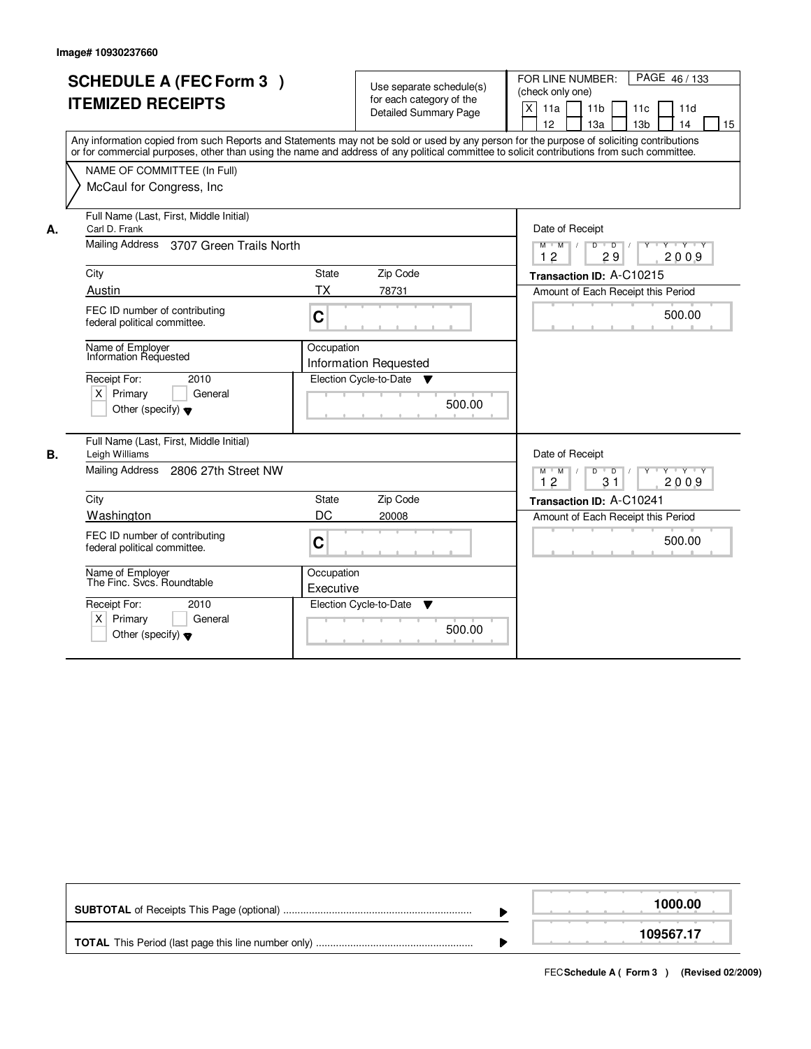Image# 10930237660

# SCHEDULE A (FEC Form 3 )
## ITEMIZED RECEIPTS

Use separate schedule(s) for each category of the Detailed Summary Page

FOR LINE NUMBER: (check only one)
[X] 11a [ ] 11b [ ] 11c [ ] 11d [ ] 12 [ ] 13a [ ] 13b [ ] 14 [ ] 15

PAGE 46 / 133

Any information copied from such Reports and Statements may not be sold or used by any person for the purpose of soliciting contributions or for commercial purposes, other than using the name and address of any political committee to solicit contributions from such committee.

NAME OF COMMITTEE (In Full)
McCaul for Congress, Inc

**A.**

| Field | Value |
|---|---|
| Full Name (Last, First, Middle Initial) | Carl D. Frank |
| Mailing Address | 3707 Green Trails North |
| City | Austin |
| State | TX |
| Zip Code | 78731 |
| FEC ID number of contributing federal political committee. | C |
| Name of Employer | Information Requested |
| Occupation | Information Requested |
| Receipt For: 2010 | [X] Primary [ ] General [ ] Other (specify) |
| Election Cycle-to-Date | 500.00 |
| Date of Receipt | 12 / 29 / 2009 |
| Transaction ID | A-C10215 |
| Amount of Each Receipt this Period | 500.00 |

**B.**

| Field | Value |
|---|---|
| Full Name (Last, First, Middle Initial) | Leigh Williams |
| Mailing Address | 2806 27th Street NW |
| City | Washington |
| State | DC |
| Zip Code | 20008 |
| FEC ID number of contributing federal political committee. | C |
| Name of Employer | The Finc. Svcs. Roundtable |
| Occupation | Executive |
| Receipt For: 2010 | [X] Primary [ ] General [ ] Other (specify) |
| Election Cycle-to-Date | 500.00 |
| Date of Receipt | 12 / 31 / 2009 |
| Transaction ID | A-C10241 |
| Amount of Each Receipt this Period | 500.00 |

| | |
|---|---|
| **SUBTOTAL** of Receipts This Page (optional) | 1000.00 |
| **TOTAL** This Period (last page this line number only) | 109567.17 |

FEC **Schedule A ( Form 3 )** (Revised 02/2009)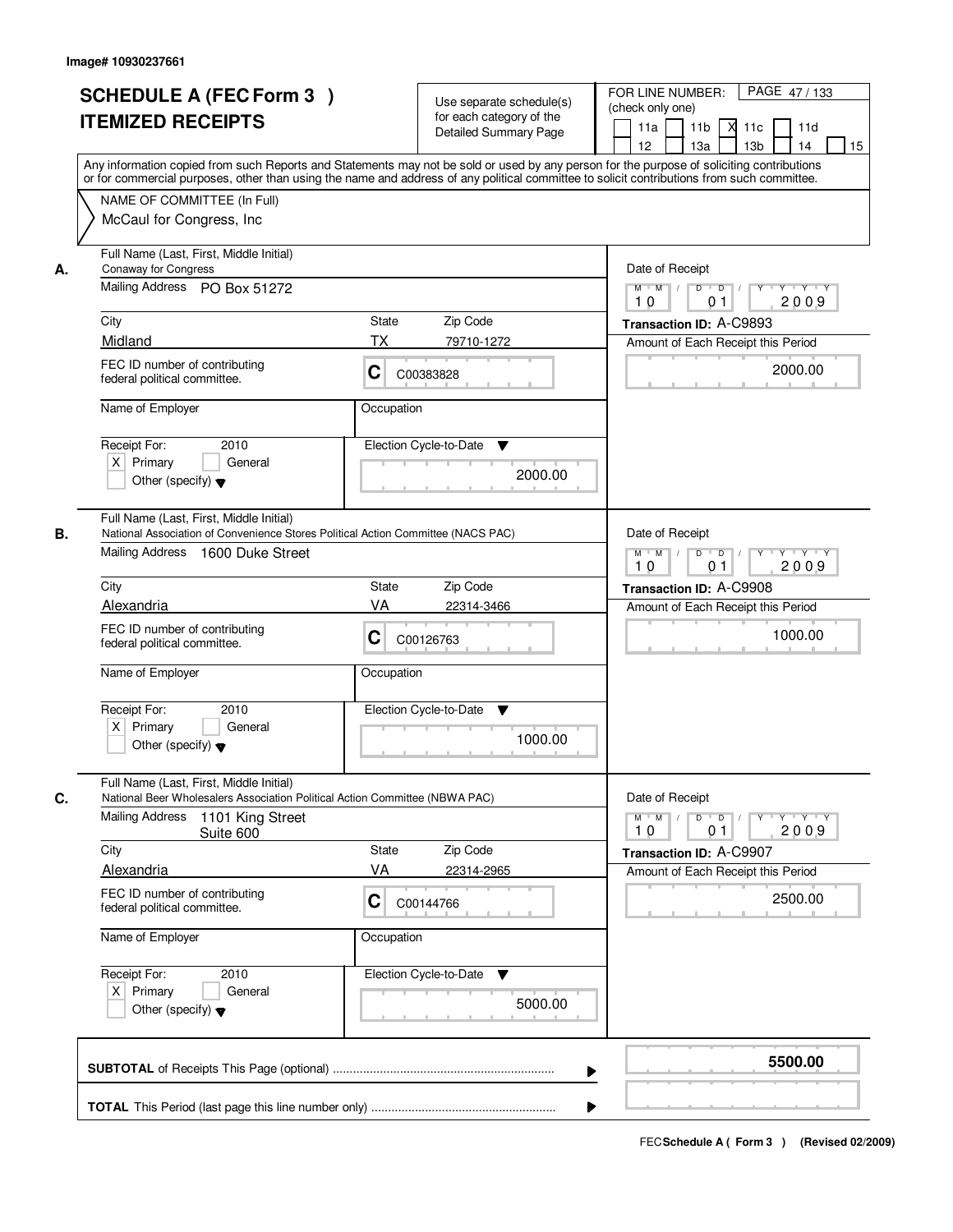Image# 10930237661

# SCHEDULE A (FEC Form 3 ) ITEMIZED RECEIPTS

Use separate schedule(s) for each category of the Detailed Summary Page

FOR LINE NUMBER: (check only one)

- [ ] 11a
- [ ] 11b
- [X] 11c
- [ ] 11d
- [ ] 12
- [ ] 13a
- [ ] 13b
- [ ] 14
- [ ] 15

Any information copied from such Reports and Statements may not be sold or used by any person for the purpose of soliciting contributions or for commercial purposes, other than using the name and address of any political committee to solicit contributions from such committee.

NAME OF COMMITTEE (In Full)
McCaul for Congress, Inc

---

**A.**

Full Name (Last, First, Middle Initial): Conaway for Congress

Mailing Address: PO Box 51272

City: Midland | State: TX | Zip Code: 79710-1272

FEC ID number of contributing federal political committee: C C00383828

Name of Employer: | Occupation:

Receipt For: 2010
- [X] Primary
- [ ] General
- [ ] Other (specify)

Election Cycle-to-Date: 2000.00

Date of Receipt: 10 01 2009

Transaction ID: A-C9893

Amount of Each Receipt this Period: 2000.00

---

**B.**

Full Name (Last, First, Middle Initial): National Association of Convenience Stores Political Action Committee (NACS PAC)

Mailing Address: 1600 Duke Street

City: Alexandria | State: VA | Zip Code: 22314-3466

FEC ID number of contributing federal political committee: C C00126763

Name of Employer: | Occupation:

Receipt For: 2010
- [X] Primary
- [ ] General
- [ ] Other (specify)

Election Cycle-to-Date: 1000.00

Date of Receipt: 10 01 2009

Transaction ID: A-C9908

Amount of Each Receipt this Period: 1000.00

---

**C.**

Full Name (Last, First, Middle Initial): National Beer Wholesalers Association Political Action Committee (NBWA PAC)

Mailing Address: 1101 King Street, Suite 600

City: Alexandria | State: VA | Zip Code: 22314-2965

FEC ID number of contributing federal political committee: C C00144766

Name of Employer: | Occupation:

Receipt For: 2010
- [X] Primary
- [ ] General
- [ ] Other (specify)

Election Cycle-to-Date: 5000.00

Date of Receipt: 10 01 2009

Transaction ID: A-C9907

Amount of Each Receipt this Period: 2500.00

---

**SUBTOTAL** of Receipts This Page (optional) ........ **5500.00**

**TOTAL** This Period (last page this line number only) ........

FEC **Schedule A ( Form 3 )** (Revised 02/2009)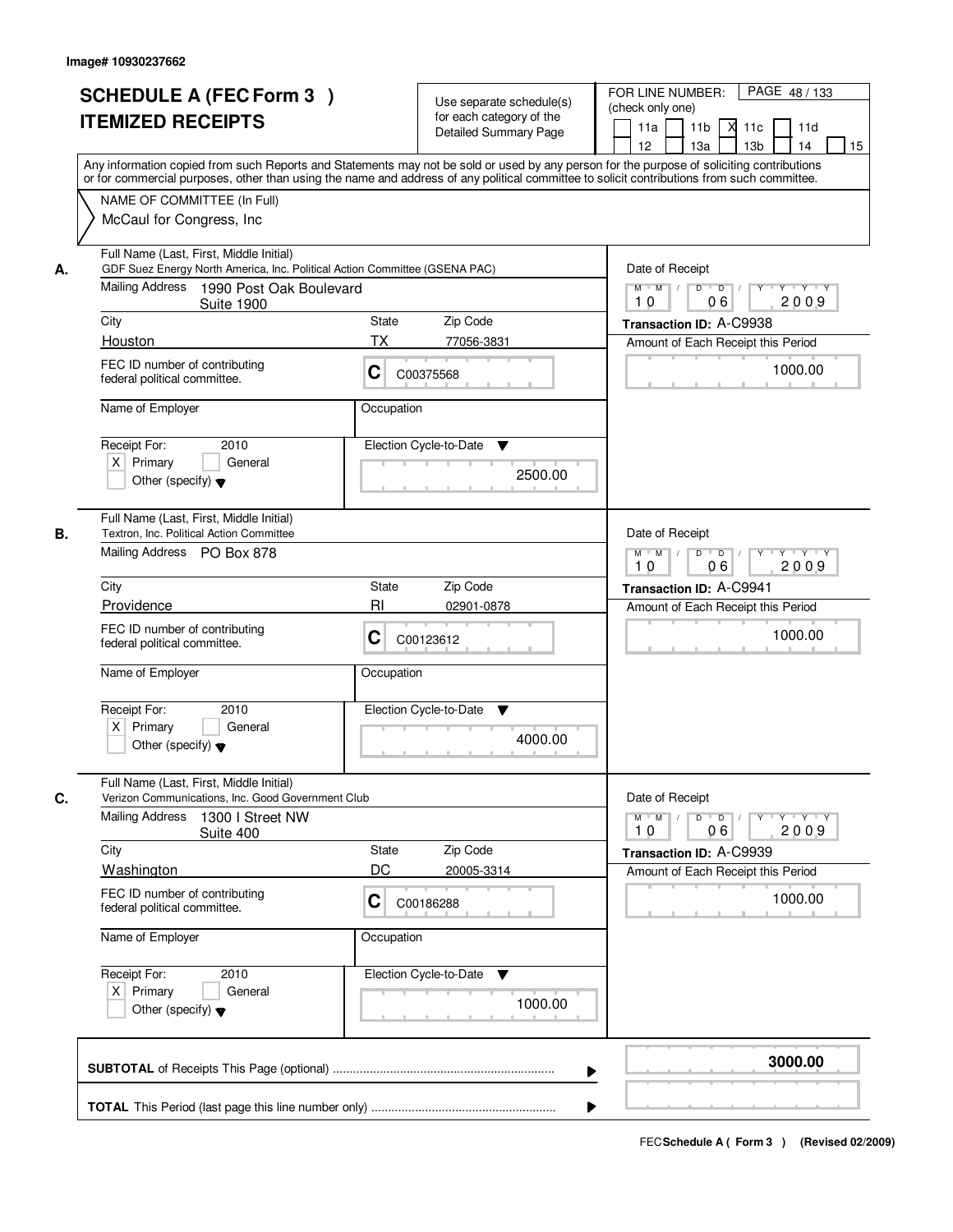Image# 10930237662

# SCHEDULE A (FEC Form 3 ) ITEMIZED RECEIPTS

Use separate schedule(s) for each category of the Detailed Summary Page

FOR LINE NUMBER: (check only one)

11a | 11b | X 11c | 11d | 12 | 13a | 13b | 14 | 15

PAGE 48 / 133

Any information copied from such Reports and Statements may not be sold or used by any person for the purpose of soliciting contributions or for commercial purposes, other than using the name and address of any political committee to solicit contributions from such committee.

NAME OF COMMITTEE (In Full)
McCaul for Congress, Inc

**A.** Full Name (Last, First, Middle Initial)
GDF Suez Energy North America, Inc. Political Action Committee (GSENA PAC)

Mailing Address: 1990 Post Oak Boulevard, Suite 1900

City: Houston | State: TX | Zip Code: 77056-3831

FEC ID number of contributing federal political committee: C C00375568

Name of Employer: | Occupation:

Receipt For: 2010 — [X] Primary [ ] General [ ] Other (specify)

Election Cycle-to-Date: 2500.00

Date of Receipt: 10 06 2009

Transaction ID: A-C9938

Amount of Each Receipt this Period: 1000.00

**B.** Full Name (Last, First, Middle Initial)
Textron, Inc. Political Action Committee

Mailing Address: PO Box 878

City: Providence | State: RI | Zip Code: 02901-0878

FEC ID number of contributing federal political committee: C C00123612

Name of Employer: | Occupation:

Receipt For: 2010 — [X] Primary [ ] General [ ] Other (specify)

Election Cycle-to-Date: 4000.00

Date of Receipt: 10 06 2009

Transaction ID: A-C9941

Amount of Each Receipt this Period: 1000.00

**C.** Full Name (Last, First, Middle Initial)
Verizon Communications, Inc. Good Government Club

Mailing Address: 1300 I Street NW, Suite 400

City: Washington | State: DC | Zip Code: 20005-3314

FEC ID number of contributing federal political committee: C C00186288

Name of Employer: | Occupation:

Receipt For: 2010 — [X] Primary [ ] General [ ] Other (specify)

Election Cycle-to-Date: 1000.00

Date of Receipt: 10 06 2009

Transaction ID: A-C9939

Amount of Each Receipt this Period: 1000.00

**SUBTOTAL** of Receipts This Page (optional): **3000.00**

**TOTAL** This Period (last page this line number only):

FEC **Schedule A ( Form 3 )** (Revised 02/2009)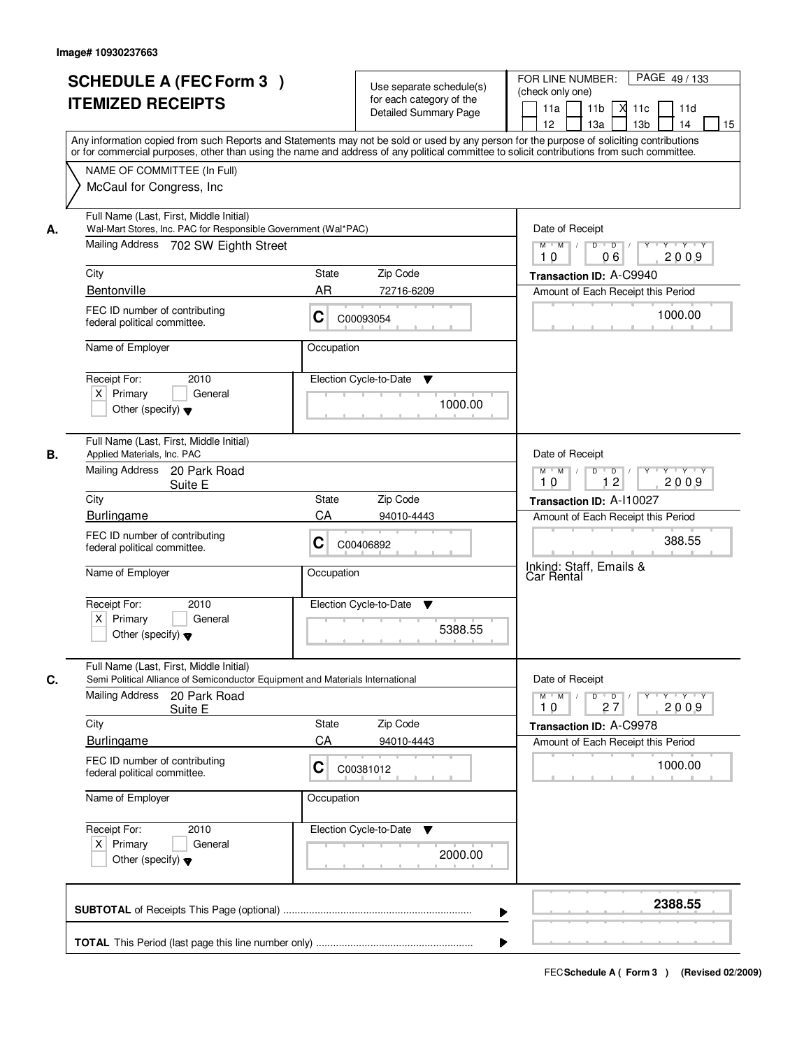Image# 10930237663

# SCHEDULE A (FEC Form 3 ) ITEMIZED RECEIPTS

Use separate schedule(s) for each category of the Detailed Summary Page

FOR LINE NUMBER: (check only one)

| | | | | |
|---|---|---|---|---|
| 11a | 11b | X 11c | 11d | |
| 12 | 13a | 13b | 14 | 15 |

Any information copied from such Reports and Statements may not be sold or used by any person for the purpose of soliciting contributions or for commercial purposes, other than using the name and address of any political committee to solicit contributions from such committee.

NAME OF COMMITTEE (In Full)
McCaul for Congress, Inc

---

**A.**

Full Name (Last, First, Middle Initial): Wal-Mart Stores, Inc. PAC for Responsible Government (Wal*PAC)
Mailing Address: 702 SW Eighth Street
City: Bentonville
State: AR
Zip Code: 72716-6209
FEC ID number of contributing federal political committee: C C00093054
Name of Employer:
Occupation:
Receipt For: 2010 — X Primary / General / Other (specify)
Election Cycle-to-Date: 1000.00

Date of Receipt: 10 06 2009
Transaction ID: A-C9940
Amount of Each Receipt this Period: 1000.00

---

**B.**

Full Name (Last, First, Middle Initial): Applied Materials, Inc. PAC
Mailing Address: 20 Park Road Suite E
City: Burlingame
State: CA
Zip Code: 94010-4443
FEC ID number of contributing federal political committee: C C00406892
Name of Employer:
Occupation:
Receipt For: 2010 — X Primary / General / Other (specify)
Election Cycle-to-Date: 5388.55

Date of Receipt: 10 12 2009
Transaction ID: A-I10027
Amount of Each Receipt this Period: 388.55
Inkind: Staff, Emails & Car Rental

---

**C.**

Full Name (Last, First, Middle Initial): Semi Political Alliance of Semiconductor Equipment and Materials International
Mailing Address: 20 Park Road Suite E
City: Burlingame
State: CA
Zip Code: 94010-4443
FEC ID number of contributing federal political committee: C C00381012
Name of Employer:
Occupation:
Receipt For: 2010 — X Primary / General / Other (specify)
Election Cycle-to-Date: 2000.00

Date of Receipt: 10 27 2009
Transaction ID: A-C9978
Amount of Each Receipt this Period: 1000.00

---

**SUBTOTAL** of Receipts This Page (optional): **2388.55**

**TOTAL** This Period (last page this line number only):

FEC **Schedule A ( Form 3 )** (Revised 02/2009)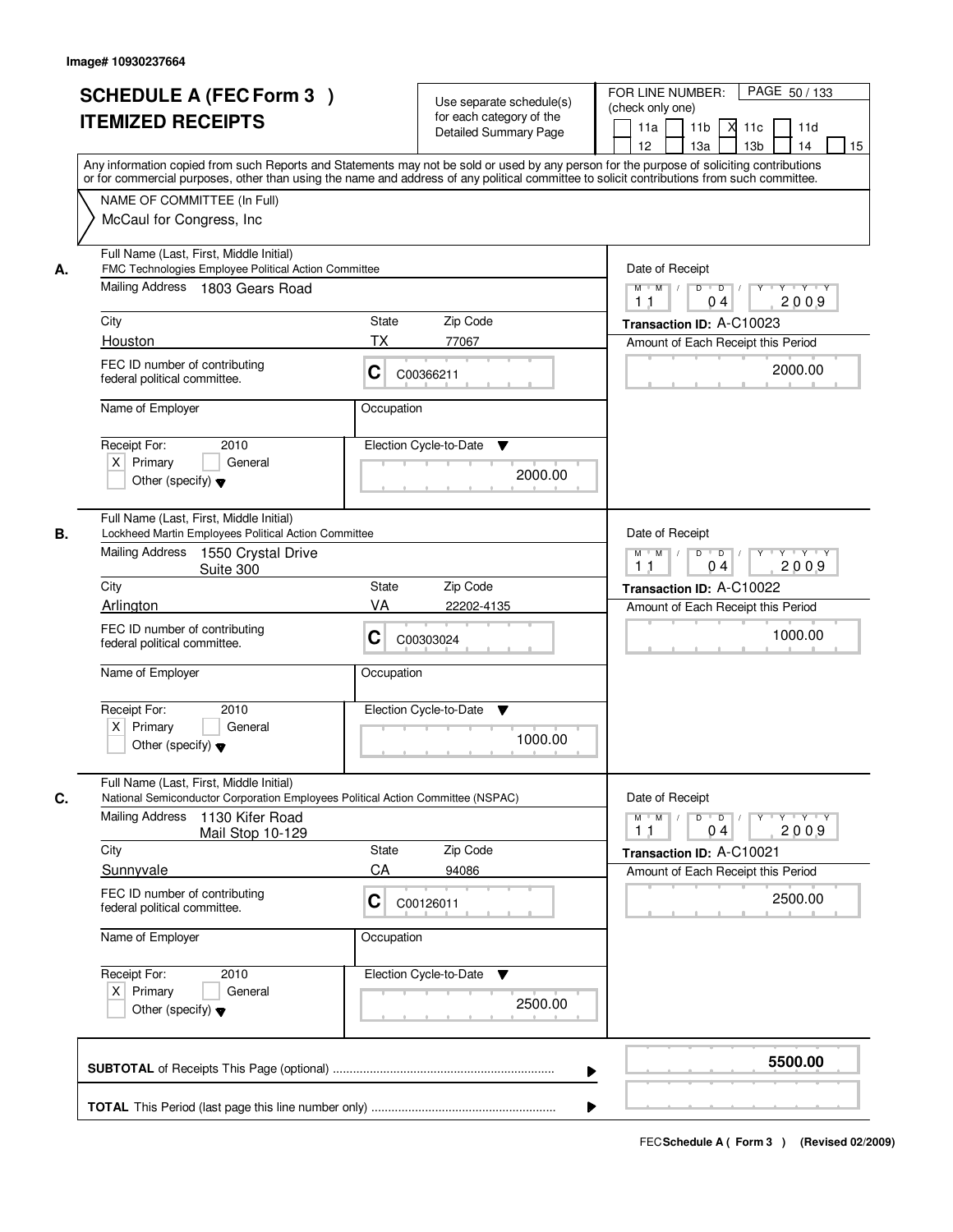Image# 10930237664

# SCHEDULE A (FEC Form 3 )
# ITEMIZED RECEIPTS

Use separate schedule(s) for each category of the Detailed Summary Page

FOR LINE NUMBER: (check only one)
11a | 11b | X 11c | 11d | 12 | 13a | 13b | 14 | 15

PAGE 50 / 133

Any information copied from such Reports and Statements may not be sold or used by any person for the purpose of soliciting contributions or for commercial purposes, other than using the name and address of any political committee to solicit contributions from such committee.

NAME OF COMMITTEE (In Full)
McCaul for Congress, Inc

---

**A.** Full Name (Last, First, Middle Initial): FMC Technologies Employee Political Action Committee

Mailing Address: 1803 Gears Road

City: Houston | State: TX | Zip Code: 77067

FEC ID number of contributing federal political committee: C C00366211

Name of Employer: | Occupation:

Receipt For: 2010 — [X] Primary [ ] General [ ] Other (specify)

Election Cycle-to-Date: 2000.00

Date of Receipt: 11 / 04 / 2009

Transaction ID: A-C10023

Amount of Each Receipt this Period: 2000.00

---

**B.** Full Name (Last, First, Middle Initial): Lockheed Martin Employees Political Action Committee

Mailing Address: 1550 Crystal Drive
Suite 300

City: Arlington | State: VA | Zip Code: 22202-4135

FEC ID number of contributing federal political committee: C C00303024

Name of Employer: | Occupation:

Receipt For: 2010 — [X] Primary [ ] General [ ] Other (specify)

Election Cycle-to-Date: 1000.00

Date of Receipt: 11 / 04 / 2009

Transaction ID: A-C10022

Amount of Each Receipt this Period: 1000.00

---

**C.** Full Name (Last, First, Middle Initial): National Semiconductor Corporation Employees Political Action Committee (NSPAC)

Mailing Address: 1130 Kifer Road
Mail Stop 10-129

City: Sunnyvale | State: CA | Zip Code: 94086

FEC ID number of contributing federal political committee: C C00126011

Name of Employer: | Occupation:

Receipt For: 2010 — [X] Primary [ ] General [ ] Other (specify)

Election Cycle-to-Date: 2500.00

Date of Receipt: 11 / 04 / 2009

Transaction ID: A-C10021

Amount of Each Receipt this Period: 2500.00

---

**SUBTOTAL** of Receipts This Page (optional) ........ **5500.00**

**TOTAL** This Period (last page this line number only) ........

FEC Schedule A ( Form 3 ) (Revised 02/2009)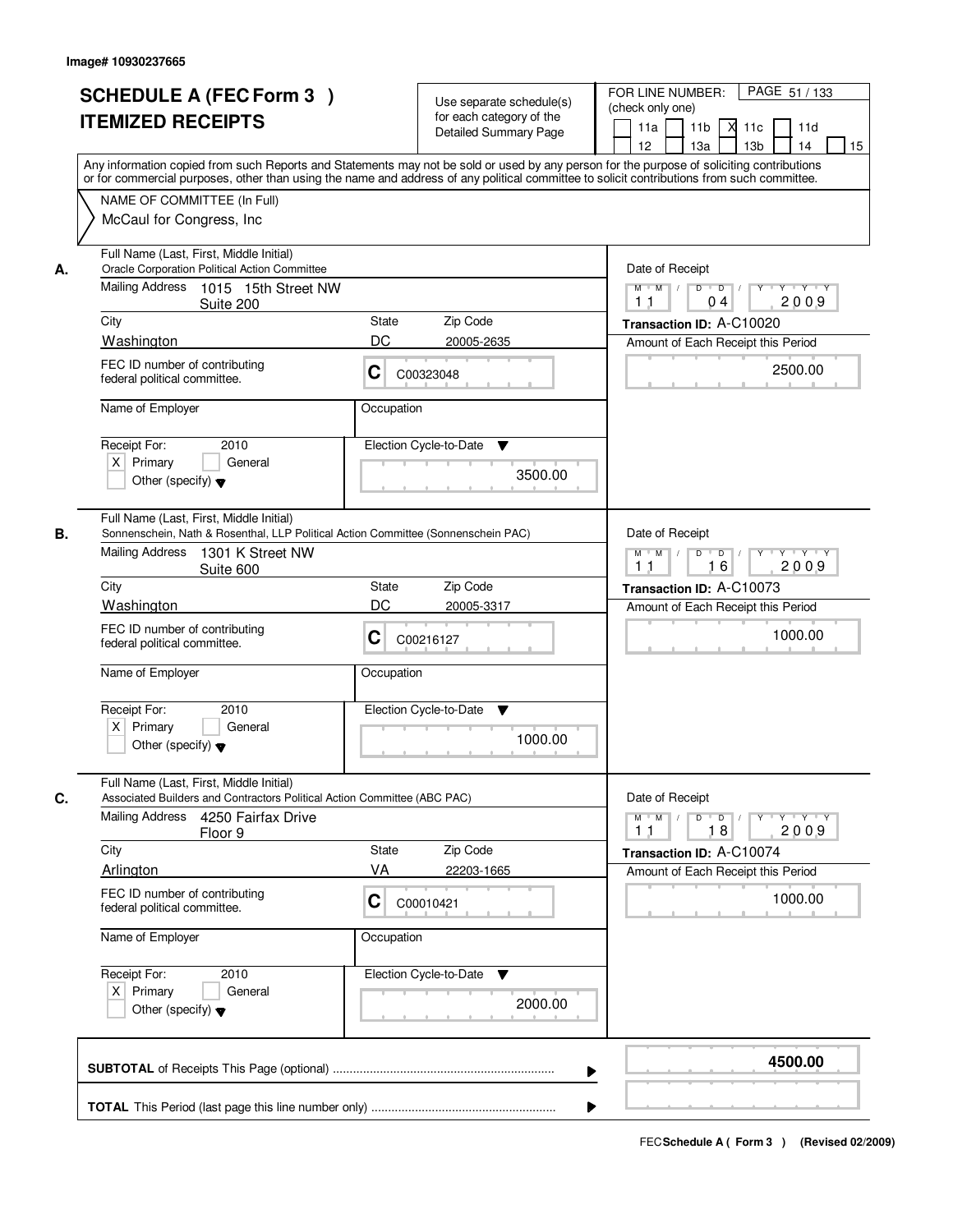Image# 10930237665

# SCHEDULE A (FEC Form 3 )
# ITEMIZED RECEIPTS

Use separate schedule(s) for each category of the Detailed Summary Page

FOR LINE NUMBER: (check only one)

11a [ ] 11b [ ] 11c [X] 11d [ ] 12 [ ] 13a [ ] 13b [ ] 14 [ ] 15 [ ]

Any information copied from such Reports and Statements may not be sold or used by any person for the purpose of soliciting contributions or for commercial purposes, other than using the name and address of any political committee to solicit contributions from such committee.

NAME OF COMMITTEE (In Full)

McCaul for Congress, Inc

---

**A.** Full Name (Last, First, Middle Initial): Oracle Corporation Political Action Committee

Mailing Address: 1015 15th Street NW, Suite 200

City: Washington | State: DC | Zip Code: 20005-2635

FEC ID number of contributing federal political committee: C C00323048

Name of Employer: | Occupation:

Receipt For: 2010 [X] Primary [ ] General [ ] Other (specify)

Election Cycle-to-Date: 3500.00

Date of Receipt: 11 04 2009

Transaction ID: A-C10020

Amount of Each Receipt this Period: 2500.00

---

**B.** Full Name (Last, First, Middle Initial): Sonnenschein, Nath & Rosenthal, LLP Political Action Committee (Sonnenschein PAC)

Mailing Address: 1301 K Street NW, Suite 600

City: Washington | State: DC | Zip Code: 20005-3317

FEC ID number of contributing federal political committee: C C00216127

Name of Employer: | Occupation:

Receipt For: 2010 [X] Primary [ ] General [ ] Other (specify)

Election Cycle-to-Date: 1000.00

Date of Receipt: 11 16 2009

Transaction ID: A-C10073

Amount of Each Receipt this Period: 1000.00

---

**C.** Full Name (Last, First, Middle Initial): Associated Builders and Contractors Political Action Committee (ABC PAC)

Mailing Address: 4250 Fairfax Drive, Floor 9

City: Arlington | State: VA | Zip Code: 22203-1665

FEC ID number of contributing federal political committee: C C00010421

Name of Employer: | Occupation:

Receipt For: 2010 [X] Primary [ ] General [ ] Other (specify)

Election Cycle-to-Date: 2000.00

Date of Receipt: 11 18 2009

Transaction ID: A-C10074

Amount of Each Receipt this Period: 1000.00

---

**SUBTOTAL** of Receipts This Page (optional) ........ **4500.00**

**TOTAL** This Period (last page this line number only) ........

FEC **Schedule A ( Form 3 )** (Revised 02/2009)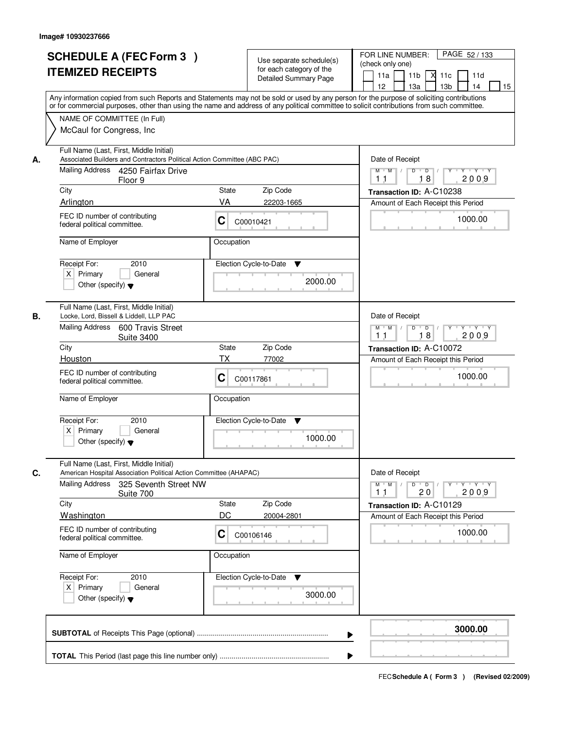Image# 10930237666

# SCHEDULE A (FEC Form 3 )
## ITEMIZED RECEIPTS

Use separate schedule(s) for each category of the Detailed Summary Page

FOR LINE NUMBER: (check only one)

PAGE 52 / 133

11a | 11b | X 11c | 11d | 12 | 13a | 13b | 14 | 15

Any information copied from such Reports and Statements may not be sold or used by any person for the purpose of soliciting contributions or for commercial purposes, other than using the name and address of any political committee to solicit contributions from such committee.

NAME OF COMMITTEE (In Full)

McCaul for Congress, Inc

---

**A.** Full Name (Last, First, Middle Initial)
Associated Builders and Contractors Political Action Committee (ABC PAC)

Mailing Address: 4250 Fairfax Drive, Floor 9

City: Arlington | State: VA | Zip Code: 22203-1665

FEC ID number of contributing federal political committee: C C00010421

Name of Employer: | Occupation:

Receipt For: 2010 — X Primary | General | Other (specify)

Election Cycle-to-Date: 2000.00

Date of Receipt: 11 / 18 / 2009

Transaction ID: A-C10238

Amount of Each Receipt this Period: 1000.00

---

**B.** Full Name (Last, First, Middle Initial)
Locke, Lord, Bissell & Liddell, LLP PAC

Mailing Address: 600 Travis Street, Suite 3400

City: Houston | State: TX | Zip Code: 77002

FEC ID number of contributing federal political committee: C C00117861

Name of Employer: | Occupation:

Receipt For: 2010 — X Primary | General | Other (specify)

Election Cycle-to-Date: 1000.00

Date of Receipt: 11 / 18 / 2009

Transaction ID: A-C10072

Amount of Each Receipt this Period: 1000.00

---

**C.** Full Name (Last, First, Middle Initial)
American Hospital Association Political Action Committee (AHAPAC)

Mailing Address: 325 Seventh Street NW, Suite 700

City: Washington | State: DC | Zip Code: 20004-2801

FEC ID number of contributing federal political committee: C C00106146

Name of Employer: | Occupation:

Receipt For: 2010 — X Primary | General | Other (specify)

Election Cycle-to-Date: 3000.00

Date of Receipt: 11 / 20 / 2009

Transaction ID: A-C10129

Amount of Each Receipt this Period: 1000.00

---

**SUBTOTAL** of Receipts This Page (optional): **3000.00**

**TOTAL** This Period (last page this line number only):

FEC **Schedule A ( Form 3 )** (Revised 02/2009)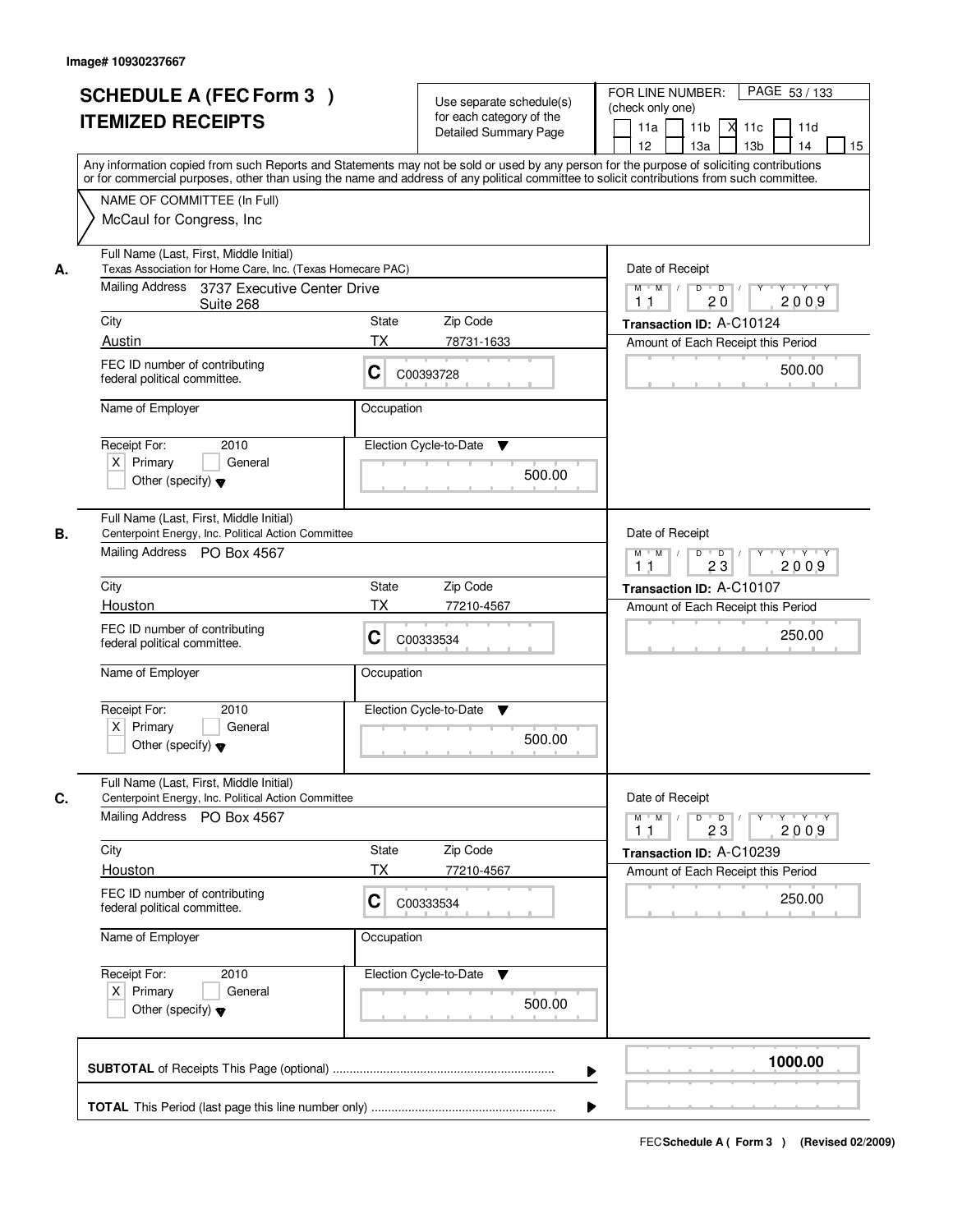Image# 10930237667

# SCHEDULE A (FEC Form 3 )
# ITEMIZED RECEIPTS

Use separate schedule(s) for each category of the Detailed Summary Page

FOR LINE NUMBER: (check only one)
11a [ ] 11b [ ] 11c [X] 11d [ ] 12 [ ] 13a [ ] 13b [ ] 14 [ ] 15 [ ]

PAGE 53 / 133

Any information copied from such Reports and Statements may not be sold or used by any person for the purpose of soliciting contributions or for commercial purposes, other than using the name and address of any political committee to solicit contributions from such committee.

NAME OF COMMITTEE (In Full)
McCaul for Congress, Inc

**A.** Full Name (Last, First, Middle Initial)
Texas Association for Home Care, Inc. (Texas Homecare PAC)
Mailing Address: 3737 Executive Center Drive Suite 268
City: Austin | State: TX | Zip Code: 78731-1633
FEC ID number of contributing federal political committee: C C00393728
Name of Employer:
Occupation:
Receipt For: 2010 [X] Primary [ ] General [ ] Other (specify)
Election Cycle-to-Date: 500.00
Date of Receipt: 11 20 2009
Transaction ID: A-C10124
Amount of Each Receipt this Period: 500.00

**B.** Full Name (Last, First, Middle Initial)
Centerpoint Energy, Inc. Political Action Committee
Mailing Address: PO Box 4567
City: Houston | State: TX | Zip Code: 77210-4567
FEC ID number of contributing federal political committee: C C00333534
Name of Employer:
Occupation:
Receipt For: 2010 [X] Primary [ ] General [ ] Other (specify)
Election Cycle-to-Date: 500.00
Date of Receipt: 11 23 2009
Transaction ID: A-C10107
Amount of Each Receipt this Period: 250.00

**C.** Full Name (Last, First, Middle Initial)
Centerpoint Energy, Inc. Political Action Committee
Mailing Address: PO Box 4567
City: Houston | State: TX | Zip Code: 77210-4567
FEC ID number of contributing federal political committee: C C00333534
Name of Employer:
Occupation:
Receipt For: 2010 [X] Primary [ ] General [ ] Other (specify)
Election Cycle-to-Date: 500.00
Date of Receipt: 11 23 2009
Transaction ID: A-C10239
Amount of Each Receipt this Period: 250.00

**SUBTOTAL** of Receipts This Page (optional) ........ 1000.00

**TOTAL** This Period (last page this line number only) ........

FEC Schedule A ( Form 3 ) (Revised 02/2009)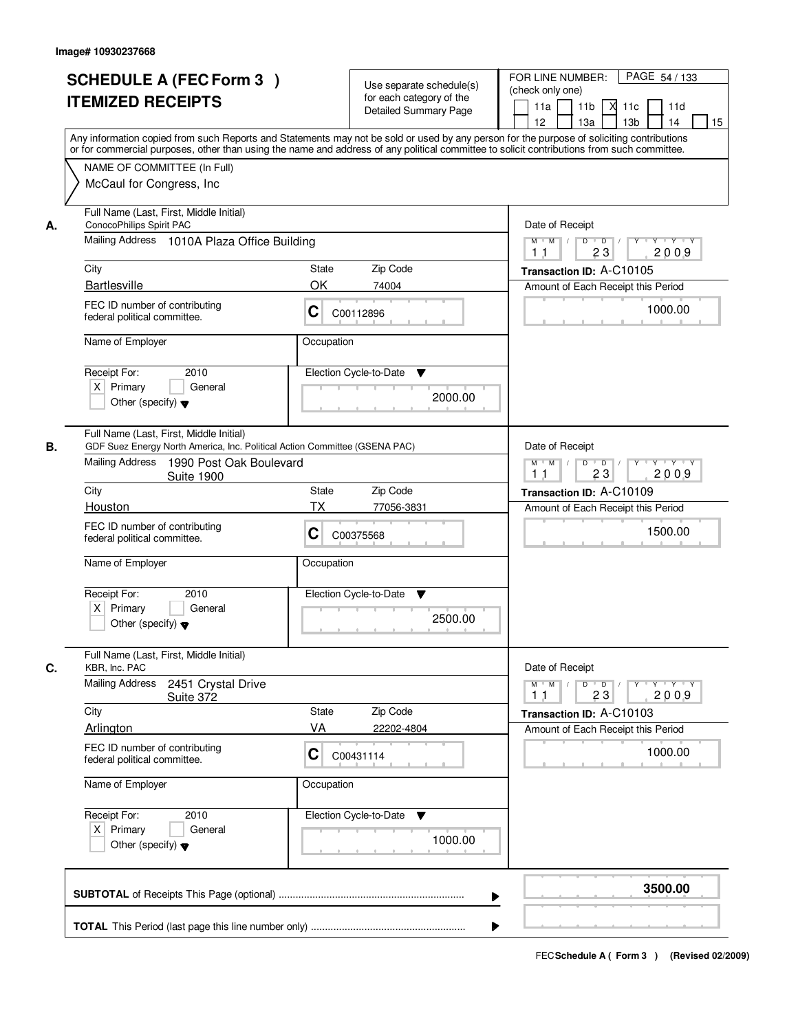Image# 10930237668

# SCHEDULE A (FEC Form 3 )
## ITEMIZED RECEIPTS

Use separate schedule(s) for each category of the Detailed Summary Page

FOR LINE NUMBER: (check only one)

- [ ] 11a
- [ ] 11b
- [X] 11c
- [ ] 11d
- [ ] 12
- [ ] 13a
- [ ] 13b
- [ ] 14
- [ ] 15

Any information copied from such Reports and Statements may not be sold or used by any person for the purpose of soliciting contributions or for commercial purposes, other than using the name and address of any political committee to solicit contributions from such committee.

**NAME OF COMMITTEE (In Full)**
McCaul for Congress, Inc

---

**A.**

Full Name (Last, First, Middle Initial): ConocoPhilips Spirit PAC

Mailing Address: 1010A Plaza Office Building

City: Bartlesville | State: OK | Zip Code: 74004

FEC ID number of contributing federal political committee: C C00112896

Name of Employer: | Occupation:

Receipt For: 2010 — [X] Primary [ ] General [ ] Other (specify)

Election Cycle-to-Date: 2000.00

Date of Receipt: 11/23/2009

Transaction ID: A-C10105

Amount of Each Receipt this Period: 1000.00

---

**B.**

Full Name (Last, First, Middle Initial): GDF Suez Energy North America, Inc. Political Action Committee (GSENA PAC)

Mailing Address: 1990 Post Oak Boulevard, Suite 1900

City: Houston | State: TX | Zip Code: 77056-3831

FEC ID number of contributing federal political committee: C C00375568

Name of Employer: | Occupation:

Receipt For: 2010 — [X] Primary [ ] General [ ] Other (specify)

Election Cycle-to-Date: 2500.00

Date of Receipt: 11/23/2009

Transaction ID: A-C10109

Amount of Each Receipt this Period: 1500.00

---

**C.**

Full Name (Last, First, Middle Initial): KBR, Inc. PAC

Mailing Address: 2451 Crystal Drive, Suite 372

City: Arlington | State: VA | Zip Code: 22202-4804

FEC ID number of contributing federal political committee: C C00431114

Name of Employer: | Occupation:

Receipt For: 2010 — [X] Primary [ ] General [ ] Other (specify)

Election Cycle-to-Date: 1000.00

Date of Receipt: 11/23/2009

Transaction ID: A-C10103

Amount of Each Receipt this Period: 1000.00

---

**SUBTOTAL** of Receipts This Page (optional): **3500.00**

**TOTAL** This Period (last page this line number only):

FEC **Schedule A ( Form 3 )** (Revised 02/2009)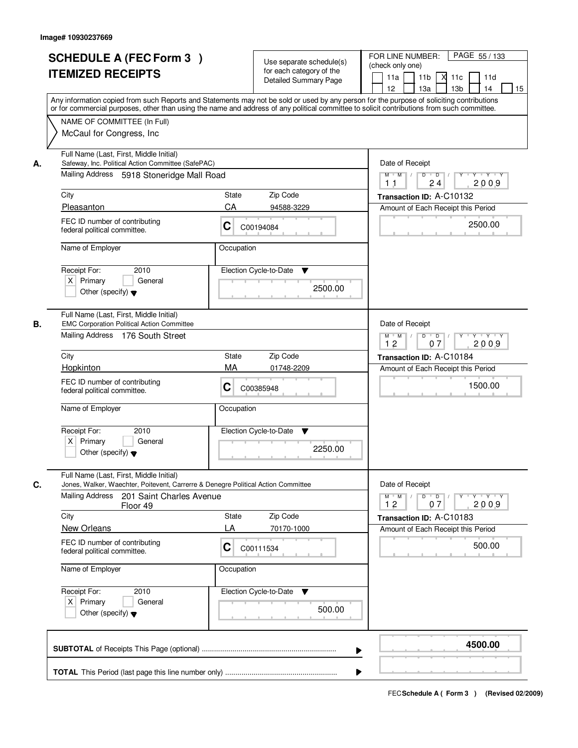Image# 10930237669

# SCHEDULE A (FEC Form 3 )
# ITEMIZED RECEIPTS

Use separate schedule(s) for each category of the Detailed Summary Page

FOR LINE NUMBER: (check only one)

11a | 11b | X 11c | 11d | 12 | 13a | 13b | 14 | 15

Any information copied from such Reports and Statements may not be sold or used by any person for the purpose of soliciting contributions or for commercial purposes, other than using the name and address of any political committee to solicit contributions from such committee.

NAME OF COMMITTEE (In Full)
McCaul for Congress, Inc

---

**A.** Full Name (Last, First, Middle Initial)
Safeway, Inc. Political Action Committee (SafePAC)

Mailing Address: 5918 Stoneridge Mall Road

City: Pleasanton | State: CA | Zip Code: 94588-3229

FEC ID number of contributing federal political committee: C C00194084

Name of Employer: | Occupation:

Receipt For: 2010 — X Primary | General | Other (specify)

Election Cycle-to-Date: 2500.00

Date of Receipt: 11 / 24 / 2009

Transaction ID: A-C10132

Amount of Each Receipt this Period: 2500.00

---

**B.** Full Name (Last, First, Middle Initial)
EMC Corporation Political Action Committee

Mailing Address: 176 South Street

City: Hopkinton | State: MA | Zip Code: 01748-2209

FEC ID number of contributing federal political committee: C C00385948

Name of Employer: | Occupation:

Receipt For: 2010 — X Primary | General | Other (specify)

Election Cycle-to-Date: 2250.00

Date of Receipt: 12 / 07 / 2009

Transaction ID: A-C10184

Amount of Each Receipt this Period: 1500.00

---

**C.** Full Name (Last, First, Middle Initial)
Jones, Walker, Waechter, Poitevent, Carrerre & Denegre Political Action Committee

Mailing Address: 201 Saint Charles Avenue, Floor 49

City: New Orleans | State: LA | Zip Code: 70170-1000

FEC ID number of contributing federal political committee: C C00111534

Name of Employer: | Occupation:

Receipt For: 2010 — X Primary | General | Other (specify)

Election Cycle-to-Date: 500.00

Date of Receipt: 12 / 07 / 2009

Transaction ID: A-C10183

Amount of Each Receipt this Period: 500.00

---

**SUBTOTAL** of Receipts This Page (optional): **4500.00**

**TOTAL** This Period (last page this line number only):

FEC **Schedule A ( Form 3 )** (Revised 02/2009)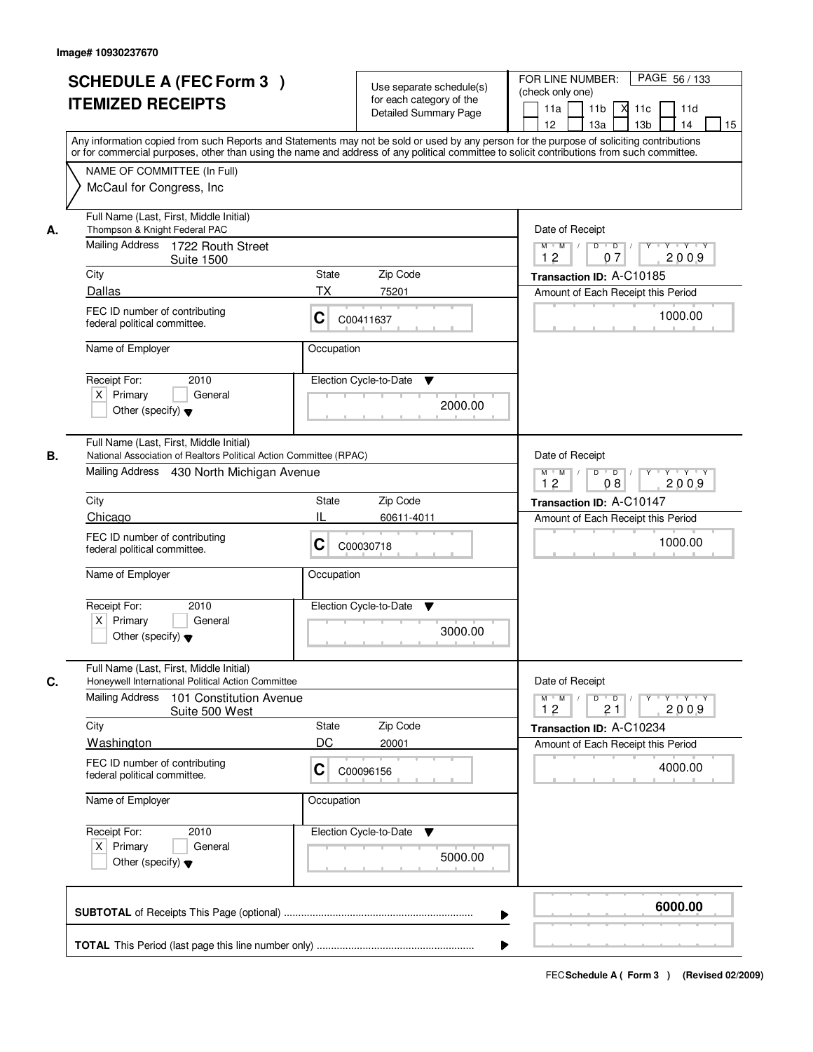Image# 10930237670

# SCHEDULE A (FEC Form 3 )
# ITEMIZED RECEIPTS

Use separate schedule(s) for each category of the Detailed Summary Page

FOR LINE NUMBER: (check only one)

[ ] 11a [ ] 11b [X] 11c [ ] 11d [ ] 12 [ ] 13a [ ] 13b [ ] 14 [ ] 15

PAGE 56 / 133

Any information copied from such Reports and Statements may not be sold or used by any person for the purpose of soliciting contributions or for commercial purposes, other than using the name and address of any political committee to solicit contributions from such committee.

NAME OF COMMITTEE (In Full)
McCaul for Congress, Inc

---

**A.**

Full Name (Last, First, Middle Initial): Thompson & Knight Federal PAC

Mailing Address: 1722 Routh Street, Suite 1500

City: Dallas | State: TX | Zip Code: 75201

FEC ID number of contributing federal political committee: C C00411637

Name of Employer:

Occupation:

Receipt For: 2010 [X] Primary [ ] General [ ] Other (specify)

Election Cycle-to-Date: 2000.00

Date of Receipt: 12 07 2009

Transaction ID: A-C10185

Amount of Each Receipt this Period: 1000.00

---

**B.**

Full Name (Last, First, Middle Initial): National Association of Realtors Political Action Committee (RPAC)

Mailing Address: 430 North Michigan Avenue

City: Chicago | State: IL | Zip Code: 60611-4011

FEC ID number of contributing federal political committee: C C00030718

Name of Employer:

Occupation:

Receipt For: 2010 [X] Primary [ ] General [ ] Other (specify)

Election Cycle-to-Date: 3000.00

Date of Receipt: 12 08 2009

Transaction ID: A-C10147

Amount of Each Receipt this Period: 1000.00

---

**C.**

Full Name (Last, First, Middle Initial): Honeywell International Political Action Committee

Mailing Address: 101 Constitution Avenue, Suite 500 West

City: Washington | State: DC | Zip Code: 20001

FEC ID number of contributing federal political committee: C C00096156

Name of Employer:

Occupation:

Receipt For: 2010 [X] Primary [ ] General [ ] Other (specify)

Election Cycle-to-Date: 5000.00

Date of Receipt: 12 21 2009

Transaction ID: A-C10234

Amount of Each Receipt this Period: 4000.00

---

**SUBTOTAL** of Receipts This Page (optional): **6000.00**

**TOTAL** This Period (last page this line number only):

FEC **Schedule A ( Form 3 )** (Revised 02/2009)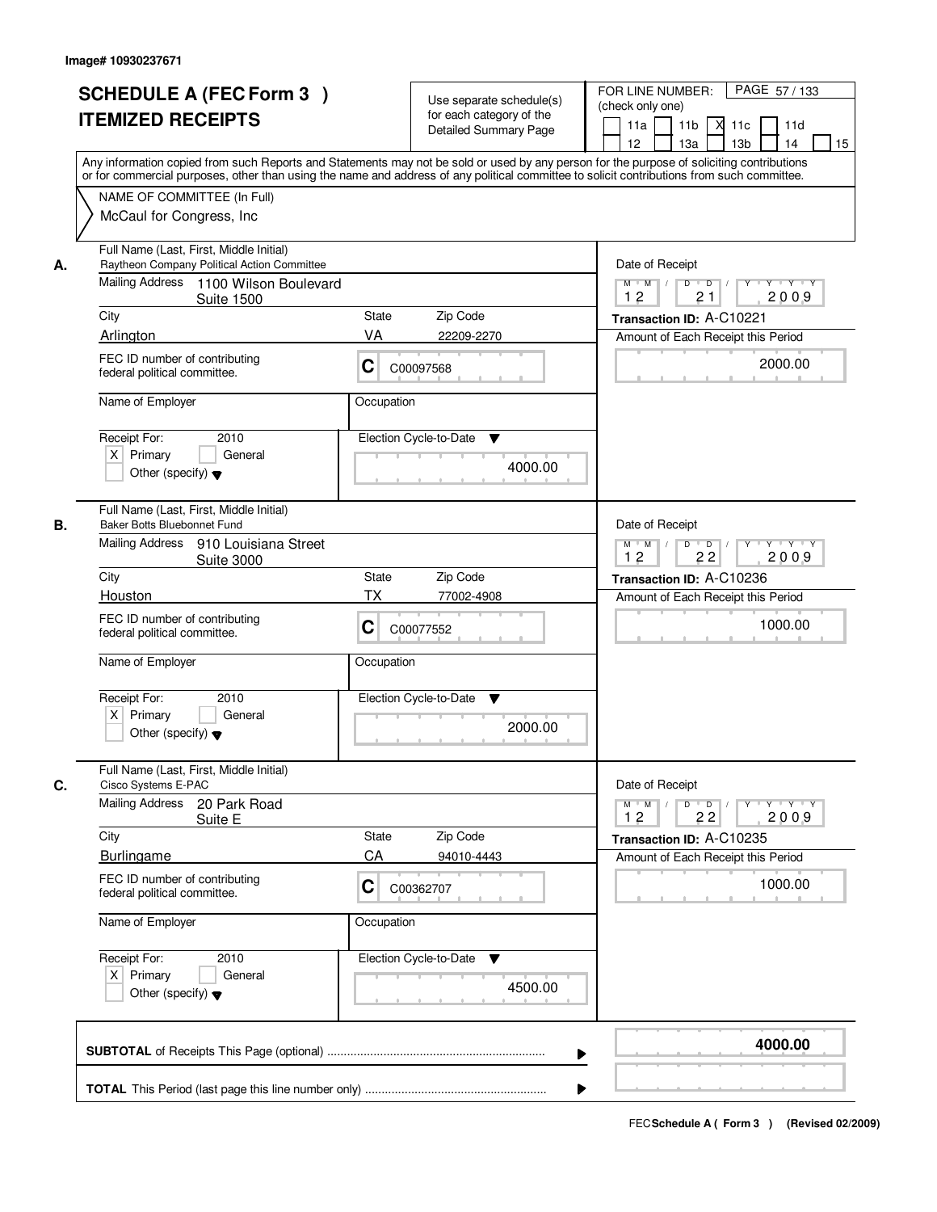Image# 10930237671

# SCHEDULE A (FEC Form 3 )
## ITEMIZED RECEIPTS

Use separate schedule(s) for each category of the Detailed Summary Page

FOR LINE NUMBER: (check only one)

11a | 11b | X 11c | 11d | 12 | 13a | 13b | 14 | 15

PAGE 57 / 133

Any information copied from such Reports and Statements may not be sold or used by any person for the purpose of soliciting contributions or for commercial purposes, other than using the name and address of any political committee to solicit contributions from such committee.

NAME OF COMMITTEE (In Full)

McCaul for Congress, Inc

---

**A.** Full Name (Last, First, Middle Initial)
Raytheon Company Political Action Committee

Mailing Address: 1100 Wilson Boulevard, Suite 1500

City: Arlington | State: VA | Zip Code: 22209-2270

FEC ID number of contributing federal political committee: C C00097568

Name of Employer: | Occupation:

Receipt For: 2010 — [X] Primary [ ] General [ ] Other (specify)

Election Cycle-to-Date: 4000.00

Date of Receipt: 12 21 2009

Transaction ID: A-C10221

Amount of Each Receipt this Period: 2000.00

---

**B.** Full Name (Last, First, Middle Initial)
Baker Botts Bluebonnet Fund

Mailing Address: 910 Louisiana Street, Suite 3000

City: Houston | State: TX | Zip Code: 77002-4908

FEC ID number of contributing federal political committee: C C00077552

Name of Employer: | Occupation:

Receipt For: 2010 — [X] Primary [ ] General [ ] Other (specify)

Election Cycle-to-Date: 2000.00

Date of Receipt: 12 22 2009

Transaction ID: A-C10236

Amount of Each Receipt this Period: 1000.00

---

**C.** Full Name (Last, First, Middle Initial)
Cisco Systems E-PAC

Mailing Address: 20 Park Road, Suite E

City: Burlingame | State: CA | Zip Code: 94010-4443

FEC ID number of contributing federal political committee: C C00362707

Name of Employer: | Occupation:

Receipt For: 2010 — [X] Primary [ ] General [ ] Other (specify)

Election Cycle-to-Date: 4500.00

Date of Receipt: 12 22 2009

Transaction ID: A-C10235

Amount of Each Receipt this Period: 1000.00

---

**SUBTOTAL** of Receipts This Page (optional): **4000.00**

**TOTAL** This Period (last page this line number only):

FEC **Schedule A ( Form 3 )** (Revised 02/2009)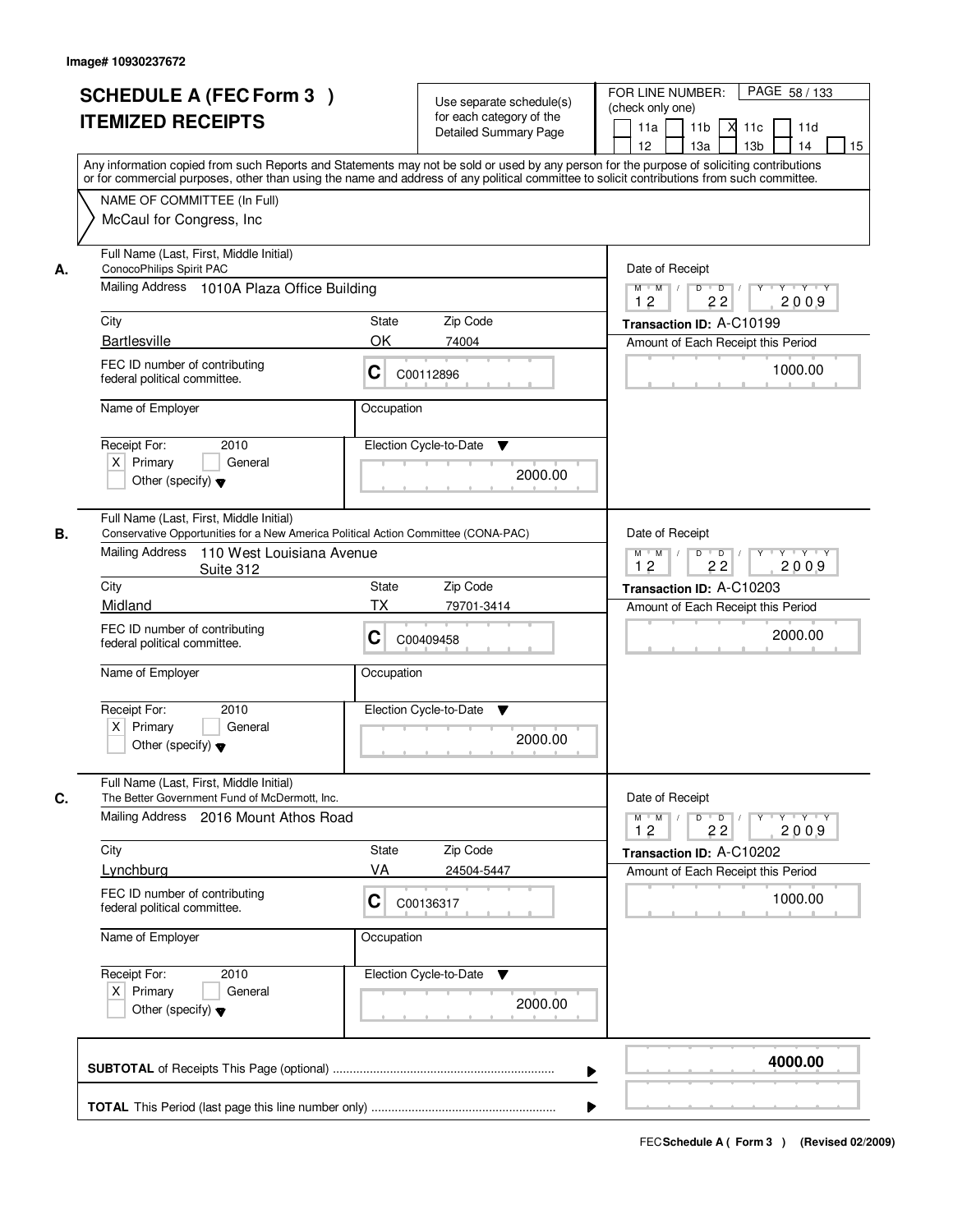Image# 10930237672

# SCHEDULE A (FEC Form 3 )
## ITEMIZED RECEIPTS

Use separate schedule(s) for each category of the Detailed Summary Page

FOR LINE NUMBER: (check only one)
11a [ ] 11b [ ] 11c [X] 11d [ ] 12 [ ] 13a [ ] 13b [ ] 14 [ ] 15 [ ]

PAGE 58 / 133

Any information copied from such Reports and Statements may not be sold or used by any person for the purpose of soliciting contributions or for commercial purposes, other than using the name and address of any political committee to solicit contributions from such committee.

NAME OF COMMITTEE (In Full)
McCaul for Congress, Inc

---

**A.** Full Name (Last, First, Middle Initial): ConocoPhilips Spirit PAC

Mailing Address: 1010A Plaza Office Building

City: Bartlesville | State: OK | Zip Code: 74004

FEC ID number of contributing federal political committee: C C00112896

Name of Employer: | Occupation:

Receipt For: 2010 — [X] Primary [ ] General [ ] Other (specify)

Election Cycle-to-Date: 2000.00

Date of Receipt: 12 / 22 / 2009

Transaction ID: A-C10199

Amount of Each Receipt this Period: 1000.00

---

**B.** Full Name (Last, First, Middle Initial): Conservative Opportunities for a New America Political Action Committee (CONA-PAC)

Mailing Address: 110 West Louisiana Avenue, Suite 312

City: Midland | State: TX | Zip Code: 79701-3414

FEC ID number of contributing federal political committee: C C00409458

Name of Employer: | Occupation:

Receipt For: 2010 — [X] Primary [ ] General [ ] Other (specify)

Election Cycle-to-Date: 2000.00

Date of Receipt: 12 / 22 / 2009

Transaction ID: A-C10203

Amount of Each Receipt this Period: 2000.00

---

**C.** Full Name (Last, First, Middle Initial): The Better Government Fund of McDermott, Inc.

Mailing Address: 2016 Mount Athos Road

City: Lynchburg | State: VA | Zip Code: 24504-5447

FEC ID number of contributing federal political committee: C C00136317

Name of Employer: | Occupation:

Receipt For: 2010 — [X] Primary [ ] General [ ] Other (specify)

Election Cycle-to-Date: 2000.00

Date of Receipt: 12 / 22 / 2009

Transaction ID: A-C10202

Amount of Each Receipt this Period: 1000.00

---

**SUBTOTAL** of Receipts This Page (optional): **4000.00**

**TOTAL** This Period (last page this line number only):

FEC Schedule A ( Form 3 ) (Revised 02/2009)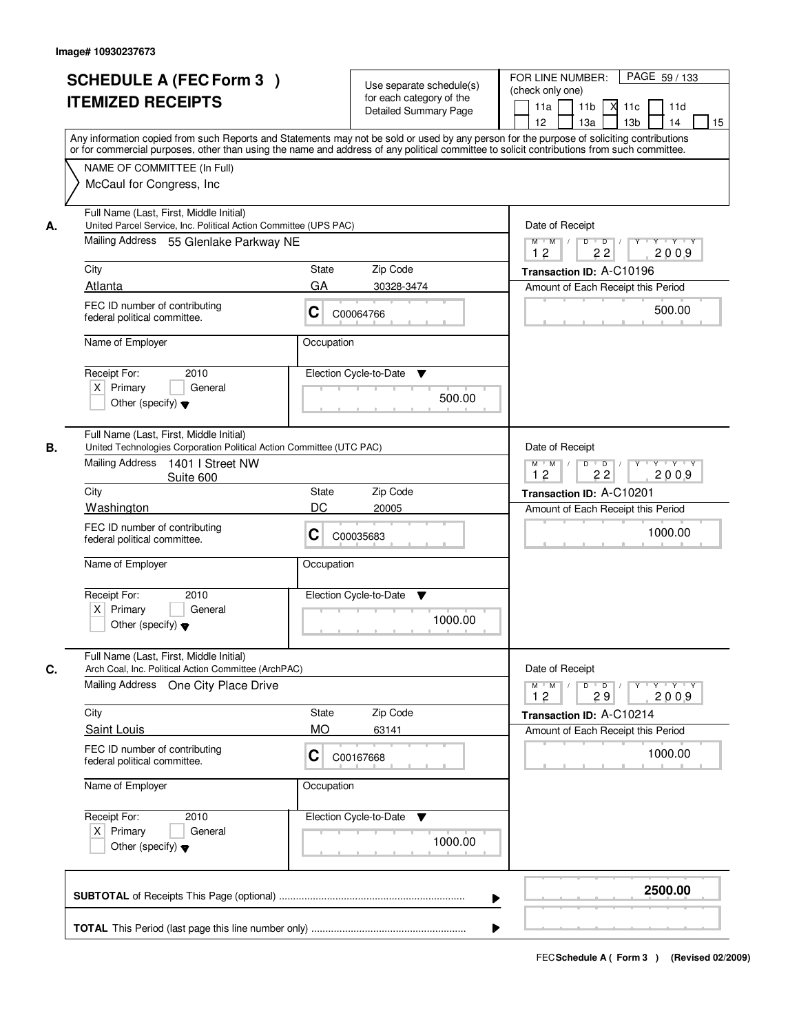Image# 10930237673

# SCHEDULE A (FEC Form 3 ) ITEMIZED RECEIPTS

Use separate schedule(s) for each category of the Detailed Summary Page

FOR LINE NUMBER: (check only one)

11a | 11b | X 11c | 11d | 12 | 13a | 13b | 14 | 15

Any information copied from such Reports and Statements may not be sold or used by any person for the purpose of soliciting contributions or for commercial purposes, other than using the name and address of any political committee to solicit contributions from such committee.

NAME OF COMMITTEE (In Full)

McCaul for Congress, Inc

**A.**

Full Name (Last, First, Middle Initial): United Parcel Service, Inc. Political Action Committee (UPS PAC)

Mailing Address: 55 Glenlake Parkway NE

City: Atlanta | State: GA | Zip Code: 30328-3474

FEC ID number of contributing federal political committee: C C00064766

Name of Employer: | Occupation:

Receipt For: 2010 — [X] Primary [ ] General [ ] Other (specify)

Election Cycle-to-Date: 500.00

Date of Receipt: 12 22 2009

Transaction ID: A-C10196

Amount of Each Receipt this Period: 500.00

**B.**

Full Name (Last, First, Middle Initial): United Technologies Corporation Political Action Committee (UTC PAC)

Mailing Address: 1401 I Street NW Suite 600

City: Washington | State: DC | Zip Code: 20005

FEC ID number of contributing federal political committee: C C00035683

Name of Employer: | Occupation:

Receipt For: 2010 — [X] Primary [ ] General [ ] Other (specify)

Election Cycle-to-Date: 1000.00

Date of Receipt: 12 22 2009

Transaction ID: A-C10201

Amount of Each Receipt this Period: 1000.00

**C.**

Full Name (Last, First, Middle Initial): Arch Coal, Inc. Political Action Committee (ArchPAC)

Mailing Address: One City Place Drive

City: Saint Louis | State: MO | Zip Code: 63141

FEC ID number of contributing federal political committee: C C00167668

Name of Employer: | Occupation:

Receipt For: 2010 — [X] Primary [ ] General [ ] Other (specify)

Election Cycle-to-Date: 1000.00

Date of Receipt: 12 29 2009

Transaction ID: A-C10214

Amount of Each Receipt this Period: 1000.00

**SUBTOTAL** of Receipts This Page (optional) ..... **2500.00**

**TOTAL** This Period (last page this line number only) .....

FEC Schedule A ( Form 3 ) (Revised 02/2009)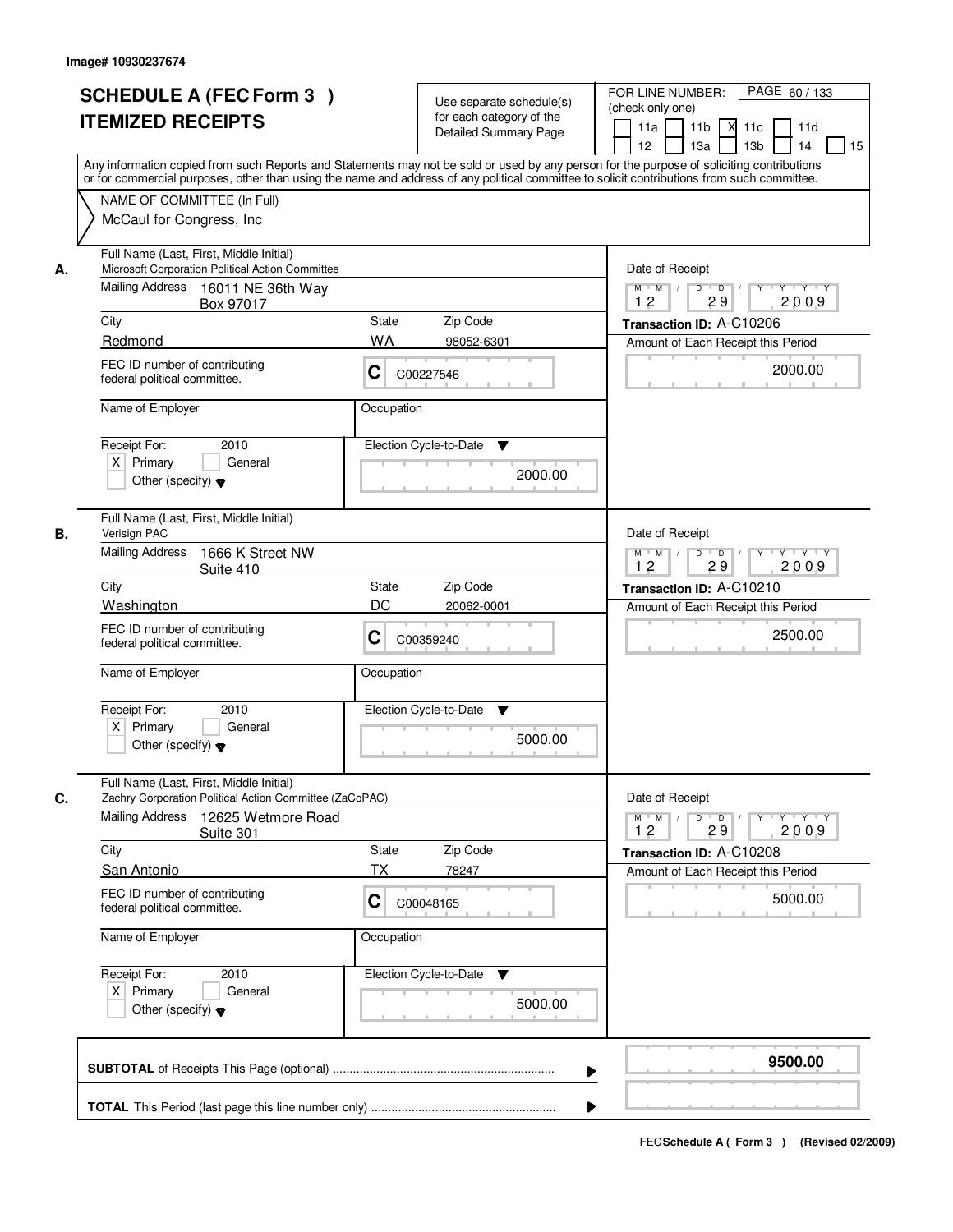Image# 10930237674

# SCHEDULE A (FEC Form 3 ) ITEMIZED RECEIPTS

Use separate schedule(s) for each category of the Detailed Summary Page

FOR LINE NUMBER: (check only one)

11a | 11b | X 11c | 11d | 12 | 13a | 13b | 14 | 15

PAGE 60 / 133

Any information copied from such Reports and Statements may not be sold or used by any person for the purpose of soliciting contributions or for commercial purposes, other than using the name and address of any political committee to solicit contributions from such committee.

NAME OF COMMITTEE (In Full)

McCaul for Congress, Inc

---

**A.** Full Name (Last, First, Middle Initial): Microsoft Corporation Political Action Committee

Mailing Address: 16011 NE 36th Way, Box 97017

City: Redmond | State: WA | Zip Code: 98052-6301

FEC ID number of contributing federal political committee: C C00227546

Name of Employer: | Occupation:

Receipt For: 2010 — X Primary | General | Other (specify)

Election Cycle-to-Date: 2000.00

Date of Receipt: 12 / 29 / 2009

Transaction ID: A-C10206

Amount of Each Receipt this Period: 2000.00

---

**B.** Full Name (Last, First, Middle Initial): Verisign PAC

Mailing Address: 1666 K Street NW, Suite 410

City: Washington | State: DC | Zip Code: 20062-0001

FEC ID number of contributing federal political committee: C C00359240

Name of Employer: | Occupation:

Receipt For: 2010 — X Primary | General | Other (specify)

Election Cycle-to-Date: 5000.00

Date of Receipt: 12 / 29 / 2009

Transaction ID: A-C10210

Amount of Each Receipt this Period: 2500.00

---

**C.** Full Name (Last, First, Middle Initial): Zachry Corporation Political Action Committee (ZaCoPAC)

Mailing Address: 12625 Wetmore Road, Suite 301

City: San Antonio | State: TX | Zip Code: 78247

FEC ID number of contributing federal political committee: C C00048165

Name of Employer: | Occupation:

Receipt For: 2010 — X Primary | General | Other (specify)

Election Cycle-to-Date: 5000.00

Date of Receipt: 12 / 29 / 2009

Transaction ID: A-C10208

Amount of Each Receipt this Period: 5000.00

---

**SUBTOTAL** of Receipts This Page (optional): **9500.00**

**TOTAL** This Period (last page this line number only):

FEC Schedule A ( Form 3 ) (Revised 02/2009)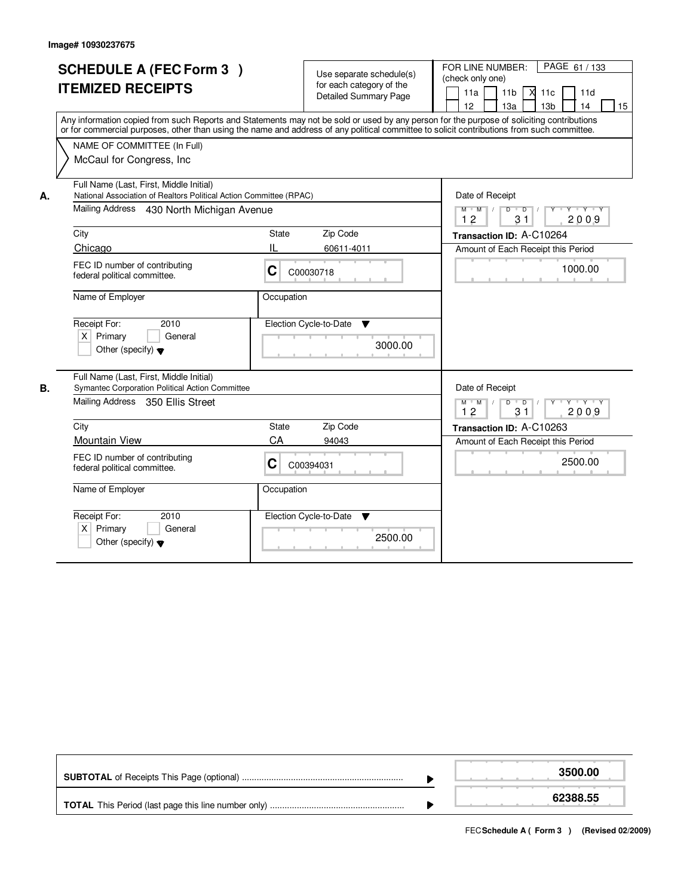Image# 10930237675

# SCHEDULE A (FEC Form 3 )
# ITEMIZED RECEIPTS

Use separate schedule(s) for each category of the Detailed Summary Page

FOR LINE NUMBER: (check only one)

11a | 11b | X 11c | 11d | 12 | 13a | 13b | 14 | 15

PAGE 61 / 133

Any information copied from such Reports and Statements may not be sold or used by any person for the purpose of soliciting contributions or for commercial purposes, other than using the name and address of any political committee to solicit contributions from such committee.

NAME OF COMMITTEE (In Full)
McCaul for Congress, Inc

**A.**

Full Name (Last, First, Middle Initial): National Association of Realtors Political Action Committee (RPAC)

Mailing Address: 430 North Michigan Avenue

City: Chicago | State: IL | Zip Code: 60611-4011

FEC ID number of contributing federal political committee: C C00030718

Name of Employer: | Occupation:

Receipt For: 2010 — X Primary | General | Other (specify)

Election Cycle-to-Date: 3000.00

Date of Receipt: 12 / 31 / 2009

Transaction ID: A-C10264

Amount of Each Receipt this Period: 1000.00

**B.**

Full Name (Last, First, Middle Initial): Symantec Corporation Political Action Committee

Mailing Address: 350 Ellis Street

City: Mountain View | State: CA | Zip Code: 94043

FEC ID number of contributing federal political committee: C C00394031

Name of Employer: | Occupation:

Receipt For: 2010 — X Primary | General | Other (specify)

Election Cycle-to-Date: 2500.00

Date of Receipt: 12 / 31 / 2009

Transaction ID: A-C10263

Amount of Each Receipt this Period: 2500.00

| | |
|---|---|
| **SUBTOTAL** of Receipts This Page (optional) | **3500.00** |
| **TOTAL** This Period (last page this line number only) | **62388.55** |

FEC **Schedule A ( Form 3 )** (Revised 02/2009)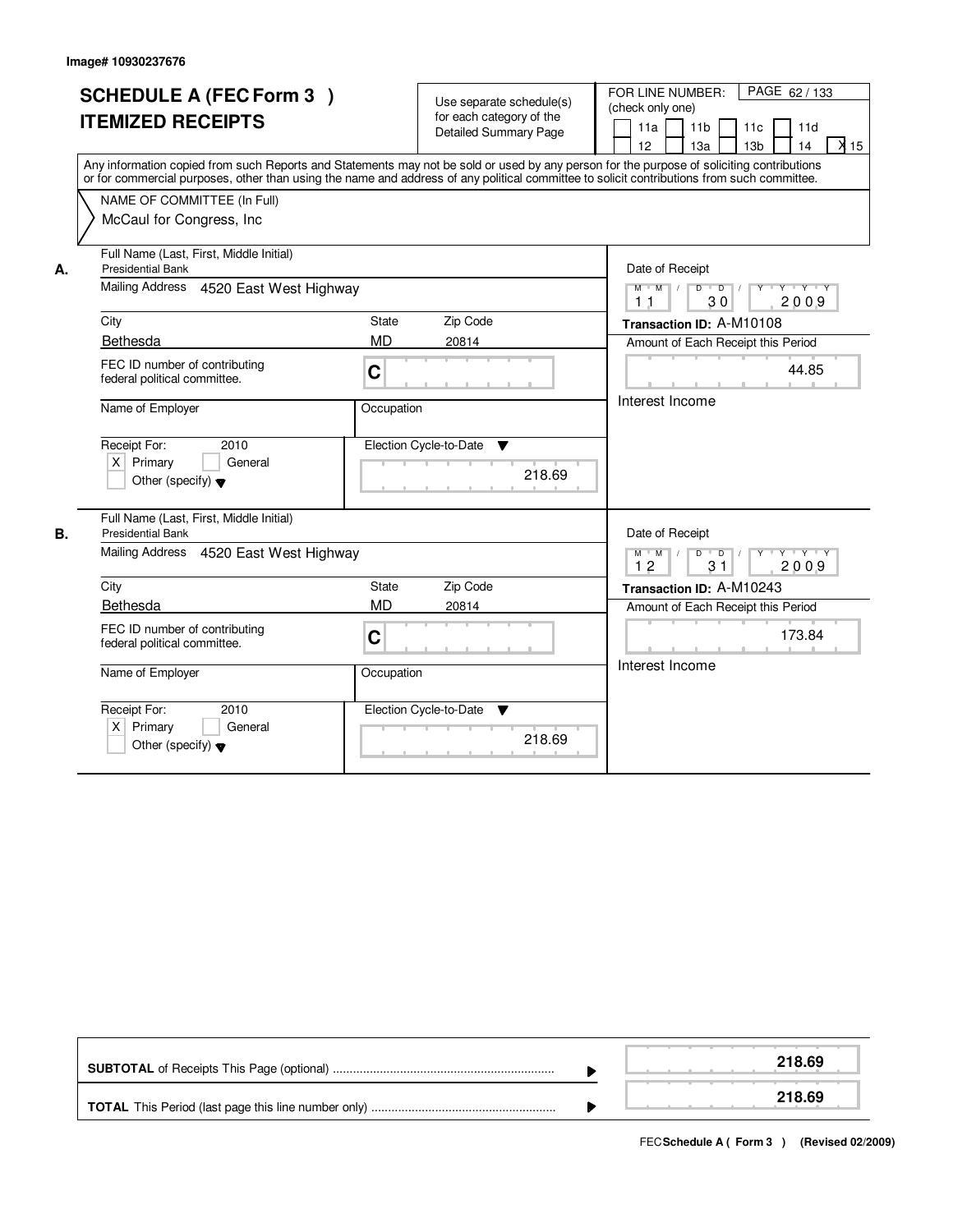Image# 10930237676

# SCHEDULE A (FEC Form 3 )
# ITEMIZED RECEIPTS

Use separate schedule(s) for each category of the Detailed Summary Page

FOR LINE NUMBER: (check only one)

11a | 11b | 11c | 11d | 12 | 13a | 13b | 14 | X 15

PAGE 62 / 133

Any information copied from such Reports and Statements may not be sold or used by any person for the purpose of soliciting contributions or for commercial purposes, other than using the name and address of any political committee to solicit contributions from such committee.

NAME OF COMMITTEE (In Full)
McCaul for Congress, Inc

**A.**

| Field | Value |
|---|---|
| Full Name (Last, First, Middle Initial) | Presidential Bank |
| Mailing Address | 4520 East West Highway |
| City | Bethesda |
| State | MD |
| Zip Code | 20814 |
| FEC ID number of contributing federal political committee. | C |
| Name of Employer | |
| Occupation | |
| Receipt For: 2010 | X Primary / General / Other (specify) |
| Election Cycle-to-Date | 218.69 |
| Date of Receipt | 11 / 30 / 2009 |
| Transaction ID | A-M10108 |
| Amount of Each Receipt this Period | 44.85 |
| | Interest Income |

**B.**

| Field | Value |
|---|---|
| Full Name (Last, First, Middle Initial) | Presidential Bank |
| Mailing Address | 4520 East West Highway |
| City | Bethesda |
| State | MD |
| Zip Code | 20814 |
| FEC ID number of contributing federal political committee. | C |
| Name of Employer | |
| Occupation | |
| Receipt For: 2010 | X Primary / General / Other (specify) |
| Election Cycle-to-Date | 218.69 |
| Date of Receipt | 12 / 31 / 2009 |
| Transaction ID | A-M10243 |
| Amount of Each Receipt this Period | 173.84 |
| | Interest Income |

| | |
|---|---|
| **SUBTOTAL** of Receipts This Page (optional) | **218.69** |
| **TOTAL** This Period (last page this line number only) | **218.69** |

FEC **Schedule A ( Form 3 )** (Revised 02/2009)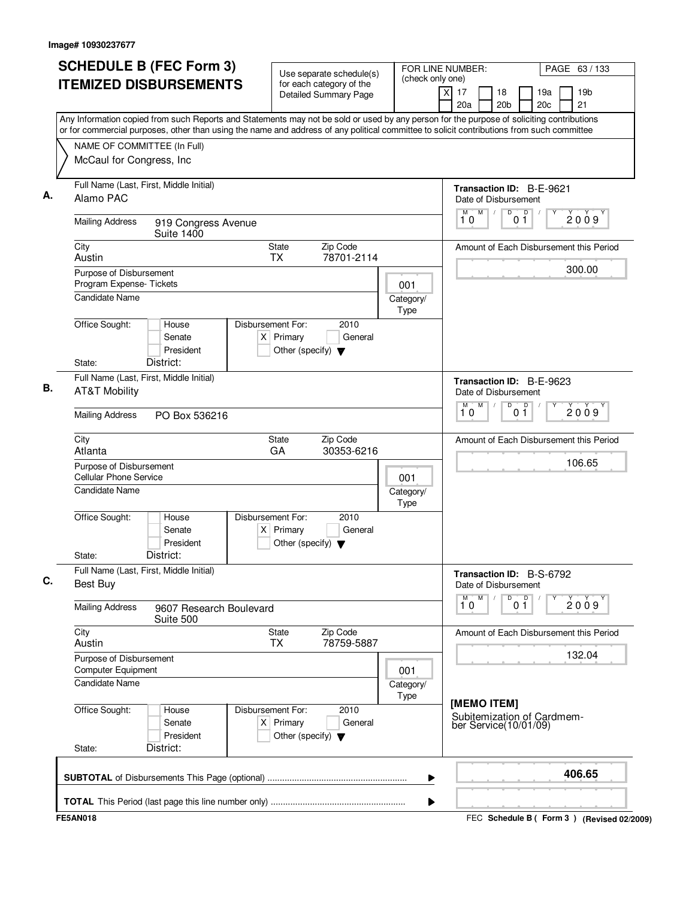Image# 10930237677

# SCHEDULE B (FEC Form 3)
## ITEMIZED DISBURSEMENTS

Use separate schedule(s) for each category of the Detailed Summary Page

FOR LINE NUMBER: (check only one)
[X] 17 [ ] 18 [ ] 19a [ ] 19b
[ ] 20a [ ] 20b [ ] 20c [ ] 21

PAGE 63 / 133

Any Information copied from such Reports and Statements may not be sold or used by any person for the purpose of soliciting contributions or for commercial purposes, other than using the name and address of any political committee to solicit contributions from such committee

NAME OF COMMITTEE (In Full)
McCaul for Congress, Inc

---

**A.** Full Name (Last, First, Middle Initial): Alamo PAC

Mailing Address: 919 Congress Avenue, Suite 1400

City: Austin | State: TX | Zip Code: 78701-2114

Purpose of Disbursement: Program Expense- Tickets

Candidate Name:

Category/Type: 001

Office Sought: [ ] House [ ] Senate [ ] President
State: District:

Disbursement For: 2010 [X] Primary [ ] General [ ] Other (specify)

Transaction ID: B-E-9621
Date of Disbursement: 10/01/2009
Amount of Each Disbursement this Period: 300.00

---

**B.** Full Name (Last, First, Middle Initial): AT&T Mobility

Mailing Address: PO Box 536216

City: Atlanta | State: GA | Zip Code: 30353-6216

Purpose of Disbursement: Cellular Phone Service

Candidate Name:

Category/Type: 001

Office Sought: [ ] House [ ] Senate [ ] President
State: District:

Disbursement For: 2010 [X] Primary [ ] General [ ] Other (specify)

Transaction ID: B-E-9623
Date of Disbursement: 10/01/2009
Amount of Each Disbursement this Period: 106.65

---

**C.** Full Name (Last, First, Middle Initial): Best Buy

Mailing Address: 9607 Research Boulevard, Suite 500

City: Austin | State: TX | Zip Code: 78759-5887

Purpose of Disbursement: Computer Equipment

Candidate Name:

Category/Type: 001

Office Sought: [ ] House [ ] Senate [ ] President
State: District:

Disbursement For: 2010 [X] Primary [ ] General [ ] Other (specify)

Transaction ID: B-S-6792
Date of Disbursement: 10/01/2009
Amount of Each Disbursement this Period: 132.04

[MEMO ITEM]
Subitemization of Cardmember Service(10/01/09)

---

**SUBTOTAL** of Disbursements This Page (optional): 406.65

**TOTAL** This Period (last page this line number only):

FE5AN018

FEC Schedule B ( Form 3 ) (Revised 02/2009)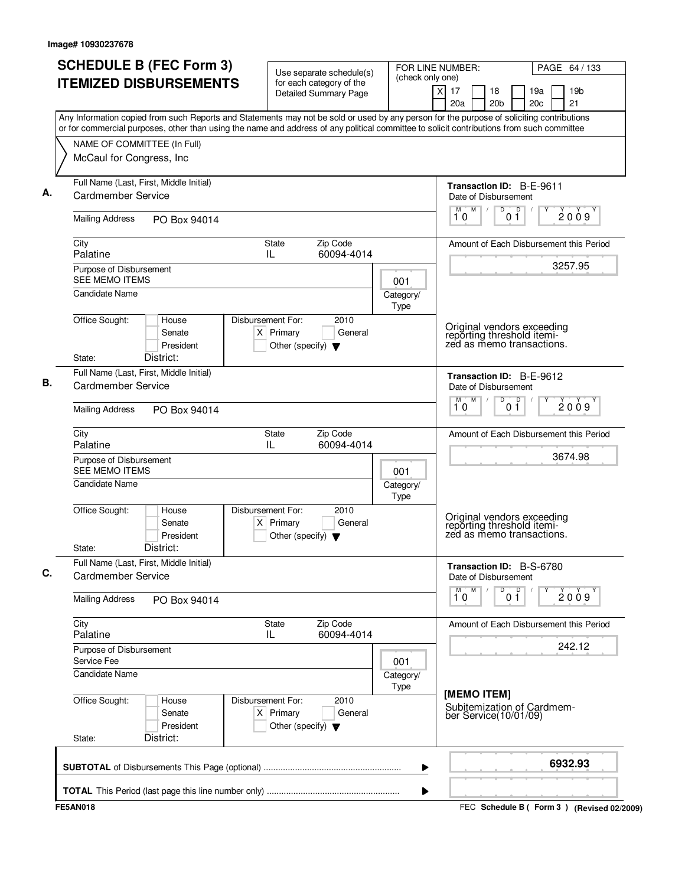Image# 10930237678

# SCHEDULE B (FEC Form 3) ITEMIZED DISBURSEMENTS

Use separate schedule(s) for each category of the Detailed Summary Page

FOR LINE NUMBER: (check only one)
[X] 17 [ ] 18 [ ] 19a [ ] 19b [ ] 20a [ ] 20b [ ] 20c [ ] 21

PAGE 64 / 133

Any Information copied from such Reports and Statements may not be sold or used by any person for the purpose of soliciting contributions or for commercial purposes, other than using the name and address of any political committee to solicit contributions from such committee

NAME OF COMMITTEE (In Full)
McCaul for Congress, Inc

## A.

Full Name (Last, First, Middle Initial): Cardmember Service
Mailing Address: PO Box 94014
City: Palatine | State: IL | Zip Code: 60094-4014
Purpose of Disbursement: SEE MEMO ITEMS
Category/Type: 001
Candidate Name:
Office Sought: [ ] House [ ] Senate [ ] President
State: District:
Disbursement For: 2010 [X] Primary [ ] General [ ] Other (specify)

Transaction ID: B-E-9611
Date of Disbursement: 10/01/2009
Amount of Each Disbursement this Period: 3257.95

Original vendors exceeding reporting threshold itemized as memo transactions.

## B.

Full Name (Last, First, Middle Initial): Cardmember Service
Mailing Address: PO Box 94014
City: Palatine | State: IL | Zip Code: 60094-4014
Purpose of Disbursement: SEE MEMO ITEMS
Category/Type: 001
Candidate Name:
Office Sought: [ ] House [ ] Senate [ ] President
State: District:
Disbursement For: 2010 [X] Primary [ ] General [ ] Other (specify)

Transaction ID: B-E-9612
Date of Disbursement: 10/01/2009
Amount of Each Disbursement this Period: 3674.98

Original vendors exceeding reporting threshold itemized as memo transactions.

## C.

Full Name (Last, First, Middle Initial): Cardmember Service
Mailing Address: PO Box 94014
City: Palatine | State: IL | Zip Code: 60094-4014
Purpose of Disbursement: Service Fee
Category/Type: 001
Candidate Name:
Office Sought: [ ] House [ ] Senate [ ] President
State: District:
Disbursement For: 2010 [X] Primary [ ] General [ ] Other (specify)

Transaction ID: B-S-6780
Date of Disbursement: 10/01/2009
Amount of Each Disbursement this Period: 242.12

[MEMO ITEM]
Subitemization of Cardmember Service(10/01/09)

**SUBTOTAL** of Disbursements This Page (optional): **6932.93**

**TOTAL** This Period (last page this line number only):

FE5AN018

FEC **Schedule B ( Form 3 )** (Revised 02/2009)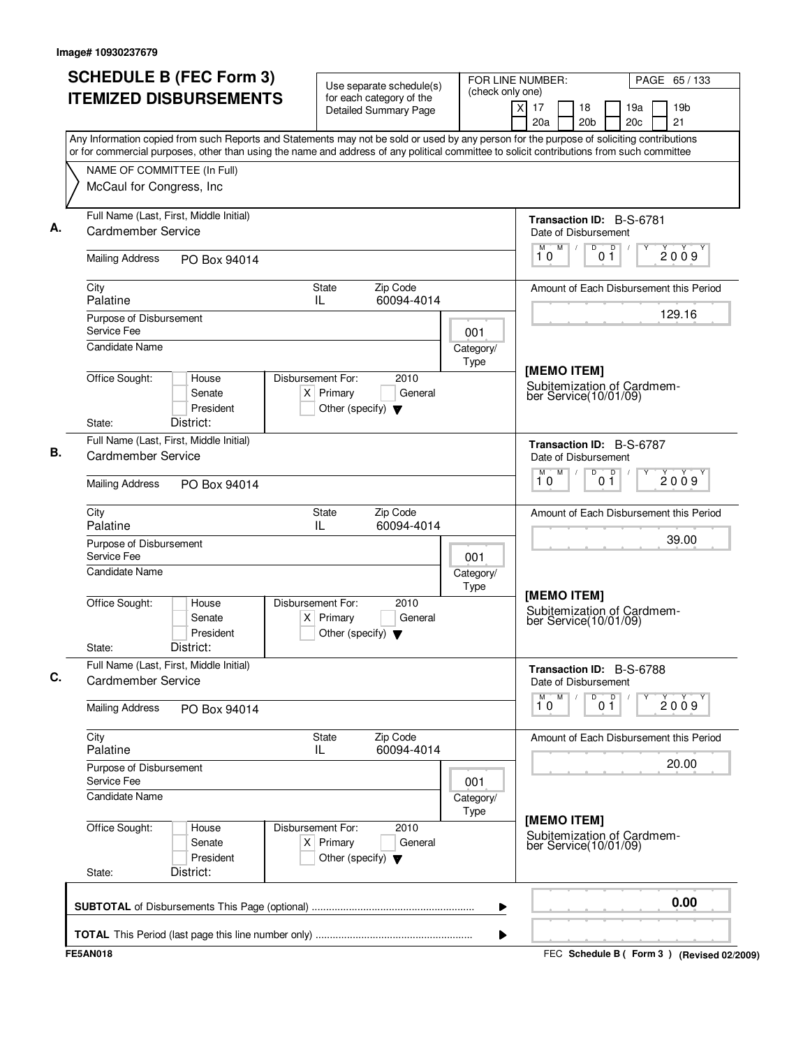Image# 10930237679

# SCHEDULE B (FEC Form 3) ITEMIZED DISBURSEMENTS

Use separate schedule(s) for each category of the Detailed Summary Page

FOR LINE NUMBER: (check only one)
[X] 17 [ ] 18 [ ] 19a [ ] 19b
[ ] 20a [ ] 20b [ ] 20c [ ] 21

Any Information copied from such Reports and Statements may not be sold or used by any person for the purpose of soliciting contributions or for commercial purposes, other than using the name and address of any political committee to solicit contributions from such committee

NAME OF COMMITTEE (In Full)
McCaul for Congress, Inc

---

**A.**

Full Name (Last, First, Middle Initial): Cardmember Service

Mailing Address: PO Box 94014

City: Palatine | State: IL | Zip Code: 60094-4014

Purpose of Disbursement: Service Fee

Category/Type: 001

Candidate Name:

Office Sought: [ ] House [ ] Senate [ ] President
State: District:

Disbursement For: 2010 [X] Primary [ ] General [ ] Other (specify)

Transaction ID: B-S-6781
Date of Disbursement: 10/01/2009

Amount of Each Disbursement this Period: 129.16

[MEMO ITEM]
Subitemization of Cardmember Service(10/01/09)

---

**B.**

Full Name (Last, First, Middle Initial): Cardmember Service

Mailing Address: PO Box 94014

City: Palatine | State: IL | Zip Code: 60094-4014

Purpose of Disbursement: Service Fee

Category/Type: 001

Candidate Name:

Office Sought: [ ] House [ ] Senate [ ] President
State: District:

Disbursement For: 2010 [X] Primary [ ] General [ ] Other (specify)

Transaction ID: B-S-6787
Date of Disbursement: 10/01/2009

Amount of Each Disbursement this Period: 39.00

[MEMO ITEM]
Subitemization of Cardmember Service(10/01/09)

---

**C.**

Full Name (Last, First, Middle Initial): Cardmember Service

Mailing Address: PO Box 94014

City: Palatine | State: IL | Zip Code: 60094-4014

Purpose of Disbursement: Service Fee

Category/Type: 001

Candidate Name:

Office Sought: [ ] House [ ] Senate [ ] President
State: District:

Disbursement For: 2010 [X] Primary [ ] General [ ] Other (specify)

Transaction ID: B-S-6788
Date of Disbursement: 10/01/2009

Amount of Each Disbursement this Period: 20.00

[MEMO ITEM]
Subitemization of Cardmember Service(10/01/09)

---

**SUBTOTAL** of Disbursements This Page (optional): 0.00

**TOTAL** This Period (last page this line number only):

FE5AN018 — FEC **Schedule B ( Form 3 )** (Revised 02/2009)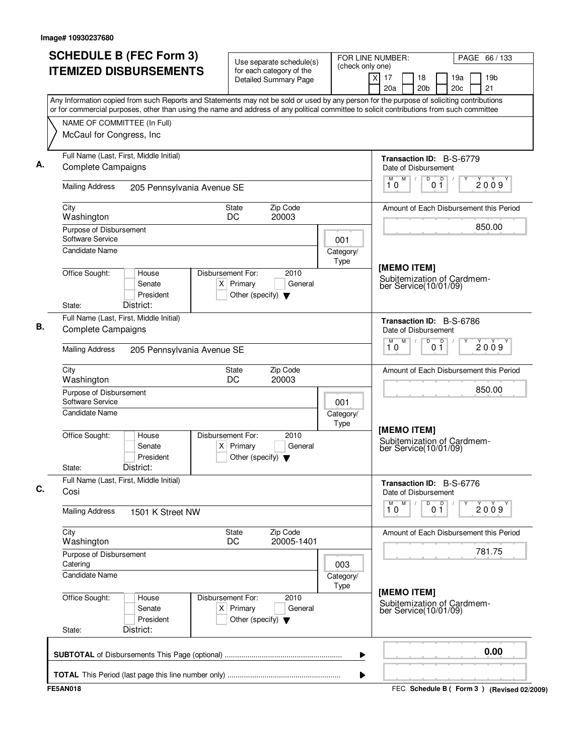Image# 10930237680

# SCHEDULE B (FEC Form 3) ITEMIZED DISBURSEMENTS

Use separate schedule(s) for each category of the Detailed Summary Page

FOR LINE NUMBER: (check only one)
[X] 17 [ ] 18 [ ] 19a [ ] 19b [ ] 20a [ ] 20b [ ] 20c [ ] 21

PAGE 66 / 133

Any Information copied from such Reports and Statements may not be sold or used by any person for the purpose of soliciting contributions or for commercial purposes, other than using the name and address of any political committee to solicit contributions from such committee

NAME OF COMMITTEE (In Full)
McCaul for Congress, Inc

---

**A.** Full Name (Last, First, Middle Initial): Complete Campaigns

Mailing Address: 205 Pennsylvania Avenue SE

City: Washington | State: DC | Zip Code: 20003

Purpose of Disbursement: Software Service

Category/Type: 001

Candidate Name:

Office Sought: [ ] House [ ] Senate [ ] President

State: District:

Disbursement For: 2010 [X] Primary [ ] General [ ] Other (specify)

Transaction ID: B-S-6779

Date of Disbursement: 10/01/2009

Amount of Each Disbursement this Period: 850.00

[MEMO ITEM]
Subitemization of Cardmember Service(10/01/09)

---

**B.** Full Name (Last, First, Middle Initial): Complete Campaigns

Mailing Address: 205 Pennsylvania Avenue SE

City: Washington | State: DC | Zip Code: 20003

Purpose of Disbursement: Software Service

Category/Type: 001

Candidate Name:

Office Sought: [ ] House [ ] Senate [ ] President

State: District:

Disbursement For: 2010 [X] Primary [ ] General [ ] Other (specify)

Transaction ID: B-S-6786

Date of Disbursement: 10/01/2009

Amount of Each Disbursement this Period: 850.00

[MEMO ITEM]
Subitemization of Cardmember Service(10/01/09)

---

**C.** Full Name (Last, First, Middle Initial): Cosi

Mailing Address: 1501 K Street NW

City: Washington | State: DC | Zip Code: 20005-1401

Purpose of Disbursement: Catering

Category/Type: 003

Candidate Name:

Office Sought: [ ] House [ ] Senate [ ] President

State: District:

Disbursement For: 2010 [X] Primary [ ] General [ ] Other (specify)

Transaction ID: B-S-6776

Date of Disbursement: 10/01/2009

Amount of Each Disbursement this Period: 781.75

[MEMO ITEM]
Subitemization of Cardmember Service(10/01/09)

---

**SUBTOTAL** of Disbursements This Page (optional): 0.00

**TOTAL** This Period (last page this line number only):

FE5AN018 — FEC Schedule B ( Form 3 ) (Revised 02/2009)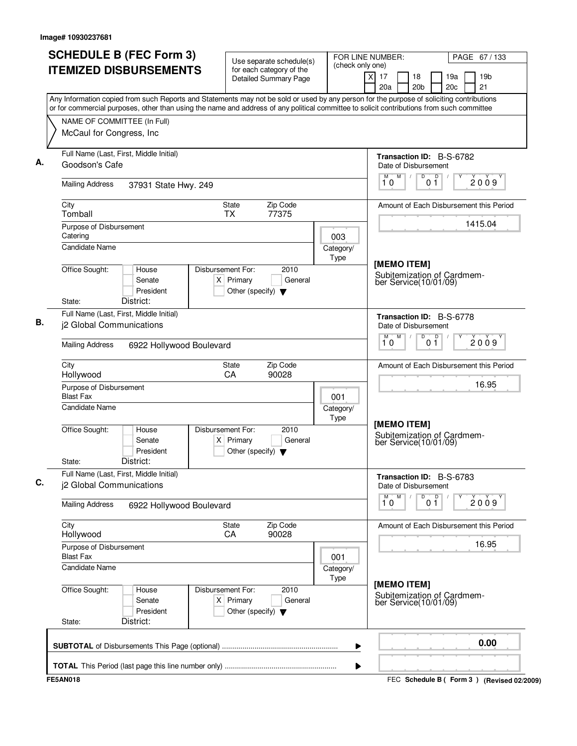Image# 10930237681

# SCHEDULE B (FEC Form 3)
# ITEMIZED DISBURSEMENTS

Use separate schedule(s) for each category of the Detailed Summary Page

FOR LINE NUMBER: (check only one)
[X] 17 [ ] 18 [ ] 19a [ ] 19b [ ] 20a [ ] 20b [ ] 20c [ ] 21

PAGE 67 / 133

Any Information copied from such Reports and Statements may not be sold or used by any person for the purpose of soliciting contributions or for commercial purposes, other than using the name and address of any political committee to solicit contributions from such committee

NAME OF COMMITTEE (In Full)
McCaul for Congress, Inc

---

**A.** Full Name (Last, First, Middle Initial): Goodson's Cafe

Mailing Address: 37931 State Hwy. 249

City: Tomball | State: TX | Zip Code: 77375

Purpose of Disbursement: Catering

Category/Type: 003

Candidate Name:

Office Sought: [ ] House [ ] Senate [ ] President

State: District:

Disbursement For: 2010 [X] Primary [ ] General [ ] Other (specify)

Transaction ID: B-S-6782

Date of Disbursement: 10 01 2009

Amount of Each Disbursement this Period: 1415.04

[MEMO ITEM]
Subitemization of Cardmember Service(10/01/09)

---

**B.** Full Name (Last, First, Middle Initial): j2 Global Communications

Mailing Address: 6922 Hollywood Boulevard

City: Hollywood | State: CA | Zip Code: 90028

Purpose of Disbursement: Blast Fax

Category/Type: 001

Candidate Name:

Office Sought: [ ] House [ ] Senate [ ] President

State: District:

Disbursement For: 2010 [X] Primary [ ] General [ ] Other (specify)

Transaction ID: B-S-6778

Date of Disbursement: 10 01 2009

Amount of Each Disbursement this Period: 16.95

[MEMO ITEM]
Subitemization of Cardmember Service(10/01/09)

---

**C.** Full Name (Last, First, Middle Initial): j2 Global Communications

Mailing Address: 6922 Hollywood Boulevard

City: Hollywood | State: CA | Zip Code: 90028

Purpose of Disbursement: Blast Fax

Category/Type: 001

Candidate Name:

Office Sought: [ ] House [ ] Senate [ ] President

State: District:

Disbursement For: 2010 [X] Primary [ ] General [ ] Other (specify)

Transaction ID: B-S-6783

Date of Disbursement: 10 01 2009

Amount of Each Disbursement this Period: 16.95

[MEMO ITEM]
Subitemization of Cardmember Service(10/01/09)

---

**SUBTOTAL** of Disbursements This Page (optional): 0.00

**TOTAL** This Period (last page this line number only):

FE5AN018 — FEC Schedule B ( Form 3 ) (Revised 02/2009)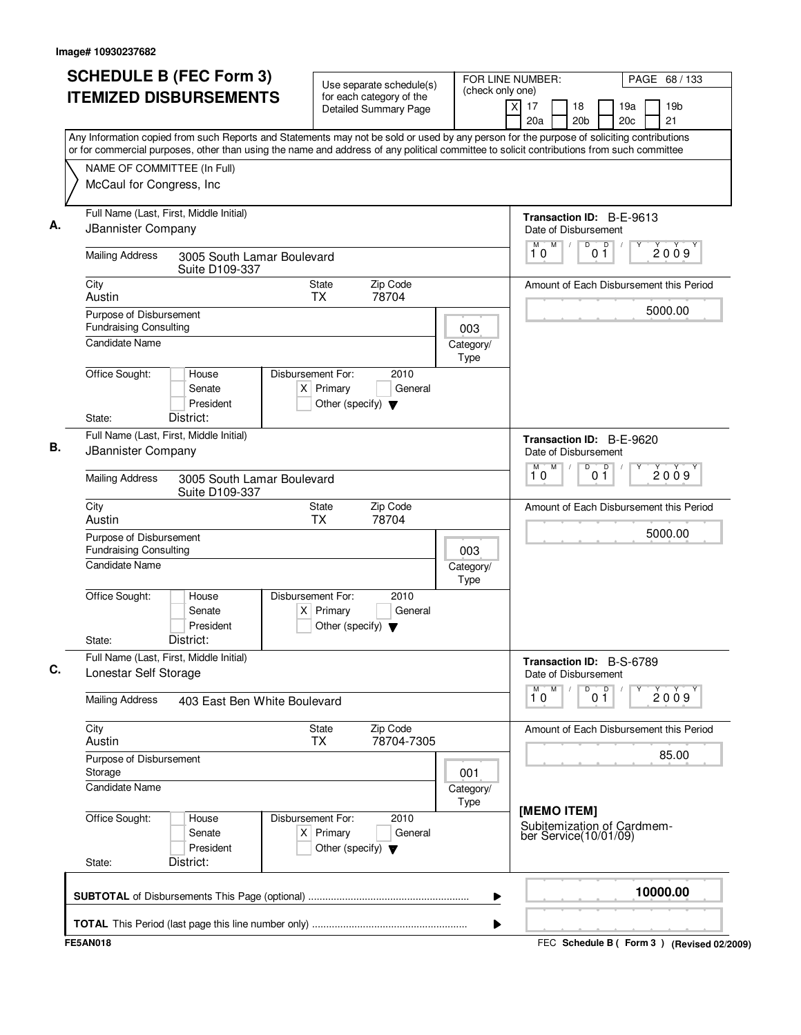Image# 10930237682

# SCHEDULE B (FEC Form 3) ITEMIZED DISBURSEMENTS

Use separate schedule(s) for each category of the Detailed Summary Page

FOR LINE NUMBER: (check only one)
[X] 17 [ ] 18 [ ] 19a [ ] 19b [ ] 20a [ ] 20b [ ] 20c [ ] 21

PAGE 68 / 133

Any Information copied from such Reports and Statements may not be sold or used by any person for the purpose of soliciting contributions or for commercial purposes, other than using the name and address of any political committee to solicit contributions from such committee

NAME OF COMMITTEE (In Full)
McCaul for Congress, Inc

---

**A.** Full Name (Last, First, Middle Initial)
JBannister Company

Mailing Address: 3005 South Lamar Boulevard, Suite D109-337
City: Austin | State: TX | Zip Code: 78704

Purpose of Disbursement: Fundraising Consulting
Category/Type: 003
Candidate Name:
Office Sought: [ ] House [ ] Senate [ ] President
State: District:
Disbursement For: 2010 [X] Primary [ ] General [ ] Other (specify)

Transaction ID: B-E-9613
Date of Disbursement: 10/01/2009
Amount of Each Disbursement this Period: 5000.00

---

**B.** Full Name (Last, First, Middle Initial)
JBannister Company

Mailing Address: 3005 South Lamar Boulevard, Suite D109-337
City: Austin | State: TX | Zip Code: 78704

Purpose of Disbursement: Fundraising Consulting
Category/Type: 003
Candidate Name:
Office Sought: [ ] House [ ] Senate [ ] President
State: District:
Disbursement For: 2010 [X] Primary [ ] General [ ] Other (specify)

Transaction ID: B-E-9620
Date of Disbursement: 10/01/2009
Amount of Each Disbursement this Period: 5000.00

---

**C.** Full Name (Last, First, Middle Initial)
Lonestar Self Storage

Mailing Address: 403 East Ben White Boulevard
City: Austin | State: TX | Zip Code: 78704-7305

Purpose of Disbursement: Storage
Category/Type: 001
Candidate Name:
Office Sought: [ ] House [ ] Senate [ ] President
State: District:
Disbursement For: 2010 [X] Primary [ ] General [ ] Other (specify)

Transaction ID: B-S-6789
Date of Disbursement: 10/01/2009
Amount of Each Disbursement this Period: 85.00

[MEMO ITEM]
Subitemization of Cardmember Service(10/01/09)

---

SUBTOTAL of Disbursements This Page (optional): 10000.00

TOTAL This Period (last page this line number only):

FE5AN018 — FEC Schedule B ( Form 3 ) (Revised 02/2009)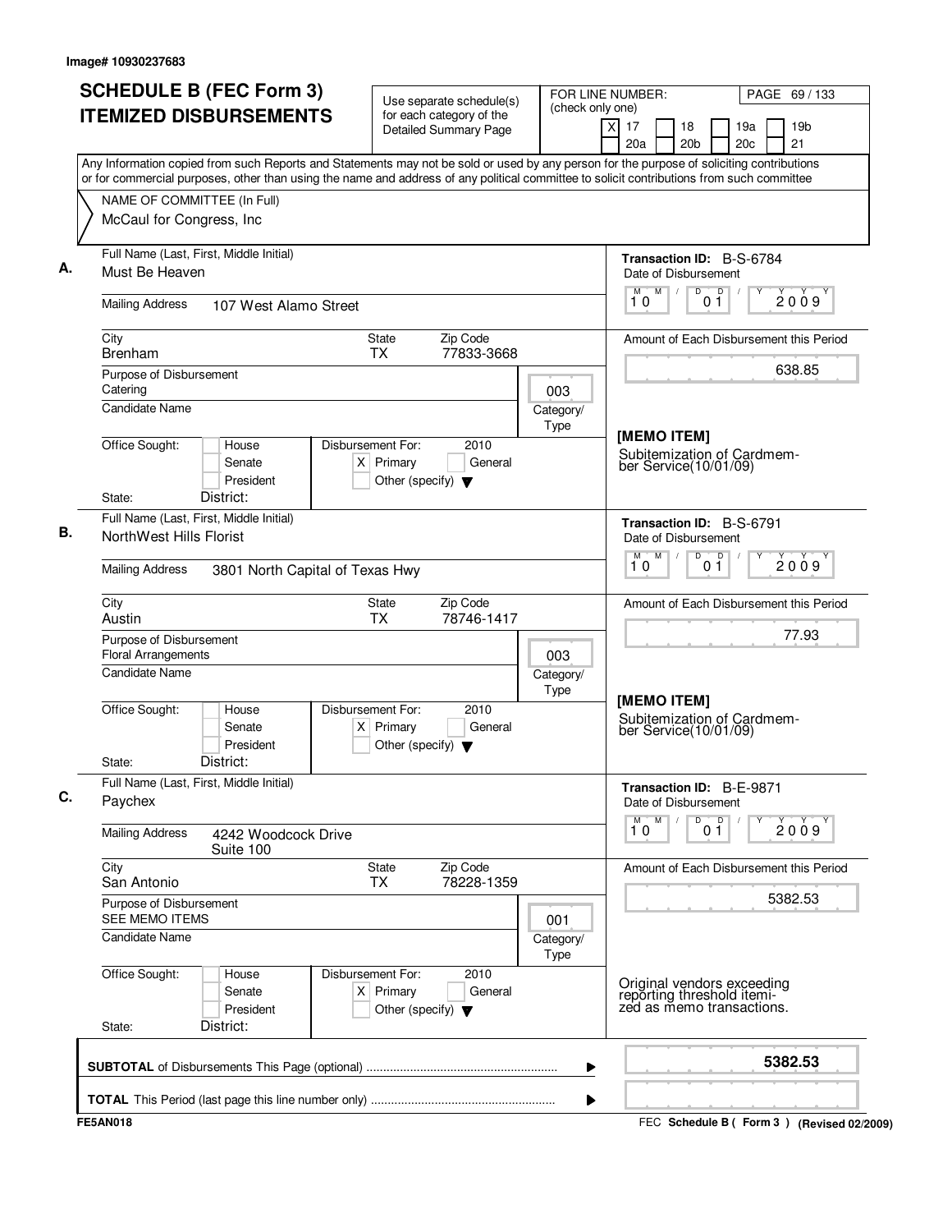Image# 10930237683

# SCHEDULE B (FEC Form 3) ITEMIZED DISBURSEMENTS

Use separate schedule(s) for each category of the Detailed Summary Page

FOR LINE NUMBER: (check only one)
[X] 17 [ ] 18 [ ] 19a [ ] 19b [ ] 20a [ ] 20b [ ] 20c [ ] 21

Any Information copied from such Reports and Statements may not be sold or used by any person for the purpose of soliciting contributions or for commercial purposes, other than using the name and address of any political committee to solicit contributions from such committee

NAME OF COMMITTEE (In Full)
McCaul for Congress, Inc

## A.

Full Name (Last, First, Middle Initial): Must Be Heaven

Mailing Address: 107 West Alamo Street

City: Brenham | State: TX | Zip Code: 77833-3668

Purpose of Disbursement: Catering

Category/Type: 003

Candidate Name:

Office Sought: [ ] House [ ] Senate [ ] President

State: District:

Disbursement For: 2010 [X] Primary [ ] General [ ] Other (specify)

Transaction ID: B-S-6784

Date of Disbursement: 10 01 2009

Amount of Each Disbursement this Period: 638.85

[MEMO ITEM]
Subitemization of Cardmember Service(10/01/09)

## B.

Full Name (Last, First, Middle Initial): NorthWest Hills Florist

Mailing Address: 3801 North Capital of Texas Hwy

City: Austin | State: TX | Zip Code: 78746-1417

Purpose of Disbursement: Floral Arrangements

Category/Type: 003

Candidate Name:

Office Sought: [ ] House [ ] Senate [ ] President

State: District:

Disbursement For: 2010 [X] Primary [ ] General [ ] Other (specify)

Transaction ID: B-S-6791

Date of Disbursement: 10 01 2009

Amount of Each Disbursement this Period: 77.93

[MEMO ITEM]
Subitemization of Cardmember Service(10/01/09)

## C.

Full Name (Last, First, Middle Initial): Paychex

Mailing Address: 4242 Woodcock Drive, Suite 100

City: San Antonio | State: TX | Zip Code: 78228-1359

Purpose of Disbursement: SEE MEMO ITEMS

Category/Type: 001

Candidate Name:

Office Sought: [ ] House [ ] Senate [ ] President

State: District:

Disbursement For: 2010 [X] Primary [ ] General [ ] Other (specify)

Transaction ID: B-E-9871

Date of Disbursement: 10 01 2009

Amount of Each Disbursement this Period: 5382.53

Original vendors exceeding reporting threshold itemized as memo transactions.

**SUBTOTAL** of Disbursements This Page (optional): **5382.53**

**TOTAL** This Period (last page this line number only):

FE5AN018 — FEC Schedule B ( Form 3 ) (Revised 02/2009)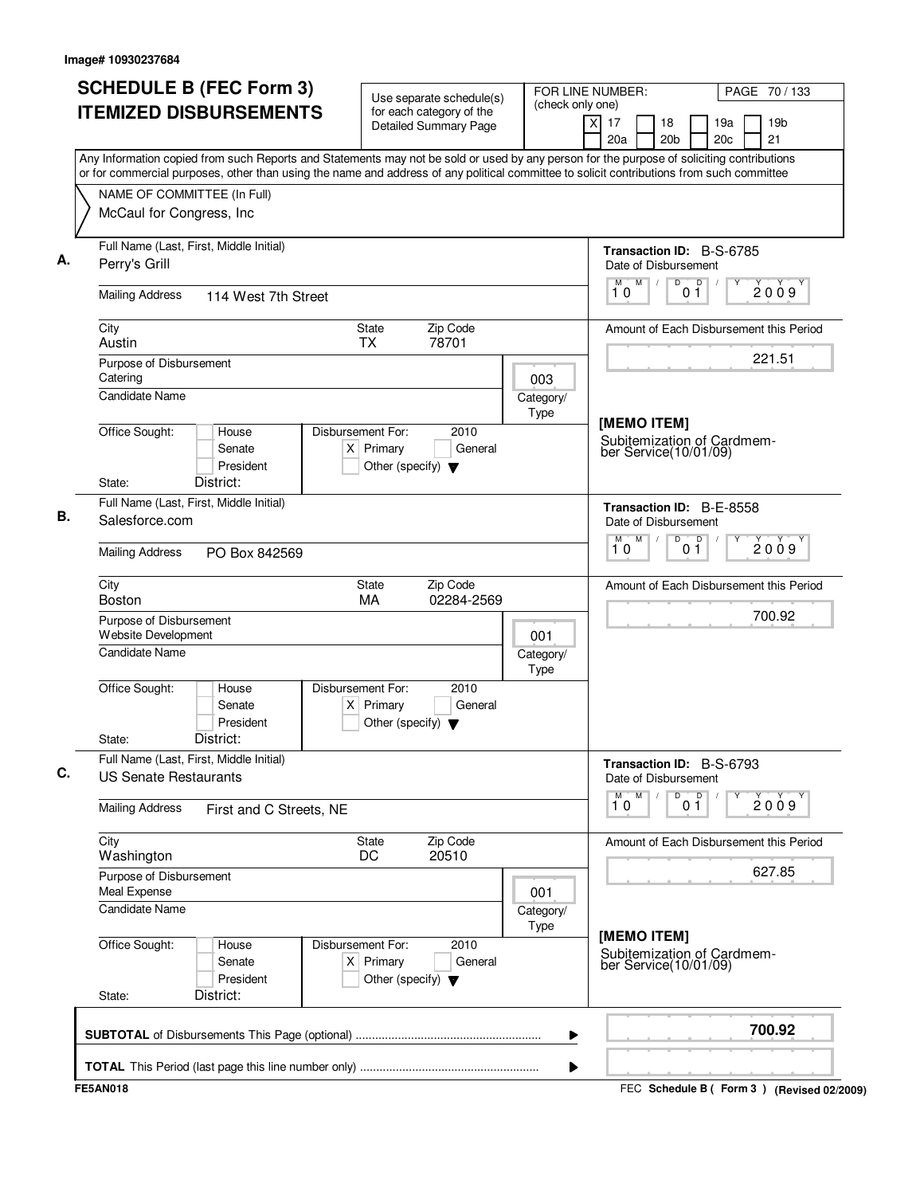Image# 10930237684

# SCHEDULE B (FEC Form 3)
# ITEMIZED DISBURSEMENTS

Use separate schedule(s) for each category of the Detailed Summary Page

FOR LINE NUMBER: (check only one)
[X] 17 [ ] 18 [ ] 19a [ ] 19b [ ] 20a [ ] 20b [ ] 20c [ ] 21

PAGE 70 / 133

Any Information copied from such Reports and Statements may not be sold or used by any person for the purpose of soliciting contributions or for commercial purposes, other than using the name and address of any political committee to solicit contributions from such committee

NAME OF COMMITTEE (In Full)
McCaul for Congress, Inc

---

**A.** Full Name (Last, First, Middle Initial): Perry's Grill

Mailing Address: 114 West 7th Street

City: Austin | State: TX | Zip Code: 78701

Purpose of Disbursement: Catering

Category/Type: 003

Candidate Name:

Office Sought: [ ] House [ ] Senate [ ] President

State: District:

Disbursement For: 2010 [X] Primary [ ] General [ ] Other (specify)

Transaction ID: B-S-6785

Date of Disbursement: 10 / 01 / 2009

Amount of Each Disbursement this Period: 221.51

[MEMO ITEM]
Subitemization of Cardmember Service(10/01/09)

---

**B.** Full Name (Last, First, Middle Initial): Salesforce.com

Mailing Address: PO Box 842569

City: Boston | State: MA | Zip Code: 02284-2569

Purpose of Disbursement: Website Development

Category/Type: 001

Candidate Name:

Office Sought: [ ] House [ ] Senate [ ] President

State: District:

Disbursement For: 2010 [X] Primary [ ] General [ ] Other (specify)

Transaction ID: B-E-8558

Date of Disbursement: 10 / 01 / 2009

Amount of Each Disbursement this Period: 700.92

---

**C.** Full Name (Last, First, Middle Initial): US Senate Restaurants

Mailing Address: First and C Streets, NE

City: Washington | State: DC | Zip Code: 20510

Purpose of Disbursement: Meal Expense

Category/Type: 001

Candidate Name:

Office Sought: [ ] House [ ] Senate [ ] President

State: District:

Disbursement For: 2010 [X] Primary [ ] General [ ] Other (specify)

Transaction ID: B-S-6793

Date of Disbursement: 10 / 01 / 2009

Amount of Each Disbursement this Period: 627.85

[MEMO ITEM]
Subitemization of Cardmember Service(10/01/09)

---

**SUBTOTAL** of Disbursements This Page (optional): **700.92**

**TOTAL** This Period (last page this line number only):

FE5AN018

FEC **Schedule B ( Form 3 )** (Revised 02/2009)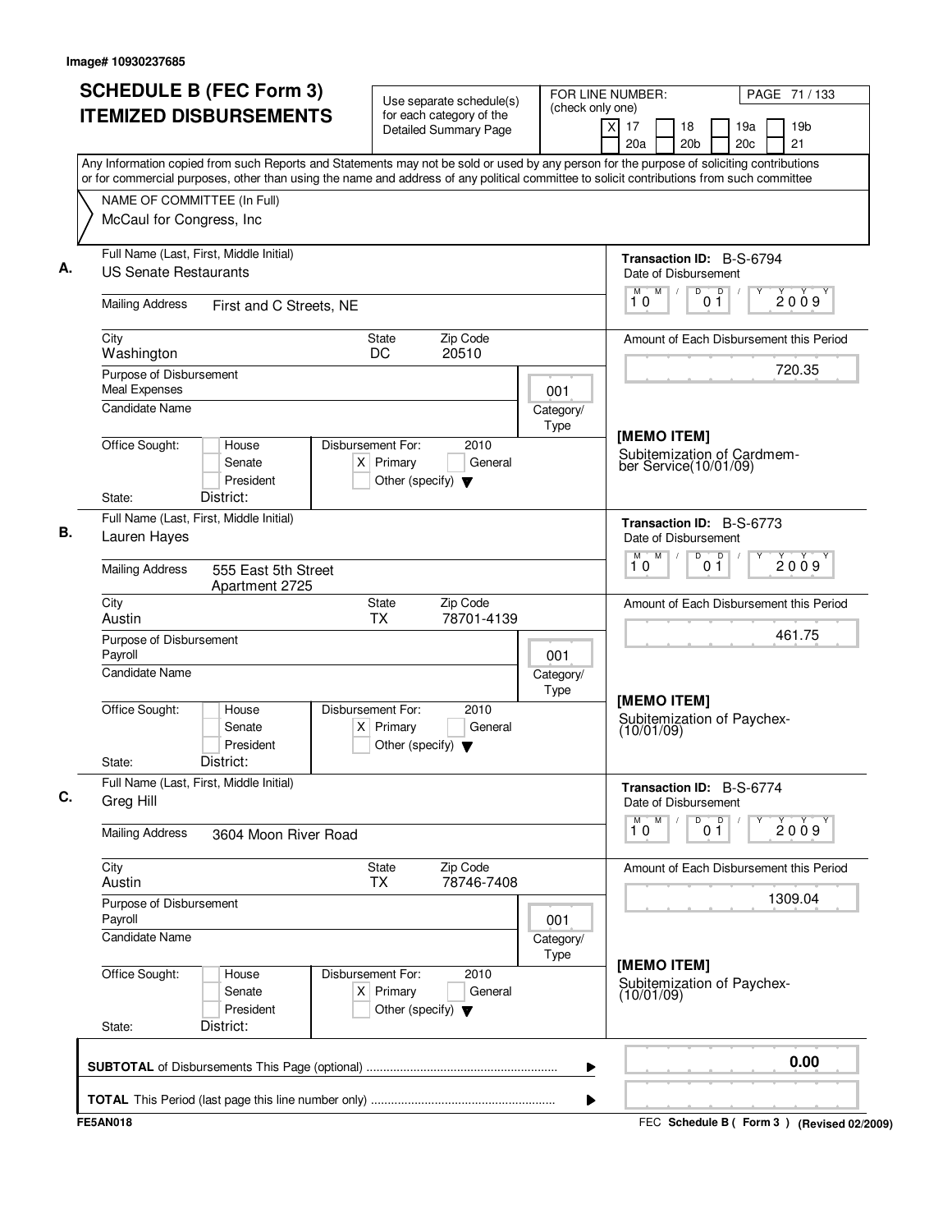Image# 10930237685

# SCHEDULE B (FEC Form 3) ITEMIZED DISBURSEMENTS

Use separate schedule(s) for each category of the Detailed Summary Page

FOR LINE NUMBER: (check only one)

- [X] 17
- [ ] 18
- [ ] 19a
- [ ] 19b
- [ ] 20a
- [ ] 20b
- [ ] 20c
- [ ] 21

Any Information copied from such Reports and Statements may not be sold or used by any person for the purpose of soliciting contributions or for commercial purposes, other than using the name and address of any political committee to solicit contributions from such committee

NAME OF COMMITTEE (In Full)
McCaul for Congress, Inc

---

**A.** Full Name (Last, First, Middle Initial): US Senate Restaurants

Mailing Address: First and C Streets, NE

City: Washington | State: DC | Zip Code: 20510

Purpose of Disbursement: Meal Expenses

Category/Type: 001

Candidate Name:

Office Sought: [ ] House [ ] Senate [ ] President

State: District:

Disbursement For: 2010 [X] Primary [ ] General [ ] Other (specify)

Transaction ID: B-S-6794

Date of Disbursement: 10/01/2009

Amount of Each Disbursement this Period: 720.35

[MEMO ITEM]
Subitemization of Cardmember Service(10/01/09)

---

**B.** Full Name (Last, First, Middle Initial): Lauren Hayes

Mailing Address: 555 East 5th Street, Apartment 2725

City: Austin | State: TX | Zip Code: 78701-4139

Purpose of Disbursement: Payroll

Category/Type: 001

Candidate Name:

Office Sought: [ ] House [ ] Senate [ ] President

State: District:

Disbursement For: 2010 [X] Primary [ ] General [ ] Other (specify)

Transaction ID: B-S-6773

Date of Disbursement: 10/01/2009

Amount of Each Disbursement this Period: 461.75

[MEMO ITEM]
Subitemization of Paychex-(10/01/09)

---

**C.** Full Name (Last, First, Middle Initial): Greg Hill

Mailing Address: 3604 Moon River Road

City: Austin | State: TX | Zip Code: 78746-7408

Purpose of Disbursement: Payroll

Category/Type: 001

Candidate Name:

Office Sought: [ ] House [ ] Senate [ ] President

State: District:

Disbursement For: 2010 [X] Primary [ ] General [ ] Other (specify)

Transaction ID: B-S-6774

Date of Disbursement: 10/01/2009

Amount of Each Disbursement this Period: 1309.04

[MEMO ITEM]
Subitemization of Paychex-(10/01/09)

---

**SUBTOTAL** of Disbursements This Page (optional): 0.00

**TOTAL** This Period (last page this line number only):

FE5AN018 FEC Schedule B ( Form 3 ) (Revised 02/2009)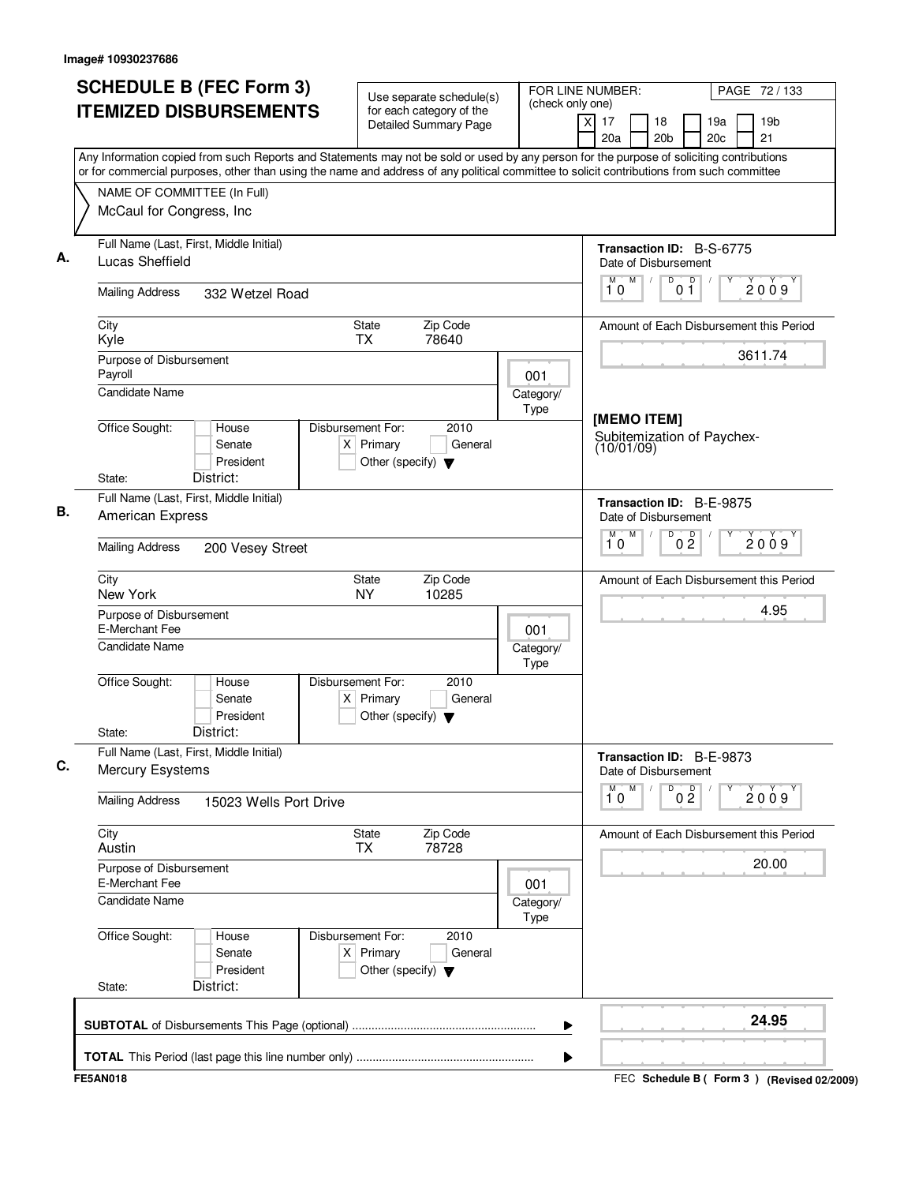Image# 10930237686

# SCHEDULE B (FEC Form 3)
# ITEMIZED DISBURSEMENTS

Use separate schedule(s) for each category of the Detailed Summary Page

FOR LINE NUMBER: (check only one)
[X] 17 [ ] 18 [ ] 19a [ ] 19b [ ] 20a [ ] 20b [ ] 20c [ ] 21

Any Information copied from such Reports and Statements may not be sold or used by any person for the purpose of soliciting contributions or for commercial purposes, other than using the name and address of any political committee to solicit contributions from such committee

NAME OF COMMITTEE (In Full)
McCaul for Congress, Inc

---

**A.** Full Name (Last, First, Middle Initial): Lucas Sheffield

Mailing Address: 332 Wetzel Road

City: Kyle | State: TX | Zip Code: 78640

Purpose of Disbursement: Payroll

Category/Type: 001

Candidate Name:

Office Sought: [ ] House [ ] Senate [ ] President

State: District:

Disbursement For: 2010 [X] Primary [ ] General [ ] Other (specify)

Transaction ID: B-S-6775

Date of Disbursement: 10/01/2009

Amount of Each Disbursement this Period: 3611.74

[MEMO ITEM]
Subitemization of Paychex-(10/01/09)

---

**B.** Full Name (Last, First, Middle Initial): American Express

Mailing Address: 200 Vesey Street

City: New York | State: NY | Zip Code: 10285

Purpose of Disbursement: E-Merchant Fee

Category/Type: 001

Candidate Name:

Office Sought: [ ] House [ ] Senate [ ] President

State: District:

Disbursement For: 2010 [X] Primary [ ] General [ ] Other (specify)

Transaction ID: B-E-9875

Date of Disbursement: 10/02/2009

Amount of Each Disbursement this Period: 4.95

---

**C.** Full Name (Last, First, Middle Initial): Mercury Esystems

Mailing Address: 15023 Wells Port Drive

City: Austin | State: TX | Zip Code: 78728

Purpose of Disbursement: E-Merchant Fee

Category/Type: 001

Candidate Name:

Office Sought: [ ] House [ ] Senate [ ] President

State: District:

Disbursement For: 2010 [X] Primary [ ] General [ ] Other (specify)

Transaction ID: B-E-9873

Date of Disbursement: 10/02/2009

Amount of Each Disbursement this Period: 20.00

---

**SUBTOTAL** of Disbursements This Page (optional): **24.95**

**TOTAL** This Period (last page this line number only):

FE5AN018 — FEC Schedule B ( Form 3 ) (Revised 02/2009)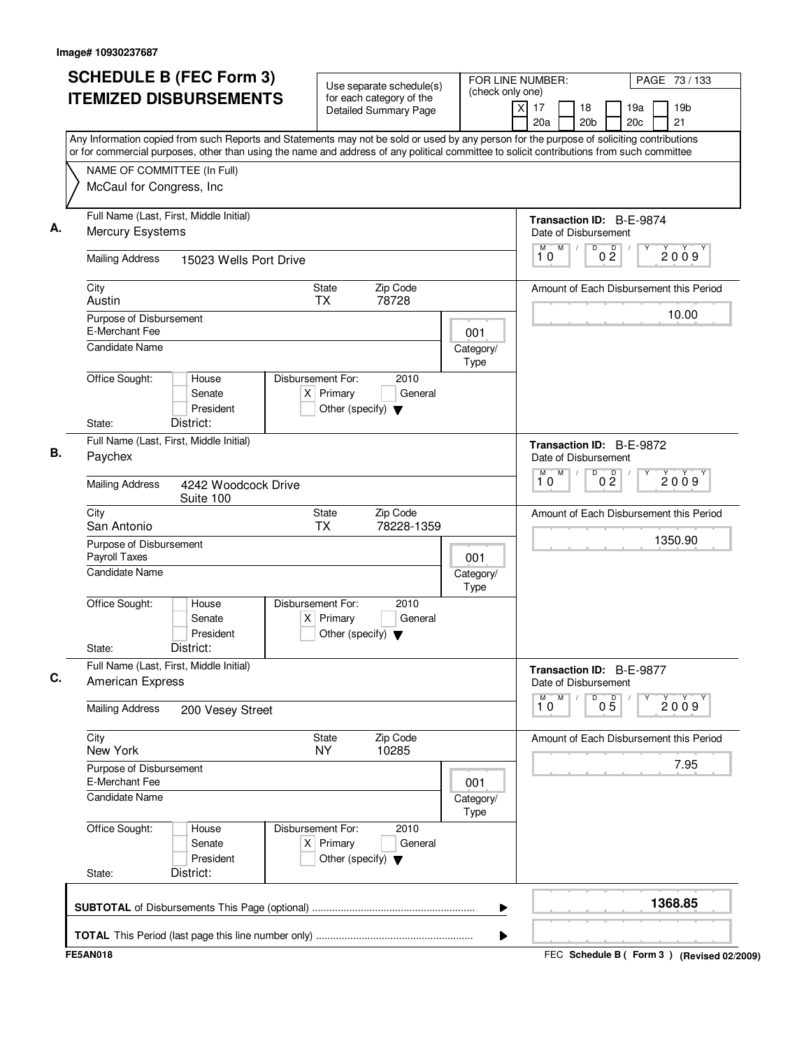Image# 10930237687

# SCHEDULE B (FEC Form 3)
# ITEMIZED DISBURSEMENTS

Use separate schedule(s) for each category of the Detailed Summary Page

FOR LINE NUMBER: (check only one)

[X] 17 [ ] 18 [ ] 19a [ ] 19b [ ] 20a [ ] 20b [ ] 20c [ ] 21

PAGE 73 / 133

Any Information copied from such Reports and Statements may not be sold or used by any person for the purpose of soliciting contributions or for commercial purposes, other than using the name and address of any political committee to solicit contributions from such committee

NAME OF COMMITTEE (In Full)
McCaul for Congress, Inc

---

**A.** Full Name (Last, First, Middle Initial): Mercury Esystems

Transaction ID: B-E-9874

Mailing Address: 15023 Wells Port Drive

Date of Disbursement: 10 / 02 / 2009

City: Austin | State: TX | Zip Code: 78728

Purpose of Disbursement: E-Merchant Fee

Category/Type: 001

Amount of Each Disbursement this Period: 10.00

Candidate Name:

Office Sought: [ ] House [ ] Senate [ ] President

State: District:

Disbursement For: 2010 [X] Primary [ ] General [ ] Other (specify)

---

**B.** Full Name (Last, First, Middle Initial): Paychex

Transaction ID: B-E-9872

Mailing Address: 4242 Woodcock Drive Suite 100

Date of Disbursement: 10 / 02 / 2009

City: San Antonio | State: TX | Zip Code: 78228-1359

Purpose of Disbursement: Payroll Taxes

Category/Type: 001

Amount of Each Disbursement this Period: 1350.90

Candidate Name:

Office Sought: [ ] House [ ] Senate [ ] President

State: District:

Disbursement For: 2010 [X] Primary [ ] General [ ] Other (specify)

---

**C.** Full Name (Last, First, Middle Initial): American Express

Transaction ID: B-E-9877

Mailing Address: 200 Vesey Street

Date of Disbursement: 10 / 05 / 2009

City: New York | State: NY | Zip Code: 10285

Purpose of Disbursement: E-Merchant Fee

Category/Type: 001

Amount of Each Disbursement this Period: 7.95

Candidate Name:

Office Sought: [ ] House [ ] Senate [ ] President

State: District:

Disbursement For: 2010 [X] Primary [ ] General [ ] Other (specify)

---

**SUBTOTAL** of Disbursements This Page (optional): **1368.85**

**TOTAL** This Period (last page this line number only):

FE5AN018

FEC Schedule B ( Form 3 ) (Revised 02/2009)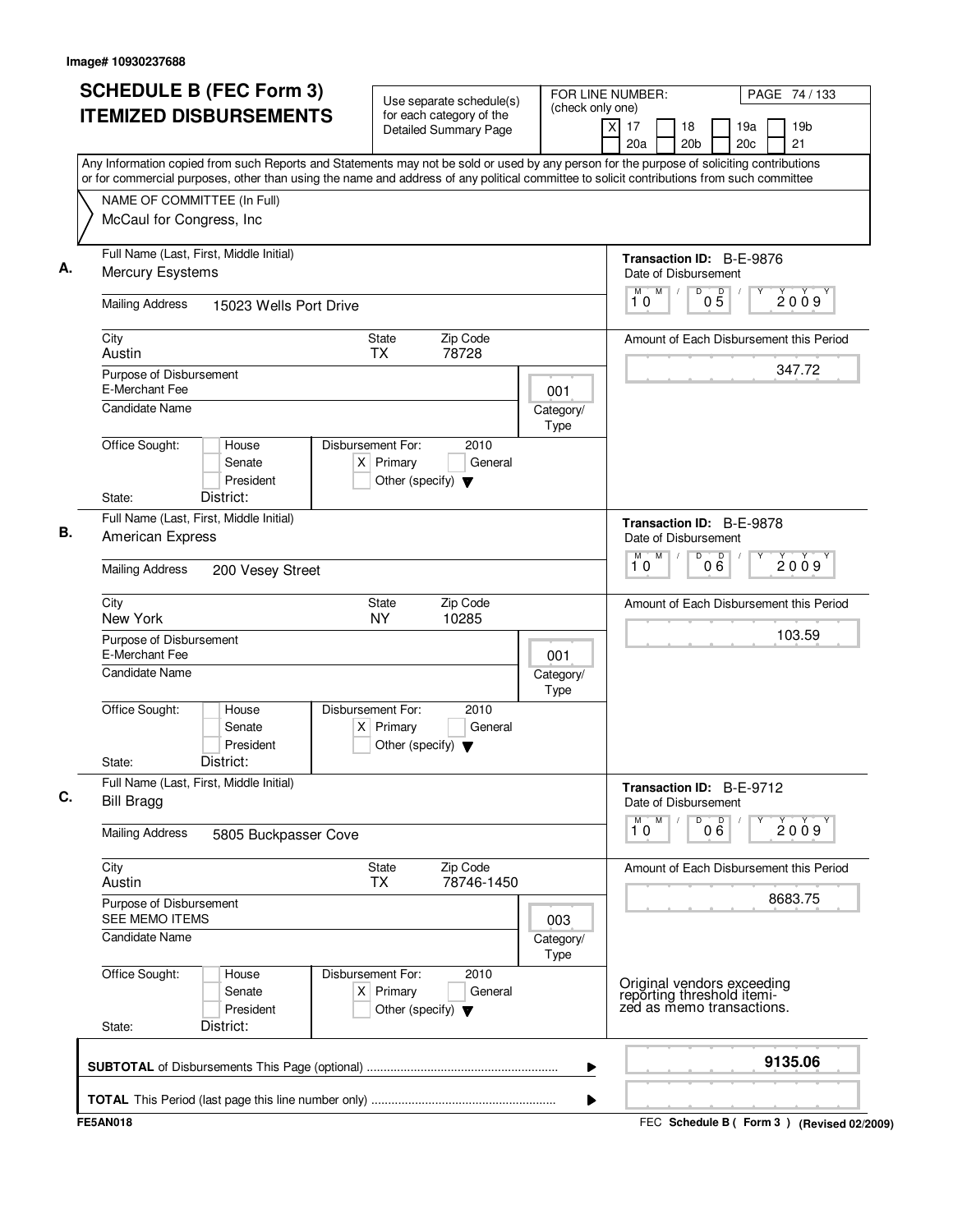Image# 10930237688

# SCHEDULE B (FEC Form 3) ITEMIZED DISBURSEMENTS

Use separate schedule(s) for each category of the Detailed Summary Page

FOR LINE NUMBER: (check only one)

[X] 17 [ ] 18 [ ] 19a [ ] 19b [ ] 20a [ ] 20b [ ] 20c [ ] 21

PAGE 74 / 133

Any Information copied from such Reports and Statements may not be sold or used by any person for the purpose of soliciting contributions or for commercial purposes, other than using the name and address of any political committee to solicit contributions from such committee

NAME OF COMMITTEE (In Full)
McCaul for Congress, Inc

## A.

Full Name (Last, First, Middle Initial): Mercury Esystems

Transaction ID: B-E-9876

Date of Disbursement: 10 / 05 / 2009

Mailing Address: 15023 Wells Port Drive

City: Austin | State: TX | Zip Code: 78728

Amount of Each Disbursement this Period: 347.72

Purpose of Disbursement: E-Merchant Fee

Category/Type: 001

Candidate Name:

Office Sought: [ ] House [ ] Senate [ ] President

Disbursement For: 2010 [X] Primary [ ] General [ ] Other (specify)

State: District:

## B.

Full Name (Last, First, Middle Initial): American Express

Transaction ID: B-E-9878

Date of Disbursement: 10 / 06 / 2009

Mailing Address: 200 Vesey Street

City: New York | State: NY | Zip Code: 10285

Amount of Each Disbursement this Period: 103.59

Purpose of Disbursement: E-Merchant Fee

Category/Type: 001

Candidate Name:

Office Sought: [ ] House [ ] Senate [ ] President

Disbursement For: 2010 [X] Primary [ ] General [ ] Other (specify)

State: District:

## C.

Full Name (Last, First, Middle Initial): Bill Bragg

Transaction ID: B-E-9712

Date of Disbursement: 10 / 06 / 2009

Mailing Address: 5805 Buckpasser Cove

City: Austin | State: TX | Zip Code: 78746-1450

Amount of Each Disbursement this Period: 8683.75

Purpose of Disbursement: SEE MEMO ITEMS

Category/Type: 003

Candidate Name:

Office Sought: [ ] House [ ] Senate [ ] President

Disbursement For: 2010 [X] Primary [ ] General [ ] Other (specify)

State: District:

Original vendors exceeding reporting threshold itemized as memo transactions.

**SUBTOTAL** of Disbursements This Page (optional): **9135.06**

**TOTAL** This Period (last page this line number only):

FE5AN018

FEC **Schedule B ( Form 3 )** (Revised 02/2009)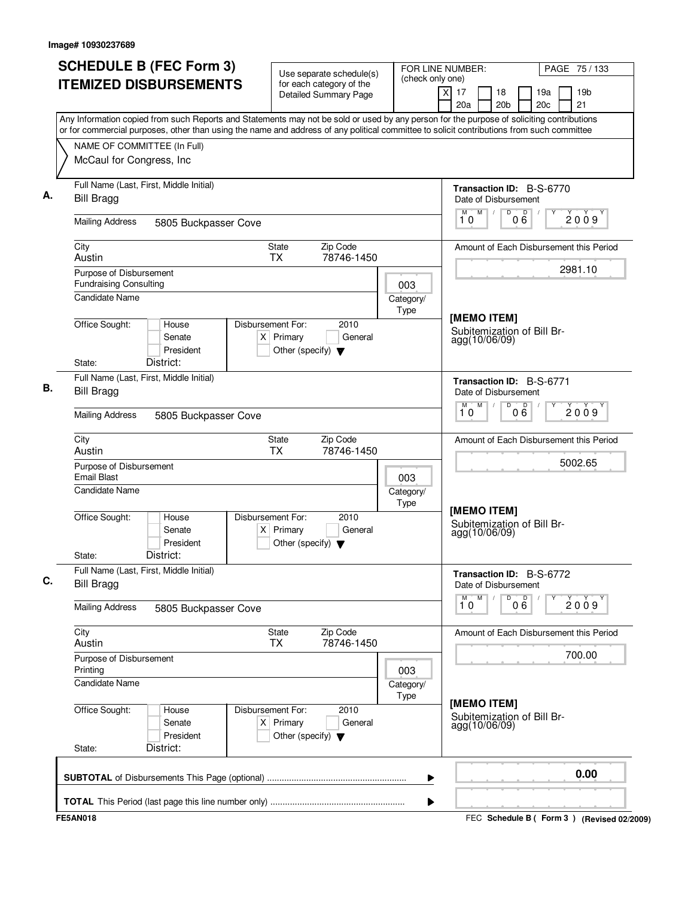Image# 10930237689

# SCHEDULE B (FEC Form 3) ITEMIZED DISBURSEMENTS

Use separate schedule(s) for each category of the Detailed Summary Page

FOR LINE NUMBER: (check only one)

[X] 17 [ ] 18 [ ] 19a [ ] 19b [ ] 20a [ ] 20b [ ] 20c [ ] 21

PAGE 75 / 133

Any Information copied from such Reports and Statements may not be sold or used by any person for the purpose of soliciting contributions or for commercial purposes, other than using the name and address of any political committee to solicit contributions from such committee

NAME OF COMMITTEE (In Full)
McCaul for Congress, Inc

---

**A.**

Full Name (Last, First, Middle Initial): Bill Bragg

Mailing Address: 5805 Buckpasser Cove

City: Austin | State: TX | Zip Code: 78746-1450

Purpose of Disbursement: Fundraising Consulting

Category/Type: 003

Candidate Name:

Office Sought: [ ] House [ ] Senate [ ] President

State: District:

Disbursement For: 2010 [X] Primary [ ] General [ ] Other (specify)

Transaction ID: B-S-6770

Date of Disbursement: 10 06 2009

Amount of Each Disbursement this Period: 2981.10

[MEMO ITEM]
Subitemization of Bill Bragg(10/06/09)

---

**B.**

Full Name (Last, First, Middle Initial): Bill Bragg

Mailing Address: 5805 Buckpasser Cove

City: Austin | State: TX | Zip Code: 78746-1450

Purpose of Disbursement: Email Blast

Category/Type: 003

Candidate Name:

Office Sought: [ ] House [ ] Senate [ ] President

State: District:

Disbursement For: 2010 [X] Primary [ ] General [ ] Other (specify)

Transaction ID: B-S-6771

Date of Disbursement: 10 06 2009

Amount of Each Disbursement this Period: 5002.65

[MEMO ITEM]
Subitemization of Bill Bragg(10/06/09)

---

**C.**

Full Name (Last, First, Middle Initial): Bill Bragg

Mailing Address: 5805 Buckpasser Cove

City: Austin | State: TX | Zip Code: 78746-1450

Purpose of Disbursement: Printing

Category/Type: 003

Candidate Name:

Office Sought: [ ] House [ ] Senate [ ] President

State: District:

Disbursement For: 2010 [X] Primary [ ] General [ ] Other (specify)

Transaction ID: B-S-6772

Date of Disbursement: 10 06 2009

Amount of Each Disbursement this Period: 700.00

[MEMO ITEM]
Subitemization of Bill Bragg(10/06/09)

---

**SUBTOTAL** of Disbursements This Page (optional) ........ 0.00

**TOTAL** This Period (last page this line number only) ........

FE5AN018 — FEC **Schedule B ( Form 3 )** (Revised 02/2009)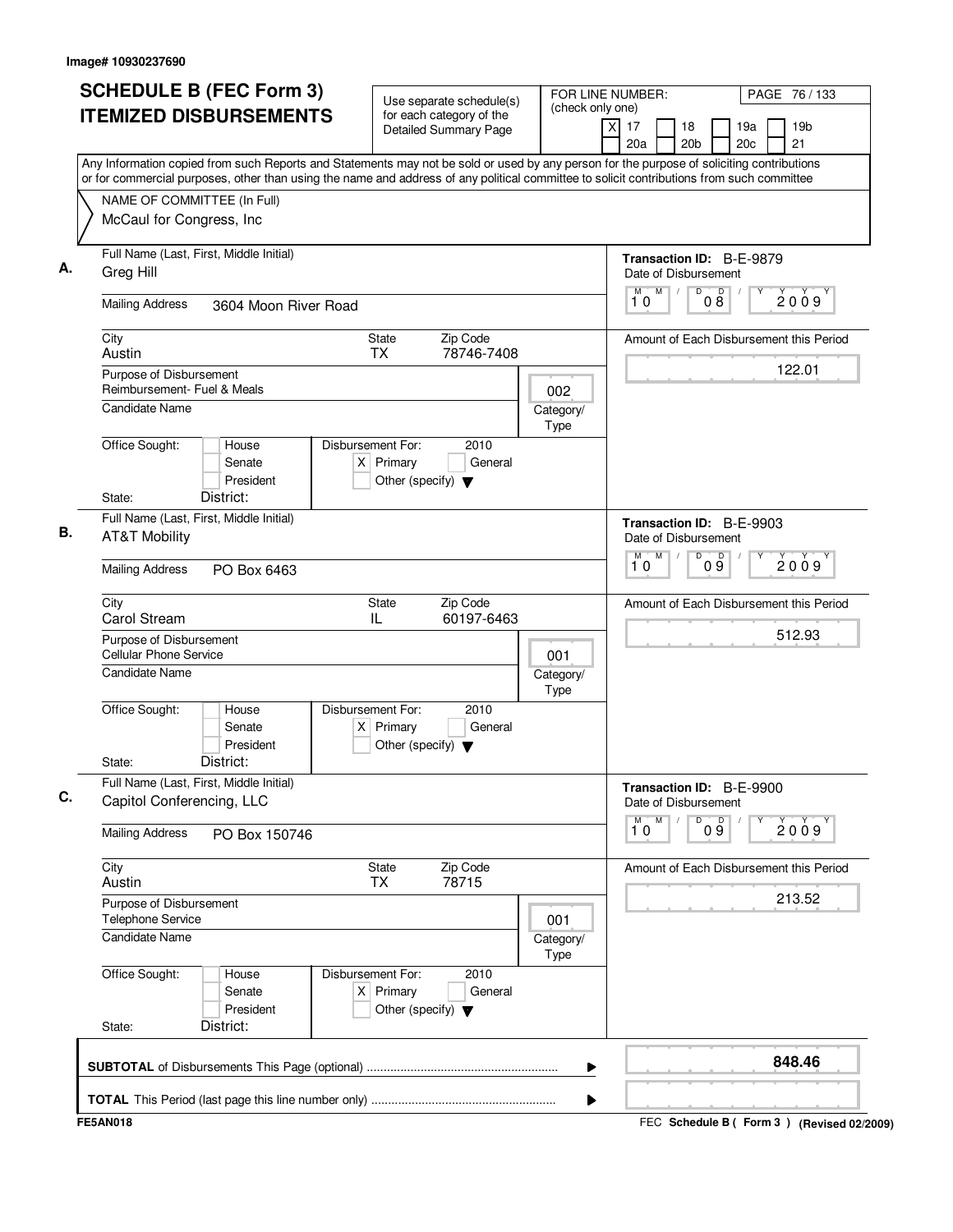Image# 10930237690

# SCHEDULE B (FEC Form 3)
# ITEMIZED DISBURSEMENTS

Use separate schedule(s) for each category of the Detailed Summary Page

FOR LINE NUMBER: (check only one)
[X] 17 [ ] 18 [ ] 19a [ ] 19b [ ] 20a [ ] 20b [ ] 20c [ ] 21

PAGE 76 / 133

Any Information copied from such Reports and Statements may not be sold or used by any person for the purpose of soliciting contributions or for commercial purposes, other than using the name and address of any political committee to solicit contributions from such committee

NAME OF COMMITTEE (In Full)
McCaul for Congress, Inc

---

**A.** Full Name (Last, First, Middle Initial): Greg Hill

Transaction ID: B-E-9879

Mailing Address: 3604 Moon River Road

Date of Disbursement: 10 / 08 / 2009

City: Austin | State: TX | Zip Code: 78746-7408

Amount of Each Disbursement this Period: 122.01

Purpose of Disbursement: Reimbursement- Fuel & Meals

Category/Type: 002

Candidate Name:

Office Sought: [ ] House [ ] Senate [ ] President

Disbursement For: 2010 [X] Primary [ ] General [ ] Other (specify)

State: District:

---

**B.** Full Name (Last, First, Middle Initial): AT&T Mobility

Transaction ID: B-E-9903

Mailing Address: PO Box 6463

Date of Disbursement: 10 / 09 / 2009

City: Carol Stream | State: IL | Zip Code: 60197-6463

Amount of Each Disbursement this Period: 512.93

Purpose of Disbursement: Cellular Phone Service

Category/Type: 001

Candidate Name:

Office Sought: [ ] House [ ] Senate [ ] President

Disbursement For: 2010 [X] Primary [ ] General [ ] Other (specify)

State: District:

---

**C.** Full Name (Last, First, Middle Initial): Capitol Conferencing, LLC

Transaction ID: B-E-9900

Mailing Address: PO Box 150746

Date of Disbursement: 10 / 09 / 2009

City: Austin | State: TX | Zip Code: 78715

Amount of Each Disbursement this Period: 213.52

Purpose of Disbursement: Telephone Service

Category/Type: 001

Candidate Name:

Office Sought: [ ] House [ ] Senate [ ] President

Disbursement For: 2010 [X] Primary [ ] General [ ] Other (specify)

State: District:

---

**SUBTOTAL** of Disbursements This Page (optional): **848.46**

**TOTAL** This Period (last page this line number only):

FE5AN018

FEC Schedule B ( Form 3 ) (Revised 02/2009)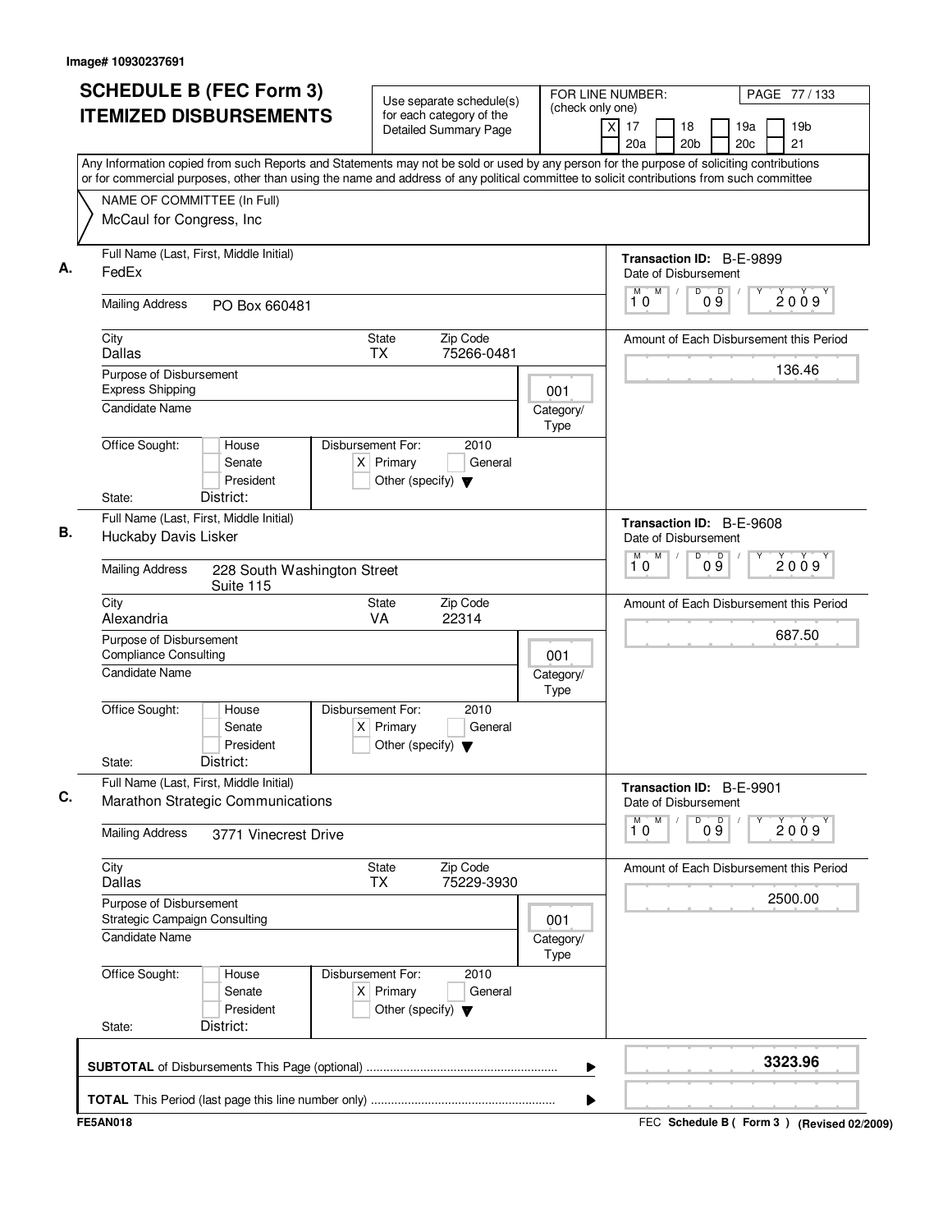Image# 10930237691

# SCHEDULE B (FEC Form 3)
# ITEMIZED DISBURSEMENTS

Use separate schedule(s) for each category of the Detailed Summary Page

FOR LINE NUMBER: (check only one)

[X] 17 [ ] 18 [ ] 19a [ ] 19b [ ] 20a [ ] 20b [ ] 20c [ ] 21

PAGE 77 / 133

Any Information copied from such Reports and Statements may not be sold or used by any person for the purpose of soliciting contributions or for commercial purposes, other than using the name and address of any political committee to solicit contributions from such committee

NAME OF COMMITTEE (In Full)
McCaul for Congress, Inc

---

**A.** Full Name (Last, First, Middle Initial): FedEx

Transaction ID: B-E-9899

Date of Disbursement: 10/09/2009

Mailing Address: PO Box 660481

City: Dallas | State: TX | Zip Code: 75266-0481

Amount of Each Disbursement this Period: 136.46

Purpose of Disbursement: Express Shipping

Category/Type: 001

Candidate Name:

Office Sought: [ ] House [ ] Senate [ ] President

Disbursement For: 2010 [X] Primary [ ] General [ ] Other (specify)

State: District:

---

**B.** Full Name (Last, First, Middle Initial): Huckaby Davis Lisker

Transaction ID: B-E-9608

Date of Disbursement: 10/09/2009

Mailing Address: 228 South Washington Street, Suite 115

City: Alexandria | State: VA | Zip Code: 22314

Amount of Each Disbursement this Period: 687.50

Purpose of Disbursement: Compliance Consulting

Category/Type: 001

Candidate Name:

Office Sought: [ ] House [ ] Senate [ ] President

Disbursement For: 2010 [X] Primary [ ] General [ ] Other (specify)

State: District:

---

**C.** Full Name (Last, First, Middle Initial): Marathon Strategic Communications

Transaction ID: B-E-9901

Date of Disbursement: 10/09/2009

Mailing Address: 3771 Vinecrest Drive

City: Dallas | State: TX | Zip Code: 75229-3930

Amount of Each Disbursement this Period: 2500.00

Purpose of Disbursement: Strategic Campaign Consulting

Category/Type: 001

Candidate Name:

Office Sought: [ ] House [ ] Senate [ ] President

Disbursement For: 2010 [X] Primary [ ] General [ ] Other (specify)

State: District:

---

**SUBTOTAL** of Disbursements This Page (optional): 3323.96

**TOTAL** This Period (last page this line number only):

FE5AN018 — FEC Schedule B ( Form 3 ) (Revised 02/2009)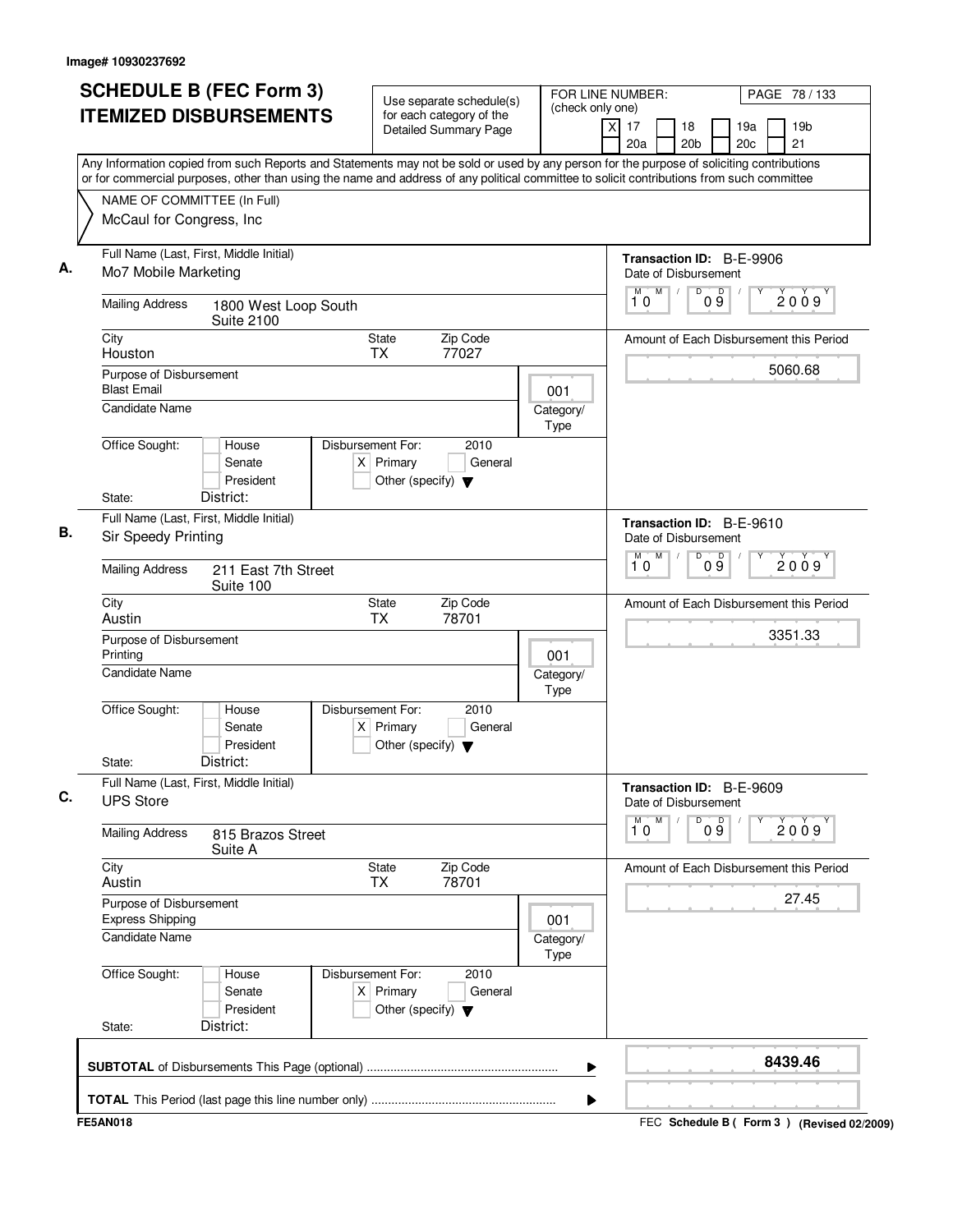Image# 10930237692

# SCHEDULE B (FEC Form 3) ITEMIZED DISBURSEMENTS

Use separate schedule(s) for each category of the Detailed Summary Page

FOR LINE NUMBER: (check only one)
[X] 17 [ ] 18 [ ] 19a [ ] 19b [ ] 20a [ ] 20b [ ] 20c [ ] 21

Any Information copied from such Reports and Statements may not be sold or used by any person for the purpose of soliciting contributions or for commercial purposes, other than using the name and address of any political committee to solicit contributions from such committee

NAME OF COMMITTEE (In Full)
McCaul for Congress, Inc

**A.**

Full Name (Last, First, Middle Initial): Mo7 Mobile Marketing
Transaction ID: B-E-9906
Mailing Address: 1800 West Loop South, Suite 2100
Date of Disbursement: 10/09/2009
City: Houston | State: TX | Zip Code: 77027
Amount of Each Disbursement this Period: 5060.68
Purpose of Disbursement: Blast Email
Category/Type: 001
Candidate Name:
Office Sought: [ ] House [ ] Senate [ ] President
Disbursement For: 2010 [X] Primary [ ] General [ ] Other (specify)
State: District:

**B.**

Full Name (Last, First, Middle Initial): Sir Speedy Printing
Transaction ID: B-E-9610
Mailing Address: 211 East 7th Street, Suite 100
Date of Disbursement: 10/09/2009
City: Austin | State: TX | Zip Code: 78701
Amount of Each Disbursement this Period: 3351.33
Purpose of Disbursement: Printing
Category/Type: 001
Candidate Name:
Office Sought: [ ] House [ ] Senate [ ] President
Disbursement For: 2010 [X] Primary [ ] General [ ] Other (specify)
State: District:

**C.**

Full Name (Last, First, Middle Initial): UPS Store
Transaction ID: B-E-9609
Mailing Address: 815 Brazos Street, Suite A
Date of Disbursement: 10/09/2009
City: Austin | State: TX | Zip Code: 78701
Amount of Each Disbursement this Period: 27.45
Purpose of Disbursement: Express Shipping
Category/Type: 001
Candidate Name:
Office Sought: [ ] House [ ] Senate [ ] President
Disbursement For: 2010 [X] Primary [ ] General [ ] Other (specify)
State: District:

**SUBTOTAL** of Disbursements This Page (optional): **8439.46**

**TOTAL** This Period (last page this line number only):

FE5AN018

FEC Schedule B ( Form 3 ) (Revised 02/2009)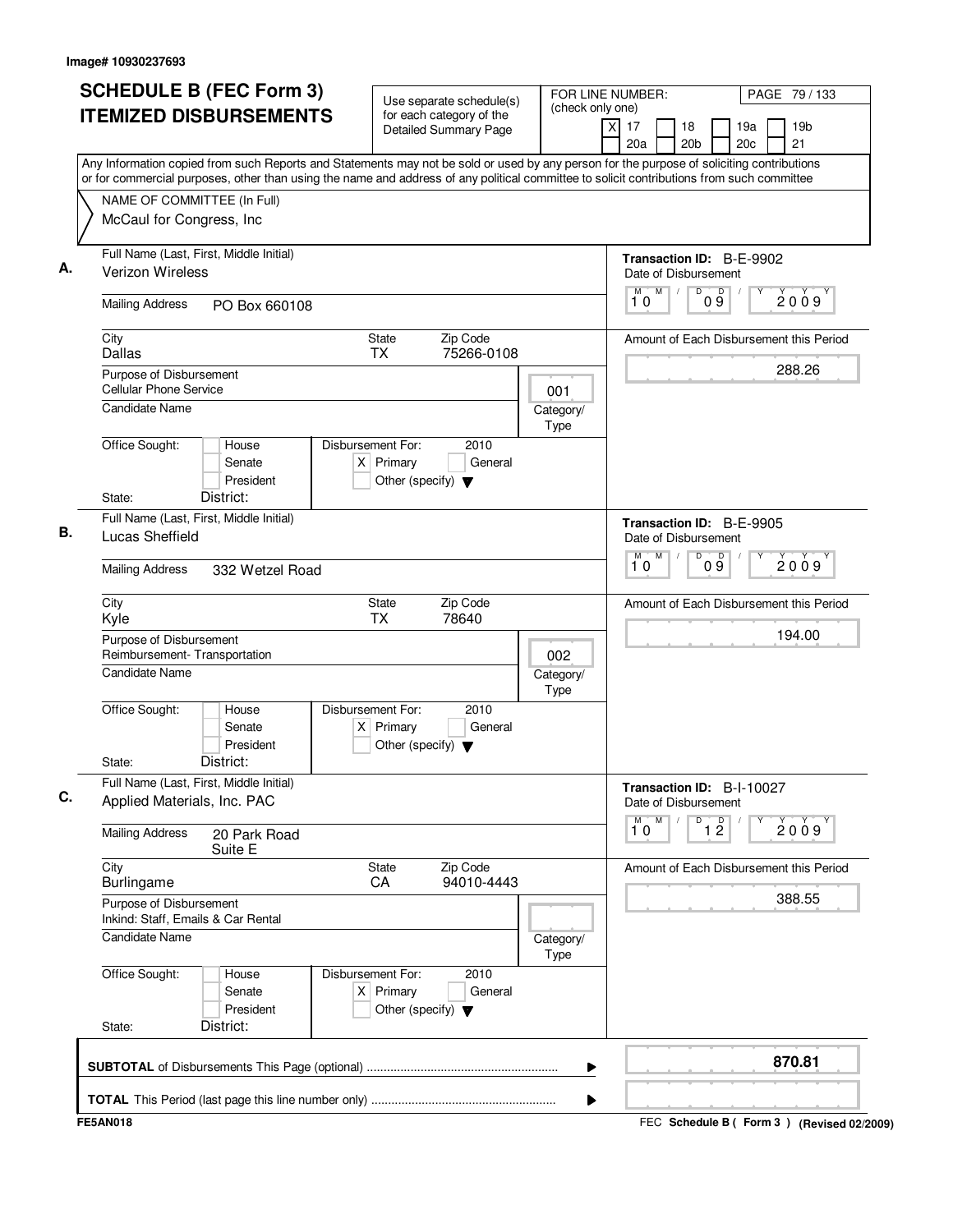Image# 10930237693

# SCHEDULE B (FEC Form 3) ITEMIZED DISBURSEMENTS

Use separate schedule(s) for each category of the Detailed Summary Page

FOR LINE NUMBER: (check only one)

[X] 17 [ ] 18 [ ] 19a [ ] 19b [ ] 20a [ ] 20b [ ] 20c [ ] 21

Any Information copied from such Reports and Statements may not be sold or used by any person for the purpose of soliciting contributions or for commercial purposes, other than using the name and address of any political committee to solicit contributions from such committee

NAME OF COMMITTEE (In Full)
McCaul for Congress, Inc

## A.

**Full Name (Last, First, Middle Initial):** Verizon Wireless

**Transaction ID:** B-E-9902

**Mailing Address:** PO Box 660108

**Date of Disbursement:** 10/09/2009

**City:** Dallas **State:** TX **Zip Code:** 75266-0108

**Amount of Each Disbursement this Period:** 288.26

**Purpose of Disbursement:** Cellular Phone Service

**Category/Type:** 001

**Candidate Name:**

**Office Sought:** [ ] House [ ] Senate [ ] President

**Disbursement For:** 2010 [X] Primary [ ] General [ ] Other (specify)

**State:** **District:**

## B.

**Full Name (Last, First, Middle Initial):** Lucas Sheffield

**Transaction ID:** B-E-9905

**Mailing Address:** 332 Wetzel Road

**Date of Disbursement:** 10/09/2009

**City:** Kyle **State:** TX **Zip Code:** 78640

**Amount of Each Disbursement this Period:** 194.00

**Purpose of Disbursement:** Reimbursement- Transportation

**Category/Type:** 002

**Candidate Name:**

**Office Sought:** [ ] House [ ] Senate [ ] President

**Disbursement For:** 2010 [X] Primary [ ] General [ ] Other (specify)

**State:** **District:**

## C.

**Full Name (Last, First, Middle Initial):** Applied Materials, Inc. PAC

**Transaction ID:** B-I-10027

**Mailing Address:** 20 Park Road Suite E

**Date of Disbursement:** 10/12/2009

**City:** Burlingame **State:** CA **Zip Code:** 94010-4443

**Amount of Each Disbursement this Period:** 388.55

**Purpose of Disbursement:** Inkind: Staff, Emails & Car Rental

**Category/Type:**

**Candidate Name:**

**Office Sought:** [ ] House [ ] Senate [ ] President

**Disbursement For:** 2010 [X] Primary [ ] General [ ] Other (specify)

**State:** **District:**

---

**SUBTOTAL** of Disbursements This Page (optional): **870.81**

**TOTAL** This Period (last page this line number only):

FE5AN018 — FEC Schedule B ( Form 3 ) (Revised 02/2009)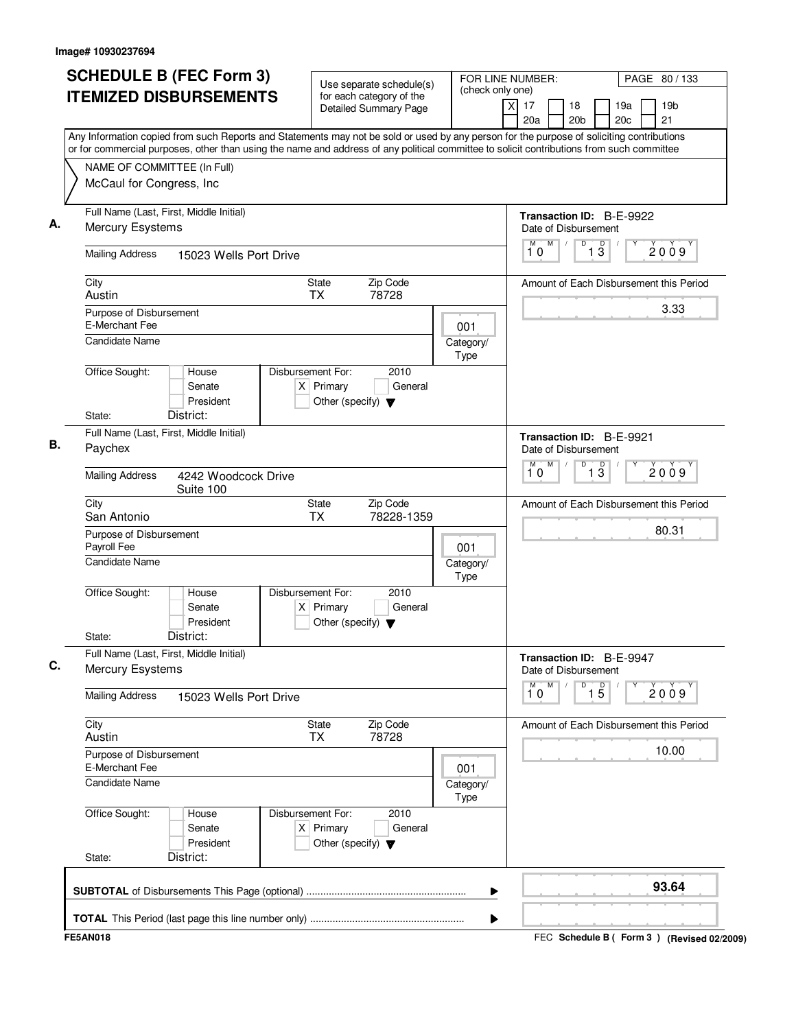Image# 10930237694

# SCHEDULE B (FEC Form 3) ITEMIZED DISBURSEMENTS

Use separate schedule(s) for each category of the Detailed Summary Page

FOR LINE NUMBER: (check only one)

[X] 17 [ ] 18 [ ] 19a [ ] 19b [ ] 20a [ ] 20b [ ] 20c [ ] 21

Any Information copied from such Reports and Statements may not be sold or used by any person for the purpose of soliciting contributions or for commercial purposes, other than using the name and address of any political committee to solicit contributions from such committee

NAME OF COMMITTEE (In Full)
McCaul for Congress, Inc

---

**A.** Full Name (Last, First, Middle Initial): Mercury Esystems

Transaction ID: B-E-9922

Date of Disbursement: 10/13/2009

Mailing Address: 15023 Wells Port Drive

City: Austin | State: TX | Zip Code: 78728

Amount of Each Disbursement this Period: 3.33

Purpose of Disbursement: E-Merchant Fee

Category/Type: 001

Candidate Name:

Office Sought: [ ] House [ ] Senate [ ] President

Disbursement For: 2010 [X] Primary [ ] General [ ] Other (specify)

State: District:

---

**B.** Full Name (Last, First, Middle Initial): Paychex

Transaction ID: B-E-9921

Date of Disbursement: 10/13/2009

Mailing Address: 4242 Woodcock Drive, Suite 100

City: San Antonio | State: TX | Zip Code: 78228-1359

Amount of Each Disbursement this Period: 80.31

Purpose of Disbursement: Payroll Fee

Category/Type: 001

Candidate Name:

Office Sought: [ ] House [ ] Senate [ ] President

Disbursement For: 2010 [X] Primary [ ] General [ ] Other (specify)

State: District:

---

**C.** Full Name (Last, First, Middle Initial): Mercury Esystems

Transaction ID: B-E-9947

Date of Disbursement: 10/15/2009

Mailing Address: 15023 Wells Port Drive

City: Austin | State: TX | Zip Code: 78728

Amount of Each Disbursement this Period: 10.00

Purpose of Disbursement: E-Merchant Fee

Category/Type: 001

Candidate Name:

Office Sought: [ ] House [ ] Senate [ ] President

Disbursement For: 2010 [X] Primary [ ] General [ ] Other (specify)

State: District:

---

**SUBTOTAL** of Disbursements This Page (optional): 93.64

**TOTAL** This Period (last page this line number only):

FE5AN018 — FEC Schedule B ( Form 3 ) (Revised 02/2009)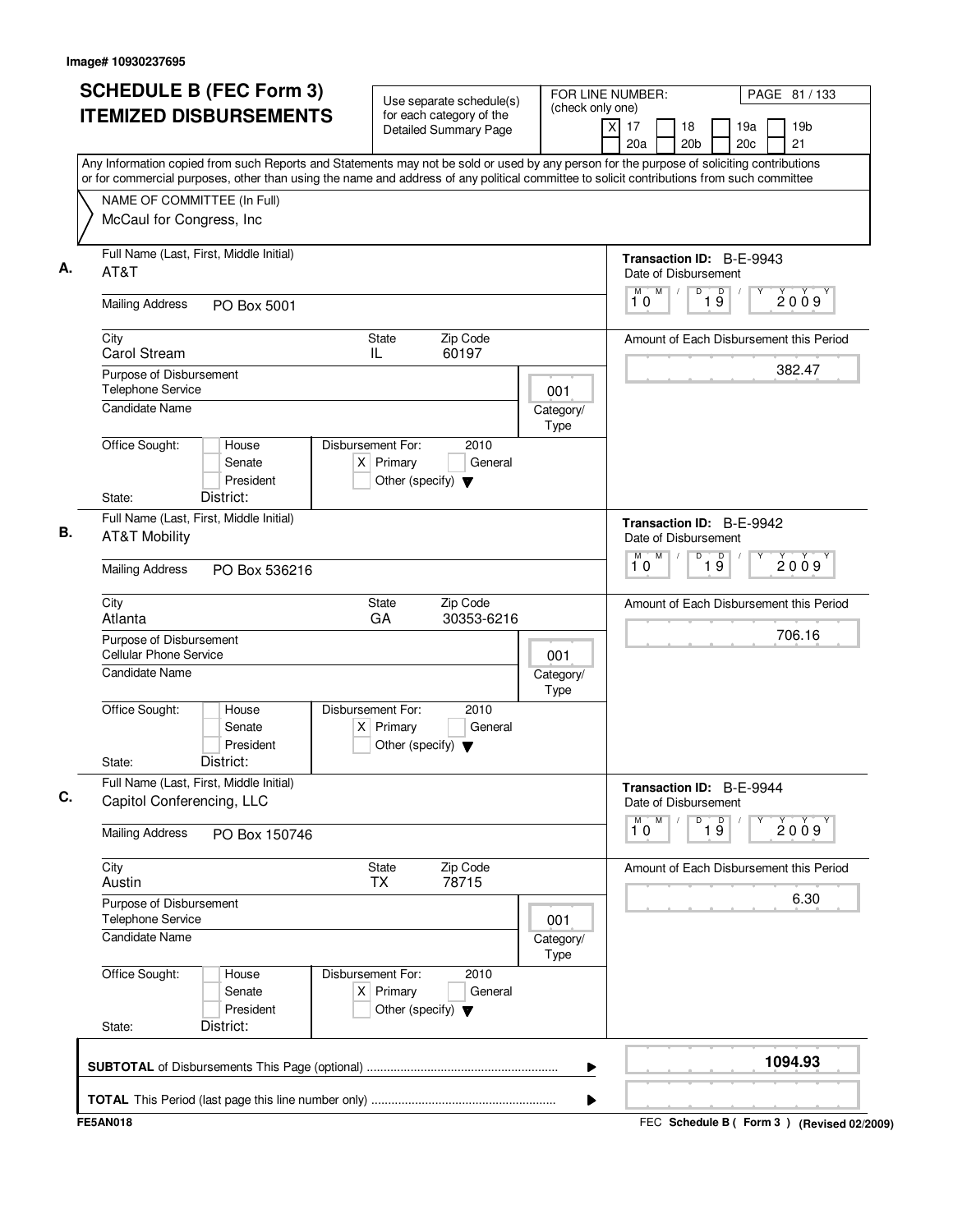Image# 10930237695

# SCHEDULE B (FEC Form 3) ITEMIZED DISBURSEMENTS

Use separate schedule(s) for each category of the Detailed Summary Page

FOR LINE NUMBER: (check only one)

[X] 17 [ ] 18 [ ] 19a [ ] 19b [ ] 20a [ ] 20b [ ] 20c [ ] 21

PAGE 81 / 133

Any Information copied from such Reports and Statements may not be sold or used by any person for the purpose of soliciting contributions or for commercial purposes, other than using the name and address of any political committee to solicit contributions from such committee

NAME OF COMMITTEE (In Full)
McCaul for Congress, Inc

---

**A.** Full Name (Last, First, Middle Initial): AT&T

Transaction ID: B-E-9943

Date of Disbursement: 10 / 19 / 2009

Mailing Address: PO Box 5001

City: Carol Stream | State: IL | Zip Code: 60197

Amount of Each Disbursement this Period: 382.47

Purpose of Disbursement: Telephone Service

Category/Type: 001

Candidate Name:

Office Sought: [ ] House [ ] Senate [ ] President

State: District:

Disbursement For: 2010 [X] Primary [ ] General [ ] Other (specify)

---

**B.** Full Name (Last, First, Middle Initial): AT&T Mobility

Transaction ID: B-E-9942

Date of Disbursement: 10 / 19 / 2009

Mailing Address: PO Box 536216

City: Atlanta | State: GA | Zip Code: 30353-6216

Amount of Each Disbursement this Period: 706.16

Purpose of Disbursement: Cellular Phone Service

Category/Type: 001

Candidate Name:

Office Sought: [ ] House [ ] Senate [ ] President

State: District:

Disbursement For: 2010 [X] Primary [ ] General [ ] Other (specify)

---

**C.** Full Name (Last, First, Middle Initial): Capitol Conferencing, LLC

Transaction ID: B-E-9944

Date of Disbursement: 10 / 19 / 2009

Mailing Address: PO Box 150746

City: Austin | State: TX | Zip Code: 78715

Amount of Each Disbursement this Period: 6.30

Purpose of Disbursement: Telephone Service

Category/Type: 001

Candidate Name:

Office Sought: [ ] House [ ] Senate [ ] President

State: District:

Disbursement For: 2010 [X] Primary [ ] General [ ] Other (specify)

---

**SUBTOTAL** of Disbursements This Page (optional): 1094.93

**TOTAL** This Period (last page this line number only):

FE5AN018

FEC Schedule B ( Form 3 ) (Revised 02/2009)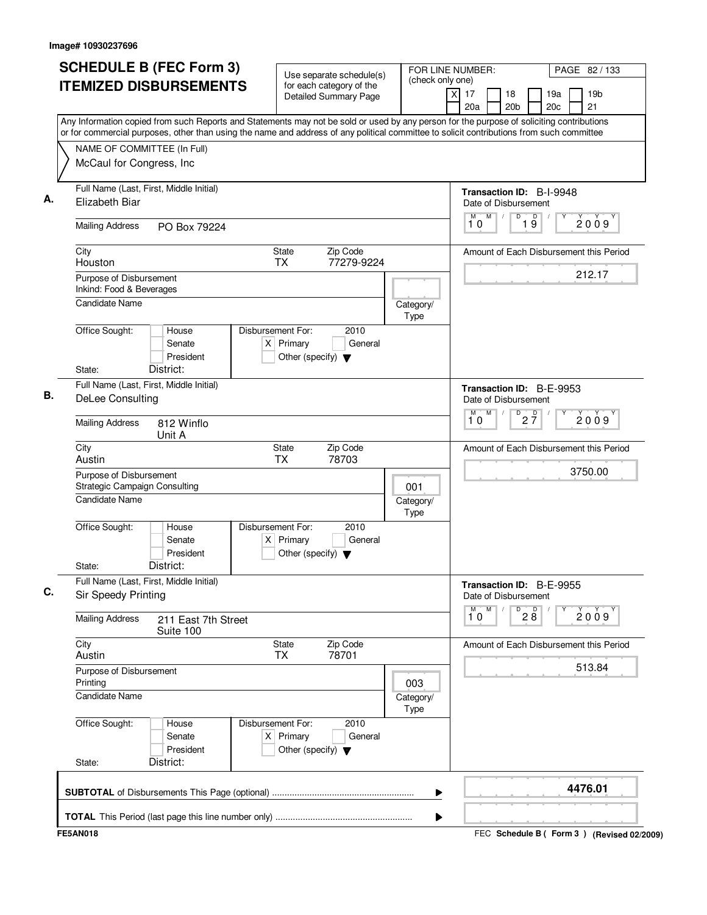Image# 10930237696

# SCHEDULE B (FEC Form 3) ITEMIZED DISBURSEMENTS

Use separate schedule(s) for each category of the Detailed Summary Page

FOR LINE NUMBER: (check only one)
[X] 17 [ ] 18 [ ] 19a [ ] 19b [ ] 20a [ ] 20b [ ] 20c [ ] 21

PAGE 82 / 133

Any Information copied from such Reports and Statements may not be sold or used by any person for the purpose of soliciting contributions or for commercial purposes, other than using the name and address of any political committee to solicit contributions from such committee

NAME OF COMMITTEE (In Full)
McCaul for Congress, Inc

---

**A.** Full Name (Last, First, Middle Initial): Elizabeth Biar

Transaction ID: B-I-9948
Date of Disbursement: 10 / 19 / 2009

Mailing Address: PO Box 79224

City: Houston | State: TX | Zip Code: 77279-9224

Amount of Each Disbursement this Period: 212.17

Purpose of Disbursement: Inkind: Food & Beverages

Candidate Name | Category/Type:

Office Sought: [ ] House [ ] Senate [ ] President
State: District:

Disbursement For: 2010 [X] Primary [ ] General [ ] Other (specify)

---

**B.** Full Name (Last, First, Middle Initial): DeLee Consulting

Transaction ID: B-E-9953
Date of Disbursement: 10 / 27 / 2009

Mailing Address: 812 Winflo, Unit A

City: Austin | State: TX | Zip Code: 78703

Amount of Each Disbursement this Period: 3750.00

Purpose of Disbursement: Strategic Campaign Consulting

Candidate Name | Category/Type: 001

Office Sought: [ ] House [ ] Senate [ ] President
State: District:

Disbursement For: 2010 [X] Primary [ ] General [ ] Other (specify)

---

**C.** Full Name (Last, First, Middle Initial): Sir Speedy Printing

Transaction ID: B-E-9955
Date of Disbursement: 10 / 28 / 2009

Mailing Address: 211 East 7th Street, Suite 100

City: Austin | State: TX | Zip Code: 78701

Amount of Each Disbursement this Period: 513.84

Purpose of Disbursement: Printing

Candidate Name | Category/Type: 003

Office Sought: [ ] House [ ] Senate [ ] President
State: District:

Disbursement For: 2010 [X] Primary [ ] General [ ] Other (specify)

---

**SUBTOTAL** of Disbursements This Page (optional): **4476.01**

**TOTAL** This Period (last page this line number only):

FE5AN018 — FEC Schedule B ( Form 3 ) (Revised 02/2009)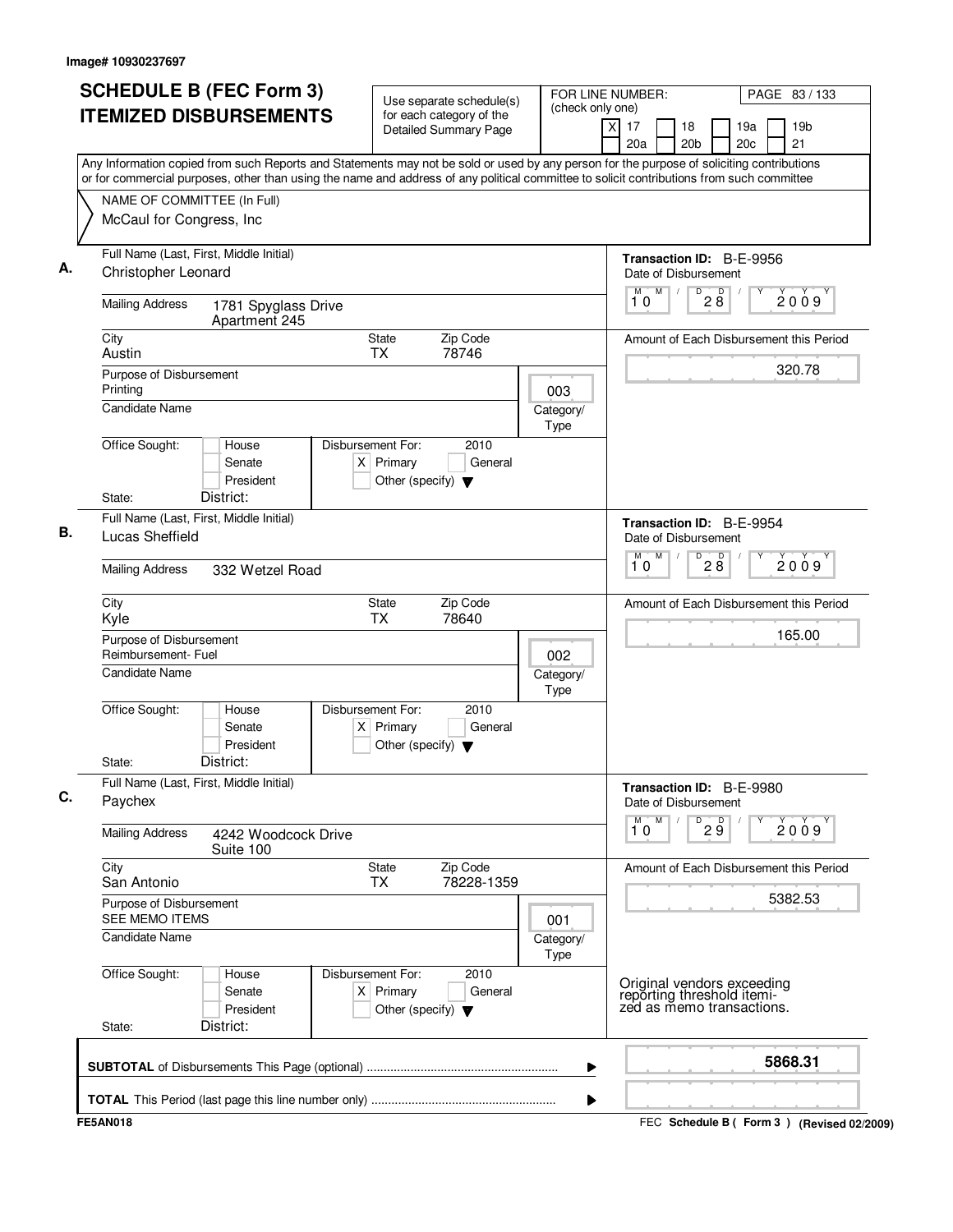Image# 10930237697

# SCHEDULE B (FEC Form 3) ITEMIZED DISBURSEMENTS

Use separate schedule(s) for each category of the Detailed Summary Page

FOR LINE NUMBER: (check only one)
[X] 17 [ ] 18 [ ] 19a [ ] 19b [ ] 20a [ ] 20b [ ] 20c [ ] 21

PAGE 83 / 133

Any Information copied from such Reports and Statements may not be sold or used by any person for the purpose of soliciting contributions or for commercial purposes, other than using the name and address of any political committee to solicit contributions from such committee

NAME OF COMMITTEE (In Full)
McCaul for Congress, Inc

## A.

**Full Name (Last, First, Middle Initial):** Christopher Leonard

**Mailing Address:** 1781 Spyglass Drive, Apartment 245

**City:** Austin **State:** TX **Zip Code:** 78746

**Purpose of Disbursement:** Printing

**Category/Type:** 003

**Candidate Name:**

**Office Sought:** [ ] House [ ] Senate [ ] President

**State:** **District:**

**Disbursement For:** 2010 [X] Primary [ ] General [ ] Other (specify)

**Transaction ID:** B-E-9956

**Date of Disbursement:** 10/28/2009

**Amount of Each Disbursement this Period:** 320.78

## B.

**Full Name (Last, First, Middle Initial):** Lucas Sheffield

**Mailing Address:** 332 Wetzel Road

**City:** Kyle **State:** TX **Zip Code:** 78640

**Purpose of Disbursement:** Reimbursement- Fuel

**Category/Type:** 002

**Candidate Name:**

**Office Sought:** [ ] House [ ] Senate [ ] President

**State:** **District:**

**Disbursement For:** 2010 [X] Primary [ ] General [ ] Other (specify)

**Transaction ID:** B-E-9954

**Date of Disbursement:** 10/28/2009

**Amount of Each Disbursement this Period:** 165.00

## C.

**Full Name (Last, First, Middle Initial):** Paychex

**Mailing Address:** 4242 Woodcock Drive, Suite 100

**City:** San Antonio **State:** TX **Zip Code:** 78228-1359

**Purpose of Disbursement:** SEE MEMO ITEMS

**Category/Type:** 001

**Candidate Name:**

**Office Sought:** [ ] House [ ] Senate [ ] President

**State:** **District:**

**Disbursement For:** 2010 [X] Primary [ ] General [ ] Other (specify)

**Transaction ID:** B-E-9980

**Date of Disbursement:** 10/29/2009

**Amount of Each Disbursement this Period:** 5382.53

Original vendors exceeding reporting threshold itemized as memo transactions.

**SUBTOTAL** of Disbursements This Page (optional): **5868.31**

**TOTAL** This Period (last page this line number only):

FE5AN018 — FEC Schedule B ( Form 3 ) (Revised 02/2009)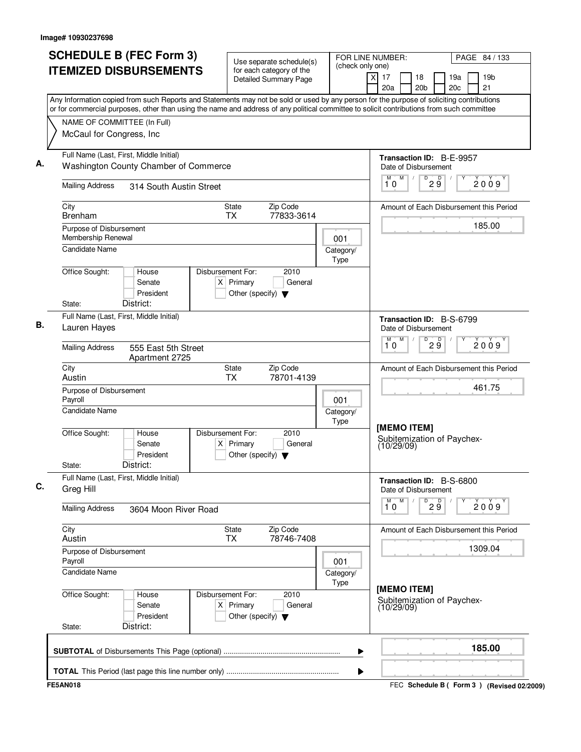Image# 10930237698

# SCHEDULE B (FEC Form 3) ITEMIZED DISBURSEMENTS

Use separate schedule(s) for each category of the Detailed Summary Page

FOR LINE NUMBER: (check only one)
[X] 17 [ ] 18 [ ] 19a [ ] 19b [ ] 20a [ ] 20b [ ] 20c [ ] 21

PAGE 84 / 133

Any Information copied from such Reports and Statements may not be sold or used by any person for the purpose of soliciting contributions or for commercial purposes, other than using the name and address of any political committee to solicit contributions from such committee

NAME OF COMMITTEE (In Full)
McCaul for Congress, Inc

## A.

**Full Name (Last, First, Middle Initial):** Washington County Chamber of Commerce

**Mailing Address:** 314 South Austin Street

**City:** Brenham **State:** TX **Zip Code:** 77833-3614

**Purpose of Disbursement:** Membership Renewal

**Category/Type:** 001

**Candidate Name:**

**Office Sought:** [ ] House [ ] Senate [ ] President

**State:** **District:**

**Disbursement For:** 2010 [X] Primary [ ] General [ ] Other (specify)

**Transaction ID:** B-E-9957

**Date of Disbursement:** 10/29/2009

**Amount of Each Disbursement this Period:** 185.00

## B.

**Full Name (Last, First, Middle Initial):** Lauren Hayes

**Mailing Address:** 555 East 5th Street Apartment 2725

**City:** Austin **State:** TX **Zip Code:** 78701-4139

**Purpose of Disbursement:** Payroll

**Category/Type:** 001

**Candidate Name:**

**Office Sought:** [ ] House [ ] Senate [ ] President

**State:** **District:**

**Disbursement For:** 2010 [X] Primary [ ] General [ ] Other (specify)

**Transaction ID:** B-S-6799

**Date of Disbursement:** 10/29/2009

**Amount of Each Disbursement this Period:** 461.75

[MEMO ITEM]
Subitemization of Paychex-(10/29/09)

## C.

**Full Name (Last, First, Middle Initial):** Greg Hill

**Mailing Address:** 3604 Moon River Road

**City:** Austin **State:** TX **Zip Code:** 78746-7408

**Purpose of Disbursement:** Payroll

**Category/Type:** 001

**Candidate Name:**

**Office Sought:** [ ] House [ ] Senate [ ] President

**State:** **District:**

**Disbursement For:** 2010 [X] Primary [ ] General [ ] Other (specify)

**Transaction ID:** B-S-6800

**Date of Disbursement:** 10/29/2009

**Amount of Each Disbursement this Period:** 1309.04

[MEMO ITEM]
Subitemization of Paychex-(10/29/09)

---

**SUBTOTAL** of Disbursements This Page (optional) ▶ **185.00**

**TOTAL** This Period (last page this line number only) ▶

FE5AN018

FEC **Schedule B ( Form 3 )** (Revised 02/2009)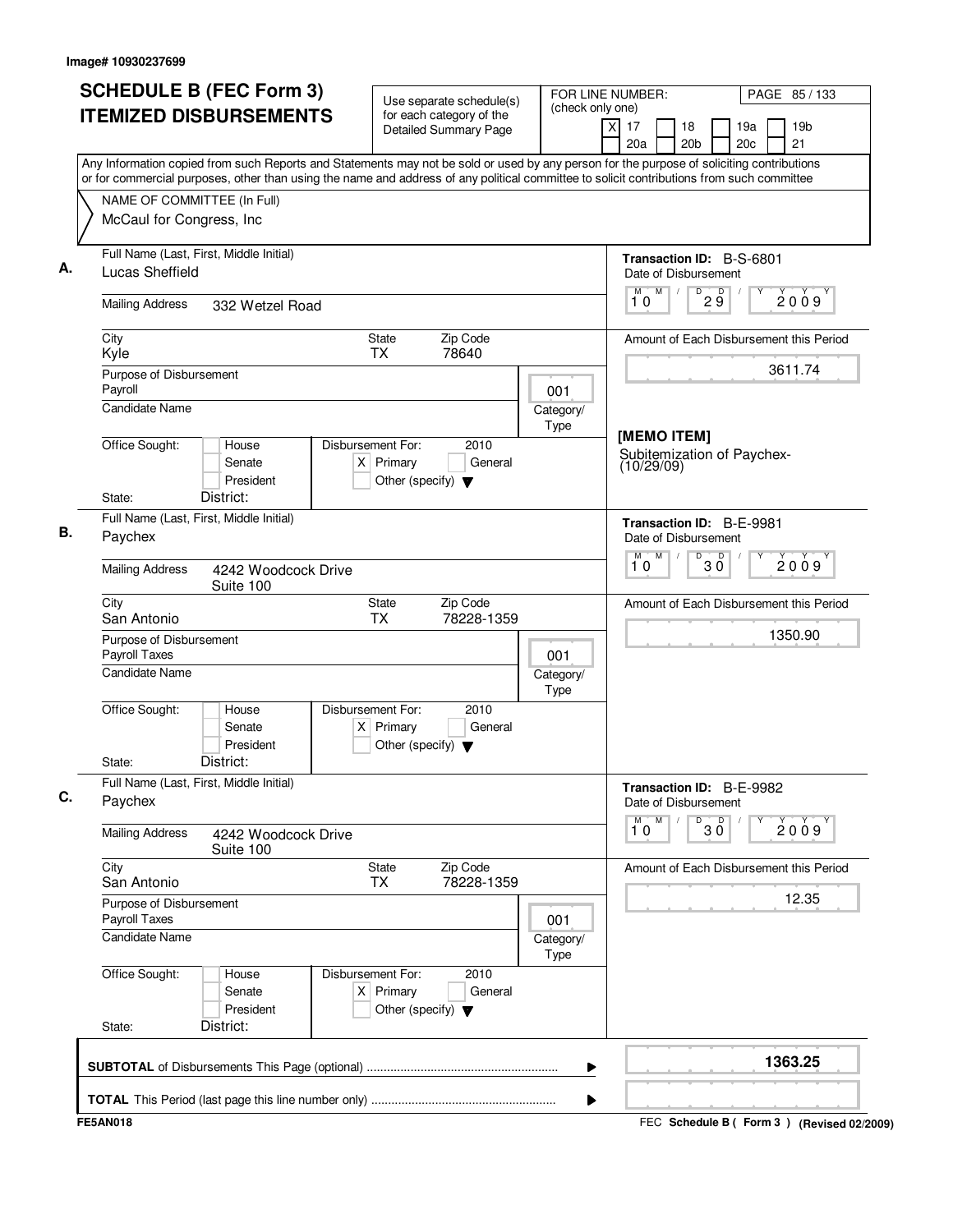Image# 10930237699

# SCHEDULE B (FEC Form 3) ITEMIZED DISBURSEMENTS

Use separate schedule(s) for each category of the Detailed Summary Page

FOR LINE NUMBER: (check only one)
[X] 17 [ ] 18 [ ] 19a [ ] 19b [ ] 20a [ ] 20b [ ] 20c [ ] 21

PAGE 85 / 133

Any Information copied from such Reports and Statements may not be sold or used by any person for the purpose of soliciting contributions or for commercial purposes, other than using the name and address of any political committee to solicit contributions from such committee

NAME OF COMMITTEE (In Full)
McCaul for Congress, Inc

---

**A.** Full Name (Last, First, Middle Initial): Lucas Sheffield

Mailing Address: 332 Wetzel Road

City: Kyle | State: TX | Zip Code: 78640

Purpose of Disbursement: Payroll

Category/Type: 001

Candidate Name:

Office Sought: [ ] House [ ] Senate [ ] President

State: District:

Disbursement For: 2010 [X] Primary [ ] General [ ] Other (specify)

Transaction ID: B-S-6801

Date of Disbursement: 10/29/2009

Amount of Each Disbursement this Period: 3611.74

[MEMO ITEM]

Subitemization of Paychex-(10/29/09)

---

**B.** Full Name (Last, First, Middle Initial): Paychex

Mailing Address: 4242 Woodcock Drive, Suite 100

City: San Antonio | State: TX | Zip Code: 78228-1359

Purpose of Disbursement: Payroll Taxes

Category/Type: 001

Candidate Name:

Office Sought: [ ] House [ ] Senate [ ] President

State: District:

Disbursement For: 2010 [X] Primary [ ] General [ ] Other (specify)

Transaction ID: B-E-9981

Date of Disbursement: 10/30/2009

Amount of Each Disbursement this Period: 1350.90

---

**C.** Full Name (Last, First, Middle Initial): Paychex

Mailing Address: 4242 Woodcock Drive, Suite 100

City: San Antonio | State: TX | Zip Code: 78228-1359

Purpose of Disbursement: Payroll Taxes

Category/Type: 001

Candidate Name:

Office Sought: [ ] House [ ] Senate [ ] President

State: District:

Disbursement For: 2010 [X] Primary [ ] General [ ] Other (specify)

Transaction ID: B-E-9982

Date of Disbursement: 10/30/2009

Amount of Each Disbursement this Period: 12.35

---

**SUBTOTAL** of Disbursements This Page (optional): **1363.25**

**TOTAL** This Period (last page this line number only):

FE5AN018

FEC **Schedule B ( Form 3 )** (Revised 02/2009)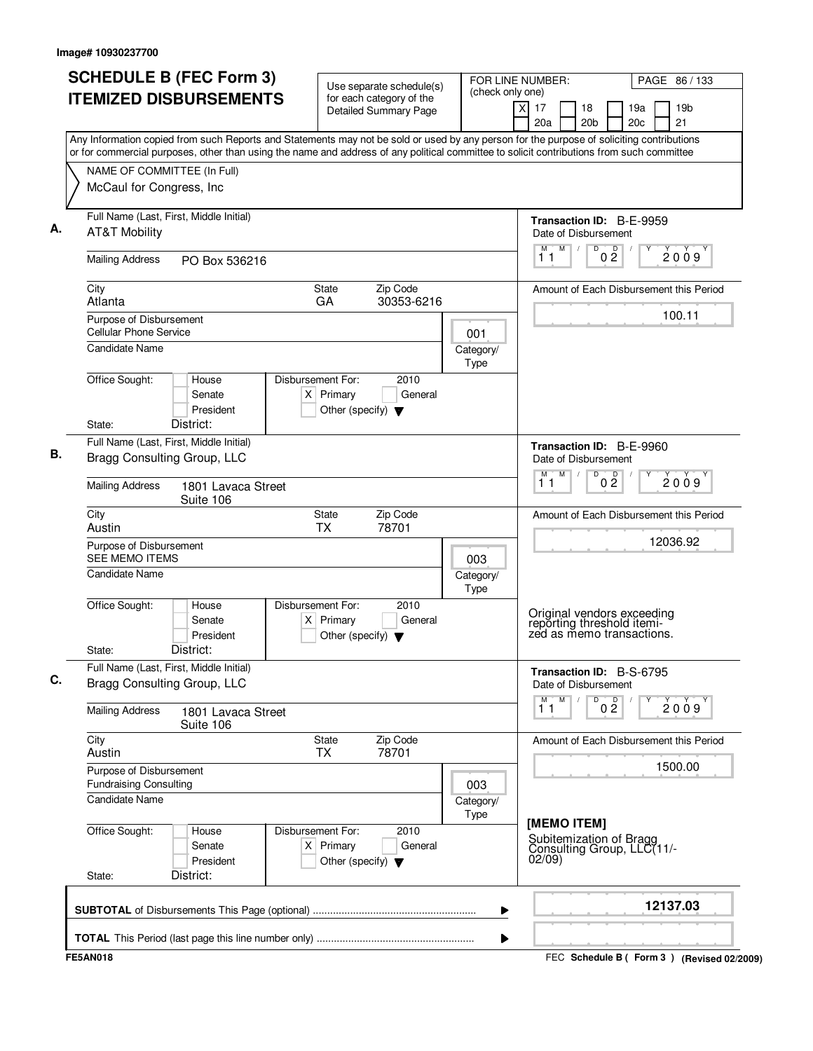Image# 10930237700

# SCHEDULE B (FEC Form 3) ITEMIZED DISBURSEMENTS

Use separate schedule(s) for each category of the Detailed Summary Page

FOR LINE NUMBER: (check only one)
[X] 17 [ ] 18 [ ] 19a [ ] 19b [ ] 20a [ ] 20b [ ] 20c [ ] 21

PAGE 86 / 133

Any Information copied from such Reports and Statements may not be sold or used by any person for the purpose of soliciting contributions or for commercial purposes, other than using the name and address of any political committee to solicit contributions from such committee

NAME OF COMMITTEE (In Full)
McCaul for Congress, Inc

---

**A.** Full Name (Last, First, Middle Initial): AT&T Mobility

Mailing Address: PO Box 536216

City: Atlanta | State: GA | Zip Code: 30353-6216

Purpose of Disbursement: Cellular Phone Service

Category/Type: 001

Candidate Name:

Office Sought: [ ] House [ ] Senate [ ] President
State: District:

Disbursement For: 2010 [X] Primary [ ] General [ ] Other (specify)

Transaction ID: B-E-9959
Date of Disbursement: 11/02/2009
Amount of Each Disbursement this Period: 100.11

---

**B.** Full Name (Last, First, Middle Initial): Bragg Consulting Group, LLC

Mailing Address: 1801 Lavaca Street, Suite 106

City: Austin | State: TX | Zip Code: 78701

Purpose of Disbursement: SEE MEMO ITEMS

Category/Type: 003

Candidate Name:

Office Sought: [ ] House [ ] Senate [ ] President
State: District:

Disbursement For: 2010 [X] Primary [ ] General [ ] Other (specify)

Transaction ID: B-E-9960
Date of Disbursement: 11/02/2009
Amount of Each Disbursement this Period: 12036.92

Original vendors exceeding reporting threshold itemized as memo transactions.

---

**C.** Full Name (Last, First, Middle Initial): Bragg Consulting Group, LLC

Mailing Address: 1801 Lavaca Street, Suite 106

City: Austin | State: TX | Zip Code: 78701

Purpose of Disbursement: Fundraising Consulting

Category/Type: 003

Candidate Name:

Office Sought: [ ] House [ ] Senate [ ] President
State: District:

Disbursement For: 2010 [X] Primary [ ] General [ ] Other (specify)

Transaction ID: B-S-6795
Date of Disbursement: 11/02/2009
Amount of Each Disbursement this Period: 1500.00

[MEMO ITEM]
Subitemization of Bragg Consulting Group, LLC(11/-02/09)

---

SUBTOTAL of Disbursements This Page (optional): 12137.03

TOTAL This Period (last page this line number only):

FE5AN018 — FEC Schedule B ( Form 3 ) (Revised 02/2009)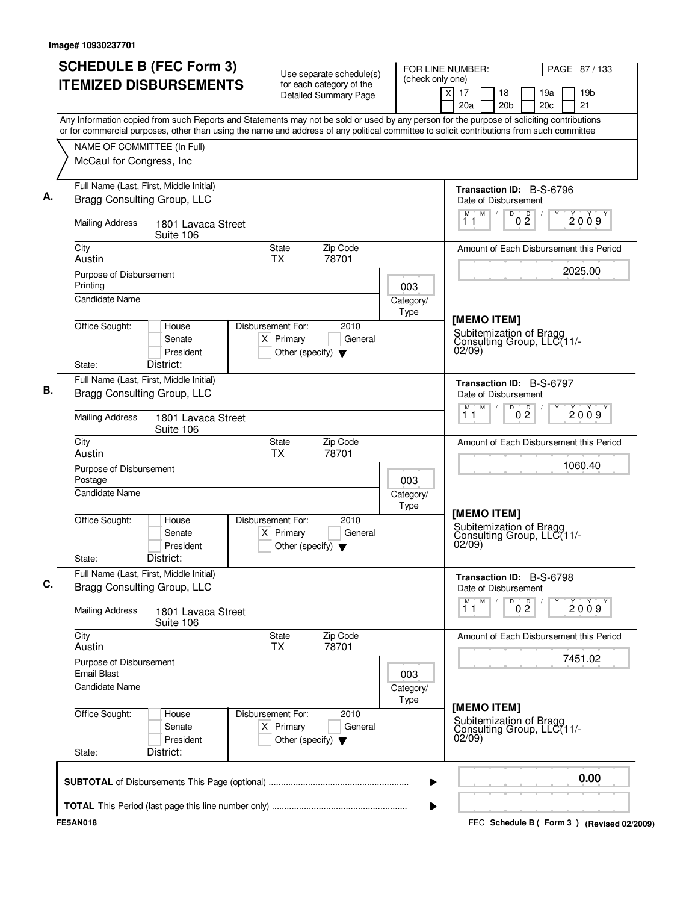Image# 10930237701

# SCHEDULE B (FEC Form 3) ITEMIZED DISBURSEMENTS

Use separate schedule(s) for each category of the Detailed Summary Page

FOR LINE NUMBER: (check only one)

- [X] 17
- [ ] 18
- [ ] 19a
- [ ] 19b
- [ ] 20a
- [ ] 20b
- [ ] 20c
- [ ] 21

PAGE 87 / 133

Any Information copied from such Reports and Statements may not be sold or used by any person for the purpose of soliciting contributions or for commercial purposes, other than using the name and address of any political committee to solicit contributions from such committee

NAME OF COMMITTEE (In Full)
McCaul for Congress, Inc

## A.

Full Name (Last, First, Middle Initial): Bragg Consulting Group, LLC

Mailing Address: 1801 Lavaca Street, Suite 106

City: Austin | State: TX | Zip Code: 78701

Purpose of Disbursement: Printing

Category/Type: 003

Candidate Name:

Office Sought: [ ] House [ ] Senate [ ] President

State: | District:

Disbursement For: 2010 [X] Primary [ ] General [ ] Other (specify)

Transaction ID: B-S-6796

Date of Disbursement: 11/02/2009

Amount of Each Disbursement this Period: 2025.00

[MEMO ITEM]
Subitemization of Bragg Consulting Group, LLC(11/-02/09)

## B.

Full Name (Last, First, Middle Initial): Bragg Consulting Group, LLC

Mailing Address: 1801 Lavaca Street, Suite 106

City: Austin | State: TX | Zip Code: 78701

Purpose of Disbursement: Postage

Category/Type: 003

Candidate Name:

Office Sought: [ ] House [ ] Senate [ ] President

State: | District:

Disbursement For: 2010 [X] Primary [ ] General [ ] Other (specify)

Transaction ID: B-S-6797

Date of Disbursement: 11/02/2009

Amount of Each Disbursement this Period: 1060.40

[MEMO ITEM]
Subitemization of Bragg Consulting Group, LLC(11/-02/09)

## C.

Full Name (Last, First, Middle Initial): Bragg Consulting Group, LLC

Mailing Address: 1801 Lavaca Street, Suite 106

City: Austin | State: TX | Zip Code: 78701

Purpose of Disbursement: Email Blast

Category/Type: 003

Candidate Name:

Office Sought: [ ] House [ ] Senate [ ] President

State: | District:

Disbursement For: 2010 [X] Primary [ ] General [ ] Other (specify)

Transaction ID: B-S-6798

Date of Disbursement: 11/02/2009

Amount of Each Disbursement this Period: 7451.02

[MEMO ITEM]
Subitemization of Bragg Consulting Group, LLC(11/-02/09)

---

**SUBTOTAL** of Disbursements This Page (optional): 0.00

**TOTAL** This Period (last page this line number only):

FE5AN018 | FEC **Schedule B ( Form 3 )** (Revised 02/2009)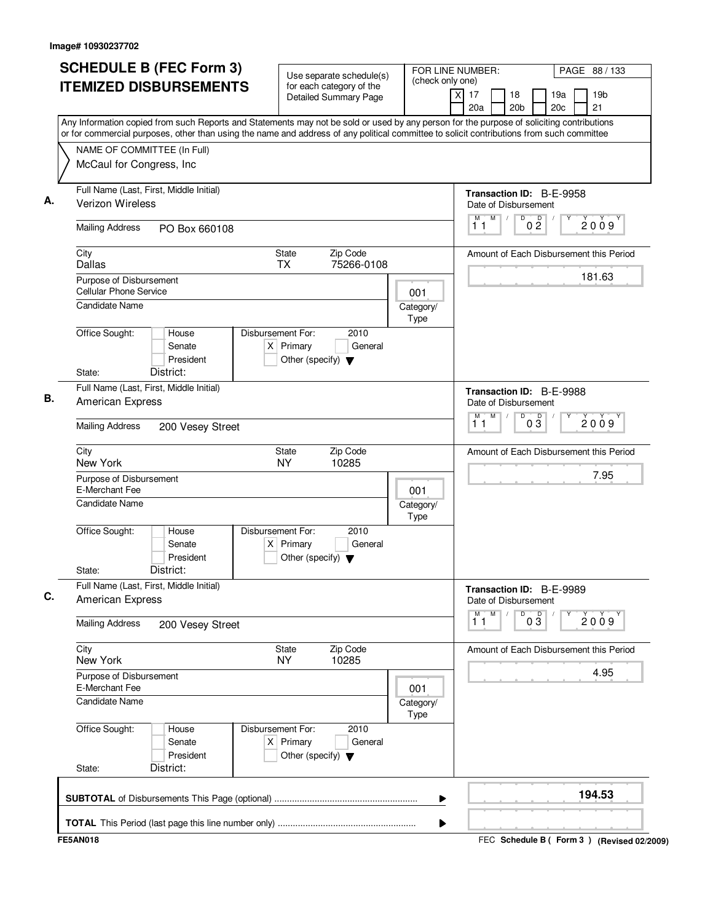Image# 10930237702

# SCHEDULE B (FEC Form 3) ITEMIZED DISBURSEMENTS

Use separate schedule(s) for each category of the Detailed Summary Page

FOR LINE NUMBER: (check only one)

- [X] 17
- [ ] 18
- [ ] 19a
- [ ] 19b
- [ ] 20a
- [ ] 20b
- [ ] 20c
- [ ] 21

Any Information copied from such Reports and Statements may not be sold or used by any person for the purpose of soliciting contributions or for commercial purposes, other than using the name and address of any political committee to solicit contributions from such committee

NAME OF COMMITTEE (In Full)
McCaul for Congress, Inc

---

**A.** Full Name (Last, First, Middle Initial): Verizon Wireless

Mailing Address: PO Box 660108

City: Dallas | State: TX | Zip Code: 75266-0108

Purpose of Disbursement: Cellular Phone Service

Category/Type: 001

Candidate Name:

Office Sought: [ ] House [ ] Senate [ ] President

State: District:

Disbursement For: 2010 [X] Primary [ ] General [ ] Other (specify)

Transaction ID: B-E-9958

Date of Disbursement: 11/02/2009

Amount of Each Disbursement this Period: 181.63

---

**B.** Full Name (Last, First, Middle Initial): American Express

Mailing Address: 200 Vesey Street

City: New York | State: NY | Zip Code: 10285

Purpose of Disbursement: E-Merchant Fee

Category/Type: 001

Candidate Name:

Office Sought: [ ] House [ ] Senate [ ] President

State: District:

Disbursement For: 2010 [X] Primary [ ] General [ ] Other (specify)

Transaction ID: B-E-9988

Date of Disbursement: 11/03/2009

Amount of Each Disbursement this Period: 7.95

---

**C.** Full Name (Last, First, Middle Initial): American Express

Mailing Address: 200 Vesey Street

City: New York | State: NY | Zip Code: 10285

Purpose of Disbursement: E-Merchant Fee

Category/Type: 001

Candidate Name:

Office Sought: [ ] House [ ] Senate [ ] President

State: District:

Disbursement For: 2010 [X] Primary [ ] General [ ] Other (specify)

Transaction ID: B-E-9989

Date of Disbursement: 11/03/2009

Amount of Each Disbursement this Period: 4.95

---

**SUBTOTAL** of Disbursements This Page (optional): **194.53**

**TOTAL** This Period (last page this line number only):

FE5AN018

FEC Schedule B ( Form 3 ) (Revised 02/2009)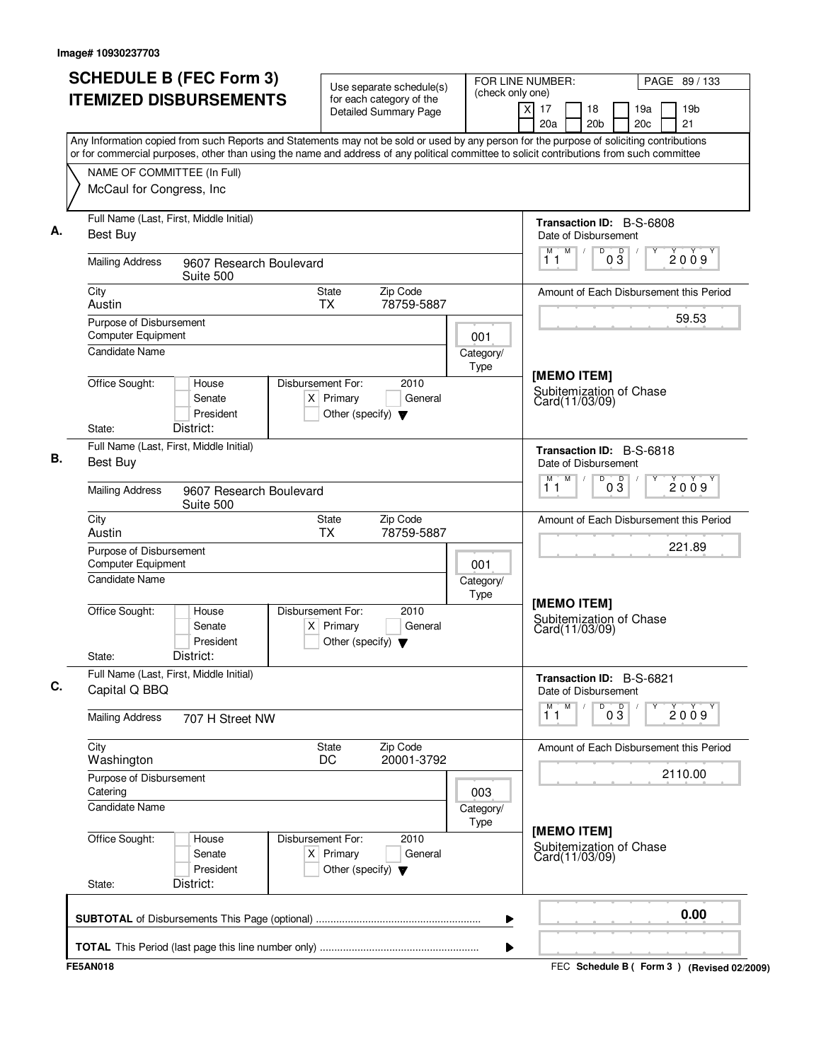Image# 10930237703

# SCHEDULE B (FEC Form 3) ITEMIZED DISBURSEMENTS

Use separate schedule(s) for each category of the Detailed Summary Page

FOR LINE NUMBER: (check only one)
[X] 17 [ ] 18 [ ] 19a [ ] 19b [ ] 20a [ ] 20b [ ] 20c [ ] 21

PAGE 89 / 133

Any Information copied from such Reports and Statements may not be sold or used by any person for the purpose of soliciting contributions or for commercial purposes, other than using the name and address of any political committee to solicit contributions from such committee

NAME OF COMMITTEE (In Full)
McCaul for Congress, Inc

---

**A.** Full Name (Last, First, Middle Initial): Best Buy

Mailing Address: 9607 Research Boulevard, Suite 500

City: Austin | State: TX | Zip Code: 78759-5887

Purpose of Disbursement: Computer Equipment

Category/Type: 001

Candidate Name:

Office Sought: [ ] House [ ] Senate [ ] President

State: District:

Disbursement For: 2010 [X] Primary [ ] General [ ] Other (specify)

Transaction ID: B-S-6808

Date of Disbursement: 11/03/2009

Amount of Each Disbursement this Period: 59.53

[MEMO ITEM]
Subitemization of Chase Card(11/03/09)

---

**B.** Full Name (Last, First, Middle Initial): Best Buy

Mailing Address: 9607 Research Boulevard, Suite 500

City: Austin | State: TX | Zip Code: 78759-5887

Purpose of Disbursement: Computer Equipment

Category/Type: 001

Candidate Name:

Office Sought: [ ] House [ ] Senate [ ] President

State: District:

Disbursement For: 2010 [X] Primary [ ] General [ ] Other (specify)

Transaction ID: B-S-6818

Date of Disbursement: 11/03/2009

Amount of Each Disbursement this Period: 221.89

[MEMO ITEM]
Subitemization of Chase Card(11/03/09)

---

**C.** Full Name (Last, First, Middle Initial): Capital Q BBQ

Mailing Address: 707 H Street NW

City: Washington | State: DC | Zip Code: 20001-3792

Purpose of Disbursement: Catering

Category/Type: 003

Candidate Name:

Office Sought: [ ] House [ ] Senate [ ] President

State: District:

Disbursement For: 2010 [X] Primary [ ] General [ ] Other (specify)

Transaction ID: B-S-6821

Date of Disbursement: 11/03/2009

Amount of Each Disbursement this Period: 2110.00

[MEMO ITEM]
Subitemization of Chase Card(11/03/09)

---

**SUBTOTAL** of Disbursements This Page (optional): **0.00**

**TOTAL** This Period (last page this line number only):

FE5AN018 — FEC Schedule B ( Form 3 ) (Revised 02/2009)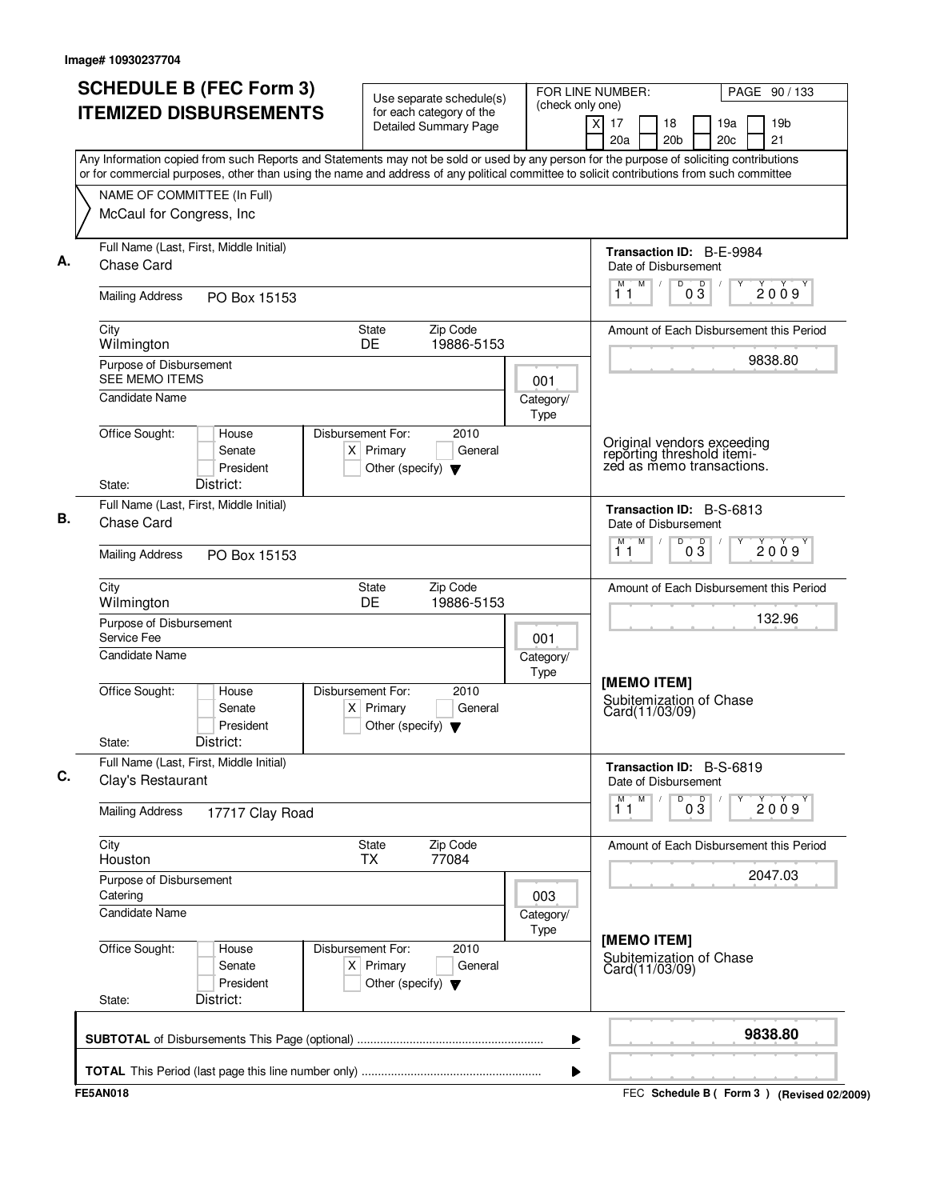Image# 10930237704

# SCHEDULE B (FEC Form 3)
# ITEMIZED DISBURSEMENTS

Use separate schedule(s) for each category of the Detailed Summary Page

FOR LINE NUMBER: (check only one)
[X] 17 [ ] 18 [ ] 19a [ ] 19b [ ] 20a [ ] 20b [ ] 20c [ ] 21

PAGE 90 / 133

Any Information copied from such Reports and Statements may not be sold or used by any person for the purpose of soliciting contributions or for commercial purposes, other than using the name and address of any political committee to solicit contributions from such committee

NAME OF COMMITTEE (In Full)
McCaul for Congress, Inc

---

**A.** Full Name (Last, First, Middle Initial): Chase Card

Mailing Address: PO Box 15153

City: Wilmington | State: DE | Zip Code: 19886-5153

Purpose of Disbursement: SEE MEMO ITEMS

Category/Type: 001

Candidate Name:

Office Sought: [ ] House [ ] Senate [ ] President
State: District:

Disbursement For: 2010 [X] Primary [ ] General [ ] Other (specify)

Transaction ID: B-E-9984
Date of Disbursement: 11/03/2009

Amount of Each Disbursement this Period: 9838.80

Original vendors exceeding reporting threshold itemized as memo transactions.

---

**B.** Full Name (Last, First, Middle Initial): Chase Card

Mailing Address: PO Box 15153

City: Wilmington | State: DE | Zip Code: 19886-5153

Purpose of Disbursement: Service Fee

Category/Type: 001

Candidate Name:

Office Sought: [ ] House [ ] Senate [ ] President
State: District:

Disbursement For: 2010 [X] Primary [ ] General [ ] Other (specify)

Transaction ID: B-S-6813
Date of Disbursement: 11/03/2009

Amount of Each Disbursement this Period: 132.96

[MEMO ITEM]
Subitemization of Chase Card(11/03/09)

---

**C.** Full Name (Last, First, Middle Initial): Clay's Restaurant

Mailing Address: 17717 Clay Road

City: Houston | State: TX | Zip Code: 77084

Purpose of Disbursement: Catering

Category/Type: 003

Candidate Name:

Office Sought: [ ] House [ ] Senate [ ] President
State: District:

Disbursement For: 2010 [X] Primary [ ] General [ ] Other (specify)

Transaction ID: B-S-6819
Date of Disbursement: 11/03/2009

Amount of Each Disbursement this Period: 2047.03

[MEMO ITEM]
Subitemization of Chase Card(11/03/09)

---

**SUBTOTAL** of Disbursements This Page (optional): **9838.80**

**TOTAL** This Period (last page this line number only):

FE5AN018 — FEC Schedule B ( Form 3 ) (Revised 02/2009)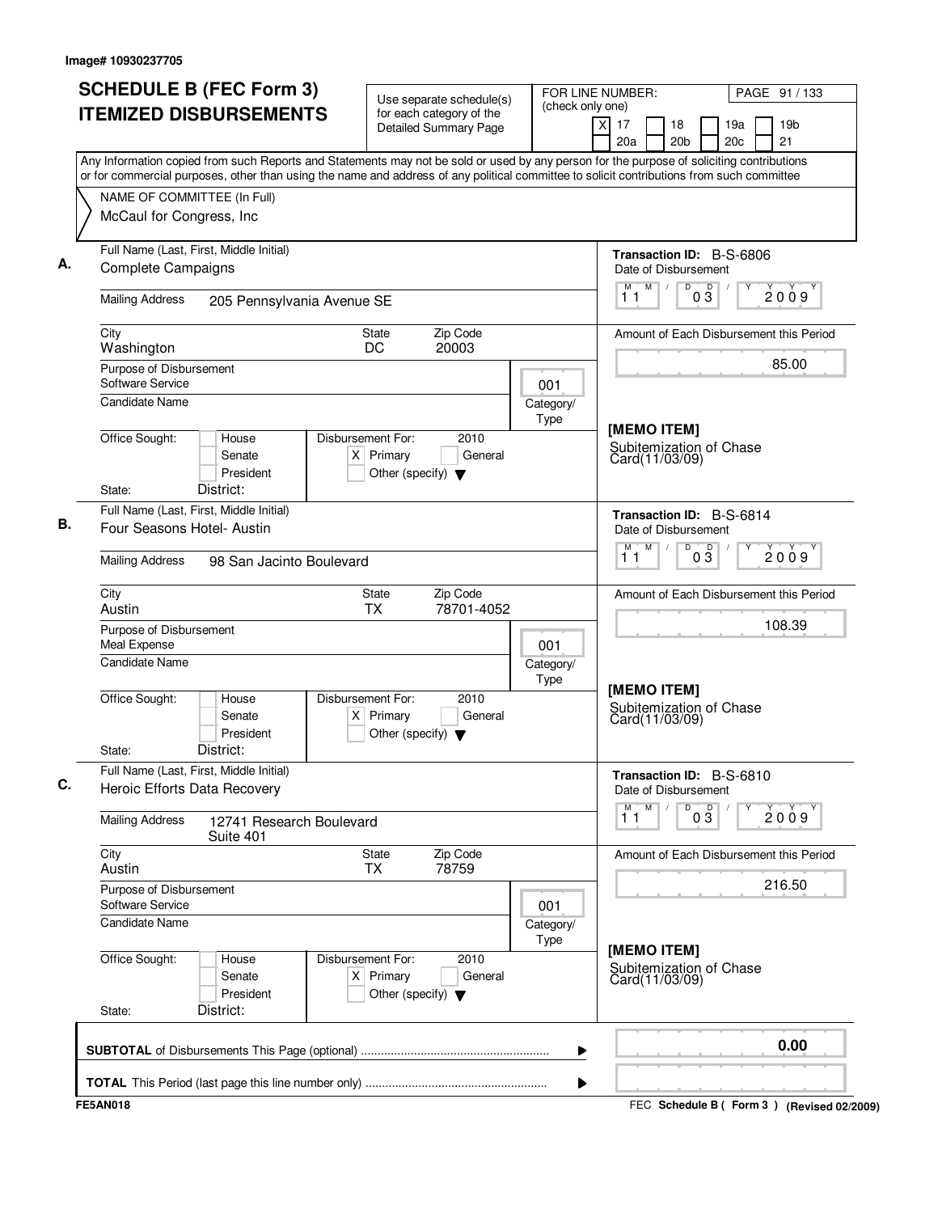Image# 10930237705

# SCHEDULE B (FEC Form 3) ITEMIZED DISBURSEMENTS

Use separate schedule(s) for each category of the Detailed Summary Page

FOR LINE NUMBER: (check only one)

[X] 17 [ ] 18 [ ] 19a [ ] 19b [ ] 20a [ ] 20b [ ] 20c [ ] 21

Any Information copied from such Reports and Statements may not be sold or used by any person for the purpose of soliciting contributions or for commercial purposes, other than using the name and address of any political committee to solicit contributions from such committee

NAME OF COMMITTEE (In Full)
McCaul for Congress, Inc

---

**A.** Full Name (Last, First, Middle Initial): Complete Campaigns

Mailing Address: 205 Pennsylvania Avenue SE

City: Washington | State: DC | Zip Code: 20003

Purpose of Disbursement: Software Service

Category/Type: 001

Candidate Name:

Office Sought: [ ] House [ ] Senate [ ] President

State: District:

Disbursement For: 2010 [X] Primary [ ] General [ ] Other (specify)

Transaction ID: B-S-6806

Date of Disbursement: 11/03/2009

Amount of Each Disbursement this Period: 85.00

[MEMO ITEM]
Subitemization of Chase Card(11/03/09)

---

**B.** Full Name (Last, First, Middle Initial): Four Seasons Hotel- Austin

Mailing Address: 98 San Jacinto Boulevard

City: Austin | State: TX | Zip Code: 78701-4052

Purpose of Disbursement: Meal Expense

Category/Type: 001

Candidate Name:

Office Sought: [ ] House [ ] Senate [ ] President

State: District:

Disbursement For: 2010 [X] Primary [ ] General [ ] Other (specify)

Transaction ID: B-S-6814

Date of Disbursement: 11/03/2009

Amount of Each Disbursement this Period: 108.39

[MEMO ITEM]
Subitemization of Chase Card(11/03/09)

---

**C.** Full Name (Last, First, Middle Initial): Heroic Efforts Data Recovery

Mailing Address: 12741 Research Boulevard, Suite 401

City: Austin | State: TX | Zip Code: 78759

Purpose of Disbursement: Software Service

Category/Type: 001

Candidate Name:

Office Sought: [ ] House [ ] Senate [ ] President

State: District:

Disbursement For: 2010 [X] Primary [ ] General [ ] Other (specify)

Transaction ID: B-S-6810

Date of Disbursement: 11/03/2009

Amount of Each Disbursement this Period: 216.50

[MEMO ITEM]
Subitemization of Chase Card(11/03/09)

---

**SUBTOTAL** of Disbursements This Page (optional): 0.00

**TOTAL** This Period (last page this line number only):

FE5AN018

FEC **Schedule B ( Form 3 )** (Revised 02/2009)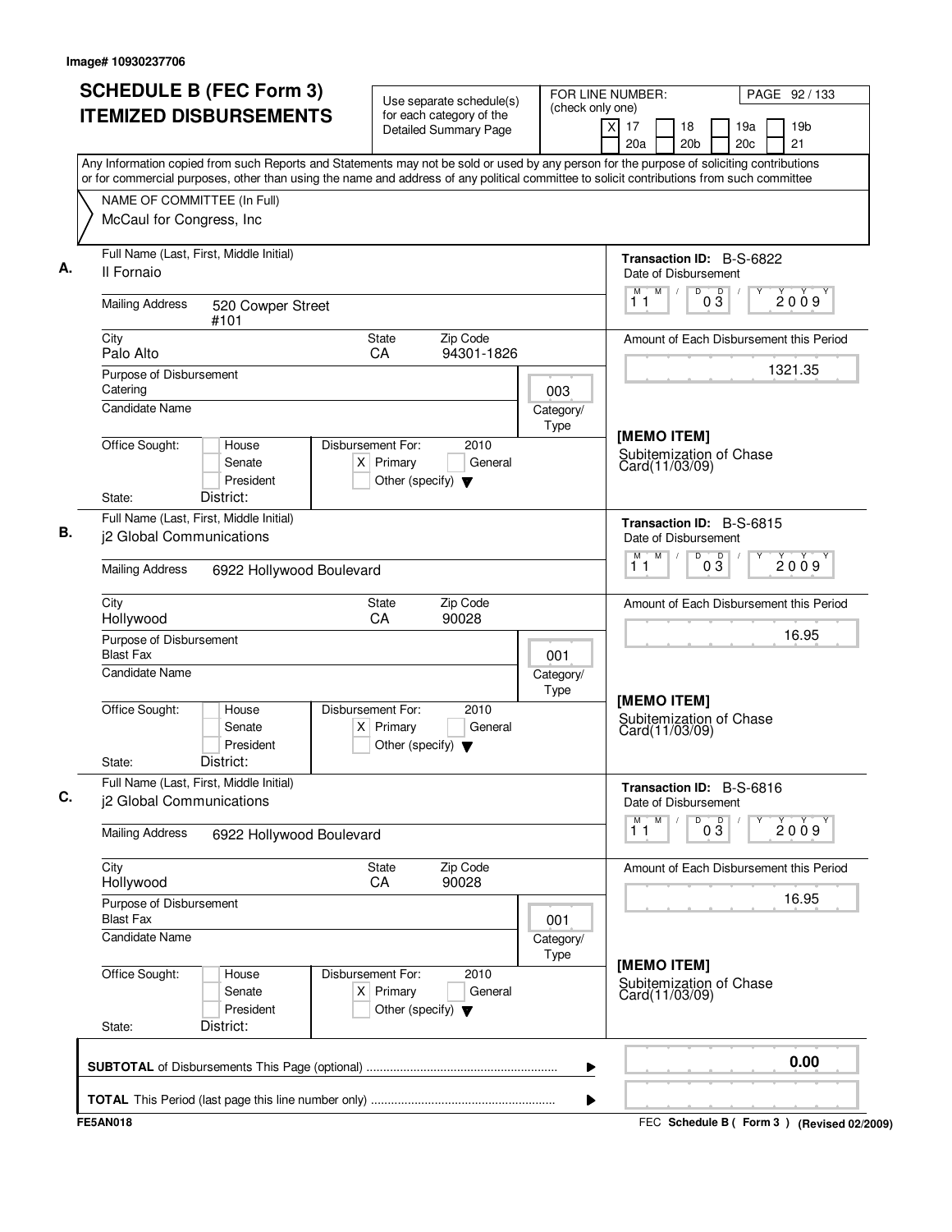Image# 10930237706

# SCHEDULE B (FEC Form 3) ITEMIZED DISBURSEMENTS

Use separate schedule(s) for each category of the Detailed Summary Page

FOR LINE NUMBER: (check only one)

- [X] 17
- [ ] 18
- [ ] 19a
- [ ] 19b
- [ ] 20a
- [ ] 20b
- [ ] 20c
- [ ] 21

PAGE 92 / 133

Any Information copied from such Reports and Statements may not be sold or used by any person for the purpose of soliciting contributions or for commercial purposes, other than using the name and address of any political committee to solicit contributions from such committee

NAME OF COMMITTEE (In Full)
McCaul for Congress, Inc

---

**A.** Full Name (Last, First, Middle Initial): Il Fornaio

Mailing Address: 520 Cowper Street #101

City: Palo Alto | State: CA | Zip Code: 94301-1826

Purpose of Disbursement: Catering

Category/Type: 003

Candidate Name:

Office Sought: [ ] House [ ] Senate [ ] President

State: | District:

Disbursement For: 2010 [X] Primary [ ] General [ ] Other (specify)

Transaction ID: B-S-6822

Date of Disbursement: 11/03/2009

Amount of Each Disbursement this Period: 1321.35

[MEMO ITEM]
Subitemization of Chase Card(11/03/09)

---

**B.** Full Name (Last, First, Middle Initial): j2 Global Communications

Mailing Address: 6922 Hollywood Boulevard

City: Hollywood | State: CA | Zip Code: 90028

Purpose of Disbursement: Blast Fax

Category/Type: 001

Candidate Name:

Office Sought: [ ] House [ ] Senate [ ] President

State: | District:

Disbursement For: 2010 [X] Primary [ ] General [ ] Other (specify)

Transaction ID: B-S-6815

Date of Disbursement: 11/03/2009

Amount of Each Disbursement this Period: 16.95

[MEMO ITEM]
Subitemization of Chase Card(11/03/09)

---

**C.** Full Name (Last, First, Middle Initial): j2 Global Communications

Mailing Address: 6922 Hollywood Boulevard

City: Hollywood | State: CA | Zip Code: 90028

Purpose of Disbursement: Blast Fax

Category/Type: 001

Candidate Name:

Office Sought: [ ] House [ ] Senate [ ] President

State: | District:

Disbursement For: 2010 [X] Primary [ ] General [ ] Other (specify)

Transaction ID: B-S-6816

Date of Disbursement: 11/03/2009

Amount of Each Disbursement this Period: 16.95

[MEMO ITEM]
Subitemization of Chase Card(11/03/09)

---

**SUBTOTAL** of Disbursements This Page (optional): 0.00

**TOTAL** This Period (last page this line number only):

FE5AN018 — FEC Schedule B ( Form 3 ) (Revised 02/2009)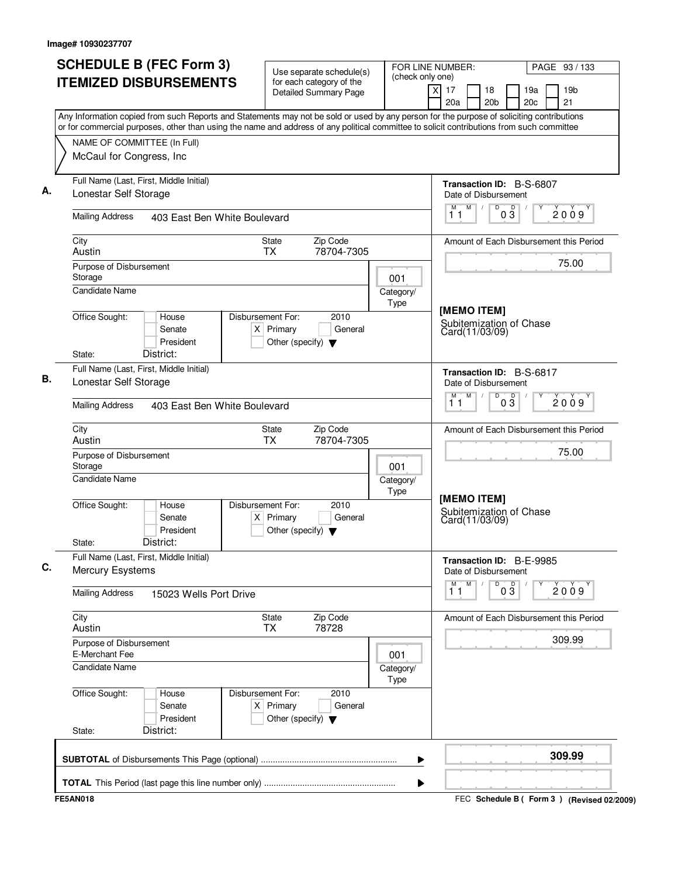Image# 10930237707

# SCHEDULE B (FEC Form 3)
## ITEMIZED DISBURSEMENTS

Use separate schedule(s) for each category of the Detailed Summary Page

FOR LINE NUMBER: (check only one)
[X] 17 [ ] 18 [ ] 19a [ ] 19b [ ] 20a [ ] 20b [ ] 20c [ ] 21

PAGE 93 / 133

Any Information copied from such Reports and Statements may not be sold or used by any person for the purpose of soliciting contributions or for commercial purposes, other than using the name and address of any political committee to solicit contributions from such committee

NAME OF COMMITTEE (In Full)
McCaul for Congress, Inc

---

**A.**

Full Name (Last, First, Middle Initial): Lonestar Self Storage

Mailing Address: 403 East Ben White Boulevard

City: Austin | State: TX | Zip Code: 78704-7305

Purpose of Disbursement: Storage

Category/Type: 001

Candidate Name:

Office Sought: [ ] House [ ] Senate [ ] President

State: District:

Disbursement For: 2010 [X] Primary [ ] General [ ] Other (specify)

Transaction ID: B-S-6807

Date of Disbursement: 11/03/2009

Amount of Each Disbursement this Period: 75.00

[MEMO ITEM]
Subitemization of Chase Card(11/03/09)

---

**B.**

Full Name (Last, First, Middle Initial): Lonestar Self Storage

Mailing Address: 403 East Ben White Boulevard

City: Austin | State: TX | Zip Code: 78704-7305

Purpose of Disbursement: Storage

Category/Type: 001

Candidate Name:

Office Sought: [ ] House [ ] Senate [ ] President

State: District:

Disbursement For: 2010 [X] Primary [ ] General [ ] Other (specify)

Transaction ID: B-S-6817

Date of Disbursement: 11/03/2009

Amount of Each Disbursement this Period: 75.00

[MEMO ITEM]
Subitemization of Chase Card(11/03/09)

---

**C.**

Full Name (Last, First, Middle Initial): Mercury Esystems

Mailing Address: 15023 Wells Port Drive

City: Austin | State: TX | Zip Code: 78728

Purpose of Disbursement: E-Merchant Fee

Category/Type: 001

Candidate Name:

Office Sought: [ ] House [ ] Senate [ ] President

State: District:

Disbursement For: 2010 [X] Primary [ ] General [ ] Other (specify)

Transaction ID: B-E-9985

Date of Disbursement: 11/03/2009

Amount of Each Disbursement this Period: 309.99

---

**SUBTOTAL** of Disbursements This Page (optional): **309.99**

**TOTAL** This Period (last page this line number only):

FE5AN018 — FEC Schedule B ( Form 3 ) (Revised 02/2009)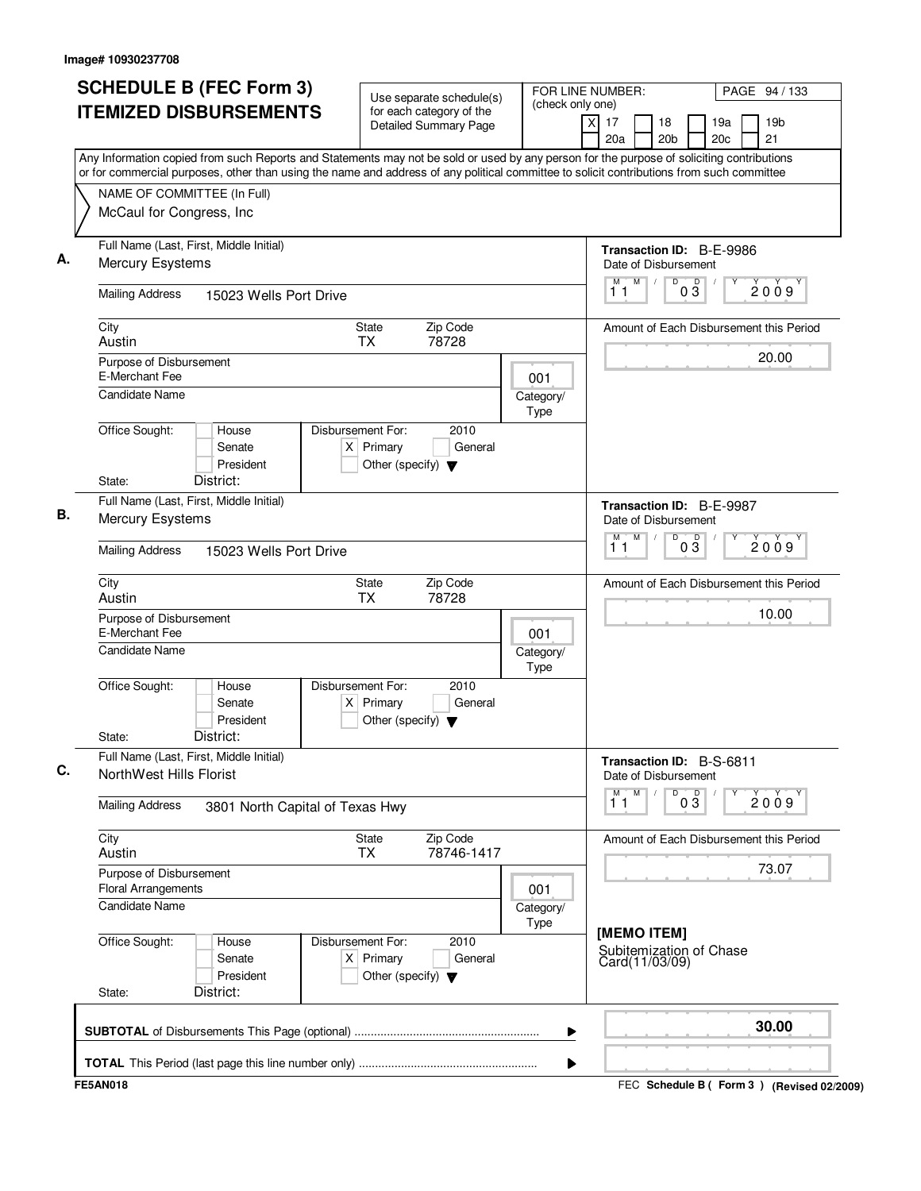Image# 10930237708

# SCHEDULE B (FEC Form 3)
# ITEMIZED DISBURSEMENTS

Use separate schedule(s) for each category of the Detailed Summary Page

FOR LINE NUMBER: (check only one)
[X] 17 [ ] 18 [ ] 19a [ ] 19b
[ ] 20a [ ] 20b [ ] 20c [ ] 21

Any Information copied from such Reports and Statements may not be sold or used by any person for the purpose of soliciting contributions or for commercial purposes, other than using the name and address of any political committee to solicit contributions from such committee

NAME OF COMMITTEE (In Full)
McCaul for Congress, Inc

---

**A.** Full Name (Last, First, Middle Initial): Mercury Esystems

Mailing Address: 15023 Wells Port Drive

City: Austin | State: TX | Zip Code: 78728

Purpose of Disbursement: E-Merchant Fee

Category/Type: 001

Candidate Name:

Office Sought: [ ] House [ ] Senate [ ] President

State: District:

Disbursement For: 2010 [X] Primary [ ] General [ ] Other (specify)

Transaction ID: B-E-9986

Date of Disbursement: 11/03/2009

Amount of Each Disbursement this Period: 20.00

---

**B.** Full Name (Last, First, Middle Initial): Mercury Esystems

Mailing Address: 15023 Wells Port Drive

City: Austin | State: TX | Zip Code: 78728

Purpose of Disbursement: E-Merchant Fee

Category/Type: 001

Candidate Name:

Office Sought: [ ] House [ ] Senate [ ] President

State: District:

Disbursement For: 2010 [X] Primary [ ] General [ ] Other (specify)

Transaction ID: B-E-9987

Date of Disbursement: 11/03/2009

Amount of Each Disbursement this Period: 10.00

---

**C.** Full Name (Last, First, Middle Initial): NorthWest Hills Florist

Mailing Address: 3801 North Capital of Texas Hwy

City: Austin | State: TX | Zip Code: 78746-1417

Purpose of Disbursement: Floral Arrangements

Category/Type: 001

Candidate Name:

Office Sought: [ ] House [ ] Senate [ ] President

State: District:

Disbursement For: 2010 [X] Primary [ ] General [ ] Other (specify)

Transaction ID: B-S-6811

Date of Disbursement: 11/03/2009

Amount of Each Disbursement this Period: 73.07

[MEMO ITEM]
Subitemization of Chase Card(11/03/09)

---

**SUBTOTAL** of Disbursements This Page (optional): **30.00**

**TOTAL** This Period (last page this line number only):

FE5AN018

FEC Schedule B ( Form 3 ) (Revised 02/2009)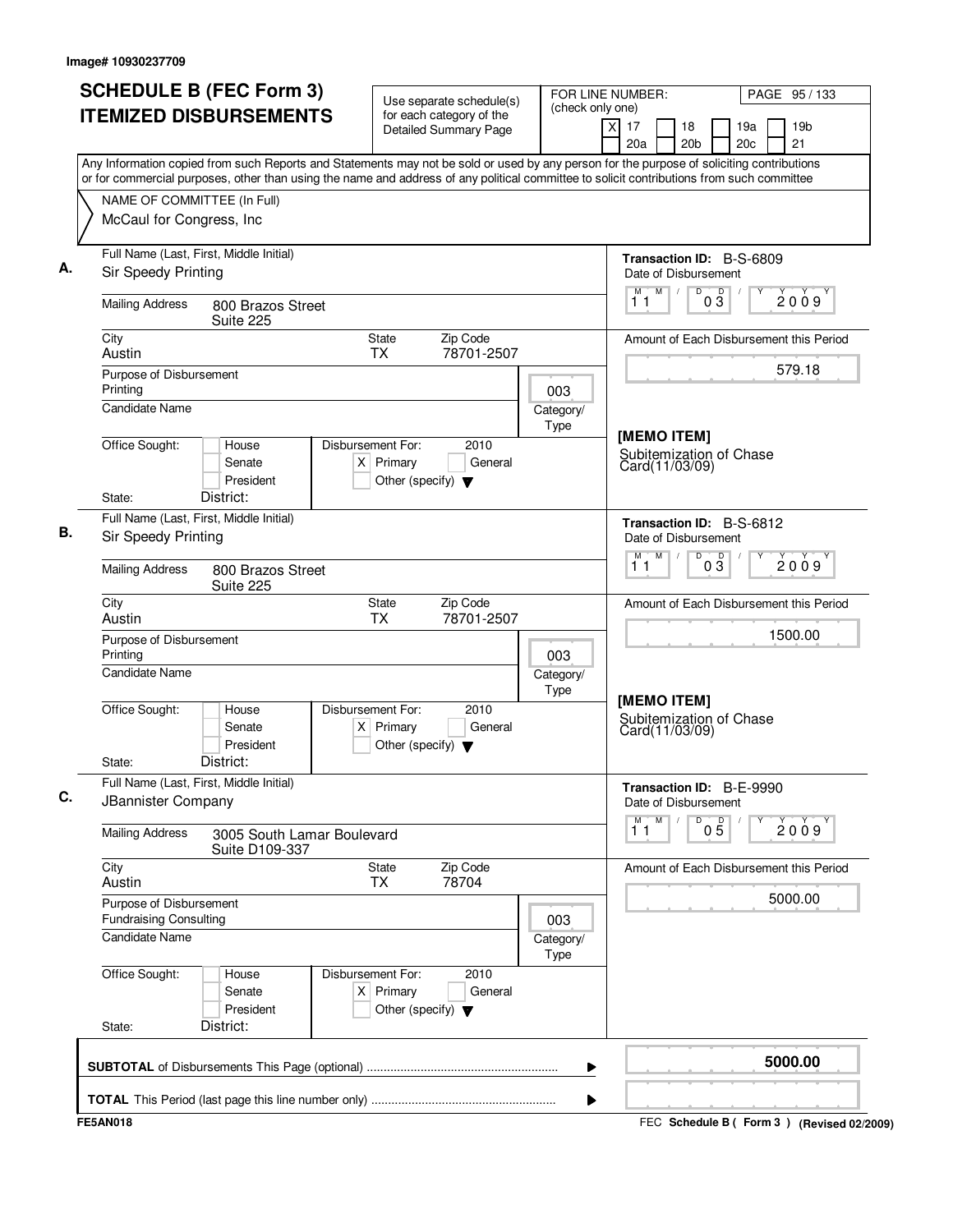Image# 10930237709

# SCHEDULE B (FEC Form 3) ITEMIZED DISBURSEMENTS

Use separate schedule(s) for each category of the Detailed Summary Page

FOR LINE NUMBER: (check only one)
[X] 17 [ ] 18 [ ] 19a [ ] 19b [ ] 20a [ ] 20b [ ] 20c [ ] 21

Any Information copied from such Reports and Statements may not be sold or used by any person for the purpose of soliciting contributions or for commercial purposes, other than using the name and address of any political committee to solicit contributions from such committee

NAME OF COMMITTEE (In Full)
McCaul for Congress, Inc

---

**A.** Full Name (Last, First, Middle Initial): Sir Speedy Printing

Mailing Address: 800 Brazos Street, Suite 225
City: Austin | State: TX | Zip Code: 78701-2507

Purpose of Disbursement: Printing
Category/Type: 003
Candidate Name:
Office Sought: [ ] House [ ] Senate [ ] President
State: District:
Disbursement For: 2010 [X] Primary [ ] General [ ] Other (specify)

Transaction ID: B-S-6809
Date of Disbursement: 11/03/2009
Amount of Each Disbursement this Period: 579.18

[MEMO ITEM]
Subitemization of Chase Card(11/03/09)

---

**B.** Full Name (Last, First, Middle Initial): Sir Speedy Printing

Mailing Address: 800 Brazos Street, Suite 225
City: Austin | State: TX | Zip Code: 78701-2507

Purpose of Disbursement: Printing
Category/Type: 003
Candidate Name:
Office Sought: [ ] House [ ] Senate [ ] President
State: District:
Disbursement For: 2010 [X] Primary [ ] General [ ] Other (specify)

Transaction ID: B-S-6812
Date of Disbursement: 11/03/2009
Amount of Each Disbursement this Period: 1500.00

[MEMO ITEM]
Subitemization of Chase Card(11/03/09)

---

**C.** Full Name (Last, First, Middle Initial): JBannister Company

Mailing Address: 3005 South Lamar Boulevard, Suite D109-337
City: Austin | State: TX | Zip Code: 78704

Purpose of Disbursement: Fundraising Consulting
Category/Type: 003
Candidate Name:
Office Sought: [ ] House [ ] Senate [ ] President
State: District:
Disbursement For: 2010 [X] Primary [ ] General [ ] Other (specify)

Transaction ID: B-E-9990
Date of Disbursement: 11/05/2009
Amount of Each Disbursement this Period: 5000.00

---

**SUBTOTAL** of Disbursements This Page (optional): **5000.00**

**TOTAL** This Period (last page this line number only):

FE5AN018 — FEC Schedule B ( Form 3 ) (Revised 02/2009)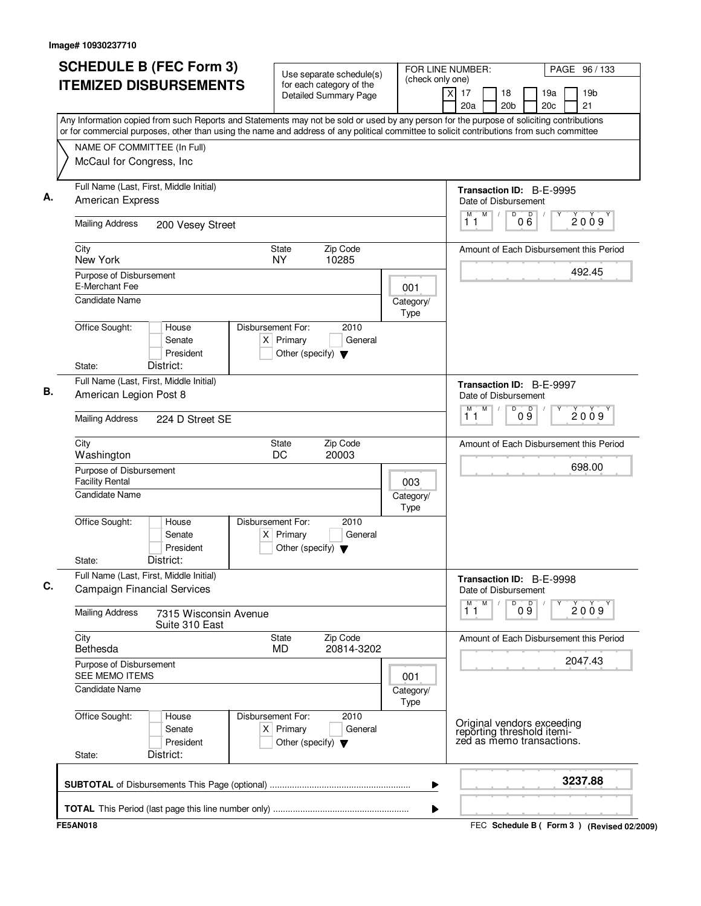Image# 10930237710

# SCHEDULE B (FEC Form 3) ITEMIZED DISBURSEMENTS

Use separate schedule(s) for each category of the Detailed Summary Page

FOR LINE NUMBER: (check only one)

[X] 17 [ ] 18 [ ] 19a [ ] 19b [ ] 20a [ ] 20b [ ] 20c [ ] 21

PAGE 96 / 133

Any Information copied from such Reports and Statements may not be sold or used by any person for the purpose of soliciting contributions or for commercial purposes, other than using the name and address of any political committee to solicit contributions from such committee

NAME OF COMMITTEE (In Full)
McCaul for Congress, Inc

---

**A.** Full Name (Last, First, Middle Initial): American Express

Transaction ID: B-E-9995
Date of Disbursement: 11 / 06 / 2009

Mailing Address: 200 Vesey Street
City: New York | State: NY | Zip Code: 10285

Amount of Each Disbursement this Period: 492.45

Purpose of Disbursement: E-Merchant Fee
Category/Type: 001
Candidate Name:

Office Sought: [ ] House [ ] Senate [ ] President
State: District:
Disbursement For: 2010 [X] Primary [ ] General [ ] Other (specify)

---

**B.** Full Name (Last, First, Middle Initial): American Legion Post 8

Transaction ID: B-E-9997
Date of Disbursement: 11 / 09 / 2009

Mailing Address: 224 D Street SE
City: Washington | State: DC | Zip Code: 20003

Amount of Each Disbursement this Period: 698.00

Purpose of Disbursement: Facility Rental
Category/Type: 003
Candidate Name:

Office Sought: [ ] House [ ] Senate [ ] President
State: District:
Disbursement For: 2010 [X] Primary [ ] General [ ] Other (specify)

---

**C.** Full Name (Last, First, Middle Initial): Campaign Financial Services

Transaction ID: B-E-9998
Date of Disbursement: 11 / 09 / 2009

Mailing Address: 7315 Wisconsin Avenue, Suite 310 East
City: Bethesda | State: MD | Zip Code: 20814-3202

Amount of Each Disbursement this Period: 2047.43

Purpose of Disbursement: SEE MEMO ITEMS
Category/Type: 001
Candidate Name:

Office Sought: [ ] House [ ] Senate [ ] President
State: District:
Disbursement For: 2010 [X] Primary [ ] General [ ] Other (specify)

Original vendors exceeding reporting threshold itemized as memo transactions.

---

**SUBTOTAL** of Disbursements This Page (optional): 3237.88

**TOTAL** This Period (last page this line number only):

FE5AN018

FEC **Schedule B ( Form 3 )** (Revised 02/2009)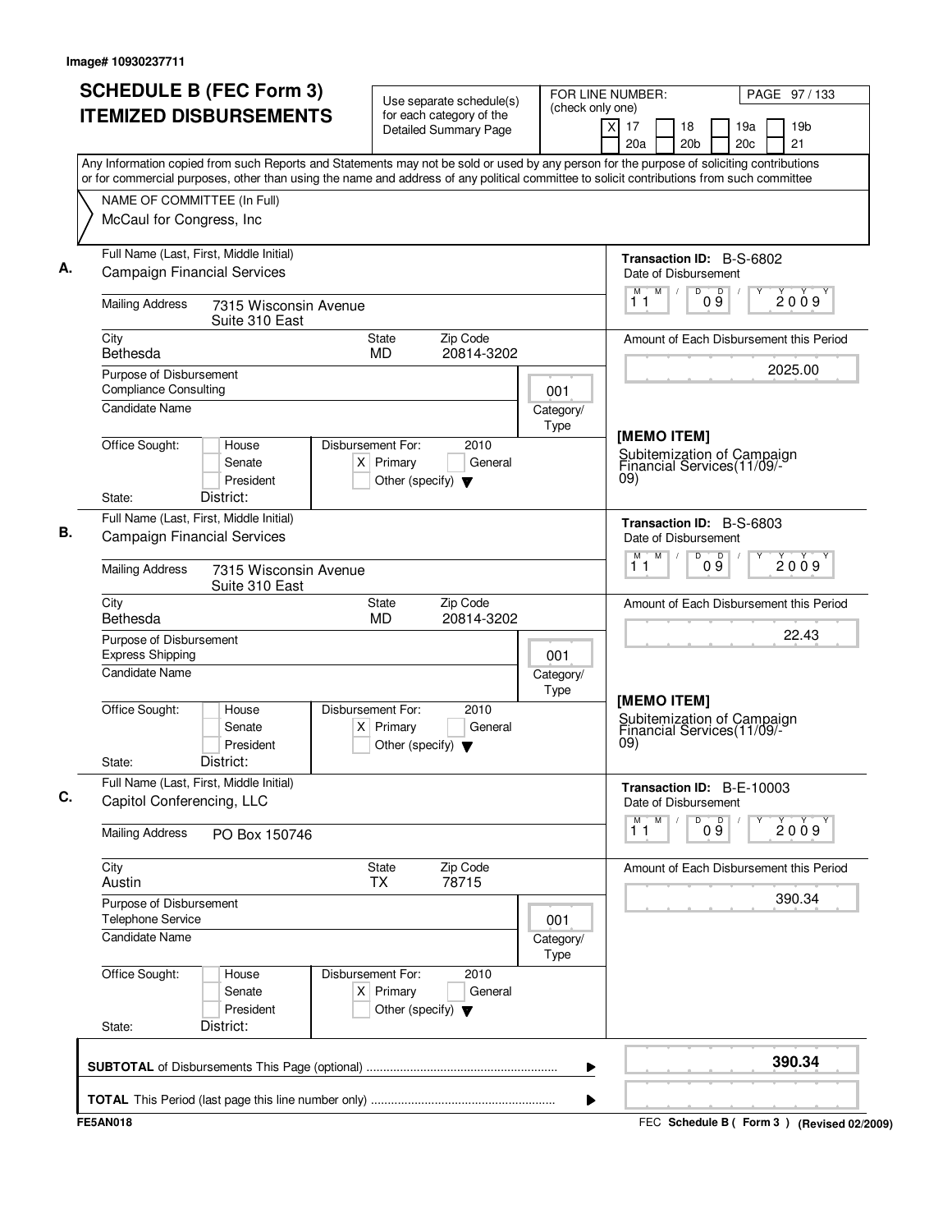Image# 10930237711

# SCHEDULE B (FEC Form 3) ITEMIZED DISBURSEMENTS

Use separate schedule(s) for each category of the Detailed Summary Page

FOR LINE NUMBER: (check only one)
[X] 17 [ ] 18 [ ] 19a [ ] 19b [ ] 20a [ ] 20b [ ] 20c [ ] 21

Any Information copied from such Reports and Statements may not be sold or used by any person for the purpose of soliciting contributions or for commercial purposes, other than using the name and address of any political committee to solicit contributions from such committee

NAME OF COMMITTEE (In Full)
McCaul for Congress, Inc

**A.**
Full Name (Last, First, Middle Initial): Campaign Financial Services
Mailing Address: 7315 Wisconsin Avenue, Suite 310 East
City: Bethesda State: MD Zip Code: 20814-3202
Purpose of Disbursement: Compliance Consulting
Category/Type: 001
Candidate Name:
Office Sought: [ ] House [ ] Senate [ ] President
State: District:
Disbursement For: 2010 [X] Primary [ ] General [ ] Other (specify)
Transaction ID: B-S-6802
Date of Disbursement: 11/09/2009
Amount of Each Disbursement this Period: 2025.00
[MEMO ITEM]
Subitemization of Campaign Financial Services(11/09/-09)

**B.**
Full Name (Last, First, Middle Initial): Campaign Financial Services
Mailing Address: 7315 Wisconsin Avenue, Suite 310 East
City: Bethesda State: MD Zip Code: 20814-3202
Purpose of Disbursement: Express Shipping
Category/Type: 001
Candidate Name:
Office Sought: [ ] House [ ] Senate [ ] President
State: District:
Disbursement For: 2010 [X] Primary [ ] General [ ] Other (specify)
Transaction ID: B-S-6803
Date of Disbursement: 11/09/2009
Amount of Each Disbursement this Period: 22.43
[MEMO ITEM]
Subitemization of Campaign Financial Services(11/09/-09)

**C.**
Full Name (Last, First, Middle Initial): Capitol Conferencing, LLC
Mailing Address: PO Box 150746
City: Austin State: TX Zip Code: 78715
Purpose of Disbursement: Telephone Service
Category/Type: 001
Candidate Name:
Office Sought: [ ] House [ ] Senate [ ] President
State: District:
Disbursement For: 2010 [X] Primary [ ] General [ ] Other (specify)
Transaction ID: B-E-10003
Date of Disbursement: 11/09/2009
Amount of Each Disbursement this Period: 390.34

**SUBTOTAL** of Disbursements This Page (optional): **390.34**

**TOTAL** This Period (last page this line number only):

FE5AN018 FEC Schedule B ( Form 3 ) (Revised 02/2009)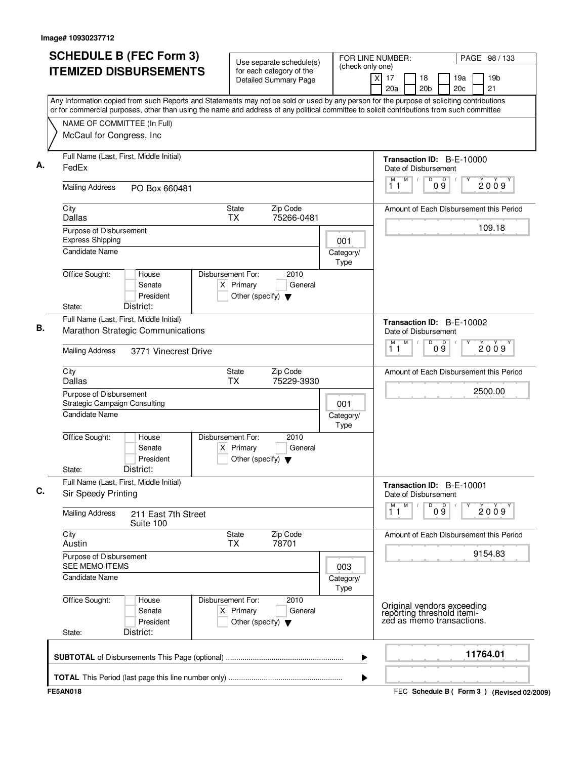Image# 10930237712

# SCHEDULE B (FEC Form 3) ITEMIZED DISBURSEMENTS

Use separate schedule(s) for each category of the Detailed Summary Page

FOR LINE NUMBER: (check only one)
[X] 17 [ ] 18 [ ] 19a [ ] 19b [ ] 20a [ ] 20b [ ] 20c [ ] 21

PAGE 98 / 133

Any Information copied from such Reports and Statements may not be sold or used by any person for the purpose of soliciting contributions or for commercial purposes, other than using the name and address of any political committee to solicit contributions from such committee

NAME OF COMMITTEE (In Full)
McCaul for Congress, Inc

## A.

Full Name (Last, First, Middle Initial): FedEx

Transaction ID: B-E-10000

Date of Disbursement: 11/09/2009

Mailing Address: PO Box 660481

City: Dallas | State: TX | Zip Code: 75266-0481

Amount of Each Disbursement this Period: 109.18

Purpose of Disbursement: Express Shipping

Category/Type: 001

Candidate Name:

Office Sought: [ ] House [ ] Senate [ ] President

State: District:

Disbursement For: 2010 [X] Primary [ ] General [ ] Other (specify)

## B.

Full Name (Last, First, Middle Initial): Marathon Strategic Communications

Transaction ID: B-E-10002

Date of Disbursement: 11/09/2009

Mailing Address: 3771 Vinecrest Drive

City: Dallas | State: TX | Zip Code: 75229-3930

Amount of Each Disbursement this Period: 2500.00

Purpose of Disbursement: Strategic Campaign Consulting

Category/Type: 001

Candidate Name:

Office Sought: [ ] House [ ] Senate [ ] President

State: District:

Disbursement For: 2010 [X] Primary [ ] General [ ] Other (specify)

## C.

Full Name (Last, First, Middle Initial): Sir Speedy Printing

Transaction ID: B-E-10001

Date of Disbursement: 11/09/2009

Mailing Address: 211 East 7th Street, Suite 100

City: Austin | State: TX | Zip Code: 78701

Amount of Each Disbursement this Period: 9154.83

Purpose of Disbursement: SEE MEMO ITEMS

Category/Type: 003

Candidate Name:

Office Sought: [ ] House [ ] Senate [ ] President

State: District:

Disbursement For: 2010 [X] Primary [ ] General [ ] Other (specify)

Original vendors exceeding reporting threshold itemized as memo transactions.

**SUBTOTAL** of Disbursements This Page (optional): **11764.01**

**TOTAL** This Period (last page this line number only):

FE5AN018

FEC **Schedule B ( Form 3 )** (Revised 02/2009)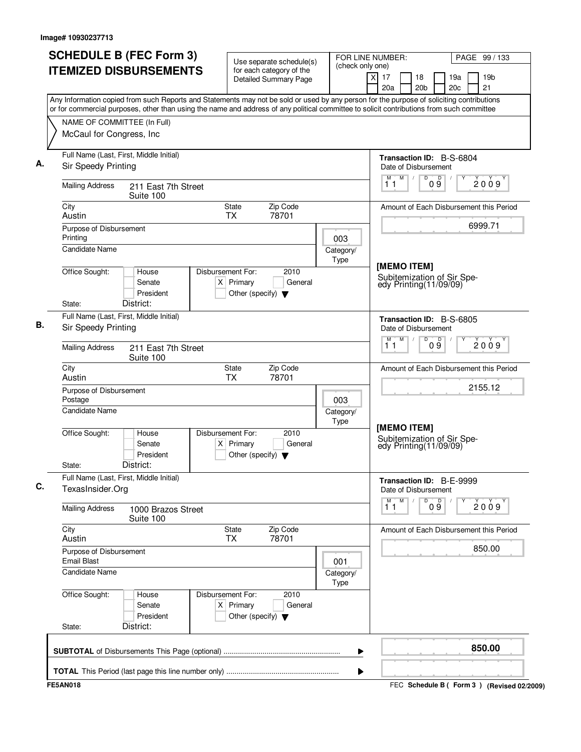Image# 10930237713

# SCHEDULE B (FEC Form 3) ITEMIZED DISBURSEMENTS

Use separate schedule(s) for each category of the Detailed Summary Page

FOR LINE NUMBER: (check only one)
[X] 17 [ ] 18 [ ] 19a [ ] 19b [ ] 20a [ ] 20b [ ] 20c [ ] 21

Any Information copied from such Reports and Statements may not be sold or used by any person for the purpose of soliciting contributions or for commercial purposes, other than using the name and address of any political committee to solicit contributions from such committee

NAME OF COMMITTEE (In Full)
McCaul for Congress, Inc

---

**A.** Full Name (Last, First, Middle Initial): Sir Speedy Printing

Mailing Address: 211 East 7th Street, Suite 100

City: Austin | State: TX | Zip Code: 78701

Purpose of Disbursement: Printing

Category/Type: 003

Candidate Name:

Office Sought: [ ] House [ ] Senate [ ] President
State: District:

Disbursement For: 2010 [X] Primary [ ] General [ ] Other (specify)

Transaction ID: B-S-6804

Date of Disbursement: 11/09/2009

Amount of Each Disbursement this Period: 6999.71

[MEMO ITEM]
Subitemization of Sir Speedy Printing(11/09/09)

---

**B.** Full Name (Last, First, Middle Initial): Sir Speedy Printing

Mailing Address: 211 East 7th Street, Suite 100

City: Austin | State: TX | Zip Code: 78701

Purpose of Disbursement: Postage

Category/Type: 003

Candidate Name:

Office Sought: [ ] House [ ] Senate [ ] President
State: District:

Disbursement For: 2010 [X] Primary [ ] General [ ] Other (specify)

Transaction ID: B-S-6805

Date of Disbursement: 11/09/2009

Amount of Each Disbursement this Period: 2155.12

[MEMO ITEM]
Subitemization of Sir Speedy Printing(11/09/09)

---

**C.** Full Name (Last, First, Middle Initial): TexasInsider.Org

Mailing Address: 1000 Brazos Street, Suite 100

City: Austin | State: TX | Zip Code: 78701

Purpose of Disbursement: Email Blast

Category/Type: 001

Candidate Name:

Office Sought: [ ] House [ ] Senate [ ] President
State: District:

Disbursement For: 2010 [X] Primary [ ] General [ ] Other (specify)

Transaction ID: B-E-9999

Date of Disbursement: 11/09/2009

Amount of Each Disbursement this Period: 850.00

---

**SUBTOTAL** of Disbursements This Page (optional): **850.00**

**TOTAL** This Period (last page this line number only):

FE5AN018 | FEC Schedule B ( Form 3 ) (Revised 02/2009)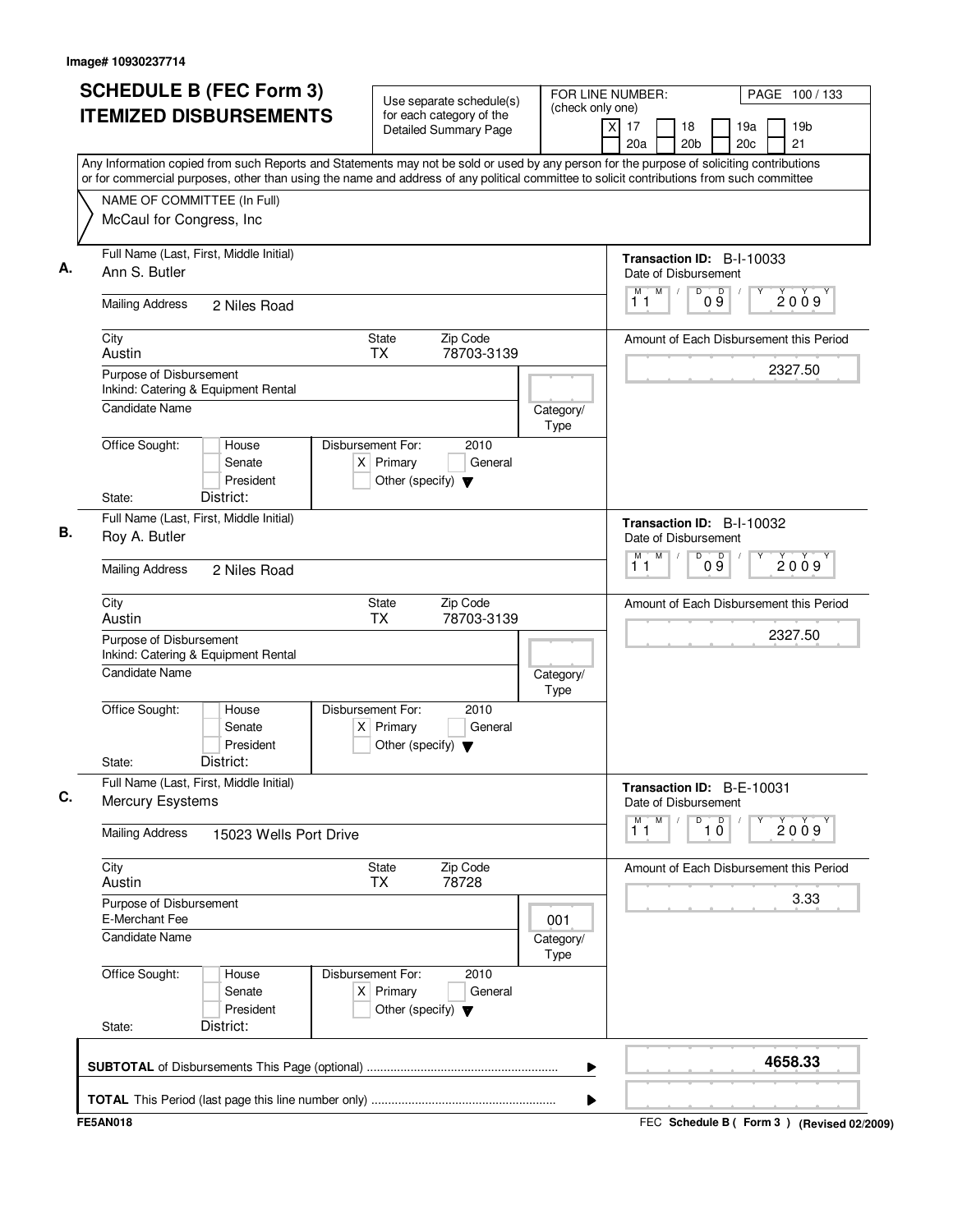Image# 10930237714

# SCHEDULE B (FEC Form 3) ITEMIZED DISBURSEMENTS

Use separate schedule(s) for each category of the Detailed Summary Page

FOR LINE NUMBER: (check only one)
[X] 17 [ ] 18 [ ] 19a [ ] 19b [ ] 20a [ ] 20b [ ] 20c [ ] 21

PAGE 100 / 133

Any Information copied from such Reports and Statements may not be sold or used by any person for the purpose of soliciting contributions or for commercial purposes, other than using the name and address of any political committee to solicit contributions from such committee

NAME OF COMMITTEE (In Full)
McCaul for Congress, Inc

**A.**
Full Name (Last, First, Middle Initial): Ann S. Butler
Mailing Address: 2 Niles Road
City: Austin | State: TX | Zip Code: 78703-3139
Purpose of Disbursement: Inkind: Catering & Equipment Rental
Candidate Name:
Category/Type:
Office Sought: [ ] House [ ] Senate [ ] President
State: District:
Disbursement For: 2010 [X] Primary [ ] General [ ] Other (specify)
Transaction ID: B-I-10033
Date of Disbursement: 11/09/2009
Amount of Each Disbursement this Period: 2327.50

**B.**
Full Name (Last, First, Middle Initial): Roy A. Butler
Mailing Address: 2 Niles Road
City: Austin | State: TX | Zip Code: 78703-3139
Purpose of Disbursement: Inkind: Catering & Equipment Rental
Candidate Name:
Category/Type:
Office Sought: [ ] House [ ] Senate [ ] President
State: District:
Disbursement For: 2010 [X] Primary [ ] General [ ] Other (specify)
Transaction ID: B-I-10032
Date of Disbursement: 11/09/2009
Amount of Each Disbursement this Period: 2327.50

**C.**
Full Name (Last, First, Middle Initial): Mercury Esystems
Mailing Address: 15023 Wells Port Drive
City: Austin | State: TX | Zip Code: 78728
Purpose of Disbursement: E-Merchant Fee
Candidate Name:
Category/Type: 001
Office Sought: [ ] House [ ] Senate [ ] President
State: District:
Disbursement For: 2010 [X] Primary [ ] General [ ] Other (specify)
Transaction ID: B-E-10031
Date of Disbursement: 11/10/2009
Amount of Each Disbursement this Period: 3.33

**SUBTOTAL** of Disbursements This Page (optional): **4658.33**

**TOTAL** This Period (last page this line number only):

FE5AN018 — FEC Schedule B ( Form 3 ) (Revised 02/2009)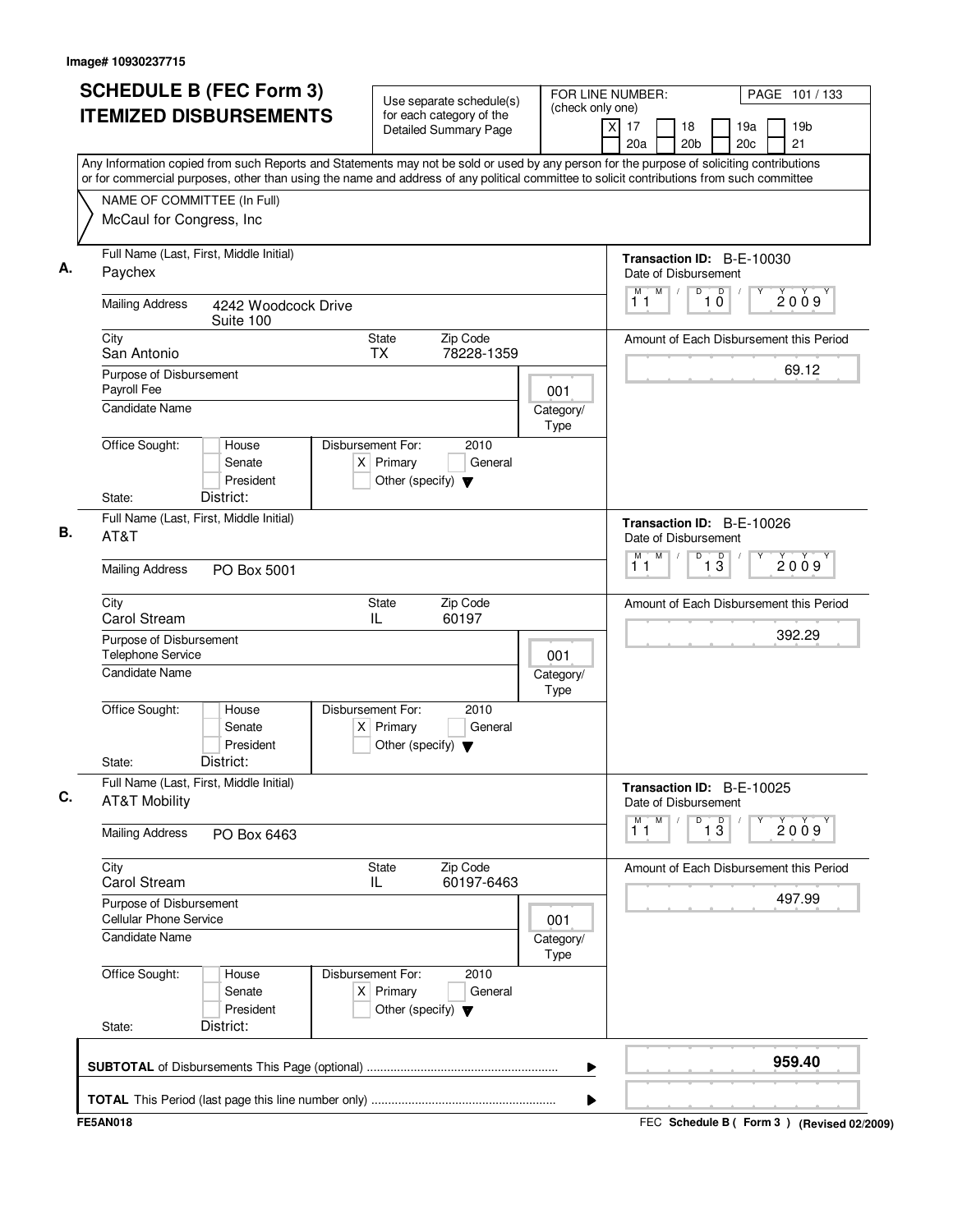Image# 10930237715

# SCHEDULE B (FEC Form 3)
# ITEMIZED DISBURSEMENTS

Use separate schedule(s) for each category of the Detailed Summary Page

FOR LINE NUMBER: (check only one)
[X] 17 [ ] 18 [ ] 19a [ ] 19b [ ] 20a [ ] 20b [ ] 20c [ ] 21

PAGE 101 / 133

Any Information copied from such Reports and Statements may not be sold or used by any person for the purpose of soliciting contributions or for commercial purposes, other than using the name and address of any political committee to solicit contributions from such committee

NAME OF COMMITTEE (In Full)
McCaul for Congress, Inc

---

**A.** Full Name (Last, First, Middle Initial): Paychex

Transaction ID: B-E-10030

Mailing Address: 4242 Woodcock Drive, Suite 100

City: San Antonio | State: TX | Zip Code: 78228-1359

Date of Disbursement: 11 / 10 / 2009

Purpose of Disbursement: Payroll Fee

Category/Type: 001

Amount of Each Disbursement this Period: 69.12

Candidate Name:

Office Sought: [ ] House [ ] Senate [ ] President

Disbursement For: 2010 [X] Primary [ ] General [ ] Other (specify)

State: District:

---

**B.** Full Name (Last, First, Middle Initial): AT&T

Transaction ID: B-E-10026

Mailing Address: PO Box 5001

City: Carol Stream | State: IL | Zip Code: 60197

Date of Disbursement: 11 / 13 / 2009

Purpose of Disbursement: Telephone Service

Category/Type: 001

Amount of Each Disbursement this Period: 392.29

Candidate Name:

Office Sought: [ ] House [ ] Senate [ ] President

Disbursement For: 2010 [X] Primary [ ] General [ ] Other (specify)

State: District:

---

**C.** Full Name (Last, First, Middle Initial): AT&T Mobility

Transaction ID: B-E-10025

Mailing Address: PO Box 6463

City: Carol Stream | State: IL | Zip Code: 60197-6463

Date of Disbursement: 11 / 13 / 2009

Purpose of Disbursement: Cellular Phone Service

Category/Type: 001

Amount of Each Disbursement this Period: 497.99

Candidate Name:

Office Sought: [ ] House [ ] Senate [ ] President

Disbursement For: 2010 [X] Primary [ ] General [ ] Other (specify)

State: District:

---

**SUBTOTAL** of Disbursements This Page (optional): 959.40

**TOTAL** This Period (last page this line number only):

FE5AN018 — FEC Schedule B ( Form 3 ) (Revised 02/2009)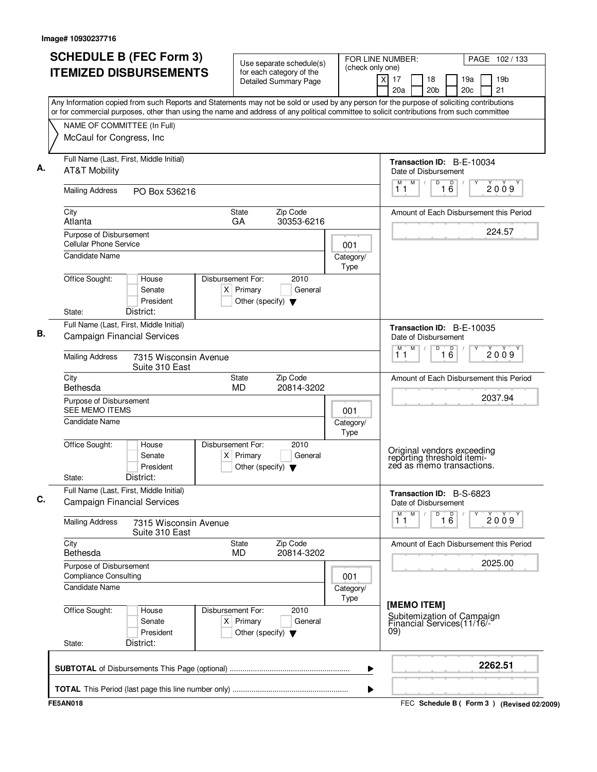Image# 10930237716

# SCHEDULE B (FEC Form 3) ITEMIZED DISBURSEMENTS

Use separate schedule(s) for each category of the Detailed Summary Page

FOR LINE NUMBER: (check only one)
[X] 17 [ ] 18 [ ] 19a [ ] 19b [ ] 20a [ ] 20b [ ] 20c [ ] 21

Any Information copied from such Reports and Statements may not be sold or used by any person for the purpose of soliciting contributions or for commercial purposes, other than using the name and address of any political committee to solicit contributions from such committee

NAME OF COMMITTEE (In Full)
McCaul for Congress, Inc

## A.

Full Name (Last, First, Middle Initial): AT&T Mobility

Mailing Address: PO Box 536216

City: Atlanta | State: GA | Zip Code: 30353-6216

Purpose of Disbursement: Cellular Phone Service

Category/Type: 001

Candidate Name:

Office Sought: [ ] House [ ] Senate [ ] President

State: District:

Disbursement For: 2010 [X] Primary [ ] General [ ] Other (specify)

Transaction ID: B-E-10034

Date of Disbursement: 11/16/2009

Amount of Each Disbursement this Period: 224.57

## B.

Full Name (Last, First, Middle Initial): Campaign Financial Services

Mailing Address: 7315 Wisconsin Avenue, Suite 310 East

City: Bethesda | State: MD | Zip Code: 20814-3202

Purpose of Disbursement: SEE MEMO ITEMS

Category/Type: 001

Candidate Name:

Office Sought: [ ] House [ ] Senate [ ] President

State: District:

Disbursement For: 2010 [X] Primary [ ] General [ ] Other (specify)

Transaction ID: B-E-10035

Date of Disbursement: 11/16/2009

Amount of Each Disbursement this Period: 2037.94

Original vendors exceeding reporting threshold itemized as memo transactions.

## C.

Full Name (Last, First, Middle Initial): Campaign Financial Services

Mailing Address: 7315 Wisconsin Avenue, Suite 310 East

City: Bethesda | State: MD | Zip Code: 20814-3202

Purpose of Disbursement: Compliance Consulting

Category/Type: 001

Candidate Name:

Office Sought: [ ] House [ ] Senate [ ] President

State: District:

Disbursement For: 2010 [X] Primary [ ] General [ ] Other (specify)

Transaction ID: B-S-6823

Date of Disbursement: 11/16/2009

Amount of Each Disbursement this Period: 2025.00

[MEMO ITEM]
Subitemization of Campaign Financial Services(11/16/-09)

**SUBTOTAL** of Disbursements This Page (optional): **2262.51**

**TOTAL** This Period (last page this line number only):

FE5AN018

FEC Schedule B ( Form 3 ) (Revised 02/2009)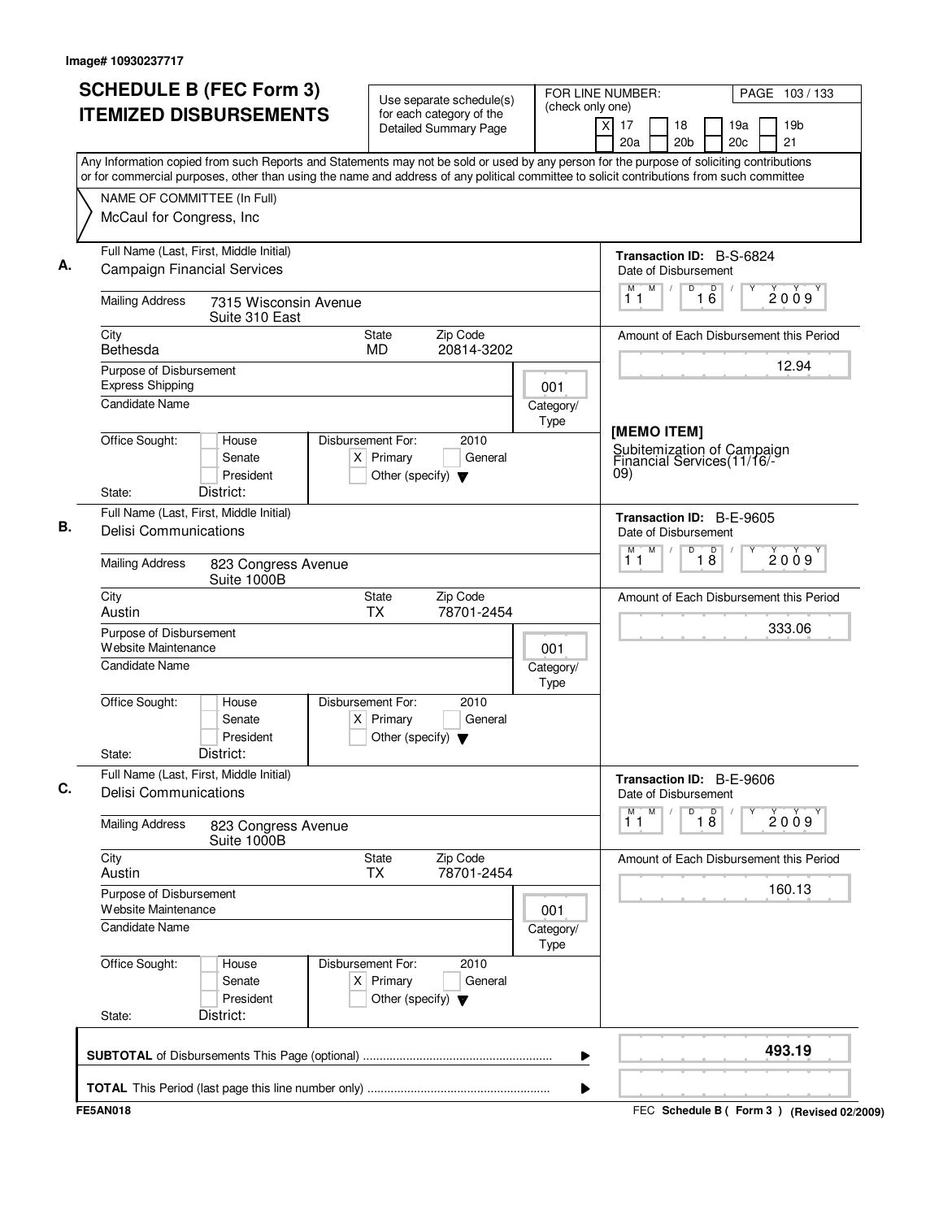Image# 10930237717

# SCHEDULE B (FEC Form 3)
# ITEMIZED DISBURSEMENTS

Use separate schedule(s) for each category of the Detailed Summary Page

FOR LINE NUMBER: (check only one)

[X] 17 [ ] 18 [ ] 19a [ ] 19b [ ] 20a [ ] 20b [ ] 20c [ ] 21

PAGE 103 / 133

Any Information copied from such Reports and Statements may not be sold or used by any person for the purpose of soliciting contributions or for commercial purposes, other than using the name and address of any political committee to solicit contributions from such committee

NAME OF COMMITTEE (In Full)
McCaul for Congress, Inc

---

**A.**

Full Name (Last, First, Middle Initial): Campaign Financial Services

Mailing Address: 7315 Wisconsin Avenue, Suite 310 East

City: Bethesda | State: MD | Zip Code: 20814-3202

Purpose of Disbursement: Express Shipping

Category/Type: 001

Candidate Name:

Office Sought: [ ] House [ ] Senate [ ] President

State: District:

Disbursement For: 2010 [X] Primary [ ] General [ ] Other (specify)

Transaction ID: B-S-6824

Date of Disbursement: 11/16/2009

Amount of Each Disbursement this Period: 12.94

[MEMO ITEM]
Subitemization of Campaign Financial Services(11/16/-09)

---

**B.**

Full Name (Last, First, Middle Initial): Delisi Communications

Mailing Address: 823 Congress Avenue, Suite 1000B

City: Austin | State: TX | Zip Code: 78701-2454

Purpose of Disbursement: Website Maintenance

Category/Type: 001

Candidate Name:

Office Sought: [ ] House [ ] Senate [ ] President

State: District:

Disbursement For: 2010 [X] Primary [ ] General [ ] Other (specify)

Transaction ID: B-E-9605

Date of Disbursement: 11/18/2009

Amount of Each Disbursement this Period: 333.06

---

**C.**

Full Name (Last, First, Middle Initial): Delisi Communications

Mailing Address: 823 Congress Avenue, Suite 1000B

City: Austin | State: TX | Zip Code: 78701-2454

Purpose of Disbursement: Website Maintenance

Category/Type: 001

Candidate Name:

Office Sought: [ ] House [ ] Senate [ ] President

State: District:

Disbursement For: 2010 [X] Primary [ ] General [ ] Other (specify)

Transaction ID: B-E-9606

Date of Disbursement: 11/18/2009

Amount of Each Disbursement this Period: 160.13

---

**SUBTOTAL** of Disbursements This Page (optional): **493.19**

**TOTAL** This Period (last page this line number only):

FE5AN018

FEC Schedule B ( Form 3 ) (Revised 02/2009)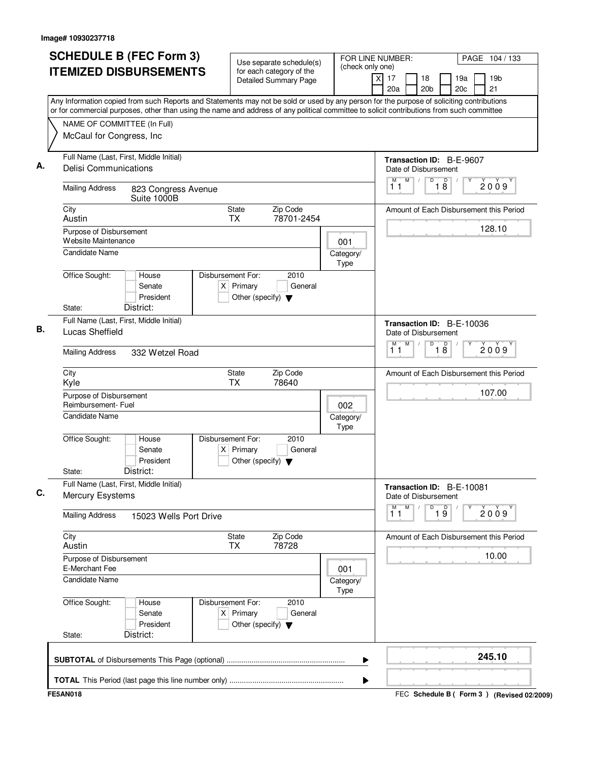Image# 10930237718

# SCHEDULE B (FEC Form 3)
# ITEMIZED DISBURSEMENTS

Use separate schedule(s) for each category of the Detailed Summary Page

FOR LINE NUMBER: (check only one)
[X] 17 [ ] 18 [ ] 19a [ ] 19b [ ] 20a [ ] 20b [ ] 20c [ ] 21

Any Information copied from such Reports and Statements may not be sold or used by any person for the purpose of soliciting contributions or for commercial purposes, other than using the name and address of any political committee to solicit contributions from such committee

NAME OF COMMITTEE (In Full)
McCaul for Congress, Inc

---

**A.**

Full Name (Last, First, Middle Initial): Delisi Communications

Mailing Address: 823 Congress Avenue, Suite 1000B

City: Austin | State: TX | Zip Code: 78701-2454

Purpose of Disbursement: Website Maintenance

Category/Type: 001

Candidate Name:

Office Sought: [ ] House [ ] Senate [ ] President

State: District:

Disbursement For: 2010 [X] Primary [ ] General [ ] Other (specify)

Transaction ID: B-E-9607

Date of Disbursement: 11/18/2009

Amount of Each Disbursement this Period: 128.10

---

**B.**

Full Name (Last, First, Middle Initial): Lucas Sheffield

Mailing Address: 332 Wetzel Road

City: Kyle | State: TX | Zip Code: 78640

Purpose of Disbursement: Reimbursement- Fuel

Category/Type: 002

Candidate Name:

Office Sought: [ ] House [ ] Senate [ ] President

State: District:

Disbursement For: 2010 [X] Primary [ ] General [ ] Other (specify)

Transaction ID: B-E-10036

Date of Disbursement: 11/18/2009

Amount of Each Disbursement this Period: 107.00

---

**C.**

Full Name (Last, First, Middle Initial): Mercury Esystems

Mailing Address: 15023 Wells Port Drive

City: Austin | State: TX | Zip Code: 78728

Purpose of Disbursement: E-Merchant Fee

Category/Type: 001

Candidate Name:

Office Sought: [ ] House [ ] Senate [ ] President

State: District:

Disbursement For: 2010 [X] Primary [ ] General [ ] Other (specify)

Transaction ID: B-E-10081

Date of Disbursement: 11/19/2009

Amount of Each Disbursement this Period: 10.00

---

**SUBTOTAL** of Disbursements This Page (optional): **245.10**

**TOTAL** This Period (last page this line number only):

FE5AN018 — FEC Schedule B ( Form 3 ) (Revised 02/2009)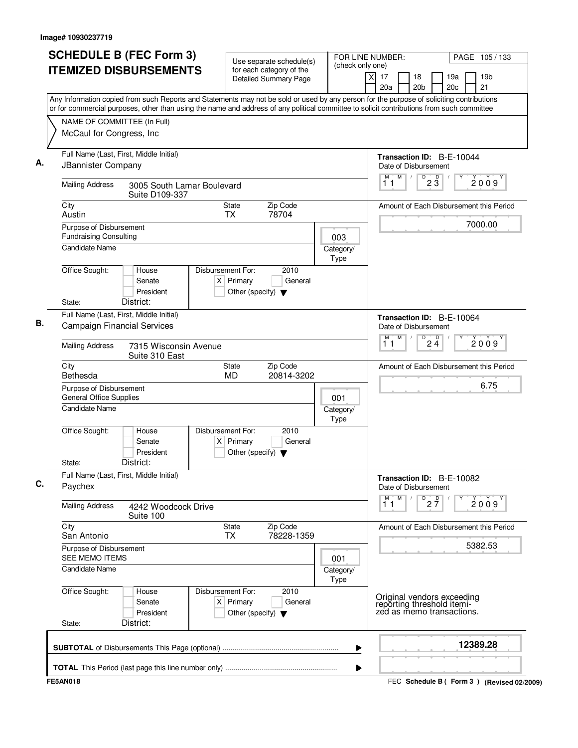Image# 10930237719

# SCHEDULE B (FEC Form 3) ITEMIZED DISBURSEMENTS

Use separate schedule(s) for each category of the Detailed Summary Page

FOR LINE NUMBER: (check only one)
[X] 17 [ ] 18 [ ] 19a [ ] 19b [ ] 20a [ ] 20b [ ] 20c [ ] 21

Any Information copied from such Reports and Statements may not be sold or used by any person for the purpose of soliciting contributions or for commercial purposes, other than using the name and address of any political committee to solicit contributions from such committee

NAME OF COMMITTEE (In Full)
McCaul for Congress, Inc

**A.**
Full Name (Last, First, Middle Initial): JBannister Company
Mailing Address: 3005 South Lamar Boulevard, Suite D109-337
City: Austin | State: TX | Zip Code: 78704
Purpose of Disbursement: Fundraising Consulting
Category/Type: 003
Candidate Name:
Office Sought: [ ] House [ ] Senate [ ] President
State: District:
Disbursement For: 2010 [X] Primary [ ] General [ ] Other (specify)
Transaction ID: B-E-10044
Date of Disbursement: 11/23/2009
Amount of Each Disbursement this Period: 7000.00

**B.**
Full Name (Last, First, Middle Initial): Campaign Financial Services
Mailing Address: 7315 Wisconsin Avenue, Suite 310 East
City: Bethesda | State: MD | Zip Code: 20814-3202
Purpose of Disbursement: General Office Supplies
Category/Type: 001
Candidate Name:
Office Sought: [ ] House [ ] Senate [ ] President
State: District:
Disbursement For: 2010 [X] Primary [ ] General [ ] Other (specify)
Transaction ID: B-E-10064
Date of Disbursement: 11/24/2009
Amount of Each Disbursement this Period: 6.75

**C.**
Full Name (Last, First, Middle Initial): Paychex
Mailing Address: 4242 Woodcock Drive, Suite 100
City: San Antonio | State: TX | Zip Code: 78228-1359
Purpose of Disbursement: SEE MEMO ITEMS
Category/Type: 001
Candidate Name:
Office Sought: [ ] House [ ] Senate [ ] President
State: District:
Disbursement For: 2010 [X] Primary [ ] General [ ] Other (specify)
Transaction ID: B-E-10082
Date of Disbursement: 11/27/2009
Amount of Each Disbursement this Period: 5382.53

Original vendors exceeding reporting threshold itemized as memo transactions.

**SUBTOTAL** of Disbursements This Page (optional): **12389.28**

**TOTAL** This Period (last page this line number only):

FE5AN018 — FEC Schedule B ( Form 3 ) (Revised 02/2009)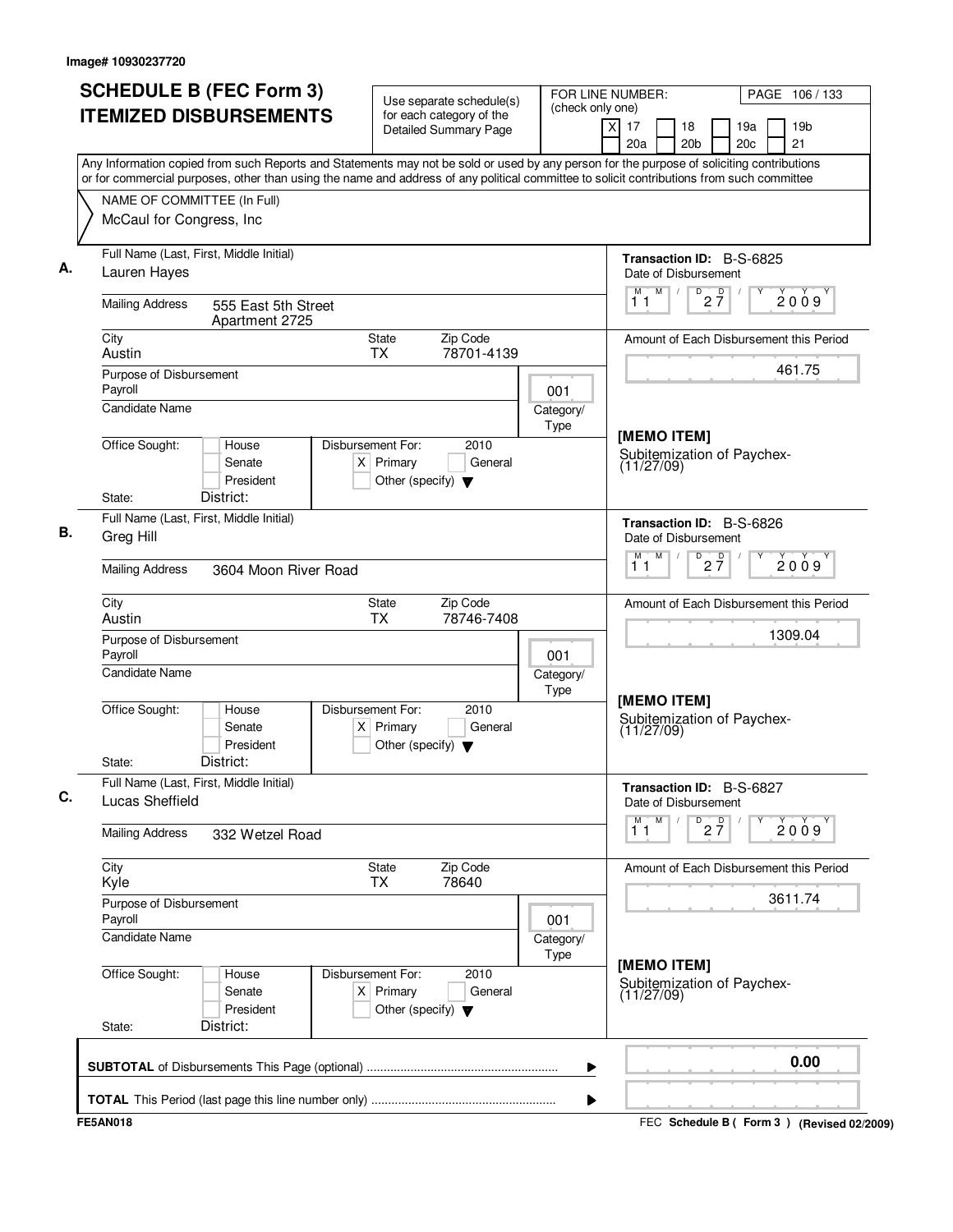Image# 10930237720

# SCHEDULE B (FEC Form 3) ITEMIZED DISBURSEMENTS

Use separate schedule(s) for each category of the Detailed Summary Page

FOR LINE NUMBER: (check only one)
[X] 17 [ ] 18 [ ] 19a [ ] 19b [ ] 20a [ ] 20b [ ] 20c [ ] 21

PAGE 106 / 133

Any Information copied from such Reports and Statements may not be sold or used by any person for the purpose of soliciting contributions or for commercial purposes, other than using the name and address of any political committee to solicit contributions from such committee

NAME OF COMMITTEE (In Full)
McCaul for Congress, Inc

## A.

Full Name (Last, First, Middle Initial): Lauren Hayes

Mailing Address: 555 East 5th Street, Apartment 2725

City: Austin | State: TX | Zip Code: 78701-4139

Purpose of Disbursement: Payroll

Category/Type: 001

Candidate Name:

Office Sought: [ ] House [ ] Senate [ ] President
State: District:

Disbursement For: 2010 [X] Primary [ ] General [ ] Other (specify)

Transaction ID: B-S-6825

Date of Disbursement: 11 / 27 / 2009

Amount of Each Disbursement this Period: 461.75

[MEMO ITEM]
Subitemization of Paychex-(11/27/09)

## B.

Full Name (Last, First, Middle Initial): Greg Hill

Mailing Address: 3604 Moon River Road

City: Austin | State: TX | Zip Code: 78746-7408

Purpose of Disbursement: Payroll

Category/Type: 001

Candidate Name:

Office Sought: [ ] House [ ] Senate [ ] President
State: District:

Disbursement For: 2010 [X] Primary [ ] General [ ] Other (specify)

Transaction ID: B-S-6826

Date of Disbursement: 11 / 27 / 2009

Amount of Each Disbursement this Period: 1309.04

[MEMO ITEM]
Subitemization of Paychex-(11/27/09)

## C.

Full Name (Last, First, Middle Initial): Lucas Sheffield

Mailing Address: 332 Wetzel Road

City: Kyle | State: TX | Zip Code: 78640

Purpose of Disbursement: Payroll

Category/Type: 001

Candidate Name:

Office Sought: [ ] House [ ] Senate [ ] President
State: District:

Disbursement For: 2010 [X] Primary [ ] General [ ] Other (specify)

Transaction ID: B-S-6827

Date of Disbursement: 11 / 27 / 2009

Amount of Each Disbursement this Period: 3611.74

[MEMO ITEM]
Subitemization of Paychex-(11/27/09)

---

**SUBTOTAL** of Disbursements This Page (optional) ........ 0.00

**TOTAL** This Period (last page this line number only) ........

FE5AN018 — FEC Schedule B ( Form 3 ) (Revised 02/2009)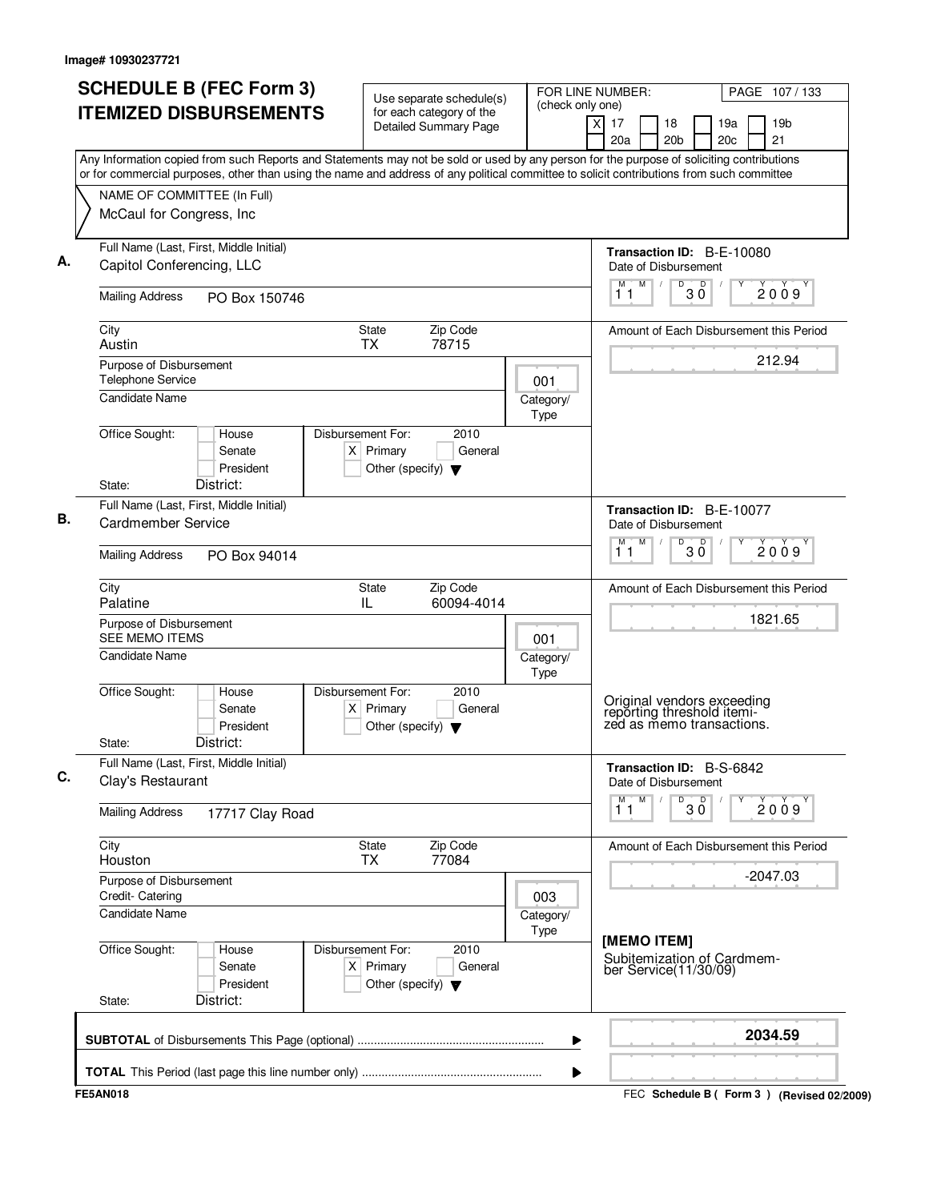Image# 10930237721

# SCHEDULE B (FEC Form 3) ITEMIZED DISBURSEMENTS

Use separate schedule(s) for each category of the Detailed Summary Page

FOR LINE NUMBER: (check only one)
[X] 17 [ ] 18 [ ] 19a [ ] 19b [ ] 20a [ ] 20b [ ] 20c [ ] 21

PAGE 107 / 133

Any Information copied from such Reports and Statements may not be sold or used by any person for the purpose of soliciting contributions or for commercial purposes, other than using the name and address of any political committee to solicit contributions from such committee

NAME OF COMMITTEE (In Full)
McCaul for Congress, Inc

---

**A.**

Full Name (Last, First, Middle Initial): Capitol Conferencing, LLC

Mailing Address: PO Box 150746

City: Austin | State: TX | Zip Code: 78715

Purpose of Disbursement: Telephone Service

Category/Type: 001

Candidate Name:

Office Sought: [ ] House [ ] Senate [ ] President

State: District:

Disbursement For: 2010 [X] Primary [ ] General [ ] Other (specify)

Transaction ID: B-E-10080

Date of Disbursement: 11/30/2009

Amount of Each Disbursement this Period: 212.94

---

**B.**

Full Name (Last, First, Middle Initial): Cardmember Service

Mailing Address: PO Box 94014

City: Palatine | State: IL | Zip Code: 60094-4014

Purpose of Disbursement: SEE MEMO ITEMS

Category/Type: 001

Candidate Name:

Office Sought: [ ] House [ ] Senate [ ] President

State: District:

Disbursement For: 2010 [X] Primary [ ] General [ ] Other (specify)

Transaction ID: B-E-10077

Date of Disbursement: 11/30/2009

Amount of Each Disbursement this Period: 1821.65

Original vendors exceeding reporting threshold itemized as memo transactions.

---

**C.**

Full Name (Last, First, Middle Initial): Clay's Restaurant

Mailing Address: 17717 Clay Road

City: Houston | State: TX | Zip Code: 77084

Purpose of Disbursement: Credit- Catering

Category/Type: 003

Candidate Name:

Office Sought: [ ] House [ ] Senate [ ] President

State: District:

Disbursement For: 2010 [X] Primary [ ] General [ ] Other (specify)

Transaction ID: B-S-6842

Date of Disbursement: 11/30/2009

Amount of Each Disbursement this Period: -2047.03

[MEMO ITEM]
Subitemization of Cardmember Service(11/30/09)

---

**SUBTOTAL** of Disbursements This Page (optional): 2034.59

**TOTAL** This Period (last page this line number only):

FE5AN018 — FEC Schedule B ( Form 3 ) (Revised 02/2009)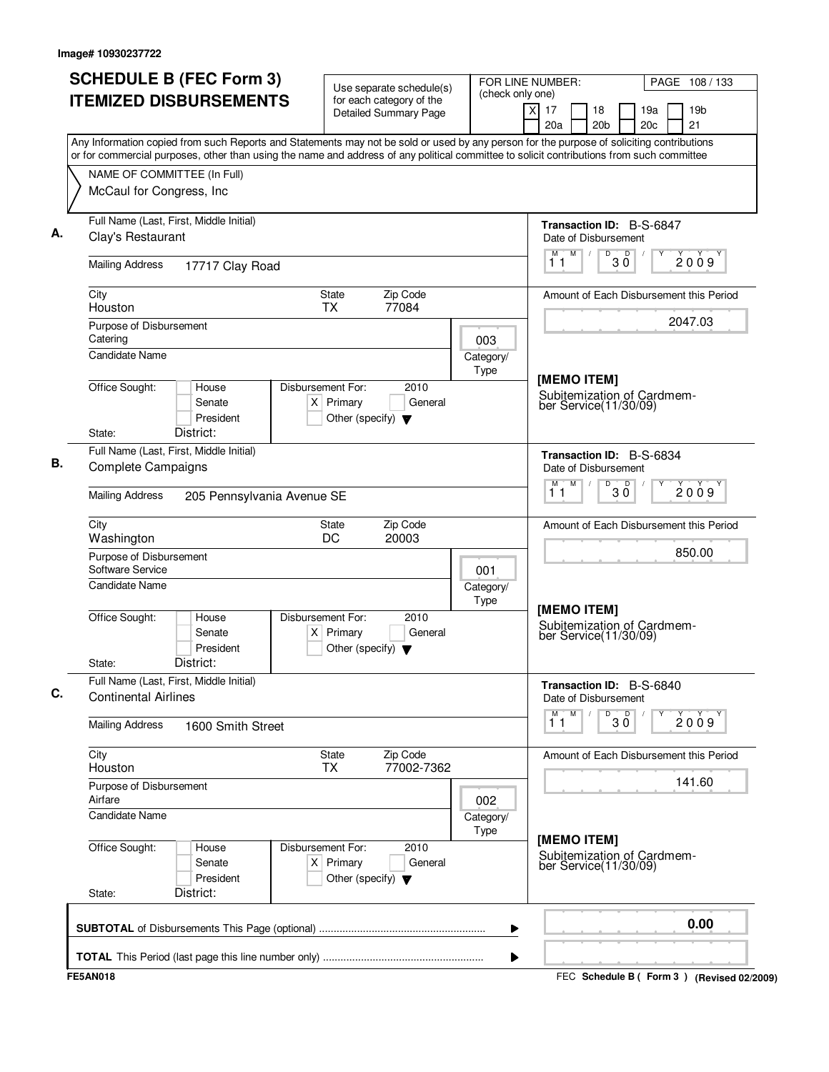Image# 10930237722

# SCHEDULE B (FEC Form 3) ITEMIZED DISBURSEMENTS

Use separate schedule(s) for each category of the Detailed Summary Page

FOR LINE NUMBER: (check only one)

- [X] 17
- [ ] 18
- [ ] 19a
- [ ] 19b
- [ ] 20a
- [ ] 20b
- [ ] 20c
- [ ] 21

PAGE 108 / 133

Any Information copied from such Reports and Statements may not be sold or used by any person for the purpose of soliciting contributions or for commercial purposes, other than using the name and address of any political committee to solicit contributions from such committee

NAME OF COMMITTEE (In Full)
McCaul for Congress, Inc

---

**A.** Full Name (Last, First, Middle Initial): Clay's Restaurant

Mailing Address: 17717 Clay Road

City: Houston | State: TX | Zip Code: 77084

Purpose of Disbursement: Catering

Category/Type: 003

Candidate Name:

Office Sought: [ ] House [ ] Senate [ ] President

State: District:

Disbursement For: 2010 [X] Primary [ ] General [ ] Other (specify)

Transaction ID: B-S-6847

Date of Disbursement: 11/30/2009

Amount of Each Disbursement this Period: 2047.03

[MEMO ITEM]
Subitemization of Cardmember Service(11/30/09)

---

**B.** Full Name (Last, First, Middle Initial): Complete Campaigns

Mailing Address: 205 Pennsylvania Avenue SE

City: Washington | State: DC | Zip Code: 20003

Purpose of Disbursement: Software Service

Category/Type: 001

Candidate Name:

Office Sought: [ ] House [ ] Senate [ ] President

State: District:

Disbursement For: 2010 [X] Primary [ ] General [ ] Other (specify)

Transaction ID: B-S-6834

Date of Disbursement: 11/30/2009

Amount of Each Disbursement this Period: 850.00

[MEMO ITEM]
Subitemization of Cardmember Service(11/30/09)

---

**C.** Full Name (Last, First, Middle Initial): Continental Airlines

Mailing Address: 1600 Smith Street

City: Houston | State: TX | Zip Code: 77002-7362

Purpose of Disbursement: Airfare

Category/Type: 002

Candidate Name:

Office Sought: [ ] House [ ] Senate [ ] President

State: District:

Disbursement For: 2010 [X] Primary [ ] General [ ] Other (specify)

Transaction ID: B-S-6840

Date of Disbursement: 11/30/2009

Amount of Each Disbursement this Period: 141.60

[MEMO ITEM]
Subitemization of Cardmember Service(11/30/09)

---

**SUBTOTAL** of Disbursements This Page (optional): 0.00

**TOTAL** This Period (last page this line number only):

FE5AN018 — FEC Schedule B ( Form 3 ) (Revised 02/2009)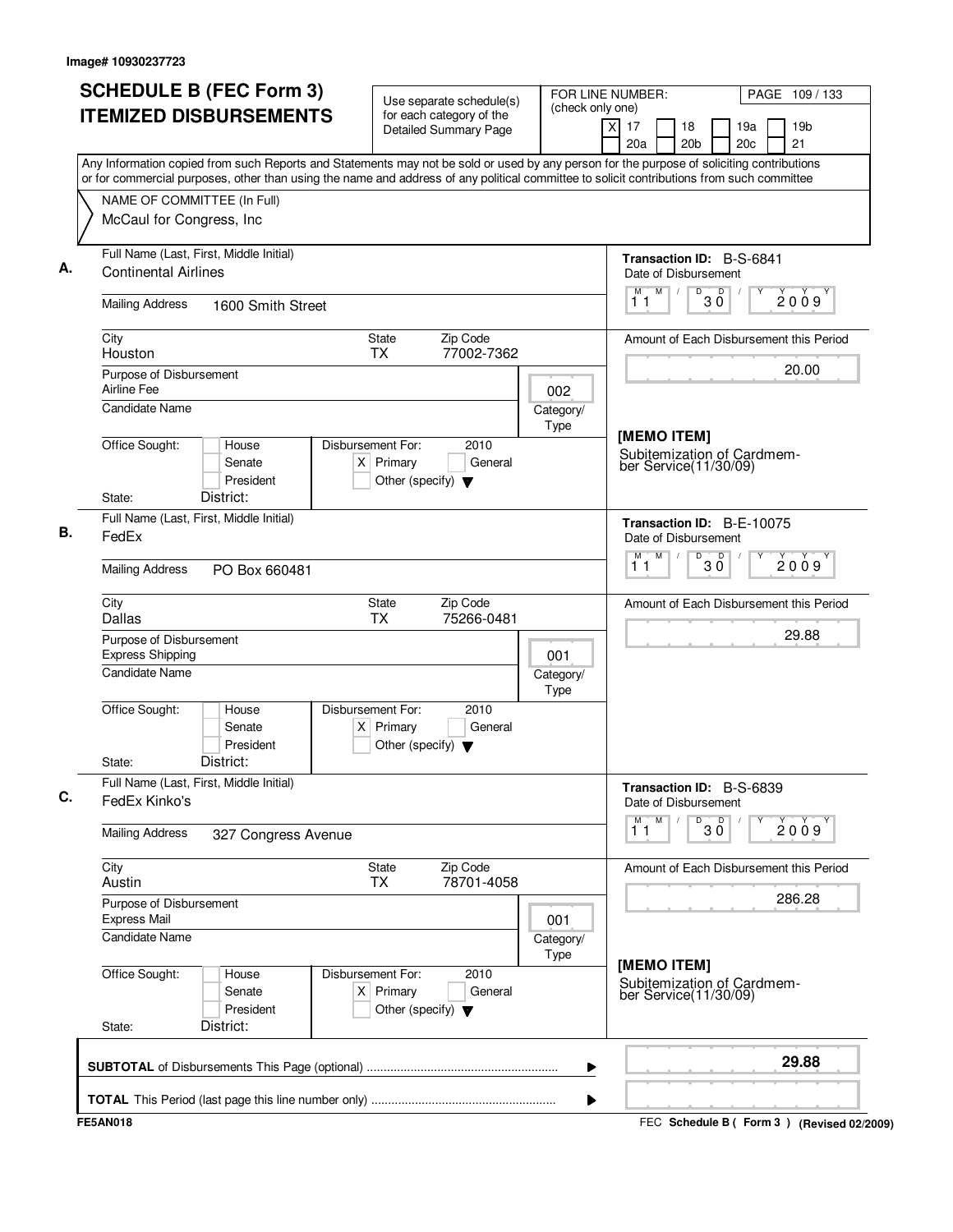Image# 10930237723

# SCHEDULE B (FEC Form 3)
# ITEMIZED DISBURSEMENTS

Use separate schedule(s) for each category of the Detailed Summary Page

FOR LINE NUMBER: (check only one)
[X] 17 [ ] 18 [ ] 19a [ ] 19b [ ] 20a [ ] 20b [ ] 20c [ ] 21

Any Information copied from such Reports and Statements may not be sold or used by any person for the purpose of soliciting contributions or for commercial purposes, other than using the name and address of any political committee to solicit contributions from such committee

NAME OF COMMITTEE (In Full)
McCaul for Congress, Inc

---

**A.** Full Name (Last, First, Middle Initial): Continental Airlines
Mailing Address: 1600 Smith Street
City: Houston | State: TX | Zip Code: 77002-7362
Purpose of Disbursement: Airline Fee
Category/Type: 002
Candidate Name:
Office Sought: [ ] House [ ] Senate [ ] President
State: District:
Disbursement For: 2010 [X] Primary [ ] General [ ] Other (specify)

Transaction ID: B-S-6841
Date of Disbursement: 11/30/2009
Amount of Each Disbursement this Period: 20.00

[MEMO ITEM]
Subitemization of Cardmember Service(11/30/09)

---

**B.** Full Name (Last, First, Middle Initial): FedEx
Mailing Address: PO Box 660481
City: Dallas | State: TX | Zip Code: 75266-0481
Purpose of Disbursement: Express Shipping
Category/Type: 001
Candidate Name:
Office Sought: [ ] House [ ] Senate [ ] President
State: District:
Disbursement For: 2010 [X] Primary [ ] General [ ] Other (specify)

Transaction ID: B-E-10075
Date of Disbursement: 11/30/2009
Amount of Each Disbursement this Period: 29.88

---

**C.** Full Name (Last, First, Middle Initial): FedEx Kinko's
Mailing Address: 327 Congress Avenue
City: Austin | State: TX | Zip Code: 78701-4058
Purpose of Disbursement: Express Mail
Category/Type: 001
Candidate Name:
Office Sought: [ ] House [ ] Senate [ ] President
State: District:
Disbursement For: 2010 [X] Primary [ ] General [ ] Other (specify)

Transaction ID: B-S-6839
Date of Disbursement: 11/30/2009
Amount of Each Disbursement this Period: 286.28

[MEMO ITEM]
Subitemization of Cardmember Service(11/30/09)

---

**SUBTOTAL** of Disbursements This Page (optional): 29.88

**TOTAL** This Period (last page this line number only):

FE5AN018 — FEC Schedule B ( Form 3 ) (Revised 02/2009)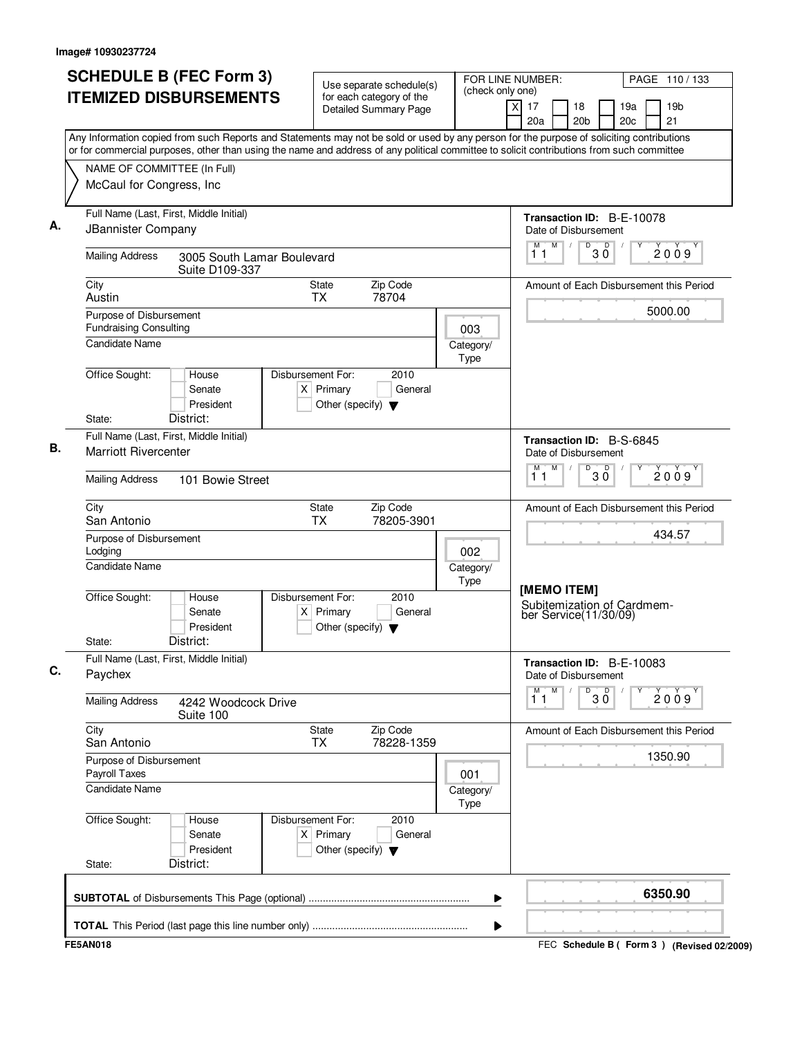Image# 10930237724

# SCHEDULE B (FEC Form 3) ITEMIZED DISBURSEMENTS

Use separate schedule(s) for each category of the Detailed Summary Page

FOR LINE NUMBER: (check only one)
[X] 17 [ ] 18 [ ] 19a [ ] 19b [ ] 20a [ ] 20b [ ] 20c [ ] 21

PAGE 110 / 133

Any Information copied from such Reports and Statements may not be sold or used by any person for the purpose of soliciting contributions or for commercial purposes, other than using the name and address of any political committee to solicit contributions from such committee

NAME OF COMMITTEE (In Full)
McCaul for Congress, Inc

---

**A.**

Full Name (Last, First, Middle Initial): JBannister Company

Mailing Address: 3005 South Lamar Boulevard, Suite D109-337

City: Austin | State: TX | Zip Code: 78704

Purpose of Disbursement: Fundraising Consulting

Category/Type: 003

Candidate Name:

Office Sought: [ ] House [ ] Senate [ ] President

State: District:

Disbursement For: 2010 [X] Primary [ ] General [ ] Other (specify)

Transaction ID: B-E-10078

Date of Disbursement: 11/30/2009

Amount of Each Disbursement this Period: 5000.00

---

**B.**

Full Name (Last, First, Middle Initial): Marriott Rivercenter

Mailing Address: 101 Bowie Street

City: San Antonio | State: TX | Zip Code: 78205-3901

Purpose of Disbursement: Lodging

Category/Type: 002

Candidate Name:

Office Sought: [ ] House [ ] Senate [ ] President

State: District:

Disbursement For: 2010 [X] Primary [ ] General [ ] Other (specify)

Transaction ID: B-S-6845

Date of Disbursement: 11/30/2009

Amount of Each Disbursement this Period: 434.57

**[MEMO ITEM]**
Subitemization of Cardmember Service(11/30/09)

---

**C.**

Full Name (Last, First, Middle Initial): Paychex

Mailing Address: 4242 Woodcock Drive, Suite 100

City: San Antonio | State: TX | Zip Code: 78228-1359

Purpose of Disbursement: Payroll Taxes

Category/Type: 001

Candidate Name:

Office Sought: [ ] House [ ] Senate [ ] President

State: District:

Disbursement For: 2010 [X] Primary [ ] General [ ] Other (specify)

Transaction ID: B-E-10083

Date of Disbursement: 11/30/2009

Amount of Each Disbursement this Period: 1350.90

---

**SUBTOTAL** of Disbursements This Page (optional): **6350.90**

**TOTAL** This Period (last page this line number only):

FE5AN018 — FEC Schedule B ( Form 3 ) (Revised 02/2009)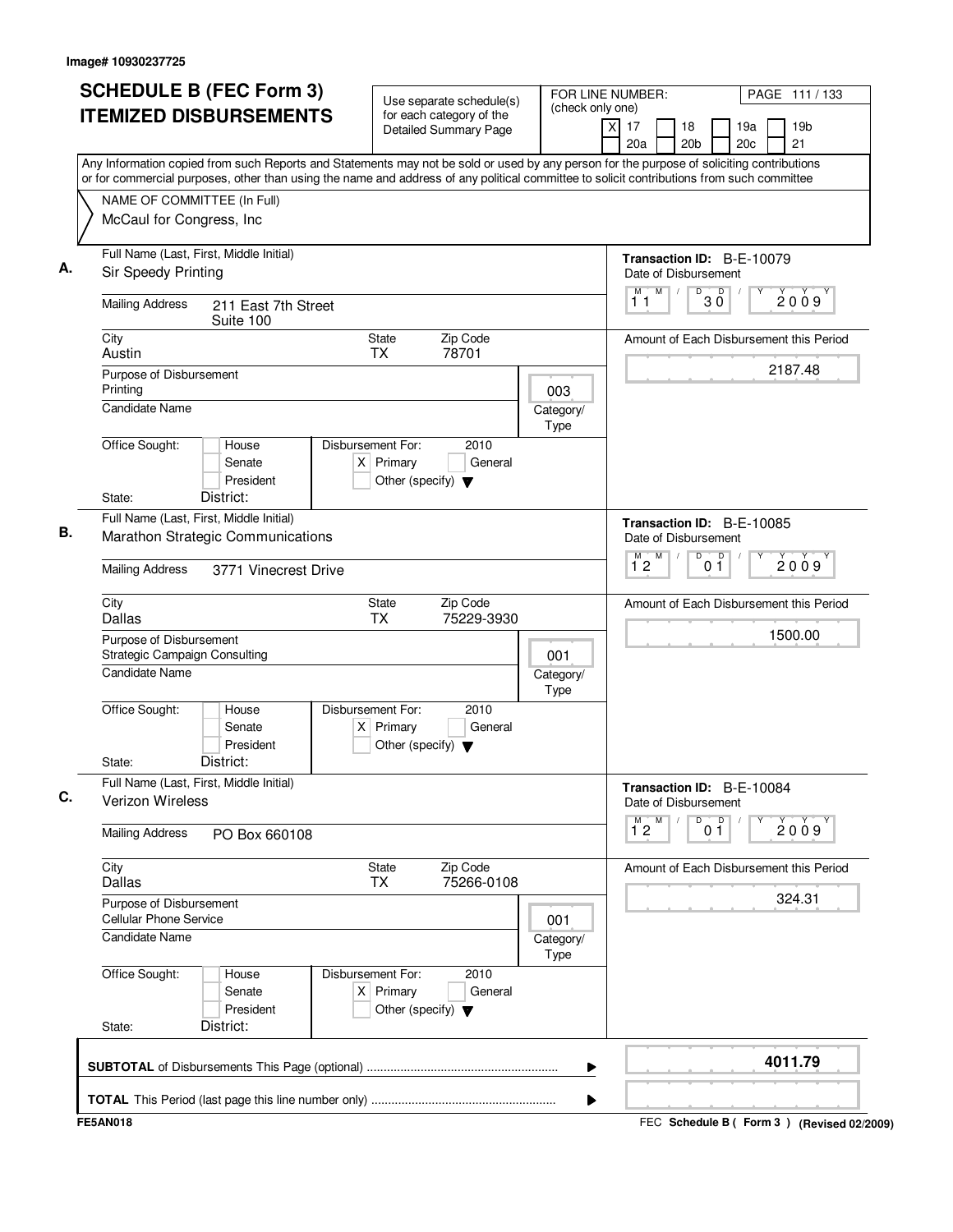Image# 10930237725

# SCHEDULE B (FEC Form 3) ITEMIZED DISBURSEMENTS

Use separate schedule(s) for each category of the Detailed Summary Page

FOR LINE NUMBER: (check only one)

- [X] 17
- [ ] 18
- [ ] 19a
- [ ] 19b
- [ ] 20a
- [ ] 20b
- [ ] 20c
- [ ] 21

PAGE 111 / 133

Any Information copied from such Reports and Statements may not be sold or used by any person for the purpose of soliciting contributions or for commercial purposes, other than using the name and address of any political committee to solicit contributions from such committee

NAME OF COMMITTEE (In Full)
McCaul for Congress, Inc

---

**A.** Full Name (Last, First, Middle Initial): Sir Speedy Printing

Mailing Address: 211 East 7th Street, Suite 100

City: Austin | State: TX | Zip Code: 78701

Purpose of Disbursement: Printing

Category/Type: 003

Candidate Name:

Office Sought: [ ] House [ ] Senate [ ] President

State: District:

Disbursement For: 2010 [X] Primary [ ] General [ ] Other (specify)

Transaction ID: B-E-10079

Date of Disbursement: 11/30/2009

Amount of Each Disbursement this Period: 2187.48

---

**B.** Full Name (Last, First, Middle Initial): Marathon Strategic Communications

Mailing Address: 3771 Vinecrest Drive

City: Dallas | State: TX | Zip Code: 75229-3930

Purpose of Disbursement: Strategic Campaign Consulting

Category/Type: 001

Candidate Name:

Office Sought: [ ] House [ ] Senate [ ] President

State: District:

Disbursement For: 2010 [X] Primary [ ] General [ ] Other (specify)

Transaction ID: B-E-10085

Date of Disbursement: 12/01/2009

Amount of Each Disbursement this Period: 1500.00

---

**C.** Full Name (Last, First, Middle Initial): Verizon Wireless

Mailing Address: PO Box 660108

City: Dallas | State: TX | Zip Code: 75266-0108

Purpose of Disbursement: Cellular Phone Service

Category/Type: 001

Candidate Name:

Office Sought: [ ] House [ ] Senate [ ] President

State: District:

Disbursement For: 2010 [X] Primary [ ] General [ ] Other (specify)

Transaction ID: B-E-10084

Date of Disbursement: 12/01/2009

Amount of Each Disbursement this Period: 324.31

---

**SUBTOTAL** of Disbursements This Page (optional): 4011.79

**TOTAL** This Period (last page this line number only):

FE5AN018 — FEC Schedule B ( Form 3 ) (Revised 02/2009)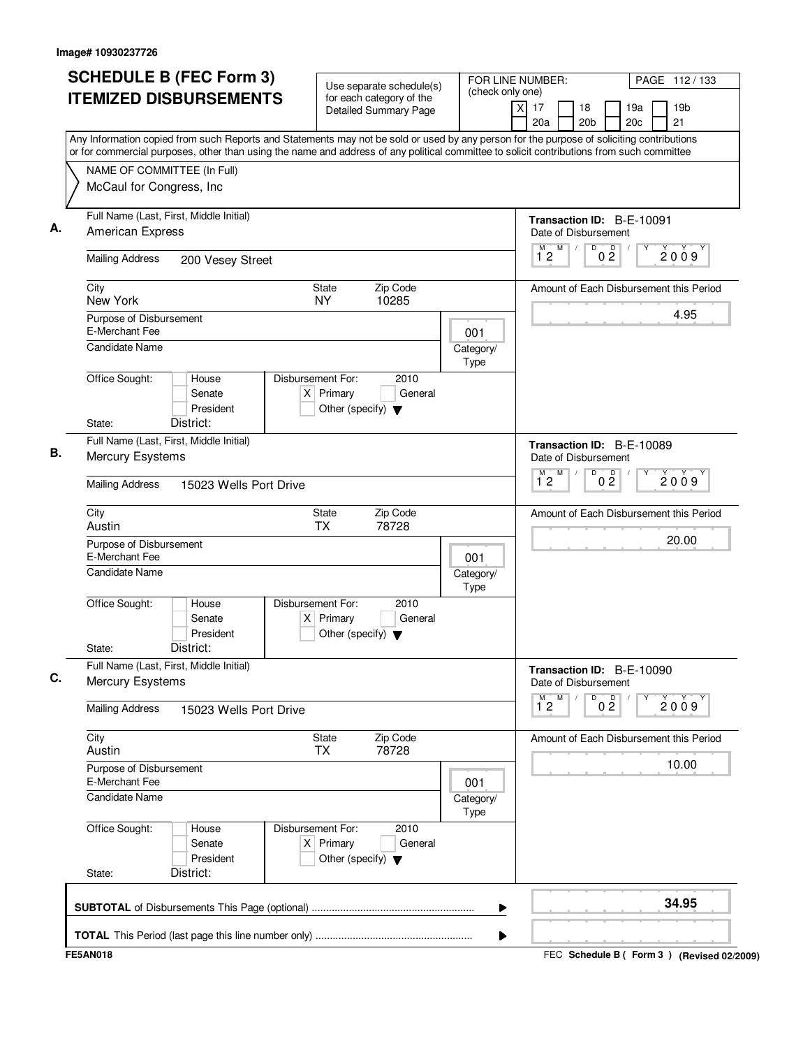Image# 10930237726

# SCHEDULE B (FEC Form 3) ITEMIZED DISBURSEMENTS

Use separate schedule(s) for each category of the Detailed Summary Page

FOR LINE NUMBER: (check only one)
[X] 17 [ ] 18 [ ] 19a [ ] 19b [ ] 20a [ ] 20b [ ] 20c [ ] 21

Any Information copied from such Reports and Statements may not be sold or used by any person for the purpose of soliciting contributions or for commercial purposes, other than using the name and address of any political committee to solicit contributions from such committee

NAME OF COMMITTEE (In Full)
McCaul for Congress, Inc

---

**A.** Full Name (Last, First, Middle Initial): American Express

Mailing Address: 200 Vesey Street

City: New York | State: NY | Zip Code: 10285

Purpose of Disbursement: E-Merchant Fee

Category/Type: 001

Candidate Name:

Office Sought: [ ] House [ ] Senate [ ] President

State: | District:

Disbursement For: 2010 [X] Primary [ ] General [ ] Other (specify)

Transaction ID: B-E-10091

Date of Disbursement: 12/02/2009

Amount of Each Disbursement this Period: 4.95

---

**B.** Full Name (Last, First, Middle Initial): Mercury Esystems

Mailing Address: 15023 Wells Port Drive

City: Austin | State: TX | Zip Code: 78728

Purpose of Disbursement: E-Merchant Fee

Category/Type: 001

Candidate Name:

Office Sought: [ ] House [ ] Senate [ ] President

State: | District:

Disbursement For: 2010 [X] Primary [ ] General [ ] Other (specify)

Transaction ID: B-E-10089

Date of Disbursement: 12/02/2009

Amount of Each Disbursement this Period: 20.00

---

**C.** Full Name (Last, First, Middle Initial): Mercury Esystems

Mailing Address: 15023 Wells Port Drive

City: Austin | State: TX | Zip Code: 78728

Purpose of Disbursement: E-Merchant Fee

Category/Type: 001

Candidate Name:

Office Sought: [ ] House [ ] Senate [ ] President

State: | District:

Disbursement For: 2010 [X] Primary [ ] General [ ] Other (specify)

Transaction ID: B-E-10090

Date of Disbursement: 12/02/2009

Amount of Each Disbursement this Period: 10.00

---

**SUBTOTAL** of Disbursements This Page (optional): 34.95

**TOTAL** This Period (last page this line number only):

FE5AN018

FEC Schedule B ( Form 3 ) (Revised 02/2009)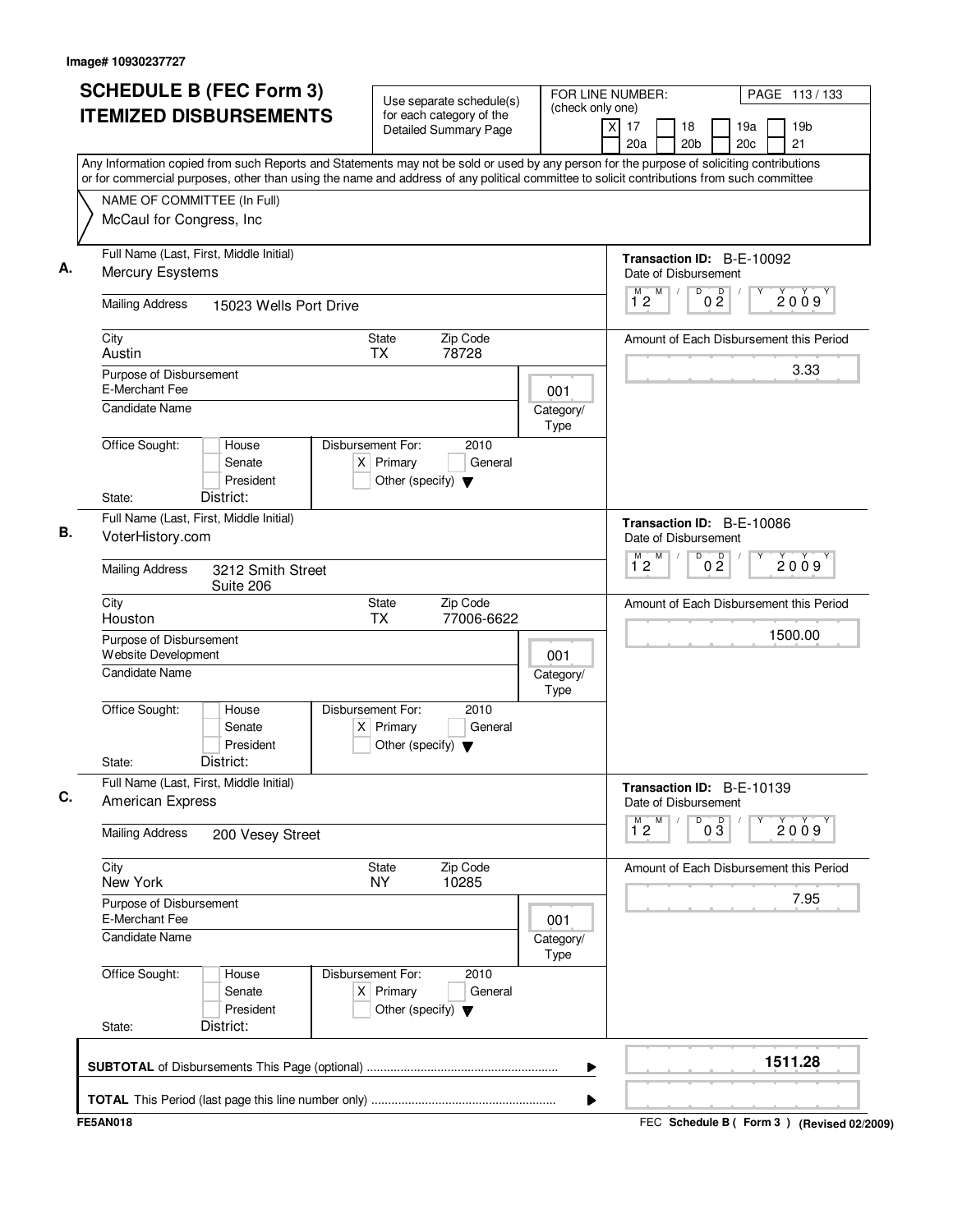Image# 10930237727

# SCHEDULE B (FEC Form 3) ITEMIZED DISBURSEMENTS

Use separate schedule(s) for each category of the Detailed Summary Page

FOR LINE NUMBER: (check only one)

[X] 17 [ ] 18 [ ] 19a [ ] 19b [ ] 20a [ ] 20b [ ] 20c [ ] 21

Any Information copied from such Reports and Statements may not be sold or used by any person for the purpose of soliciting contributions or for commercial purposes, other than using the name and address of any political committee to solicit contributions from such committee

NAME OF COMMITTEE (In Full)
McCaul for Congress, Inc

---

**A.**

Full Name (Last, First, Middle Initial): Mercury Esystems

Mailing Address: 15023 Wells Port Drive

City: Austin | State: TX | Zip Code: 78728

Transaction ID: B-E-10092

Date of Disbursement: 12 / 02 / 2009

Amount of Each Disbursement this Period: 3.33

Purpose of Disbursement: E-Merchant Fee

Category/Type: 001

Candidate Name:

Office Sought: [ ] House [ ] Senate [ ] President

State: District:

Disbursement For: 2010 [X] Primary [ ] General [ ] Other (specify)

---

**B.**

Full Name (Last, First, Middle Initial): VoterHistory.com

Mailing Address: 3212 Smith Street Suite 206

City: Houston | State: TX | Zip Code: 77006-6622

Transaction ID: B-E-10086

Date of Disbursement: 12 / 02 / 2009

Amount of Each Disbursement this Period: 1500.00

Purpose of Disbursement: Website Development

Category/Type: 001

Candidate Name:

Office Sought: [ ] House [ ] Senate [ ] President

State: District:

Disbursement For: 2010 [X] Primary [ ] General [ ] Other (specify)

---

**C.**

Full Name (Last, First, Middle Initial): American Express

Mailing Address: 200 Vesey Street

City: New York | State: NY | Zip Code: 10285

Transaction ID: B-E-10139

Date of Disbursement: 12 / 03 / 2009

Amount of Each Disbursement this Period: 7.95

Purpose of Disbursement: E-Merchant Fee

Category/Type: 001

Candidate Name:

Office Sought: [ ] House [ ] Senate [ ] President

State: District:

Disbursement For: 2010 [X] Primary [ ] General [ ] Other (specify)

---

**SUBTOTAL** of Disbursements This Page (optional): 1511.28

**TOTAL** This Period (last page this line number only):

FE5AN018 — FEC Schedule B ( Form 3 ) (Revised 02/2009)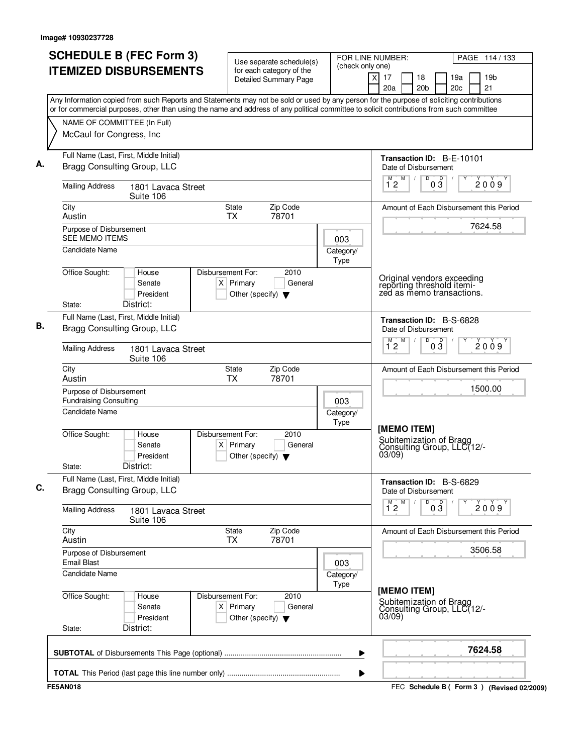Image# 10930237728

# SCHEDULE B (FEC Form 3) ITEMIZED DISBURSEMENTS

Use separate schedule(s) for each category of the Detailed Summary Page

FOR LINE NUMBER: (check only one)
[X] 17 [ ] 18 [ ] 19a [ ] 19b
[ ] 20a [ ] 20b [ ] 20c [ ] 21

PAGE 114 / 133

Any Information copied from such Reports and Statements may not be sold or used by any person for the purpose of soliciting contributions or for commercial purposes, other than using the name and address of any political committee to solicit contributions from such committee

NAME OF COMMITTEE (In Full)
McCaul for Congress, Inc

---

**A.**

Full Name (Last, First, Middle Initial): Bragg Consulting Group, LLC

Mailing Address: 1801 Lavaca Street, Suite 106

City: Austin | State: TX | Zip Code: 78701

Purpose of Disbursement: SEE MEMO ITEMS

Category/Type: 003

Candidate Name:

Office Sought: [ ] House [ ] Senate [ ] President

State: District:

Disbursement For: 2010 [X] Primary [ ] General [ ] Other (specify)

Transaction ID: B-E-10101

Date of Disbursement: 12 / 03 / 2009

Amount of Each Disbursement this Period: 7624.58

Original vendors exceeding reporting threshold itemized as memo transactions.

---

**B.**

Full Name (Last, First, Middle Initial): Bragg Consulting Group, LLC

Mailing Address: 1801 Lavaca Street, Suite 106

City: Austin | State: TX | Zip Code: 78701

Purpose of Disbursement: Fundraising Consulting

Category/Type: 003

Candidate Name:

Office Sought: [ ] House [ ] Senate [ ] President

State: District:

Disbursement For: 2010 [X] Primary [ ] General [ ] Other (specify)

Transaction ID: B-S-6828

Date of Disbursement: 12 / 03 / 2009

Amount of Each Disbursement this Period: 1500.00

[MEMO ITEM]

Subitemization of Bragg Consulting Group, LLC(12/-03/09)

---

**C.**

Full Name (Last, First, Middle Initial): Bragg Consulting Group, LLC

Mailing Address: 1801 Lavaca Street, Suite 106

City: Austin | State: TX | Zip Code: 78701

Purpose of Disbursement: Email Blast

Category/Type: 003

Candidate Name:

Office Sought: [ ] House [ ] Senate [ ] President

State: District:

Disbursement For: 2010 [X] Primary [ ] General [ ] Other (specify)

Transaction ID: B-S-6829

Date of Disbursement: 12 / 03 / 2009

Amount of Each Disbursement this Period: 3506.58

[MEMO ITEM]

Subitemization of Bragg Consulting Group, LLC(12/-03/09)

---

**SUBTOTAL** of Disbursements This Page (optional) ........ 7624.58

**TOTAL** This Period (last page this line number only) ........

FE5AN018 — FEC Schedule B ( Form 3 ) (Revised 02/2009)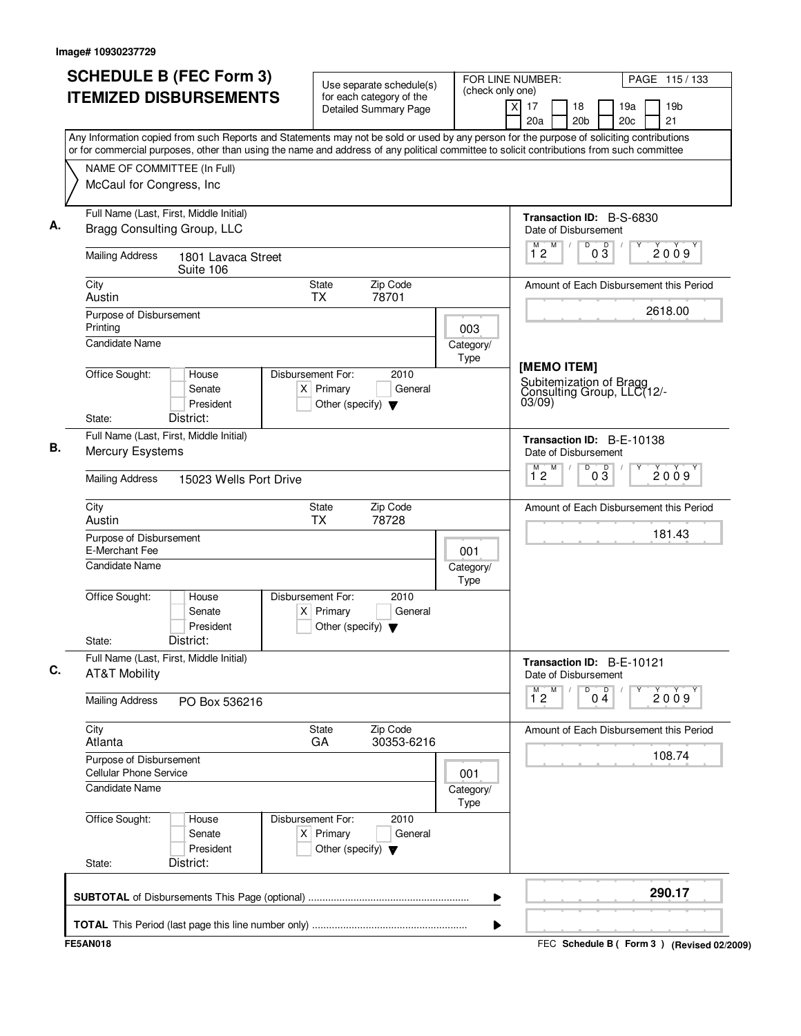Image# 10930237729

# SCHEDULE B (FEC Form 3) ITEMIZED DISBURSEMENTS

Use separate schedule(s) for each category of the Detailed Summary Page

FOR LINE NUMBER: (check only one)
[X] 17 [ ] 18 [ ] 19a [ ] 19b [ ] 20a [ ] 20b [ ] 20c [ ] 21

Any Information copied from such Reports and Statements may not be sold or used by any person for the purpose of soliciting contributions or for commercial purposes, other than using the name and address of any political committee to solicit contributions from such committee

NAME OF COMMITTEE (In Full)
McCaul for Congress, Inc

---

**A.** Full Name (Last, First, Middle Initial): Bragg Consulting Group, LLC

Mailing Address: 1801 Lavaca Street, Suite 106

City: Austin | State: TX | Zip Code: 78701

Purpose of Disbursement: Printing

Category/Type: 003

Candidate Name:

Office Sought: [ ] House [ ] Senate [ ] President — State: District:

Disbursement For: 2010 [X] Primary [ ] General [ ] Other (specify)

Transaction ID: B-S-6830

Date of Disbursement: 12/03/2009

Amount of Each Disbursement this Period: 2618.00

[MEMO ITEM]
Subitemization of Bragg Consulting Group, LLC(12/-03/09)

---

**B.** Full Name (Last, First, Middle Initial): Mercury Esystems

Mailing Address: 15023 Wells Port Drive

City: Austin | State: TX | Zip Code: 78728

Purpose of Disbursement: E-Merchant Fee

Category/Type: 001

Candidate Name:

Office Sought: [ ] House [ ] Senate [ ] President — State: District:

Disbursement For: 2010 [X] Primary [ ] General [ ] Other (specify)

Transaction ID: B-E-10138

Date of Disbursement: 12/03/2009

Amount of Each Disbursement this Period: 181.43

---

**C.** Full Name (Last, First, Middle Initial): AT&T Mobility

Mailing Address: PO Box 536216

City: Atlanta | State: GA | Zip Code: 30353-6216

Purpose of Disbursement: Cellular Phone Service

Category/Type: 001

Candidate Name:

Office Sought: [ ] House [ ] Senate [ ] President — State: District:

Disbursement For: 2010 [X] Primary [ ] General [ ] Other (specify)

Transaction ID: B-E-10121

Date of Disbursement: 12/04/2009

Amount of Each Disbursement this Period: 108.74

---

**SUBTOTAL** of Disbursements This Page (optional): **290.17**

**TOTAL** This Period (last page this line number only):

FE5AN018 — FEC Schedule B ( Form 3 ) (Revised 02/2009)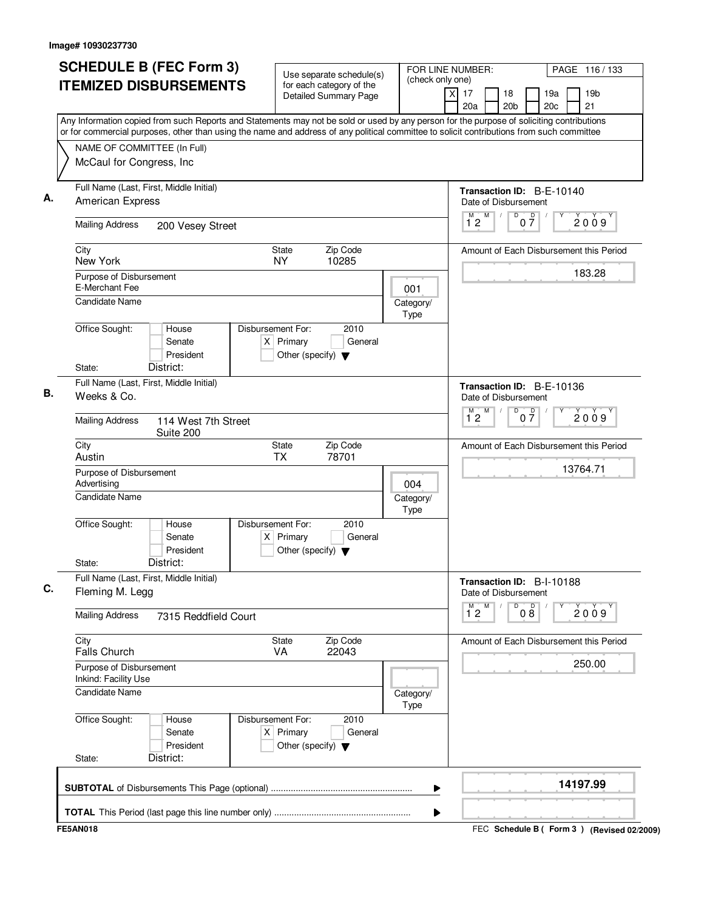Image# 10930237730

# SCHEDULE B (FEC Form 3) ITEMIZED DISBURSEMENTS

Use separate schedule(s) for each category of the Detailed Summary Page

FOR LINE NUMBER: (check only one)

[X] 17 [ ] 18 [ ] 19a [ ] 19b [ ] 20a [ ] 20b [ ] 20c [ ] 21

PAGE 116 / 133

Any Information copied from such Reports and Statements may not be sold or used by any person for the purpose of soliciting contributions or for commercial purposes, other than using the name and address of any political committee to solicit contributions from such committee

NAME OF COMMITTEE (In Full)
McCaul for Congress, Inc

---

**A.** Full Name (Last, First, Middle Initial): American Express

Mailing Address: 200 Vesey Street

City: New York | State: NY | Zip Code: 10285

Purpose of Disbursement: E-Merchant Fee

Category/Type: 001

Candidate Name:

Office Sought: [ ] House [ ] Senate [ ] President

State: District:

Disbursement For: 2010 [X] Primary [ ] General [ ] Other (specify)

Transaction ID: B-E-10140

Date of Disbursement: 12/07/2009

Amount of Each Disbursement this Period: 183.28

---

**B.** Full Name (Last, First, Middle Initial): Weeks & Co.

Mailing Address: 114 West 7th Street, Suite 200

City: Austin | State: TX | Zip Code: 78701

Purpose of Disbursement: Advertising

Category/Type: 004

Candidate Name:

Office Sought: [ ] House [ ] Senate [ ] President

State: District:

Disbursement For: 2010 [X] Primary [ ] General [ ] Other (specify)

Transaction ID: B-E-10136

Date of Disbursement: 12/07/2009

Amount of Each Disbursement this Period: 13764.71

---

**C.** Full Name (Last, First, Middle Initial): Fleming M. Legg

Mailing Address: 7315 Reddfield Court

City: Falls Church | State: VA | Zip Code: 22043

Purpose of Disbursement: Inkind: Facility Use

Category/Type:

Candidate Name:

Office Sought: [ ] House [ ] Senate [ ] President

State: District:

Disbursement For: 2010 [X] Primary [ ] General [ ] Other (specify)

Transaction ID: B-I-10188

Date of Disbursement: 12/08/2009

Amount of Each Disbursement this Period: 250.00

---

**SUBTOTAL** of Disbursements This Page (optional): 14197.99

**TOTAL** This Period (last page this line number only):

FE5AN018

FEC Schedule B ( Form 3 ) (Revised 02/2009)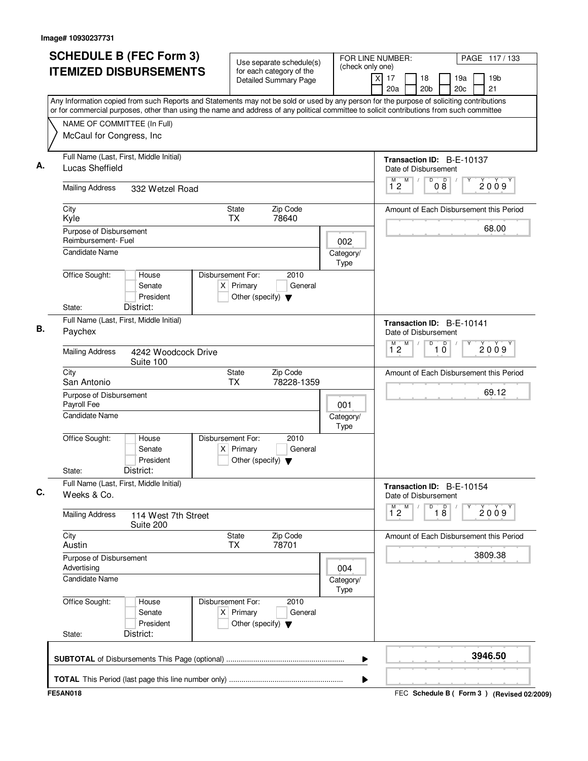Image# 10930237731

# SCHEDULE B (FEC Form 3) ITEMIZED DISBURSEMENTS

Use separate schedule(s) for each category of the Detailed Summary Page

FOR LINE NUMBER: (check only one)

[X] 17 [ ] 18 [ ] 19a [ ] 19b [ ] 20a [ ] 20b [ ] 20c [ ] 21

PAGE 117 / 133

Any Information copied from such Reports and Statements may not be sold or used by any person for the purpose of soliciting contributions or for commercial purposes, other than using the name and address of any political committee to solicit contributions from such committee

NAME OF COMMITTEE (In Full)
McCaul for Congress, Inc

---

**A.** Full Name (Last, First, Middle Initial): Lucas Sheffield

Transaction ID: B-E-10137

Date of Disbursement: 12 / 08 / 2009

Mailing Address: 332 Wetzel Road

City: Kyle | State: TX | Zip Code: 78640

Amount of Each Disbursement this Period: 68.00

Purpose of Disbursement: Reimbursement- Fuel

Category/Type: 002

Candidate Name:

Office Sought: [ ] House [ ] Senate [ ] President

Disbursement For: 2010 [X] Primary [ ] General [ ] Other (specify)

State: District:

---

**B.** Full Name (Last, First, Middle Initial): Paychex

Transaction ID: B-E-10141

Date of Disbursement: 12 / 10 / 2009

Mailing Address: 4242 Woodcock Drive, Suite 100

City: San Antonio | State: TX | Zip Code: 78228-1359

Amount of Each Disbursement this Period: 69.12

Purpose of Disbursement: Payroll Fee

Category/Type: 001

Candidate Name:

Office Sought: [ ] House [ ] Senate [ ] President

Disbursement For: 2010 [X] Primary [ ] General [ ] Other (specify)

State: District:

---

**C.** Full Name (Last, First, Middle Initial): Weeks & Co.

Transaction ID: B-E-10154

Date of Disbursement: 12 / 18 / 2009

Mailing Address: 114 West 7th Street, Suite 200

City: Austin | State: TX | Zip Code: 78701

Amount of Each Disbursement this Period: 3809.38

Purpose of Disbursement: Advertising

Category/Type: 004

Candidate Name:

Office Sought: [ ] House [ ] Senate [ ] President

Disbursement For: 2010 [X] Primary [ ] General [ ] Other (specify)

State: District:

---

**SUBTOTAL** of Disbursements This Page (optional): **3946.50**

**TOTAL** This Period (last page this line number only):

FE5AN018 — FEC Schedule B ( Form 3 ) (Revised 02/2009)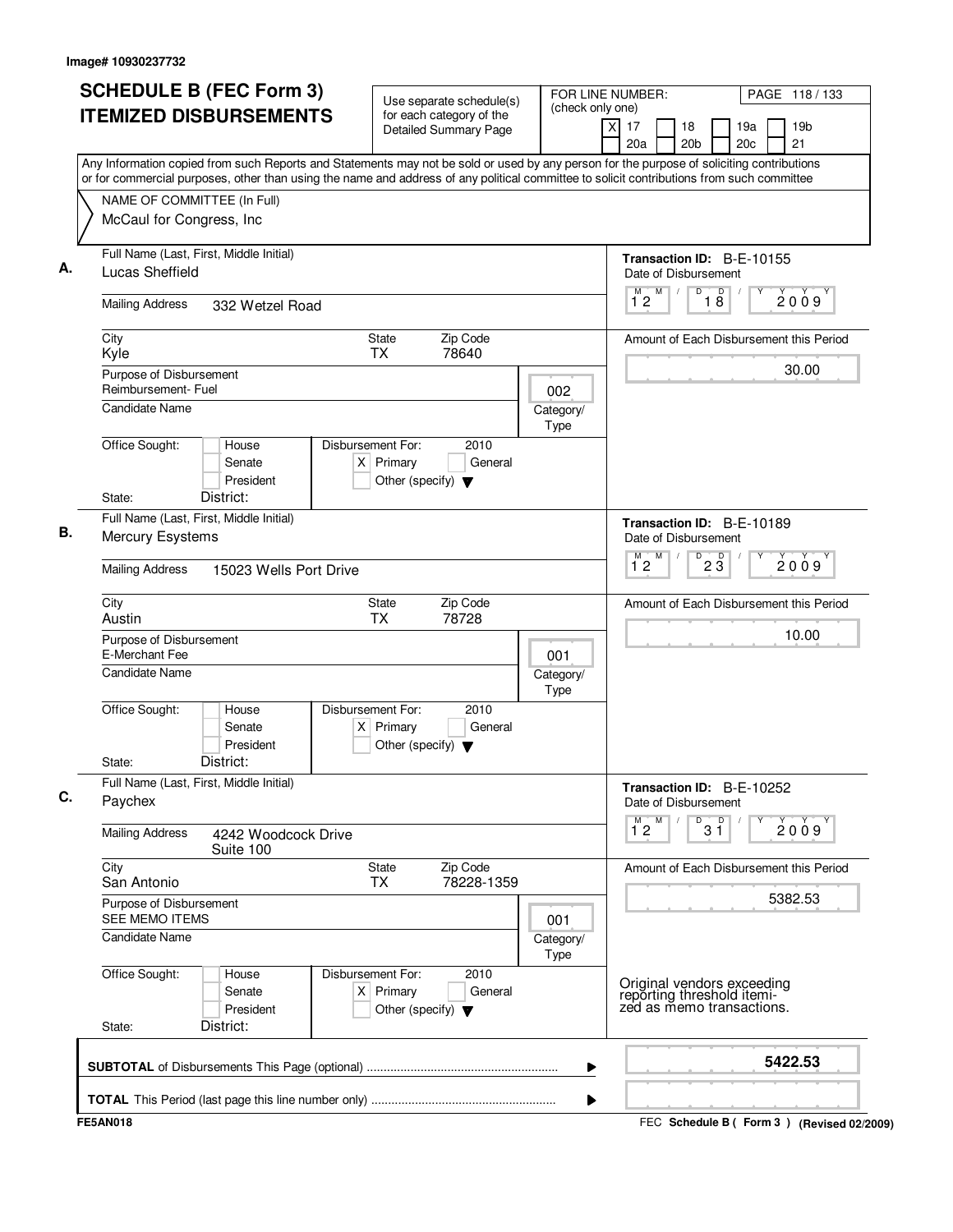Image# 10930237732

# SCHEDULE B (FEC Form 3)
# ITEMIZED DISBURSEMENTS

Use separate schedule(s) for each category of the Detailed Summary Page

FOR LINE NUMBER: (check only one)
[X] 17 [ ] 18 [ ] 19a [ ] 19b [ ] 20a [ ] 20b [ ] 20c [ ] 21

Any Information copied from such Reports and Statements may not be sold or used by any person for the purpose of soliciting contributions or for commercial purposes, other than using the name and address of any political committee to solicit contributions from such committee

NAME OF COMMITTEE (In Full)
McCaul for Congress, Inc

---

**A.** Full Name (Last, First, Middle Initial): Lucas Sheffield

Mailing Address: 332 Wetzel Road

City: Kyle | State: TX | Zip Code: 78640

Purpose of Disbursement: Reimbursement- Fuel

Category/Type: 002

Candidate Name:

Office Sought: [ ] House [ ] Senate [ ] President

State: District:

Disbursement For: 2010 [X] Primary [ ] General [ ] Other (specify)

Transaction ID: B-E-10155

Date of Disbursement: 12 / 18 / 2009

Amount of Each Disbursement this Period: 30.00

---

**B.** Full Name (Last, First, Middle Initial): Mercury Esystems

Mailing Address: 15023 Wells Port Drive

City: Austin | State: TX | Zip Code: 78728

Purpose of Disbursement: E-Merchant Fee

Category/Type: 001

Candidate Name:

Office Sought: [ ] House [ ] Senate [ ] President

State: District:

Disbursement For: 2010 [X] Primary [ ] General [ ] Other (specify)

Transaction ID: B-E-10189

Date of Disbursement: 12 / 23 / 2009

Amount of Each Disbursement this Period: 10.00

---

**C.** Full Name (Last, First, Middle Initial): Paychex

Mailing Address: 4242 Woodcock Drive, Suite 100

City: San Antonio | State: TX | Zip Code: 78228-1359

Purpose of Disbursement: SEE MEMO ITEMS

Category/Type: 001

Candidate Name:

Office Sought: [ ] House [ ] Senate [ ] President

State: District:

Disbursement For: 2010 [X] Primary [ ] General [ ] Other (specify)

Transaction ID: B-E-10252

Date of Disbursement: 12 / 31 / 2009

Amount of Each Disbursement this Period: 5382.53

Original vendors exceeding reporting threshold itemized as memo transactions.

---

**SUBTOTAL** of Disbursements This Page (optional): 5422.53

**TOTAL** This Period (last page this line number only):

FE5AN018 — FEC Schedule B ( Form 3 ) (Revised 02/2009)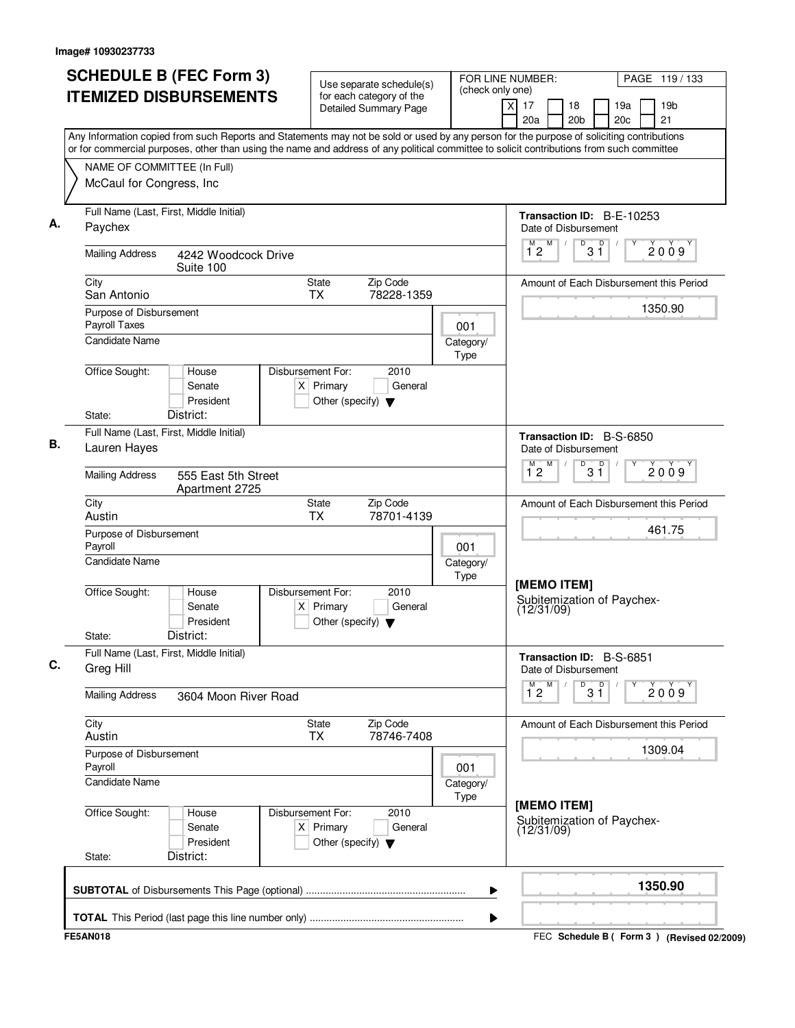Image# 10930237733

# SCHEDULE B (FEC Form 3) ITEMIZED DISBURSEMENTS

Use separate schedule(s) for each category of the Detailed Summary Page

FOR LINE NUMBER: (check only one)
[X] 17 [ ] 18 [ ] 19a [ ] 19b [ ] 20a [ ] 20b [ ] 20c [ ] 21

PAGE 119 / 133

Any Information copied from such Reports and Statements may not be sold or used by any person for the purpose of soliciting contributions or for commercial purposes, other than using the name and address of any political committee to solicit contributions from such committee

NAME OF COMMITTEE (In Full)
McCaul for Congress, Inc

---

**A.** Full Name (Last, First, Middle Initial): Paychex

Mailing Address: 4242 Woodcock Drive, Suite 100

City: San Antonio | State: TX | Zip Code: 78228-1359

Purpose of Disbursement: Payroll Taxes

Category/Type: 001

Candidate Name:

Office Sought: [ ] House [ ] Senate [ ] President

State: District:

Disbursement For: 2010 [X] Primary [ ] General [ ] Other (specify)

Transaction ID: B-E-10253

Date of Disbursement: 12/31/2009

Amount of Each Disbursement this Period: 1350.90

---

**B.** Full Name (Last, First, Middle Initial): Lauren Hayes

Mailing Address: 555 East 5th Street, Apartment 2725

City: Austin | State: TX | Zip Code: 78701-4139

Purpose of Disbursement: Payroll

Category/Type: 001

Candidate Name:

Office Sought: [ ] House [ ] Senate [ ] President

State: District:

Disbursement For: 2010 [X] Primary [ ] General [ ] Other (specify)

Transaction ID: B-S-6850

Date of Disbursement: 12/31/2009

Amount of Each Disbursement this Period: 461.75

[MEMO ITEM]
Subitemization of Paychex- (12/31/09)

---

**C.** Full Name (Last, First, Middle Initial): Greg Hill

Mailing Address: 3604 Moon River Road

City: Austin | State: TX | Zip Code: 78746-7408

Purpose of Disbursement: Payroll

Category/Type: 001

Candidate Name:

Office Sought: [ ] House [ ] Senate [ ] President

State: District:

Disbursement For: 2010 [X] Primary [ ] General [ ] Other (specify)

Transaction ID: B-S-6851

Date of Disbursement: 12/31/2009

Amount of Each Disbursement this Period: 1309.04

[MEMO ITEM]
Subitemization of Paychex- (12/31/09)

---

**SUBTOTAL** of Disbursements This Page (optional): **1350.90**

**TOTAL** This Period (last page this line number only):

FE5AN018 — FEC Schedule B ( Form 3 ) (Revised 02/2009)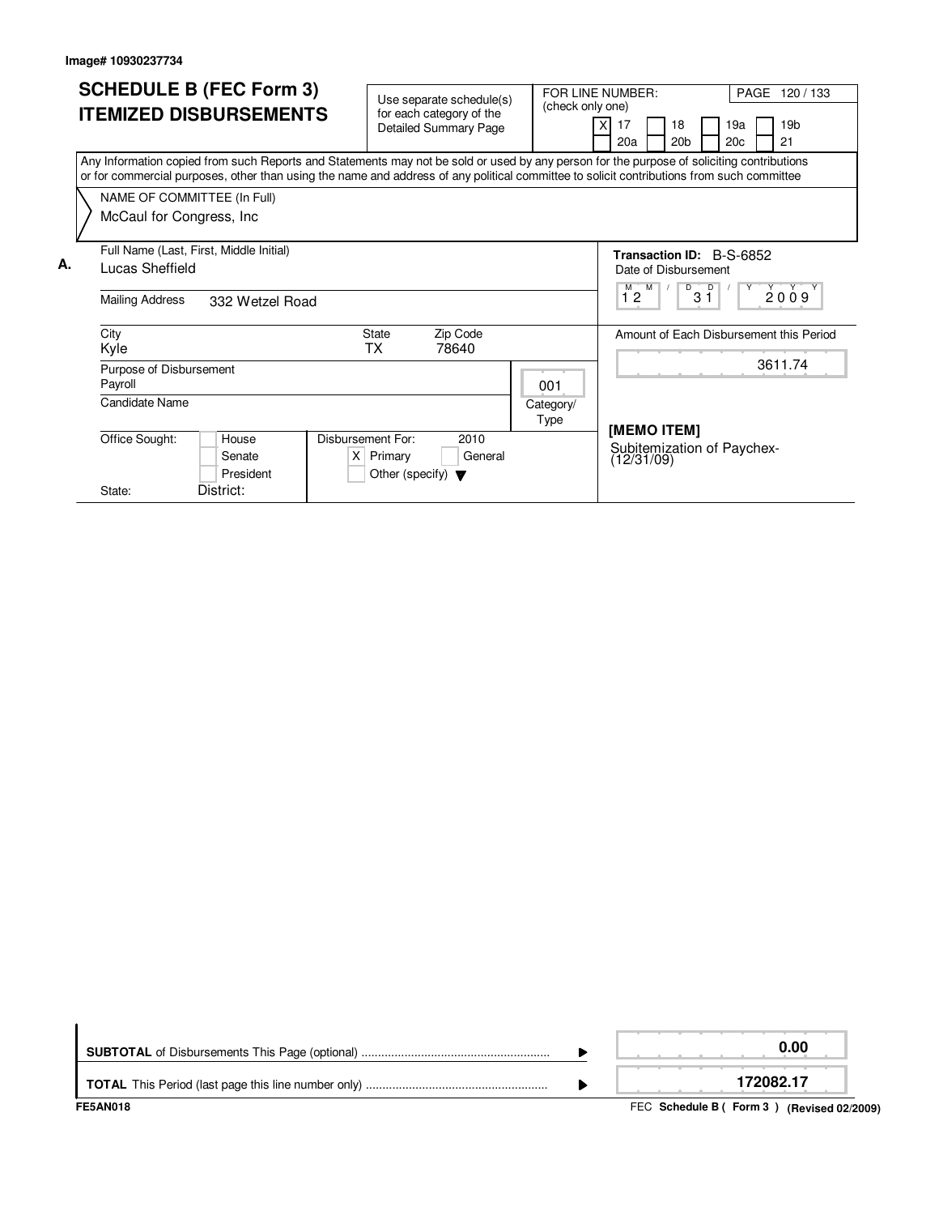Image# 10930237734

# SCHEDULE B (FEC Form 3)
# ITEMIZED DISBURSEMENTS

Use separate schedule(s) for each category of the Detailed Summary Page

FOR LINE NUMBER: (check only one)

- [X] 17
- [ ] 18
- [ ] 19a
- [ ] 19b
- [ ] 20a
- [ ] 20b
- [ ] 20c
- [ ] 21

PAGE 120 / 133

Any Information copied from such Reports and Statements may not be sold or used by any person for the purpose of soliciting contributions or for commercial purposes, other than using the name and address of any political committee to solicit contributions from such committee

NAME OF COMMITTEE (In Full)
McCaul for Congress, Inc

**A.**

Full Name (Last, First, Middle Initial)
Lucas Sheffield

Mailing Address: 332 Wetzel Road

City: Kyle
State: TX
Zip Code: 78640

Purpose of Disbursement
Payroll

Category/Type: 001

Candidate Name

Office Sought:
- [ ] House
- [ ] Senate
- [ ] President

State:
District:

Disbursement For: 2010
- [X] Primary
- [ ] General
- [ ] Other (specify)

**Transaction ID:** B-S-6852

Date of Disbursement: 12 / 31 / 2009

Amount of Each Disbursement this Period: 3611.74

**[MEMO ITEM]**

Subitemization of Paychex-(12/31/09)

| | |
|---|---|
| **SUBTOTAL** of Disbursements This Page (optional) | 0.00 |
| **TOTAL** This Period (last page this line number only) | 172082.17 |

FE5AN018

FEC **Schedule B ( Form 3 )** (Revised 02/2009)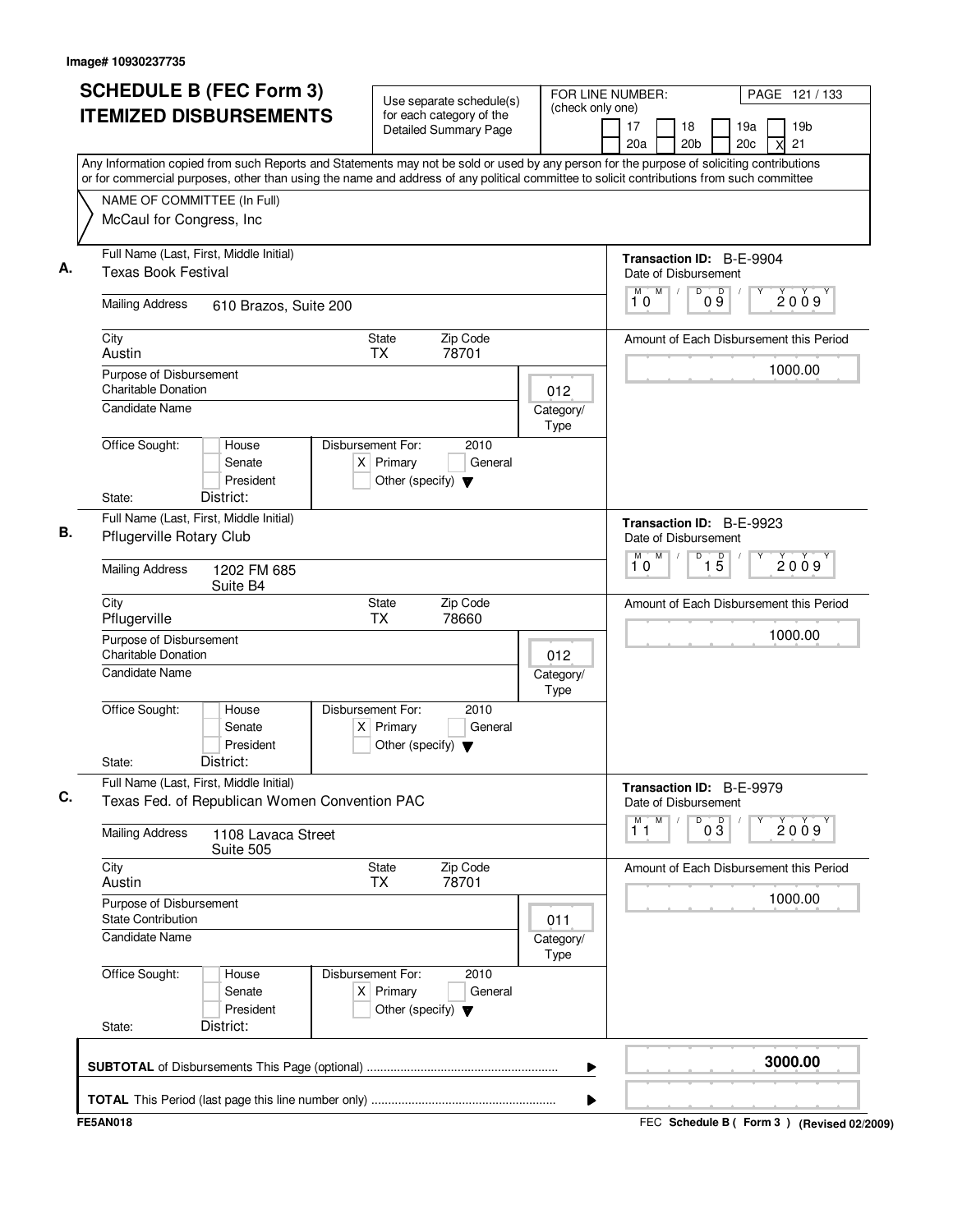Image# 10930237735

# SCHEDULE B (FEC Form 3) ITEMIZED DISBURSEMENTS

Use separate schedule(s) for each category of the Detailed Summary Page

FOR LINE NUMBER: (check only one)

17 | 18 | 19a | 19b | 20a | 20b | 20c | [X] 21

PAGE 121 / 133

Any Information copied from such Reports and Statements may not be sold or used by any person for the purpose of soliciting contributions or for commercial purposes, other than using the name and address of any political committee to solicit contributions from such committee

NAME OF COMMITTEE (In Full)
McCaul for Congress, Inc

---

**A.** Full Name (Last, First, Middle Initial): Texas Book Festival

Mailing Address: 610 Brazos, Suite 200

City: Austin | State: TX | Zip Code: 78701

Purpose of Disbursement: Charitable Donation

Category/Type: 012

Candidate Name:

Office Sought: House / Senate / President

State: | District:

Disbursement For: 2010 [X] Primary [ ] General [ ] Other (specify)

Transaction ID: B-E-9904

Date of Disbursement: 10 / 09 / 2009

Amount of Each Disbursement this Period: 1000.00

---

**B.** Full Name (Last, First, Middle Initial): Pflugerville Rotary Club

Mailing Address: 1202 FM 685, Suite B4

City: Pflugerville | State: TX | Zip Code: 78660

Purpose of Disbursement: Charitable Donation

Category/Type: 012

Candidate Name:

Office Sought: House / Senate / President

State: | District:

Disbursement For: 2010 [X] Primary [ ] General [ ] Other (specify)

Transaction ID: B-E-9923

Date of Disbursement: 10 / 15 / 2009

Amount of Each Disbursement this Period: 1000.00

---

**C.** Full Name (Last, First, Middle Initial): Texas Fed. of Republican Women Convention PAC

Mailing Address: 1108 Lavaca Street, Suite 505

City: Austin | State: TX | Zip Code: 78701

Purpose of Disbursement: State Contribution

Category/Type: 011

Candidate Name:

Office Sought: House / Senate / President

State: | District:

Disbursement For: 2010 [X] Primary [ ] General [ ] Other (specify)

Transaction ID: B-E-9979

Date of Disbursement: 11 / 03 / 2009

Amount of Each Disbursement this Period: 1000.00

---

**SUBTOTAL** of Disbursements This Page (optional): **3000.00**

**TOTAL** This Period (last page this line number only):

FE5AN018 | FEC Schedule B ( Form 3 ) (Revised 02/2009)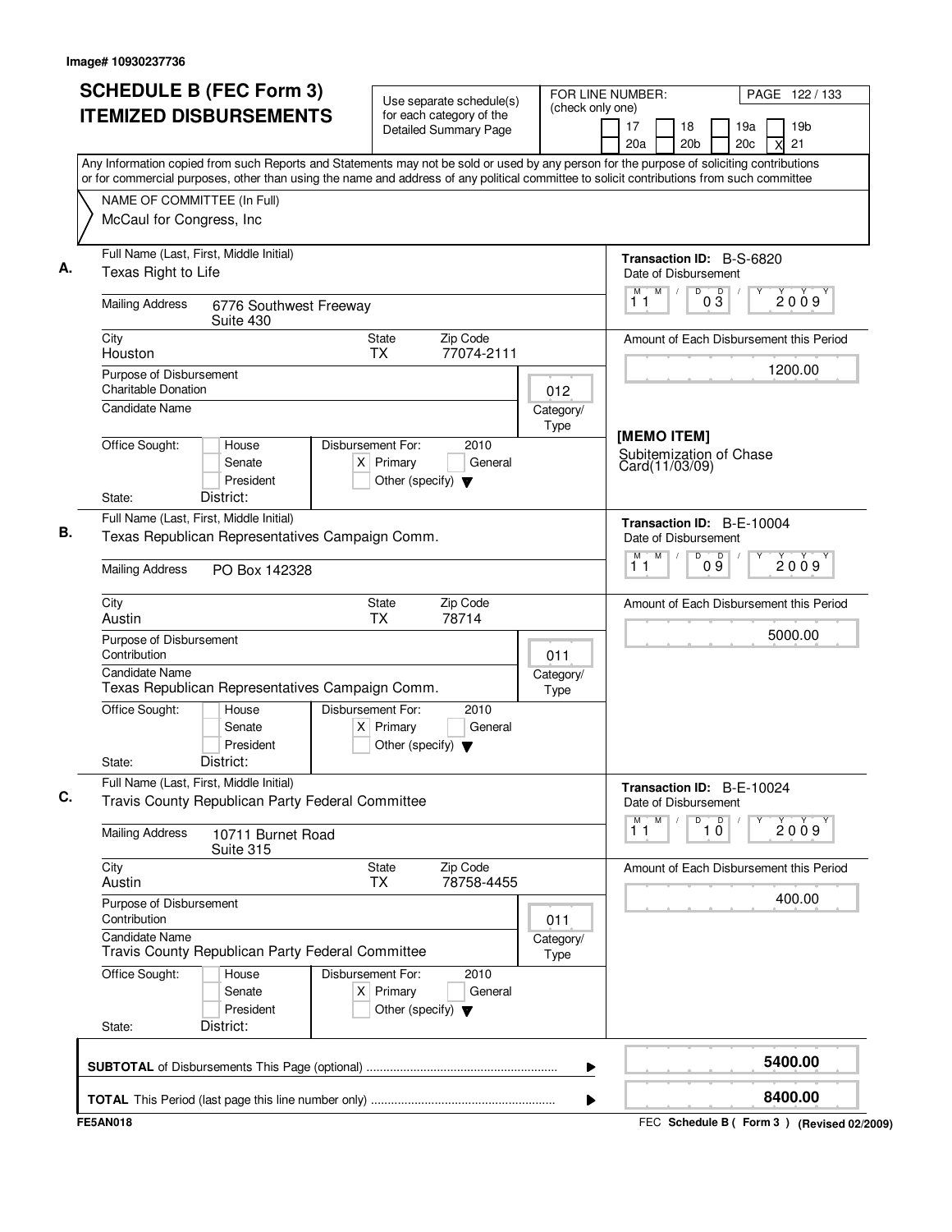Image# 10930237736

# SCHEDULE B (FEC Form 3) ITEMIZED DISBURSEMENTS

Use separate schedule(s) for each category of the Detailed Summary Page

FOR LINE NUMBER: (check only one)

17 | 18 | 19a | 19b | 20a | 20b | 20c | X 21

PAGE 122 / 133

Any Information copied from such Reports and Statements may not be sold or used by any person for the purpose of soliciting contributions or for commercial purposes, other than using the name and address of any political committee to solicit contributions from such committee

NAME OF COMMITTEE (In Full)
McCaul for Congress, Inc

---

**A.** Full Name (Last, First, Middle Initial): Texas Right to Life

Mailing Address: 6776 Southwest Freeway, Suite 430

City: Houston | State: TX | Zip Code: 77074-2111

Purpose of Disbursement: Charitable Donation

Category/Type: 012

Candidate Name:

Office Sought: House / Senate / President

State: | District:

Disbursement For: 2010 — X Primary | General | Other (specify)

Transaction ID: B-S-6820

Date of Disbursement: 11/03/2009

Amount of Each Disbursement this Period: 1200.00

**[MEMO ITEM]**
Subitemization of Chase Card(11/03/09)

---

**B.** Full Name (Last, First, Middle Initial): Texas Republican Representatives Campaign Comm.

Mailing Address: PO Box 142328

City: Austin | State: TX | Zip Code: 78714

Purpose of Disbursement: Contribution

Category/Type: 011

Candidate Name: Texas Republican Representatives Campaign Comm.

Office Sought: House / Senate / President

State: | District:

Disbursement For: 2010 — X Primary | General | Other (specify)

Transaction ID: B-E-10004

Date of Disbursement: 11/09/2009

Amount of Each Disbursement this Period: 5000.00

---

**C.** Full Name (Last, First, Middle Initial): Travis County Republican Party Federal Committee

Mailing Address: 10711 Burnet Road, Suite 315

City: Austin | State: TX | Zip Code: 78758-4455

Purpose of Disbursement: Contribution

Category/Type: 011

Candidate Name: Travis County Republican Party Federal Committee

Office Sought: House / Senate / President

State: | District:

Disbursement For: 2010 — X Primary | General | Other (specify)

Transaction ID: B-E-10024

Date of Disbursement: 11/10/2009

Amount of Each Disbursement this Period: 400.00

---

**SUBTOTAL** of Disbursements This Page (optional): **5400.00**

**TOTAL** This Period (last page this line number only): **8400.00**

FE5AN018 — FEC Schedule B ( Form 3 ) (Revised 02/2009)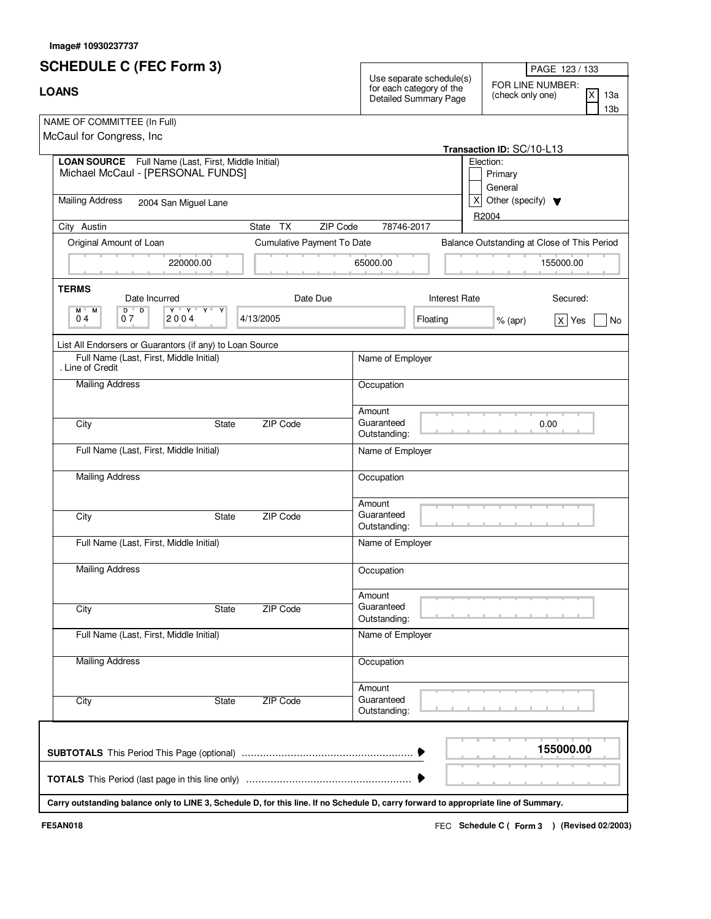Image# 10930237737

# SCHEDULE C (FEC Form 3)

## LOANS

Use separate schedule(s) for each category of the Detailed Summary Page

FOR LINE NUMBER: (check only one)

- [X] 13a
- [ ] 13b

NAME OF COMMITTEE (In Full)
McCaul for Congress, Inc

Transaction ID: SC/10-L13

**LOAN SOURCE** Full Name (Last, First, Middle Initial)
Michael McCaul - [PERSONAL FUNDS]

Mailing Address: 2004 San Miguel Lane

City: Austin | State: TX | ZIP Code: 78746-2017

Election:
- [ ] Primary
- [ ] General
- [X] Other (specify) R2004

| Original Amount of Loan | Cumulative Payment To Date | Balance Outstanding at Close of This Period |
|---|---|---|
| 220000.00 | 65000.00 | 155000.00 |

**TERMS**

| Date Incurred | Date Due | Interest Rate | Secured |
|---|---|---|---|
| 04 07 2004 | 4/13/2005 | Floating % (apr) | [X] Yes [ ] No |

List All Endorsers or Guarantors (if any) to Loan Source

| Full Name (Last, First, Middle Initial) | Name of Employer |
|---|---|
| . Line of Credit | |
| Mailing Address | Occupation |
| City / State / ZIP Code | Amount Guaranteed Outstanding: 0.00 |

| Full Name (Last, First, Middle Initial) | Name of Employer |
|---|---|
| Mailing Address | Occupation |
| City / State / ZIP Code | Amount Guaranteed Outstanding: |

| Full Name (Last, First, Middle Initial) | Name of Employer |
|---|---|
| Mailing Address | Occupation |
| City / State / ZIP Code | Amount Guaranteed Outstanding: |

| Full Name (Last, First, Middle Initial) | Name of Employer |
|---|---|
| Mailing Address | Occupation |
| City / State / ZIP Code | Amount Guaranteed Outstanding: |

**SUBTOTALS** This Period This Page (optional) ........ **155000.00**

**TOTALS** This Period (last page in this line only) ........

**Carry outstanding balance only to LINE 3, Schedule D, for this line. If no Schedule D, carry forward to appropriate line of Summary.**

FE5AN018

FEC **Schedule C ( Form 3 ) (Revised 02/2003)**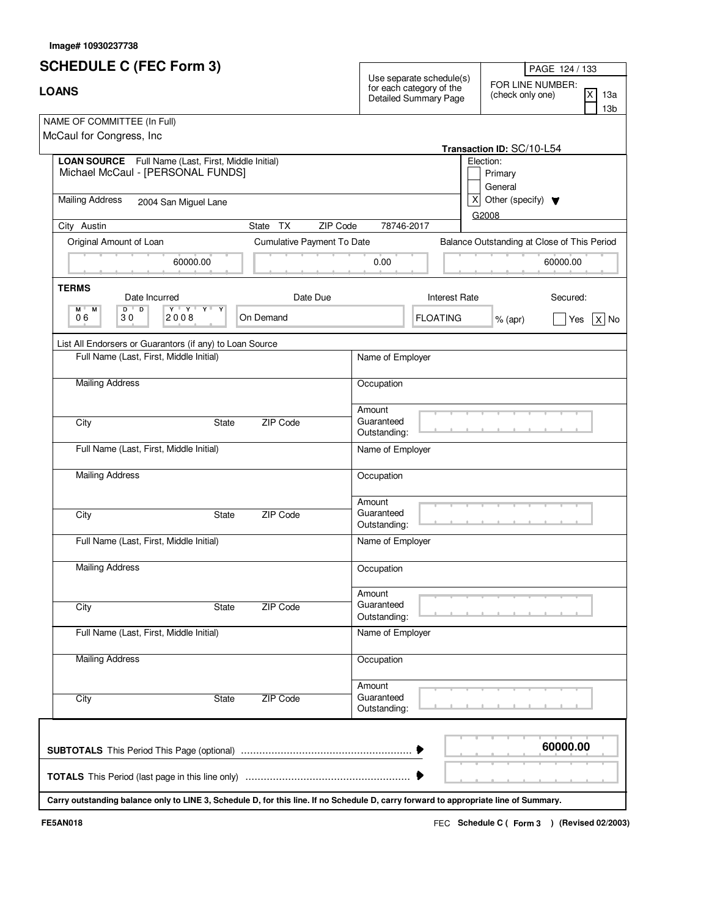**Image# 10930237738**

# SCHEDULE C (FEC Form 3)

## LOANS

Use separate schedule(s) for each category of the Detailed Summary Page

FOR LINE NUMBER: (check only one)
- [X] 13a
- [ ] 13b

NAME OF COMMITTEE (In Full)
McCaul for Congress, Inc

**Transaction ID:** SC/10-L54

**LOAN SOURCE** Full Name (Last, First, Middle Initial)
Michael McCaul - [PERSONAL FUNDS]

Mailing Address 2004 San Miguel Lane

City Austin State TX ZIP Code 78746-2017

Election:
- [ ] Primary
- [ ] General
- [X] Other (specify) G2008

| Original Amount of Loan | Cumulative Payment To Date | Balance Outstanding at Close of This Period |
|---|---|---|
| 60000.00 | 0.00 | 60000.00 |

**TERMS**

| Date Incurred | Date Due | Interest Rate | Secured: |
|---|---|---|---|
| 06 30 2008 | On Demand | FLOATING % (apr) | [ ] Yes [X] No |

List All Endorsers or Guarantors (if any) to Loan Source

| Full Name (Last, First, Middle Initial) | Name of Employer |
|---|---|
| Mailing Address | Occupation |
| City State ZIP Code | Amount Guaranteed Outstanding: |
| Full Name (Last, First, Middle Initial) | Name of Employer |
| Mailing Address | Occupation |
| City State ZIP Code | Amount Guaranteed Outstanding: |
| Full Name (Last, First, Middle Initial) | Name of Employer |
| Mailing Address | Occupation |
| City State ZIP Code | Amount Guaranteed Outstanding: |
| Full Name (Last, First, Middle Initial) | Name of Employer |
| Mailing Address | Occupation |
| City State ZIP Code | Amount Guaranteed Outstanding: |

**SUBTOTALS** This Period This Page (optional) ........ **60000.00**

**TOTALS** This Period (last page in this line only) ........

**Carry outstanding balance only to LINE 3, Schedule D, for this line. If no Schedule D, carry forward to appropriate line of Summary.**

FE5AN018 FEC **Schedule C ( Form 3 ) (Revised 02/2003)**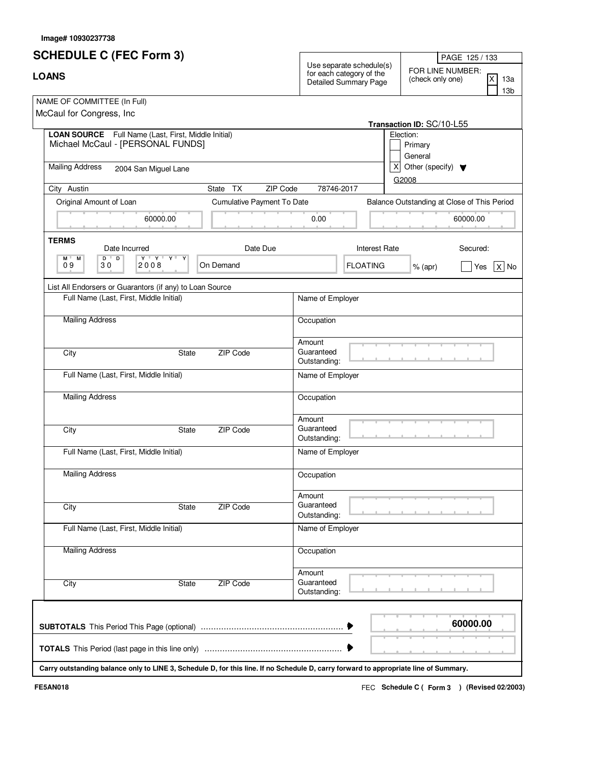Image# 10930237738

# SCHEDULE C (FEC Form 3)

## LOANS

Use separate schedule(s) for each category of the Detailed Summary Page

FOR LINE NUMBER: (check only one)
[X] 13a
[ ] 13b

NAME OF COMMITTEE (In Full)
McCaul for Congress, Inc

Transaction ID: SC/10-L55

**LOAN SOURCE** Full Name (Last, First, Middle Initial)
Michael McCaul - [PERSONAL FUNDS]

Election:
[ ] Primary
[ ] General
[X] Other (specify) G2008

Mailing Address 2004 San Miguel Lane

City Austin State TX ZIP Code 78746-2017

| Original Amount of Loan | Cumulative Payment To Date | Balance Outstanding at Close of This Period |
| --- | --- | --- |
| 60000.00 | 0.00 | 60000.00 |

**TERMS**

| Date Incurred | Date Due | Interest Rate | Secured: |
| --- | --- | --- | --- |
| 09 30 2008 | On Demand | FLOATING % (apr) | [ ] Yes [X] No |

List All Endorsers or Guarantors (if any) to Loan Source

| Full Name (Last, First, Middle Initial) | Name of Employer |
| --- | --- |
| Mailing Address | Occupation |
| City State ZIP Code | Amount Guaranteed Outstanding: |
| Full Name (Last, First, Middle Initial) | Name of Employer |
| Mailing Address | Occupation |
| City State ZIP Code | Amount Guaranteed Outstanding: |
| Full Name (Last, First, Middle Initial) | Name of Employer |
| Mailing Address | Occupation |
| City State ZIP Code | Amount Guaranteed Outstanding: |
| Full Name (Last, First, Middle Initial) | Name of Employer |
| Mailing Address | Occupation |
| City State ZIP Code | Amount Guaranteed Outstanding: |

**SUBTOTALS** This Period This Page (optional) ........................................................ **60000.00**

**TOTALS** This Period (last page in this line only) ......................................................

**Carry outstanding balance only to LINE 3, Schedule D, for this line. If no Schedule D, carry forward to appropriate line of Summary.**

FE5AN018 FEC **Schedule C ( Form 3 ) (Revised 02/2003)**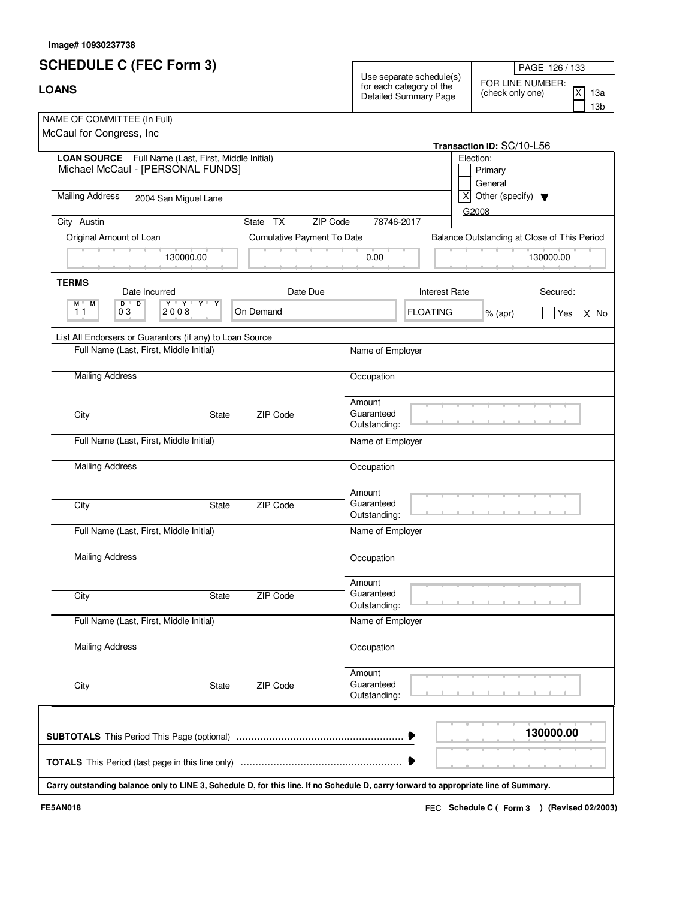Image# 10930237738

# SCHEDULE C (FEC Form 3)

## LOANS

Use separate schedule(s) for each category of the Detailed Summary Page

FOR LINE NUMBER: (check only one)
- [X] 13a
- [ ] 13b

NAME OF COMMITTEE (In Full)
McCaul for Congress, Inc

Transaction ID: SC/10-L56

**LOAN SOURCE** Full Name (Last, First, Middle Initial)
Michael McCaul - [PERSONAL FUNDS]

Election:
- [ ] Primary
- [ ] General
- [X] Other (specify) G2008

Mailing Address: 2004 San Miguel Lane

City: Austin | State: TX | ZIP Code: 78746-2017

| Original Amount of Loan | Cumulative Payment To Date | Balance Outstanding at Close of This Period |
| --- | --- | --- |
| 130000.00 | 0.00 | 130000.00 |

**TERMS**

| Date Incurred | Date Due | Interest Rate | Secured |
| --- | --- | --- | --- |
| 11 03 2008 | On Demand | FLOATING % (apr) | [ ] Yes [X] No |

List All Endorsers or Guarantors (if any) to Loan Source

| Full Name (Last, First, Middle Initial) | Name of Employer |
| --- | --- |
| Mailing Address | Occupation |
| City / State / ZIP Code | Amount Guaranteed Outstanding: |
| Full Name (Last, First, Middle Initial) | Name of Employer |
| Mailing Address | Occupation |
| City / State / ZIP Code | Amount Guaranteed Outstanding: |
| Full Name (Last, First, Middle Initial) | Name of Employer |
| Mailing Address | Occupation |
| City / State / ZIP Code | Amount Guaranteed Outstanding: |
| Full Name (Last, First, Middle Initial) | Name of Employer |
| Mailing Address | Occupation |
| City / State / ZIP Code | Amount Guaranteed Outstanding: |

**SUBTOTALS** This Period This Page (optional) ........ **130000.00**

**TOTALS** This Period (last page in this line only) ........

**Carry outstanding balance only to LINE 3, Schedule D, for this line. If no Schedule D, carry forward to appropriate line of Summary.**

FE5AN018 — FEC **Schedule C ( Form 3 ) (Revised 02/2003)**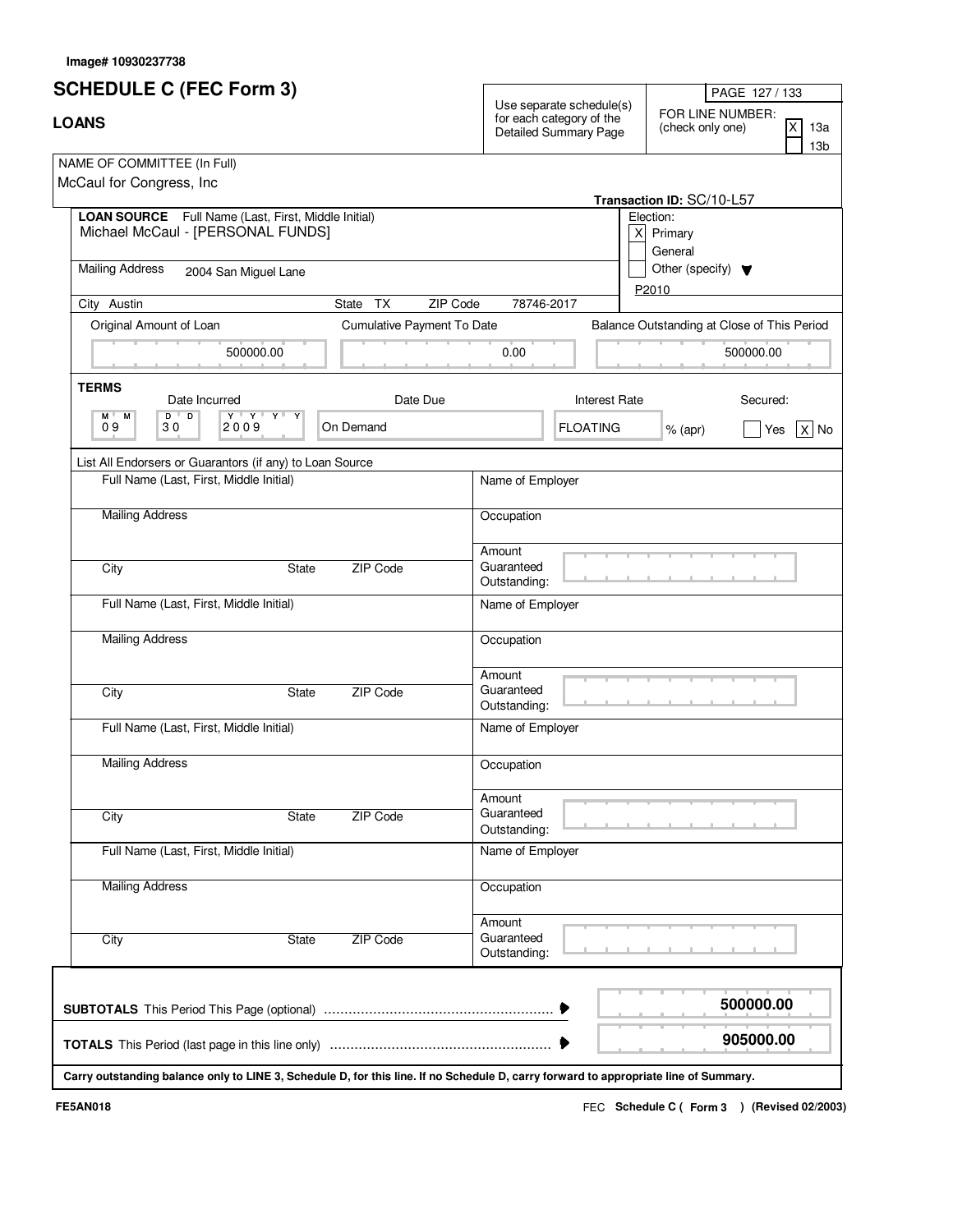Image# 10930237738

# SCHEDULE C (FEC Form 3)

## LOANS

Use separate schedule(s) for each category of the Detailed Summary Page

FOR LINE NUMBER: (check only one)

- [X] 13a
- [ ] 13b

NAME OF COMMITTEE (In Full)
McCaul for Congress, Inc

**Transaction ID:** SC/10-L57

**LOAN SOURCE** Full Name (Last, First, Middle Initial)
Michael McCaul - [PERSONAL FUNDS]

Election:
- [X] Primary
- [ ] General
- [ ] Other (specify)

P2010

Mailing Address: 2004 San Miguel Lane

City: Austin | State: TX | ZIP Code: 78746-2017

| Original Amount of Loan | Cumulative Payment To Date | Balance Outstanding at Close of This Period |
|---|---|---|
| 500000.00 | 0.00 | 500000.00 |

**TERMS**

| Date Incurred | Date Due | Interest Rate | Secured |
|---|---|---|---|
| 09 30 2009 | On Demand | FLOATING % (apr) | [ ] Yes [X] No |

List All Endorsers or Guarantors (if any) to Loan Source

| Full Name (Last, First, Middle Initial) | Name of Employer |
|---|---|
| Mailing Address | Occupation |
| City / State / ZIP Code | Amount Guaranteed Outstanding: |

| Full Name (Last, First, Middle Initial) | Name of Employer |
|---|---|
| Mailing Address | Occupation |
| City / State / ZIP Code | Amount Guaranteed Outstanding: |

| Full Name (Last, First, Middle Initial) | Name of Employer |
|---|---|
| Mailing Address | Occupation |
| City / State / ZIP Code | Amount Guaranteed Outstanding: |

| Full Name (Last, First, Middle Initial) | Name of Employer |
|---|---|
| Mailing Address | Occupation |
| City / State / ZIP Code | Amount Guaranteed Outstanding: |

**SUBTOTALS** This Period This Page (optional) ........ **500000.00**

**TOTALS** This Period (last page in this line only) ........ **905000.00**

**Carry outstanding balance only to LINE 3, Schedule D, for this line. If no Schedule D, carry forward to appropriate line of Summary.**

FE5AN018

FEC **Schedule C ( Form 3 ) (Revised 02/2003)**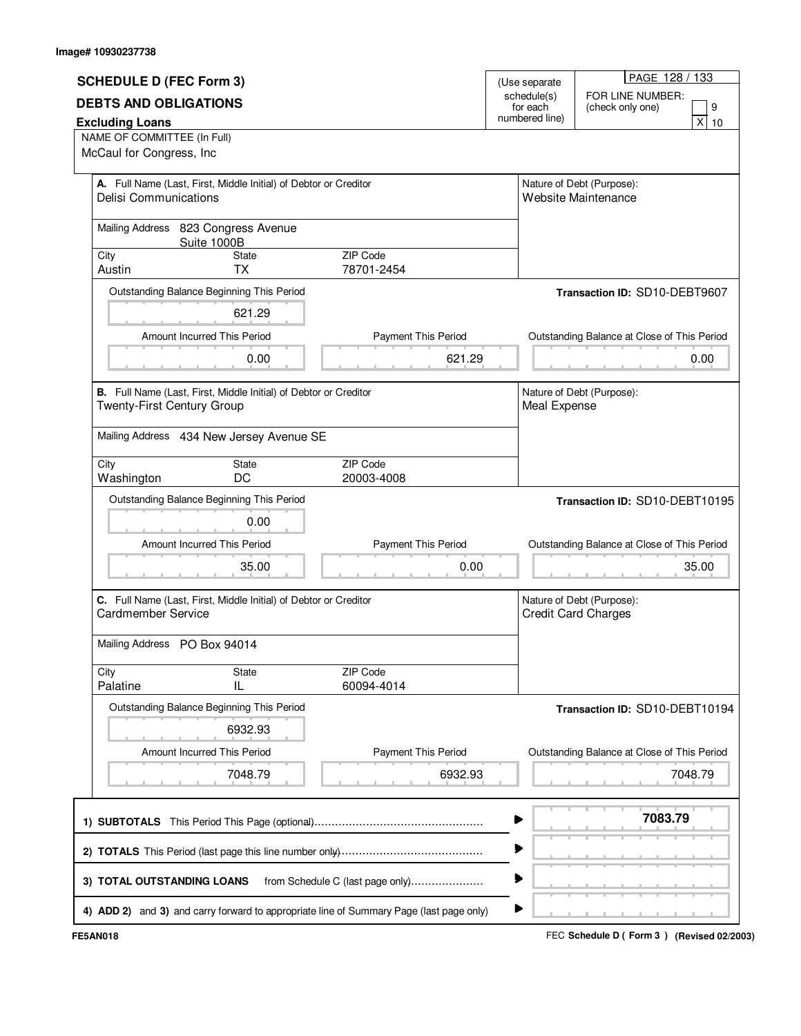Image# 10930237738

# SCHEDULE D (FEC Form 3)

## DEBTS AND OBLIGATIONS

**Excluding Loans**

(Use separate schedule(s) for each numbered line)

FOR LINE NUMBER: (check only one)
[ ] 9
[X] 10

NAME OF COMMITTEE (In Full)
McCaul for Congress, Inc

---

**A.** Full Name (Last, First, Middle Initial) of Debtor or Creditor
Delisi Communications

Nature of Debt (Purpose):
Website Maintenance

Mailing Address 823 Congress Avenue
Suite 1000B

| City | State | ZIP Code |
|---|---|---|
| Austin | TX | 78701-2454 |

Transaction ID: SD10-DEBT9607

| Outstanding Balance Beginning This Period | Amount Incurred This Period | Payment This Period | Outstanding Balance at Close of This Period |
|---|---|---|---|
| 621.29 | 0.00 | 621.29 | 0.00 |

---

**B.** Full Name (Last, First, Middle Initial) of Debtor or Creditor
Twenty-First Century Group

Nature of Debt (Purpose):
Meal Expense

Mailing Address 434 New Jersey Avenue SE

| City | State | ZIP Code |
|---|---|---|
| Washington | DC | 20003-4008 |

Transaction ID: SD10-DEBT10195

| Outstanding Balance Beginning This Period | Amount Incurred This Period | Payment This Period | Outstanding Balance at Close of This Period |
|---|---|---|---|
| 0.00 | 35.00 | 0.00 | 35.00 |

---

**C.** Full Name (Last, First, Middle Initial) of Debtor or Creditor
Cardmember Service

Nature of Debt (Purpose):
Credit Card Charges

Mailing Address PO Box 94014

| City | State | ZIP Code |
|---|---|---|
| Palatine | IL | 60094-4014 |

Transaction ID: SD10-DEBT10194

| Outstanding Balance Beginning This Period | Amount Incurred This Period | Payment This Period | Outstanding Balance at Close of This Period |
|---|---|---|---|
| 6932.93 | 7048.79 | 6932.93 | 7048.79 |

---

| | |
|---|---|
| 1) **SUBTOTALS** This Period This Page (optional) | **7083.79** |
| 2) **TOTALS** This Period (last page this line number only) | |
| 3) **TOTAL OUTSTANDING LOANS** from Schedule C (last page only) | |
| 4) **ADD 2)** and **3)** and carry forward to appropriate line of Summary Page (last page only) | |

FE5AN018

FEC **Schedule D ( Form 3 ) (Revised 02/2003)**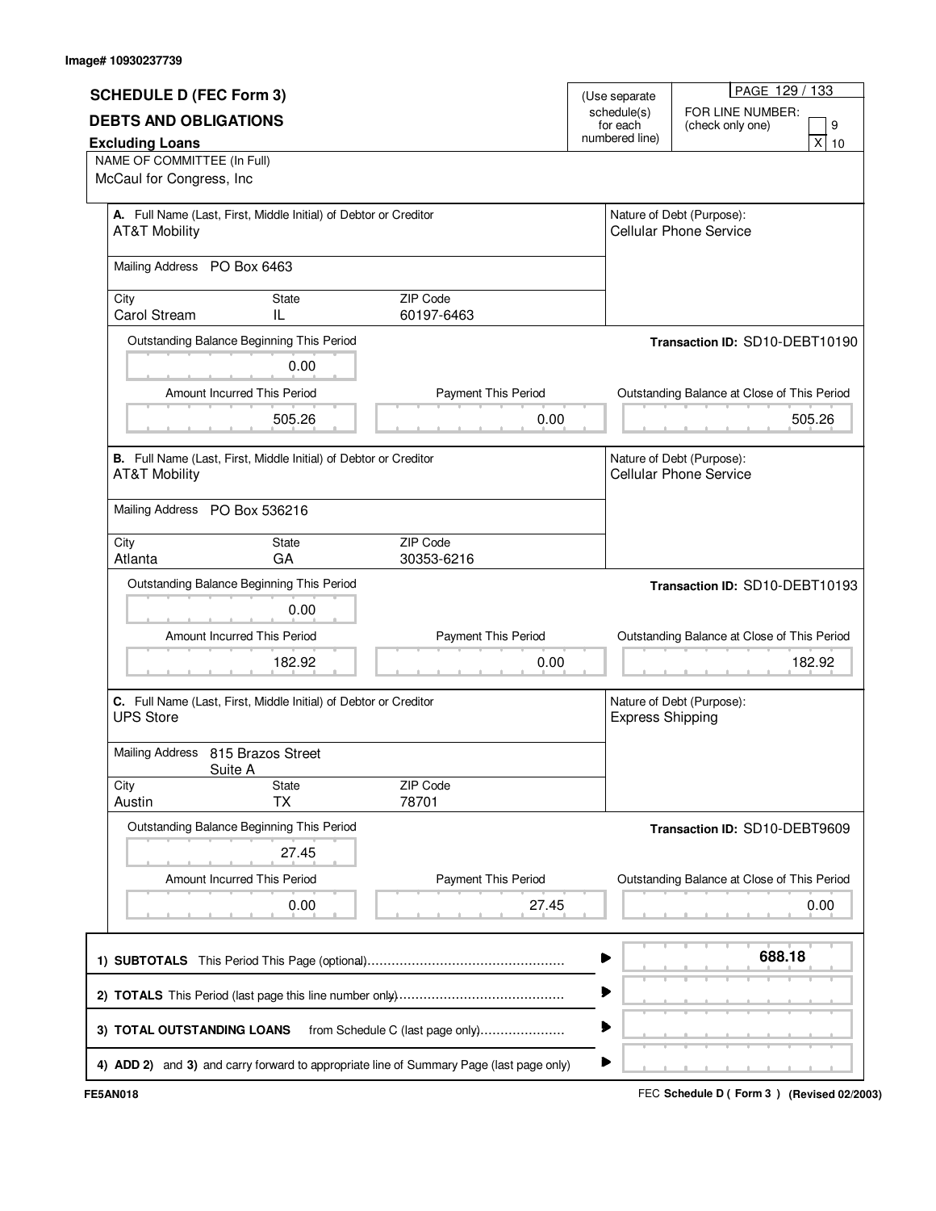Image# 10930237739

## SCHEDULE D (FEC Form 3)

## DEBTS AND OBLIGATIONS

**Excluding Loans**

(Use separate schedule(s) for each numbered line)

FOR LINE NUMBER: (check only one)

- [ ] 9
- [X] 10

NAME OF COMMITTEE (In Full)
McCaul for Congress, Inc

---

**A.** Full Name (Last, First, Middle Initial) of Debtor or Creditor
AT&T Mobility

Nature of Debt (Purpose): Cellular Phone Service

Mailing Address: PO Box 6463

| City | State | ZIP Code |
|---|---|---|
| Carol Stream | IL | 60197-6463 |

Transaction ID: SD10-DEBT10190

| Outstanding Balance Beginning This Period | Amount Incurred This Period | Payment This Period | Outstanding Balance at Close of This Period |
|---|---|---|---|
| 0.00 | 505.26 | 0.00 | 505.26 |

---

**B.** Full Name (Last, First, Middle Initial) of Debtor or Creditor
AT&T Mobility

Nature of Debt (Purpose): Cellular Phone Service

Mailing Address: PO Box 536216

| City | State | ZIP Code |
|---|---|---|
| Atlanta | GA | 30353-6216 |

Transaction ID: SD10-DEBT10193

| Outstanding Balance Beginning This Period | Amount Incurred This Period | Payment This Period | Outstanding Balance at Close of This Period |
|---|---|---|---|
| 0.00 | 182.92 | 0.00 | 182.92 |

---

**C.** Full Name (Last, First, Middle Initial) of Debtor or Creditor
UPS Store

Nature of Debt (Purpose): Express Shipping

Mailing Address: 815 Brazos Street
Suite A

| City | State | ZIP Code |
|---|---|---|
| Austin | TX | 78701 |

Transaction ID: SD10-DEBT9609

| Outstanding Balance Beginning This Period | Amount Incurred This Period | Payment This Period | Outstanding Balance at Close of This Period |
|---|---|---|---|
| 27.45 | 0.00 | 27.45 | 0.00 |

---

| | |
|---|---|
| 1) **SUBTOTALS** This Period This Page (optional) | **688.18** |
| 2) **TOTALS** This Period (last page this line number only) | |
| 3) **TOTAL OUTSTANDING LOANS** from Schedule C (last page only) | |
| 4) **ADD 2)** and **3)** and carry forward to appropriate line of Summary Page (last page only) | |

FE5AN018

FEC **Schedule D ( Form 3 ) (Revised 02/2003)**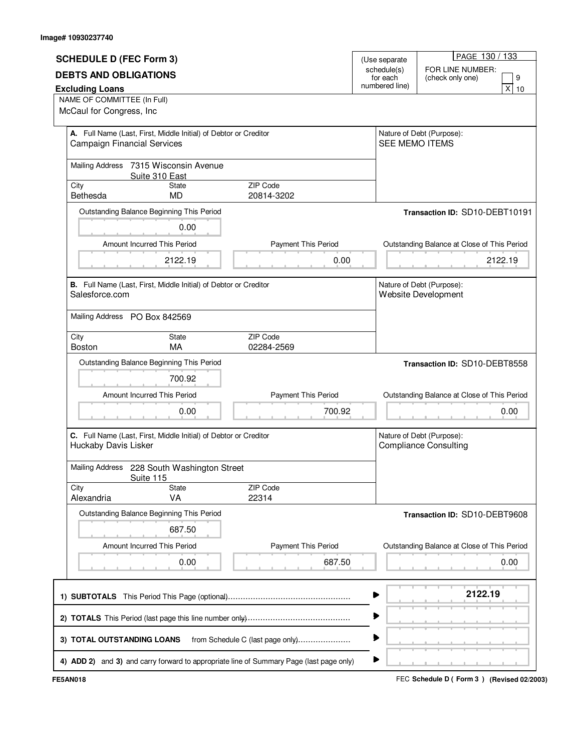Image# 10930237740

## SCHEDULE D (FEC Form 3)

## DEBTS AND OBLIGATIONS

**Excluding Loans**

(Use separate schedule(s) for each numbered line)

FOR LINE NUMBER: (check only one) [ ] 9 [X] 10

NAME OF COMMITTEE (In Full)
McCaul for Congress, Inc

---

**A.** Full Name (Last, First, Middle Initial) of Debtor or Creditor
Campaign Financial Services

Nature of Debt (Purpose):
SEE MEMO ITEMS

Mailing Address: 7315 Wisconsin Avenue, Suite 310 East

| City | State | ZIP Code |
|---|---|---|
| Bethesda | MD | 20814-3202 |

Transaction ID: SD10-DEBT10191

| Outstanding Balance Beginning This Period | Amount Incurred This Period | Payment This Period | Outstanding Balance at Close of This Period |
|---|---|---|---|
| 0.00 | 2122.19 | 0.00 | 2122.19 |

---

**B.** Full Name (Last, First, Middle Initial) of Debtor or Creditor
Salesforce.com

Nature of Debt (Purpose):
Website Development

Mailing Address: PO Box 842569

| City | State | ZIP Code |
|---|---|---|
| Boston | MA | 02284-2569 |

Transaction ID: SD10-DEBT8558

| Outstanding Balance Beginning This Period | Amount Incurred This Period | Payment This Period | Outstanding Balance at Close of This Period |
|---|---|---|---|
| 700.92 | 0.00 | 700.92 | 0.00 |

---

**C.** Full Name (Last, First, Middle Initial) of Debtor or Creditor
Huckaby Davis Lisker

Nature of Debt (Purpose):
Compliance Consulting

Mailing Address: 228 South Washington Street, Suite 115

| City | State | ZIP Code |
|---|---|---|
| Alexandria | VA | 22314 |

Transaction ID: SD10-DEBT9608

| Outstanding Balance Beginning This Period | Amount Incurred This Period | Payment This Period | Outstanding Balance at Close of This Period |
|---|---|---|---|
| 687.50 | 0.00 | 687.50 | 0.00 |

---

| | |
|---|---|
| 1) **SUBTOTALS** This Period This Page (optional) | **2122.19** |
| 2) **TOTALS** This Period (last page this line number only) | |
| 3) **TOTAL OUTSTANDING LOANS** from Schedule C (last page only) | |
| 4) **ADD 2)** and **3)** and carry forward to appropriate line of Summary Page (last page only) | |

FE5AN018

FEC **Schedule D ( Form 3 )** **(Revised 02/2003)**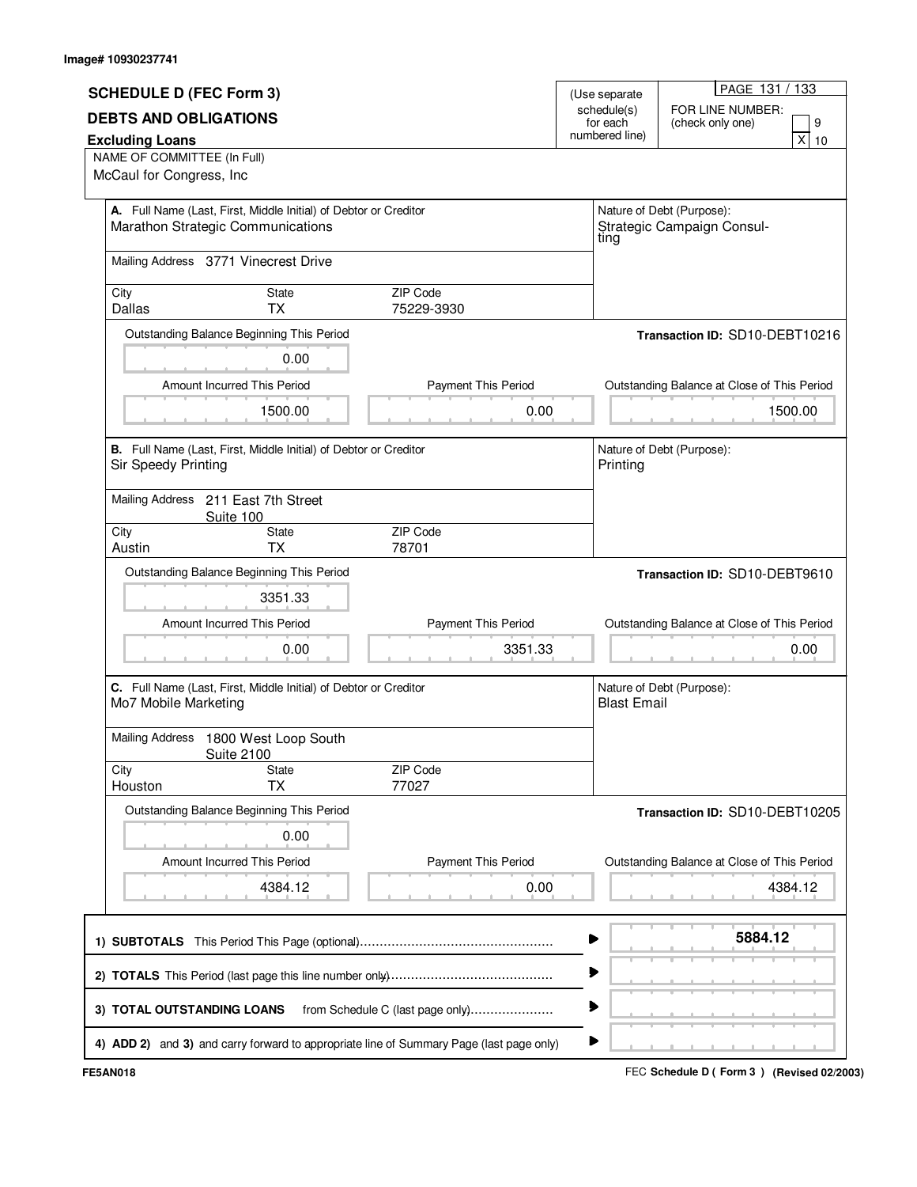Image# 10930237741

## SCHEDULE D (FEC Form 3)

## DEBTS AND OBLIGATIONS

### Excluding Loans

(Use separate schedule(s) for each numbered line)

FOR LINE NUMBER: (check only one)

- [ ] 9
- [X] 10

NAME OF COMMITTEE (In Full)
McCaul for Congress, Inc

---

**A.** Full Name (Last, First, Middle Initial) of Debtor or Creditor
Marathon Strategic Communications

Nature of Debt (Purpose):
Strategic Campaign Consulting

Mailing Address 3771 Vinecrest Drive

| City | State | ZIP Code |
|---|---|---|
| Dallas | TX | 75229-3930 |

Transaction ID: SD10-DEBT10216

| Outstanding Balance Beginning This Period | Amount Incurred This Period | Payment This Period | Outstanding Balance at Close of This Period |
|---|---|---|---|
| 0.00 | 1500.00 | 0.00 | 1500.00 |

---

**B.** Full Name (Last, First, Middle Initial) of Debtor or Creditor
Sir Speedy Printing

Nature of Debt (Purpose):
Printing

Mailing Address 211 East 7th Street
Suite 100

| City | State | ZIP Code |
|---|---|---|
| Austin | TX | 78701 |

Transaction ID: SD10-DEBT9610

| Outstanding Balance Beginning This Period | Amount Incurred This Period | Payment This Period | Outstanding Balance at Close of This Period |
|---|---|---|---|
| 3351.33 | 0.00 | 3351.33 | 0.00 |

---

**C.** Full Name (Last, First, Middle Initial) of Debtor or Creditor
Mo7 Mobile Marketing

Nature of Debt (Purpose):
Blast Email

Mailing Address 1800 West Loop South
Suite 2100

| City | State | ZIP Code |
|---|---|---|
| Houston | TX | 77027 |

Transaction ID: SD10-DEBT10205

| Outstanding Balance Beginning This Period | Amount Incurred This Period | Payment This Period | Outstanding Balance at Close of This Period |
|---|---|---|---|
| 0.00 | 4384.12 | 0.00 | 4384.12 |

---

| | |
|---|---|
| 1) **SUBTOTALS** This Period This Page (optional) | **5884.12** |
| 2) **TOTALS** This Period (last page this line number only) | |
| 3) **TOTAL OUTSTANDING LOANS** from Schedule C (last page only) | |
| 4) **ADD 2)** and **3)** and carry forward to appropriate line of Summary Page (last page only) | |

FE5AN018

FEC **Schedule D ( Form 3 )** **(Revised 02/2003)**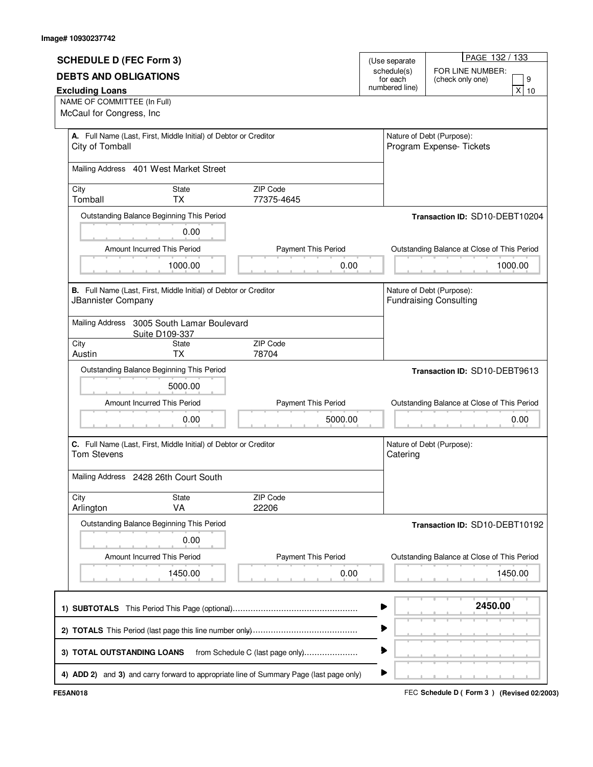Image# 10930237742

# SCHEDULE D (FEC Form 3)

## DEBTS AND OBLIGATIONS

### Excluding Loans

(Use separate schedule(s) for each numbered line)

PAGE 132 / 133

FOR LINE NUMBER: (check only one)

[ ] 9
[X] 10

NAME OF COMMITTEE (In Full)
McCaul for Congress, Inc

---

**A.** Full Name (Last, First, Middle Initial) of Debtor or Creditor
City of Tomball

Nature of Debt (Purpose):
Program Expense- Tickets

Mailing Address 401 West Market Street

| City | State | ZIP Code |
|---|---|---|
| Tomball | TX | 77375-4645 |

Transaction ID: SD10-DEBT10204

| Outstanding Balance Beginning This Period | Amount Incurred This Period | Payment This Period | Outstanding Balance at Close of This Period |
|---|---|---|---|
| 0.00 | 1000.00 | 0.00 | 1000.00 |

---

**B.** Full Name (Last, First, Middle Initial) of Debtor or Creditor
JBannister Company

Nature of Debt (Purpose):
Fundraising Consulting

Mailing Address 3005 South Lamar Boulevard
Suite D109-337

| City | State | ZIP Code |
|---|---|---|
| Austin | TX | 78704 |

Transaction ID: SD10-DEBT9613

| Outstanding Balance Beginning This Period | Amount Incurred This Period | Payment This Period | Outstanding Balance at Close of This Period |
|---|---|---|---|
| 5000.00 | 0.00 | 5000.00 | 0.00 |

---

**C.** Full Name (Last, First, Middle Initial) of Debtor or Creditor
Tom Stevens

Nature of Debt (Purpose):
Catering

Mailing Address 2428 26th Court South

| City | State | ZIP Code |
|---|---|---|
| Arlington | VA | 22206 |

Transaction ID: SD10-DEBT10192

| Outstanding Balance Beginning This Period | Amount Incurred This Period | Payment This Period | Outstanding Balance at Close of This Period |
|---|---|---|---|
| 0.00 | 1450.00 | 0.00 | 1450.00 |

---

| | |
|---|---|
| 1) **SUBTOTALS** This Period This Page (optional) | **2450.00** |
| 2) **TOTALS** This Period (last page this line number only) | |
| 3) **TOTAL OUTSTANDING LOANS** from Schedule C (last page only) | |
| 4) **ADD 2)** and **3)** and carry forward to appropriate line of Summary Page (last page only) | |

FE5AN018

FEC **Schedule D ( Form 3 ) (Revised 02/2003)**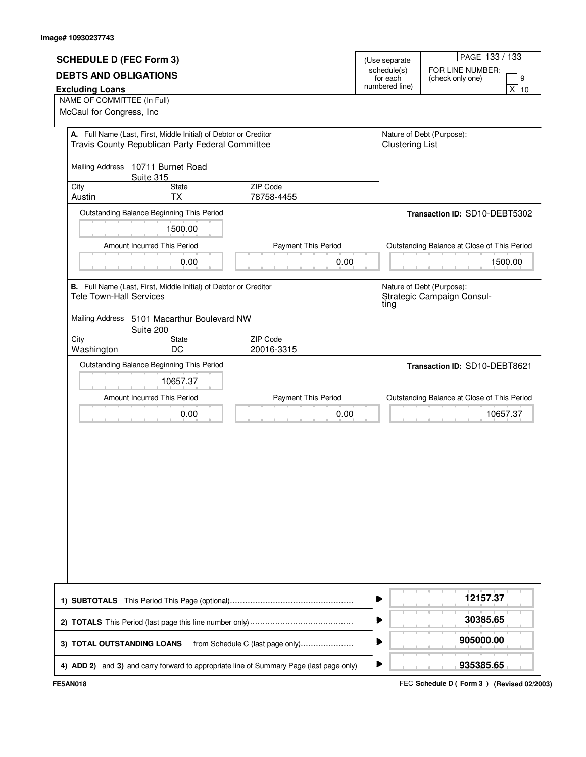Image# 10930237743

## SCHEDULE D (FEC Form 3)
## DEBTS AND OBLIGATIONS
### Excluding Loans

(Use separate schedule(s) for each numbered line)

FOR LINE NUMBER: (check only one) [ ] 9 [X] 10

NAME OF COMMITTEE (In Full)
McCaul for Congress, Inc

**A.** Full Name (Last, First, Middle Initial) of Debtor or Creditor
Travis County Republican Party Federal Committe

Nature of Debt (Purpose):
Clustering List

Mailing Address 10711 Burnet Road
Suite 315

| City | State | ZIP Code |
|---|---|---|
| Austin | TX | 78758-4455 |

Transaction ID: SD10-DEBT5302

| Outstanding Balance Beginning This Period | Amount Incurred This Period | Payment This Period | Outstanding Balance at Close of This Period |
|---|---|---|---|
| 1500.00 | 0.00 | 0.00 | 1500.00 |

**B.** Full Name (Last, First, Middle Initial) of Debtor or Creditor
Tele Town-Hall Services

Nature of Debt (Purpose):
Strategic Campaign Consulting

Mailing Address 5101 Macarthur Boulevard NW
Suite 200

| City | State | ZIP Code |
|---|---|---|
| Washington | DC | 20016-3315 |

Transaction ID: SD10-DEBT8621

| Outstanding Balance Beginning This Period | Amount Incurred This Period | Payment This Period | Outstanding Balance at Close of This Period |
|---|---|---|---|
| 10657.37 | 0.00 | 0.00 | 10657.37 |

| | |
|---|---|
| 1) **SUBTOTALS** This Period This Page (optional) | 12157.37 |
| 2) **TOTALS** This Period (last page this line number only) | 30385.65 |
| 3) **TOTAL OUTSTANDING LOANS** from Schedule C (last page only) | 905000.00 |
| 4) **ADD 2)** and **3)** and carry forward to appropriate line of Summary Page (last page only) | 935385.65 |

FE5AN018

FEC **Schedule D ( Form 3 ) (Revised 02/2003)**